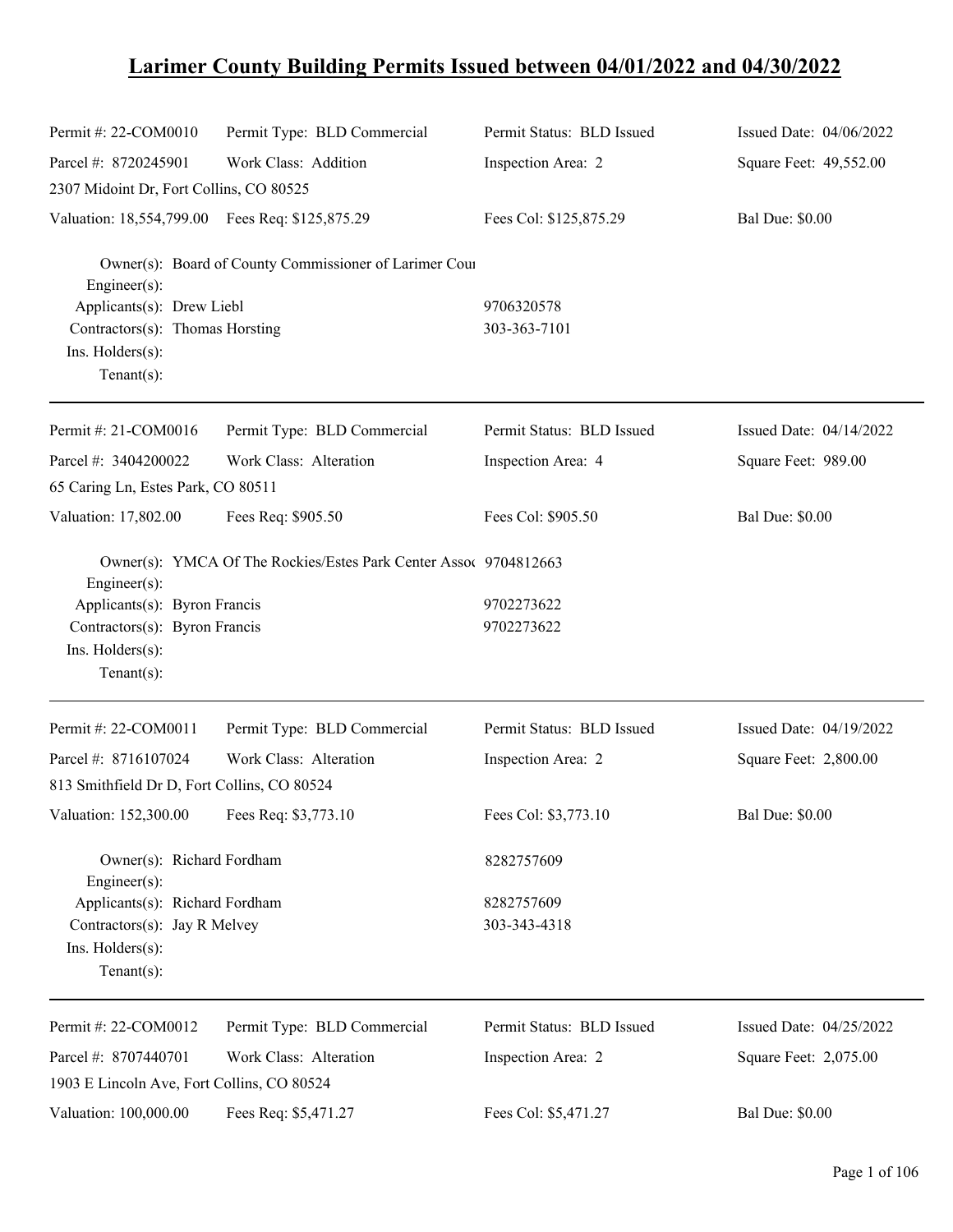# Larimer County Building Permits Issued between 04/01/2022 and 04/30/2022

| | | | |
|---|---|---|---|
| Permit #: 22-COM0010 | Permit Type: BLD Commercial | Permit Status: BLD Issued | Issued Date: 04/06/2022 |
| Parcel #: 8720245901 | Work Class: Addition | Inspection Area: 2 | Square Feet: 49,552.00 |
| 2307 Midoint Dr, Fort Collins, CO 80525 | | | |
| Valuation: 18,554,799.00 | Fees Req: $125,875.29 | Fees Col: $125,875.29 | Bal Due: $0.00 |

Owner(s): Board of County Commissioner of Larimer Cour
Engineer(s):
Applicants(s): Drew Liebl 9706320578
Contractors(s): Thomas Horsting 303-363-7101
Ins. Holders(s):
Tenant(s):

---

| | | | |
|---|---|---|---|
| Permit #: 21-COM0016 | Permit Type: BLD Commercial | Permit Status: BLD Issued | Issued Date: 04/14/2022 |
| Parcel #: 3404200022 | Work Class: Alteration | Inspection Area: 4 | Square Feet: 989.00 |
| 65 Caring Ln, Estes Park, CO 80511 | | | |
| Valuation: 17,802.00 | Fees Req: $905.50 | Fees Col: $905.50 | Bal Due: $0.00 |

Owner(s): YMCA Of The Rockies/Estes Park Center Assoc 9704812663
Engineer(s):
Applicants(s): Byron Francis 9702273622
Contractors(s): Byron Francis 9702273622
Ins. Holders(s):
Tenant(s):

---

| | | | |
|---|---|---|---|
| Permit #: 22-COM0011 | Permit Type: BLD Commercial | Permit Status: BLD Issued | Issued Date: 04/19/2022 |
| Parcel #: 8716107024 | Work Class: Alteration | Inspection Area: 2 | Square Feet: 2,800.00 |
| 813 Smithfield Dr D, Fort Collins, CO 80524 | | | |
| Valuation: 152,300.00 | Fees Req: $3,773.10 | Fees Col: $3,773.10 | Bal Due: $0.00 |

Owner(s): Richard Fordham 8282757609
Engineer(s):
Applicants(s): Richard Fordham 8282757609
Contractors(s): Jay R Melvey 303-343-4318
Ins. Holders(s):
Tenant(s):

---

| | | | |
|---|---|---|---|
| Permit #: 22-COM0012 | Permit Type: BLD Commercial | Permit Status: BLD Issued | Issued Date: 04/25/2022 |
| Parcel #: 8707440701 | Work Class: Alteration | Inspection Area: 2 | Square Feet: 2,075.00 |
| 1903 E Lincoln Ave, Fort Collins, CO 80524 | | | |
| Valuation: 100,000.00 | Fees Req: $5,471.27 | Fees Col: $5,471.27 | Bal Due: $0.00 |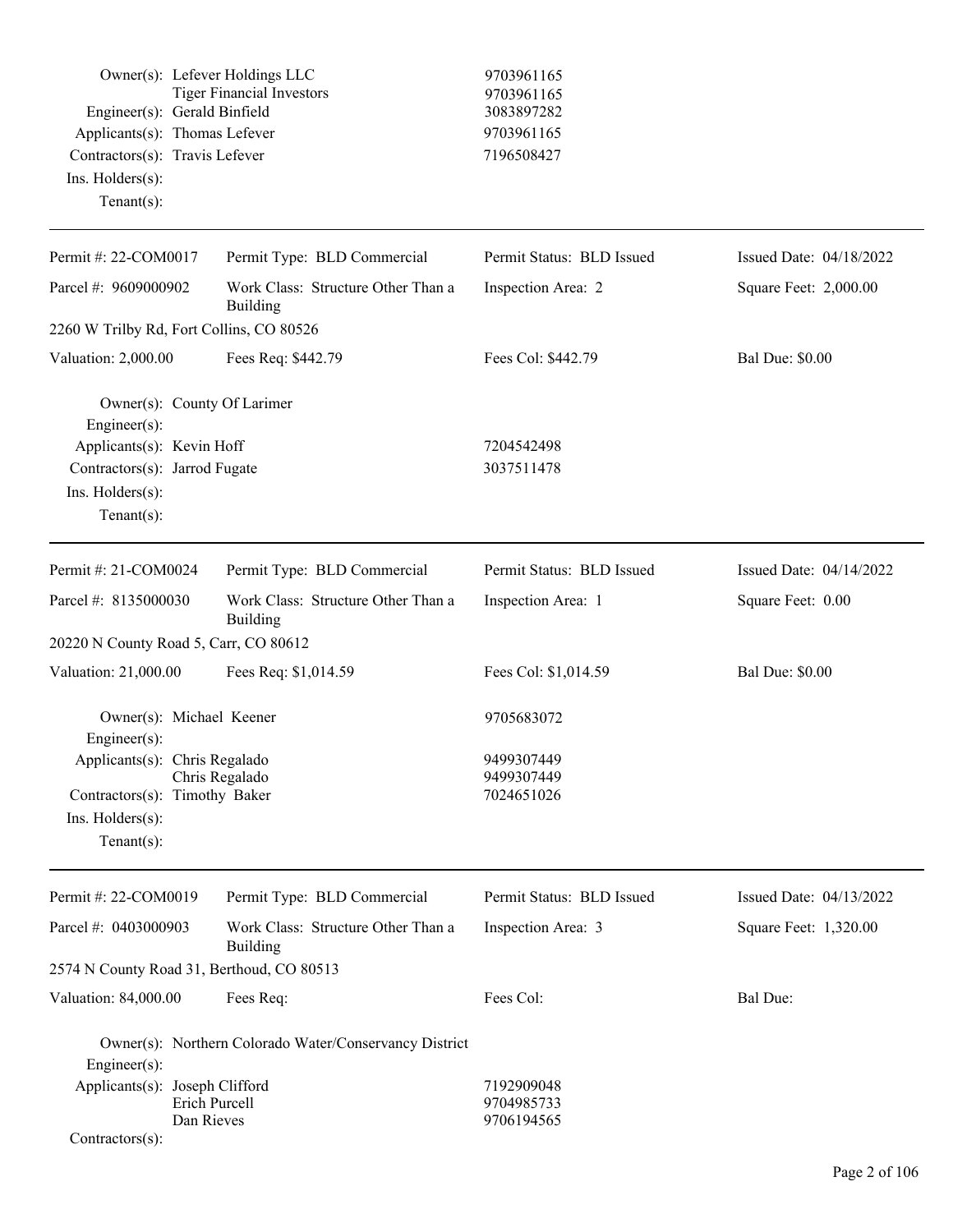| | | |
|---|---|---|
| Owner(s): | Lefever Holdings LLC | 9703961165 |
| | Tiger Financial Investors | 9703961165 |
| Engineer(s): | Gerald Binfield | 3083897282 |
| Applicants(s): | Thomas Lefever | 9703961165 |
| Contractors(s): | Travis Lefever | 7196508427 |
| Ins. Holders(s): | | |
| Tenant(s): | | |

---

| | | | |
|---|---|---|---|
| Permit #: 22-COM0017 | Permit Type: BLD Commercial | Permit Status: BLD Issued | Issued Date: 04/18/2022 |
| Parcel #: 9609000902 | Work Class: Structure Other Than a Building | Inspection Area: 2 | Square Feet: 2,000.00 |
| 2260 W Trilby Rd, Fort Collins, CO 80526 | | | |
| Valuation: 2,000.00 | Fees Req: $442.79 | Fees Col: $442.79 | Bal Due: $0.00 |

| | | |
|---|---|---|
| Owner(s): | County Of Larimer | |
| Engineer(s): | | |
| Applicants(s): | Kevin Hoff | 7204542498 |
| Contractors(s): | Jarrod Fugate | 3037511478 |
| Ins. Holders(s): | | |
| Tenant(s): | | |

---

| | | | |
|---|---|---|---|
| Permit #: 21-COM0024 | Permit Type: BLD Commercial | Permit Status: BLD Issued | Issued Date: 04/14/2022 |
| Parcel #: 8135000030 | Work Class: Structure Other Than a Building | Inspection Area: 1 | Square Feet: 0.00 |
| 20220 N County Road 5, Carr, CO 80612 | | | |
| Valuation: 21,000.00 | Fees Req: $1,014.59 | Fees Col: $1,014.59 | Bal Due: $0.00 |

| | | |
|---|---|---|
| Owner(s): | Michael Keener | 9705683072 |
| Engineer(s): | | |
| Applicants(s): | Chris Regalado | 9499307449 |
| | Chris Regalado | 9499307449 |
| Contractors(s): | Timothy Baker | 7024651026 |
| Ins. Holders(s): | | |
| Tenant(s): | | |

---

| | | | |
|---|---|---|---|
| Permit #: 22-COM0019 | Permit Type: BLD Commercial | Permit Status: BLD Issued | Issued Date: 04/13/2022 |
| Parcel #: 0403000903 | Work Class: Structure Other Than a Building | Inspection Area: 3 | Square Feet: 1,320.00 |
| 2574 N County Road 31, Berthoud, CO 80513 | | | |
| Valuation: 84,000.00 | Fees Req: | Fees Col: | Bal Due: |

| | | |
|---|---|---|
| Owner(s): | Northern Colorado Water/Conservancy District | |
| Engineer(s): | | |
| Applicants(s): | Joseph Clifford | 7192909048 |
| | Erich Purcell | 9704985733 |
| | Dan Rieves | 9706194565 |
| Contractors(s): | | |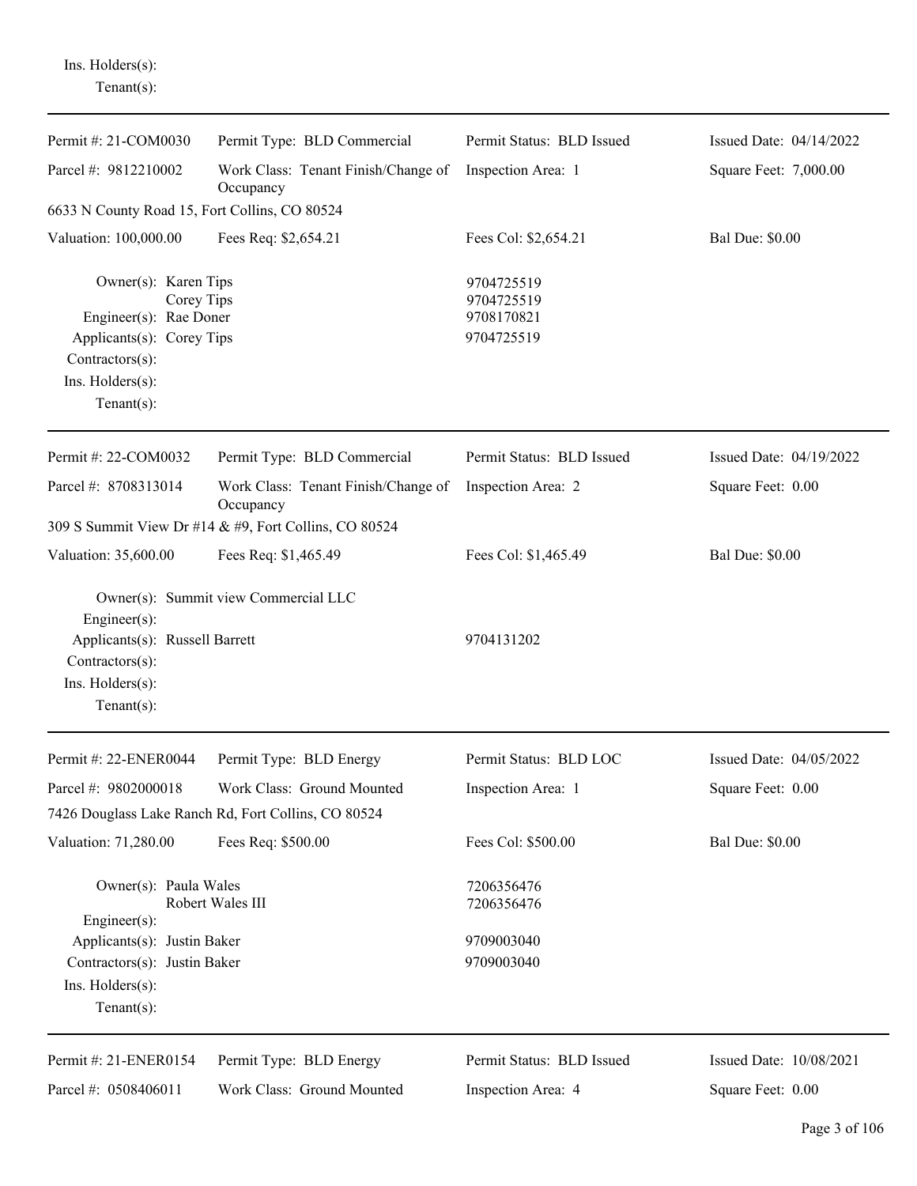Ins. Holders(s):
Tenant(s):

---

| Permit #: 21-COM0030 | Permit Type: BLD Commercial | Permit Status: BLD Issued | Issued Date: 04/14/2022 |
|---|---|---|---|
| Parcel #: 9812210002 | Work Class: Tenant Finish/Change of Occupancy | Inspection Area: 1 | Square Feet: 7,000.00 |
| 6633 N County Road 15, Fort Collins, CO 80524 | | | |
| Valuation: 100,000.00 | Fees Req: $2,654.21 | Fees Col: $2,654.21 | Bal Due: $0.00 |

Owner(s): Karen Tips — 9704725519
Corey Tips — 9704725519
Engineer(s): Rae Doner — 9708170821
Applicants(s): Corey Tips — 9704725519
Contractors(s):
Ins. Holders(s):
Tenant(s):

---

| Permit #: 22-COM0032 | Permit Type: BLD Commercial | Permit Status: BLD Issued | Issued Date: 04/19/2022 |
|---|---|---|---|
| Parcel #: 8708313014 | Work Class: Tenant Finish/Change of Occupancy | Inspection Area: 2 | Square Feet: 0.00 |
| 309 S Summit View Dr #14 & #9, Fort Collins, CO 80524 | | | |
| Valuation: 35,600.00 | Fees Req: $1,465.49 | Fees Col: $1,465.49 | Bal Due: $0.00 |

Owner(s): Summit view Commercial LLC
Engineer(s):
Applicants(s): Russell Barrett — 9704131202
Contractors(s):
Ins. Holders(s):
Tenant(s):

---

| Permit #: 22-ENER0044 | Permit Type: BLD Energy | Permit Status: BLD LOC | Issued Date: 04/05/2022 |
|---|---|---|---|
| Parcel #: 9802000018 | Work Class: Ground Mounted | Inspection Area: 1 | Square Feet: 0.00 |
| 7426 Douglass Lake Ranch Rd, Fort Collins, CO 80524 | | | |
| Valuation: 71,280.00 | Fees Req: $500.00 | Fees Col: $500.00 | Bal Due: $0.00 |

Owner(s): Paula Wales — 7206356476
Robert Wales III — 7206356476
Engineer(s):
Applicants(s): Justin Baker — 9709003040
Contractors(s): Justin Baker — 9709003040
Ins. Holders(s):
Tenant(s):

---

| Permit #: 21-ENER0154 | Permit Type: BLD Energy | Permit Status: BLD Issued | Issued Date: 10/08/2021 |
|---|---|---|---|
| Parcel #: 0508406011 | Work Class: Ground Mounted | Inspection Area: 4 | Square Feet: 0.00 |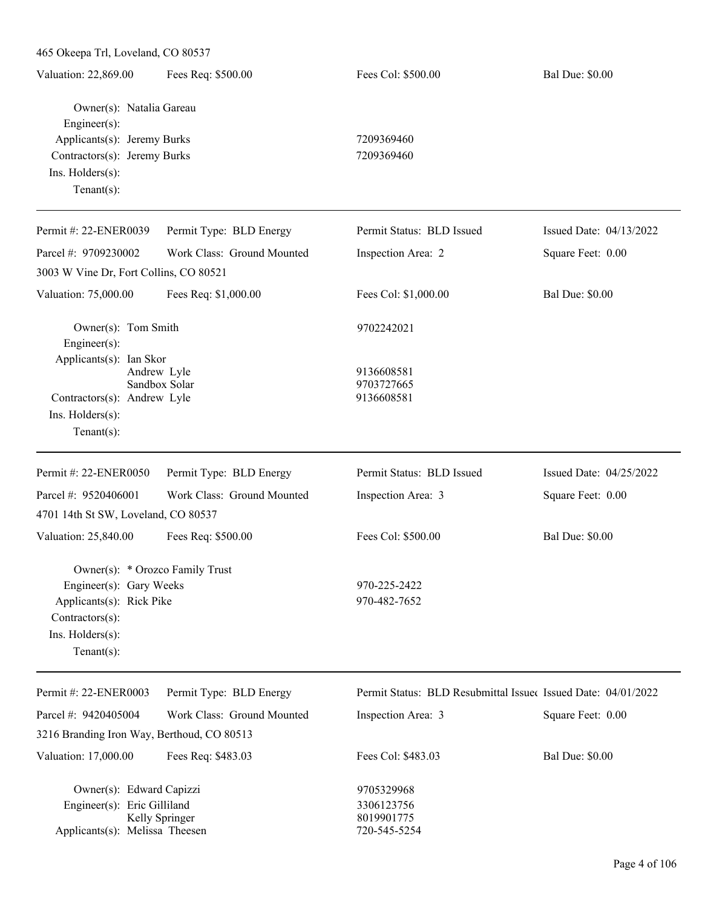465 Okeepa Trl, Loveland, CO 80537

| Valuation: 22,869.00 | Fees Req: $500.00 | Fees Col: $500.00 | Bal Due: $0.00 |
|---|---|---|---|

Owner(s): Natalia Gareau
Engineer(s):
Applicants(s): Jeremy Burks 7209369460
Contractors(s): Jeremy Burks 7209369460
Ins. Holders(s):
Tenant(s):

---

| Permit #: 22-ENER0039 | Permit Type: BLD Energy | Permit Status: BLD Issued | Issued Date: 04/13/2022 |
|---|---|---|---|
| Parcel #: 9709230002 | Work Class: Ground Mounted | Inspection Area: 2 | Square Feet: 0.00 |

3003 W Vine Dr, Fort Collins, CO 80521

| Valuation: 75,000.00 | Fees Req: $1,000.00 | Fees Col: $1,000.00 | Bal Due: $0.00 |
|---|---|---|---|

Owner(s): Tom Smith 9702242021
Engineer(s):
Applicants(s): Ian Skor
Andrew Lyle 9136608581
Sandbox Solar 9703727665
Contractors(s): Andrew Lyle 9136608581
Ins. Holders(s):
Tenant(s):

---

| Permit #: 22-ENER0050 | Permit Type: BLD Energy | Permit Status: BLD Issued | Issued Date: 04/25/2022 |
|---|---|---|---|
| Parcel #: 9520406001 | Work Class: Ground Mounted | Inspection Area: 3 | Square Feet: 0.00 |

4701 14th St SW, Loveland, CO 80537

| Valuation: 25,840.00 | Fees Req: $500.00 | Fees Col: $500.00 | Bal Due: $0.00 |
|---|---|---|---|

Owner(s): * Orozco Family Trust
Engineer(s): Gary Weeks 970-225-2422
Applicants(s): Rick Pike 970-482-7652
Contractors(s):
Ins. Holders(s):
Tenant(s):

---

| Permit #: 22-ENER0003 | Permit Type: BLD Energy | Permit Status: BLD Resubmittal Issued | Issued Date: 04/01/2022 |
|---|---|---|---|
| Parcel #: 9420405004 | Work Class: Ground Mounted | Inspection Area: 3 | Square Feet: 0.00 |

3216 Branding Iron Way, Berthoud, CO 80513

| Valuation: 17,000.00 | Fees Req: $483.03 | Fees Col: $483.03 | Bal Due: $0.00 |
|---|---|---|---|

Owner(s): Edward Capizzi 9705329968
Engineer(s): Eric Gilliland 3306123756
Kelly Springer 8019901775
Applicants(s): Melissa Theesen 720-545-5254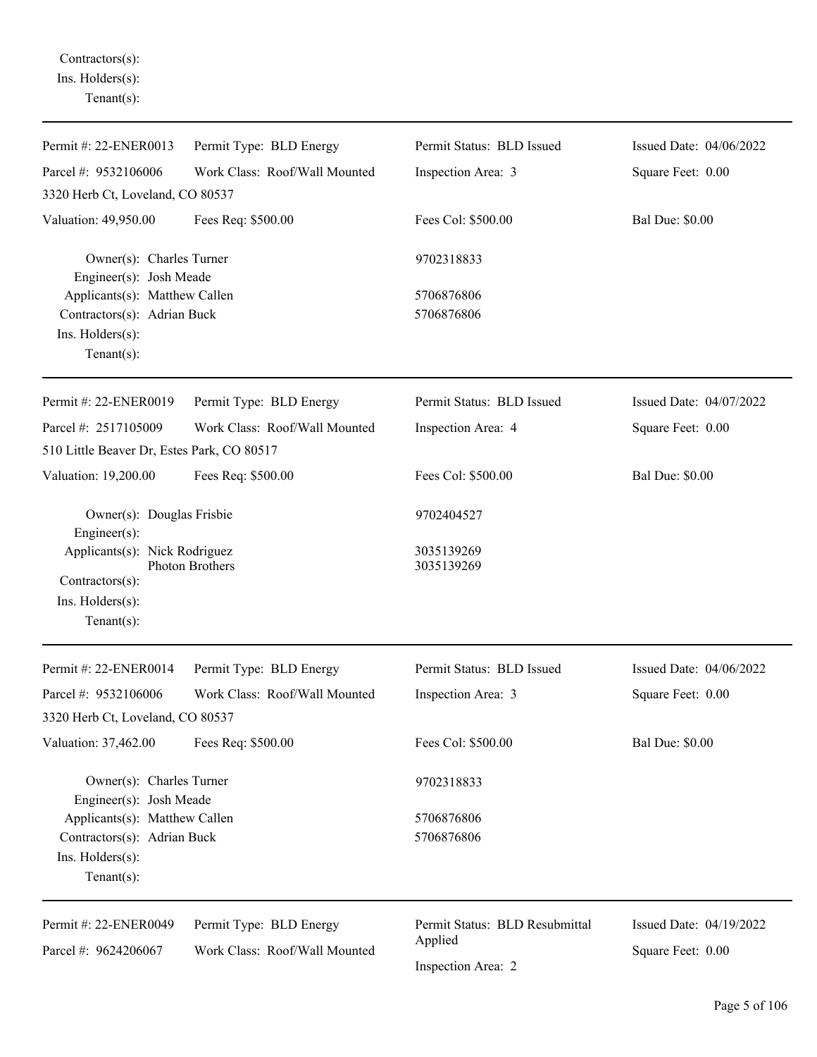Contractors(s):
Ins. Holders(s):
Tenant(s):

---

Permit #: 22-ENER0013 Permit Type: BLD Energy Permit Status: BLD Issued Issued Date: 04/06/2022
Parcel #: 9532106006 Work Class: Roof/Wall Mounted Inspection Area: 3 Square Feet: 0.00
3320 Herb Ct, Loveland, CO 80537
Valuation: 49,950.00 Fees Req: $500.00 Fees Col: $500.00 Bal Due: $0.00

Owner(s): Charles Turner 9702318833
Engineer(s): Josh Meade
Applicants(s): Matthew Callen 5706876806
Contractors(s): Adrian Buck 5706876806
Ins. Holders(s):
Tenant(s):

---

Permit #: 22-ENER0019 Permit Type: BLD Energy Permit Status: BLD Issued Issued Date: 04/07/2022
Parcel #: 2517105009 Work Class: Roof/Wall Mounted Inspection Area: 4 Square Feet: 0.00
510 Little Beaver Dr, Estes Park, CO 80517
Valuation: 19,200.00 Fees Req: $500.00 Fees Col: $500.00 Bal Due: $0.00

Owner(s): Douglas Frisbie 9702404527
Engineer(s):
Applicants(s): Nick Rodriguez 3035139269
Photon Brothers 3035139269
Contractors(s):
Ins. Holders(s):
Tenant(s):

---

Permit #: 22-ENER0014 Permit Type: BLD Energy Permit Status: BLD Issued Issued Date: 04/06/2022
Parcel #: 9532106006 Work Class: Roof/Wall Mounted Inspection Area: 3 Square Feet: 0.00
3320 Herb Ct, Loveland, CO 80537
Valuation: 37,462.00 Fees Req: $500.00 Fees Col: $500.00 Bal Due: $0.00

Owner(s): Charles Turner 9702318833
Engineer(s): Josh Meade
Applicants(s): Matthew Callen 5706876806
Contractors(s): Adrian Buck 5706876806
Ins. Holders(s):
Tenant(s):

---

Permit #: 22-ENER0049 Permit Type: BLD Energy Permit Status: BLD Resubmittal Applied Issued Date: 04/19/2022
Parcel #: 9624206067 Work Class: Roof/Wall Mounted Inspection Area: 2 Square Feet: 0.00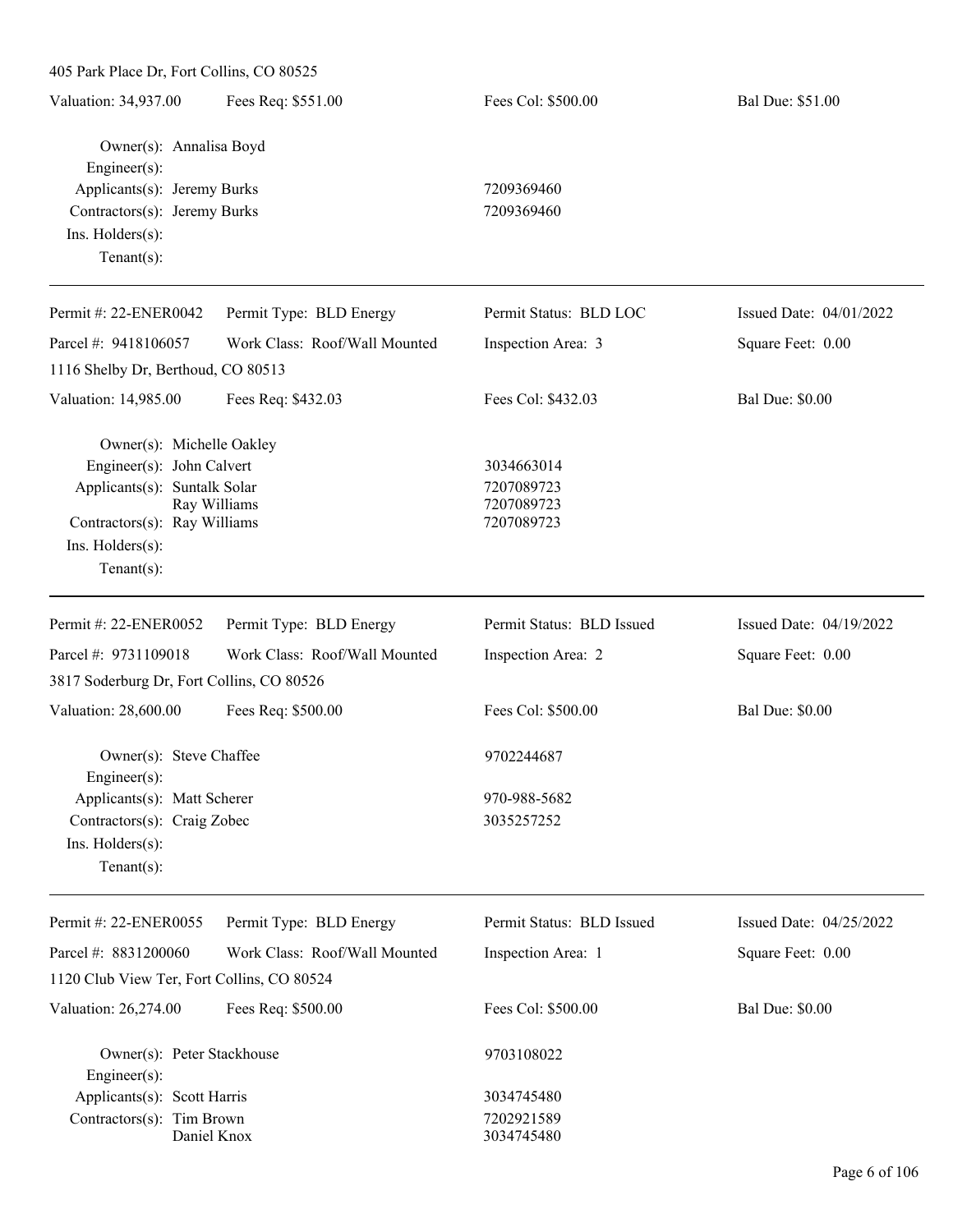405 Park Place Dr, Fort Collins, CO 80525

Valuation: 34,937.00 | Fees Req: $551.00 | Fees Col: $500.00 | Bal Due: $51.00

Owner(s): Annalisa Boyd
Engineer(s):
Applicants(s): Jeremy Burks 7209369460
Contractors(s): Jeremy Burks 7209369460
Ins. Holders(s):
Tenant(s):

---

Permit #: 22-ENER0042 | Permit Type: BLD Energy | Permit Status: BLD LOC | Issued Date: 04/01/2022
Parcel #: 9418106057 | Work Class: Roof/Wall Mounted | Inspection Area: 3 | Square Feet: 0.00
1116 Shelby Dr, Berthoud, CO 80513

Valuation: 14,985.00 | Fees Req: $432.03 | Fees Col: $432.03 | Bal Due: $0.00

Owner(s): Michelle Oakley
Engineer(s): John Calvert 3034663014
Applicants(s): Suntalk Solar 7207089723
Ray Williams 7207089723
Contractors(s): Ray Williams 7207089723
Ins. Holders(s):
Tenant(s):

---

Permit #: 22-ENER0052 | Permit Type: BLD Energy | Permit Status: BLD Issued | Issued Date: 04/19/2022
Parcel #: 9731109018 | Work Class: Roof/Wall Mounted | Inspection Area: 2 | Square Feet: 0.00
3817 Soderburg Dr, Fort Collins, CO 80526

Valuation: 28,600.00 | Fees Req: $500.00 | Fees Col: $500.00 | Bal Due: $0.00

Owner(s): Steve Chaffee 9702244687
Engineer(s):
Applicants(s): Matt Scherer 970-988-5682
Contractors(s): Craig Zobec 3035257252
Ins. Holders(s):
Tenant(s):

---

Permit #: 22-ENER0055 | Permit Type: BLD Energy | Permit Status: BLD Issued | Issued Date: 04/25/2022
Parcel #: 8831200060 | Work Class: Roof/Wall Mounted | Inspection Area: 1 | Square Feet: 0.00
1120 Club View Ter, Fort Collins, CO 80524

Valuation: 26,274.00 | Fees Req: $500.00 | Fees Col: $500.00 | Bal Due: $0.00

Owner(s): Peter Stackhouse 9703108022
Engineer(s):
Applicants(s): Scott Harris 3034745480
Contractors(s): Tim Brown 7202921589
Daniel Knox 3034745480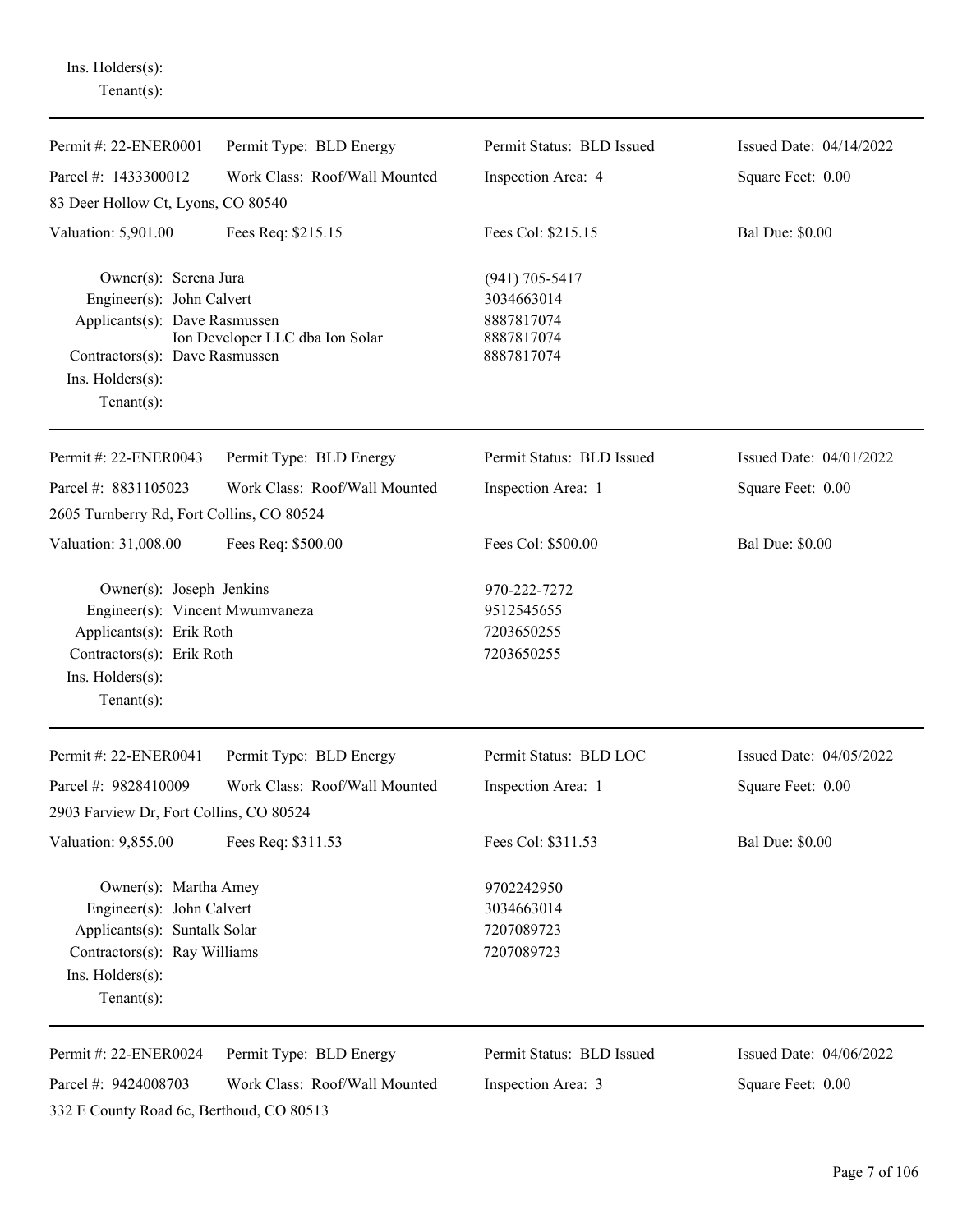Ins. Holders(s):
Tenant(s):

---

| Permit #: 22-ENER0001 | Permit Type: BLD Energy | Permit Status: BLD Issued | Issued Date: 04/14/2022 |
|---|---|---|---|
| Parcel #: 1433300012 | Work Class: Roof/Wall Mounted | Inspection Area: 4 | Square Feet: 0.00 |
| 83 Deer Hollow Ct, Lyons, CO 80540 | | | |
| Valuation: 5,901.00 | Fees Req: $215.15 | Fees Col: $215.15 | Bal Due: $0.00 |

Owner(s): Serena Jura — (941) 705-5417
Engineer(s): John Calvert — 3034663014
Applicants(s): Dave Rasmussen — 8887817074
Ion Developer LLC dba Ion Solar — 8887817074
Contractors(s): Dave Rasmussen — 8887817074
Ins. Holders(s):
Tenant(s):

---

| Permit #: 22-ENER0043 | Permit Type: BLD Energy | Permit Status: BLD Issued | Issued Date: 04/01/2022 |
|---|---|---|---|
| Parcel #: 8831105023 | Work Class: Roof/Wall Mounted | Inspection Area: 1 | Square Feet: 0.00 |
| 2605 Turnberry Rd, Fort Collins, CO 80524 | | | |
| Valuation: 31,008.00 | Fees Req: $500.00 | Fees Col: $500.00 | Bal Due: $0.00 |

Owner(s): Joseph Jenkins — 970-222-7272
Engineer(s): Vincent Mwumvaneza — 9512545655
Applicants(s): Erik Roth — 7203650255
Contractors(s): Erik Roth — 7203650255
Ins. Holders(s):
Tenant(s):

---

| Permit #: 22-ENER0041 | Permit Type: BLD Energy | Permit Status: BLD LOC | Issued Date: 04/05/2022 |
|---|---|---|---|
| Parcel #: 9828410009 | Work Class: Roof/Wall Mounted | Inspection Area: 1 | Square Feet: 0.00 |
| 2903 Farview Dr, Fort Collins, CO 80524 | | | |
| Valuation: 9,855.00 | Fees Req: $311.53 | Fees Col: $311.53 | Bal Due: $0.00 |

Owner(s): Martha Amey — 9702242950
Engineer(s): John Calvert — 3034663014
Applicants(s): Suntalk Solar — 7207089723
Contractors(s): Ray Williams — 7207089723
Ins. Holders(s):
Tenant(s):

---

| Permit #: 22-ENER0024 | Permit Type: BLD Energy | Permit Status: BLD Issued | Issued Date: 04/06/2022 |
|---|---|---|---|
| Parcel #: 9424008703 | Work Class: Roof/Wall Mounted | Inspection Area: 3 | Square Feet: 0.00 |
| 332 E County Road 6c, Berthoud, CO 80513 | | | |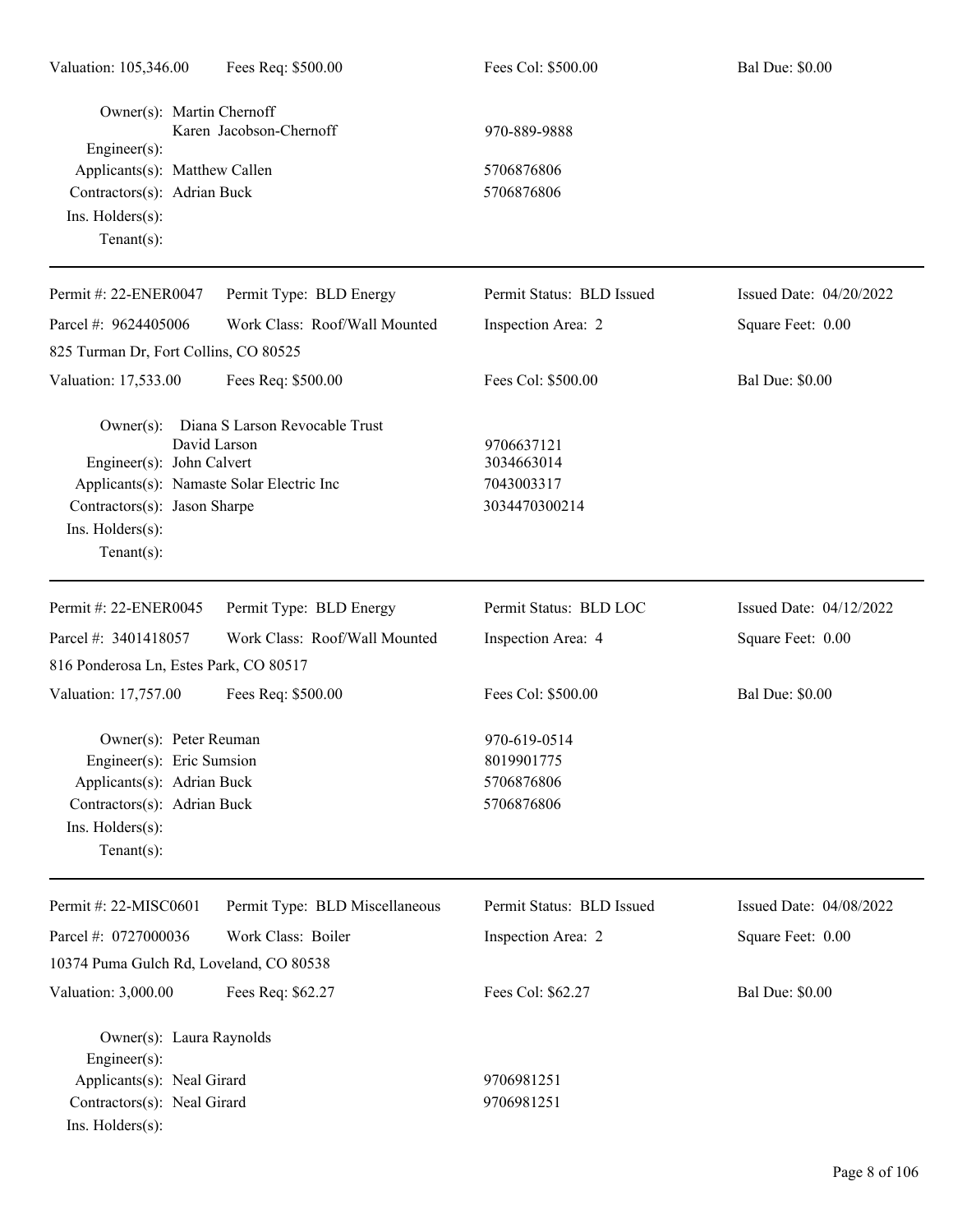Valuation: 105,346.00 | Fees Req: $500.00 | Fees Col: $500.00 | Bal Due: $0.00

Owner(s): Martin Chernoff
Karen Jacobson-Chernoff — 970-889-9888
Engineer(s):
Applicants(s): Matthew Callen — 5706876806
Contractors(s): Adrian Buck — 5706876806
Ins. Holders(s):
Tenant(s):

---

| Permit #: 22-ENER0047 | Permit Type: BLD Energy | Permit Status: BLD Issued | Issued Date: 04/20/2022 |
|---|---|---|---|
| Parcel #: 9624405006 | Work Class: Roof/Wall Mounted | Inspection Area: 2 | Square Feet: 0.00 |
| 825 Turman Dr, Fort Collins, CO 80525 | | | |
| Valuation: 17,533.00 | Fees Req: $500.00 | Fees Col: $500.00 | Bal Due: $0.00 |

Owner(s): Diana S Larson Revocable Trust
David Larson — 9706637121
Engineer(s): John Calvert — 3034663014
Applicants(s): Namaste Solar Electric Inc — 7043003317
Contractors(s): Jason Sharpe — 3034470300214
Ins. Holders(s):
Tenant(s):

---

| Permit #: 22-ENER0045 | Permit Type: BLD Energy | Permit Status: BLD LOC | Issued Date: 04/12/2022 |
|---|---|---|---|
| Parcel #: 3401418057 | Work Class: Roof/Wall Mounted | Inspection Area: 4 | Square Feet: 0.00 |
| 816 Ponderosa Ln, Estes Park, CO 80517 | | | |
| Valuation: 17,757.00 | Fees Req: $500.00 | Fees Col: $500.00 | Bal Due: $0.00 |

Owner(s): Peter Reuman — 970-619-0514
Engineer(s): Eric Sumsion — 8019901775
Applicants(s): Adrian Buck — 5706876806
Contractors(s): Adrian Buck — 5706876806
Ins. Holders(s):
Tenant(s):

---

| Permit #: 22-MISC0601 | Permit Type: BLD Miscellaneous | Permit Status: BLD Issued | Issued Date: 04/08/2022 |
|---|---|---|---|
| Parcel #: 0727000036 | Work Class: Boiler | Inspection Area: 2 | Square Feet: 0.00 |
| 10374 Puma Gulch Rd, Loveland, CO 80538 | | | |
| Valuation: 3,000.00 | Fees Req: $62.27 | Fees Col: $62.27 | Bal Due: $0.00 |

Owner(s): Laura Raynolds
Engineer(s):
Applicants(s): Neal Girard — 9706981251
Contractors(s): Neal Girard — 9706981251
Ins. Holders(s):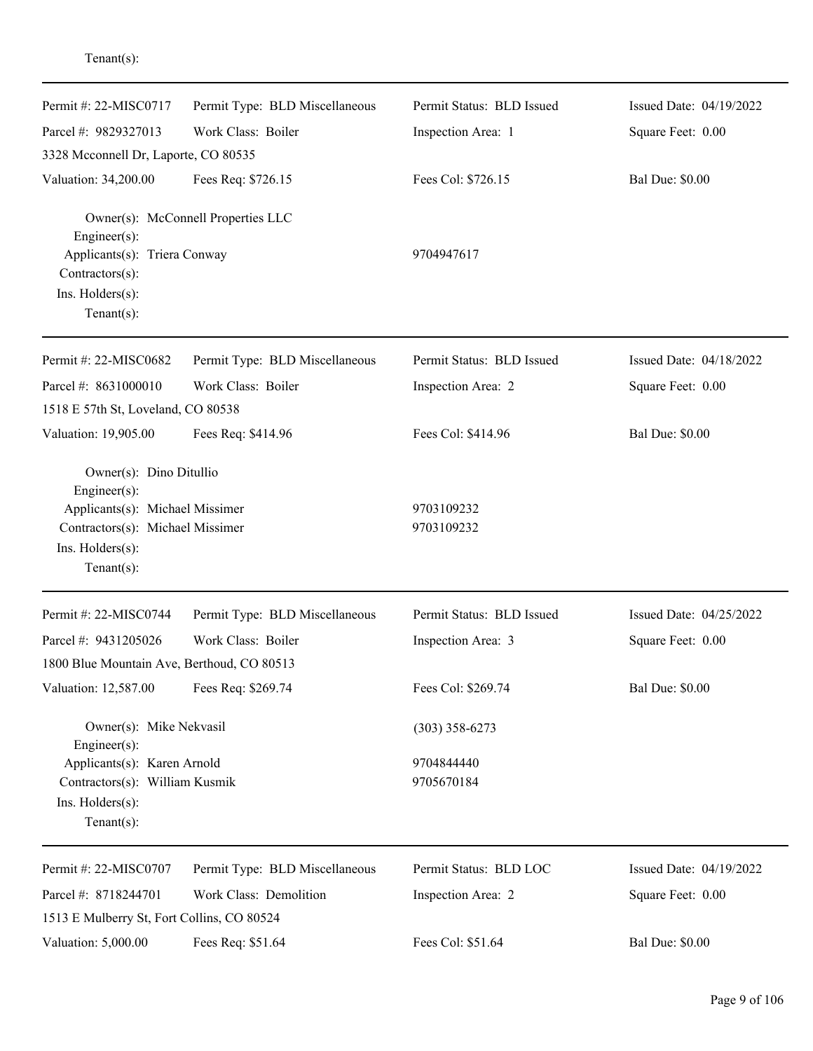Tenant(s):

---

| Permit #: 22-MISC0717 | Permit Type: BLD Miscellaneous | Permit Status: BLD Issued | Issued Date: 04/19/2022 |
|---|---|---|---|
| Parcel #: 9829327013 | Work Class: Boiler | Inspection Area: 1 | Square Feet: 0.00 |
| 3328 Mcconnell Dr, Laporte, CO 80535 | | | |
| Valuation: 34,200.00 | Fees Req: $726.15 | Fees Col: $726.15 | Bal Due: $0.00 |

Owner(s): McConnell Properties LLC
Engineer(s):
Applicants(s): Triera Conway — 9704947617
Contractors(s):
Ins. Holders(s):
Tenant(s):

---

| Permit #: 22-MISC0682 | Permit Type: BLD Miscellaneous | Permit Status: BLD Issued | Issued Date: 04/18/2022 |
|---|---|---|---|
| Parcel #: 8631000010 | Work Class: Boiler | Inspection Area: 2 | Square Feet: 0.00 |
| 1518 E 57th St, Loveland, CO 80538 | | | |
| Valuation: 19,905.00 | Fees Req: $414.96 | Fees Col: $414.96 | Bal Due: $0.00 |

Owner(s): Dino Ditullio
Engineer(s):
Applicants(s): Michael Missimer — 9703109232
Contractors(s): Michael Missimer — 9703109232
Ins. Holders(s):
Tenant(s):

---

| Permit #: 22-MISC0744 | Permit Type: BLD Miscellaneous | Permit Status: BLD Issued | Issued Date: 04/25/2022 |
|---|---|---|---|
| Parcel #: 9431205026 | Work Class: Boiler | Inspection Area: 3 | Square Feet: 0.00 |
| 1800 Blue Mountain Ave, Berthoud, CO 80513 | | | |
| Valuation: 12,587.00 | Fees Req: $269.74 | Fees Col: $269.74 | Bal Due: $0.00 |

Owner(s): Mike Nekvasil — (303) 358-6273
Engineer(s):
Applicants(s): Karen Arnold — 9704844440
Contractors(s): William Kusmik — 9705670184
Ins. Holders(s):
Tenant(s):

---

| Permit #: 22-MISC0707 | Permit Type: BLD Miscellaneous | Permit Status: BLD LOC | Issued Date: 04/19/2022 |
|---|---|---|---|
| Parcel #: 8718244701 | Work Class: Demolition | Inspection Area: 2 | Square Feet: 0.00 |
| 1513 E Mulberry St, Fort Collins, CO 80524 | | | |
| Valuation: 5,000.00 | Fees Req: $51.64 | Fees Col: $51.64 | Bal Due: $0.00 |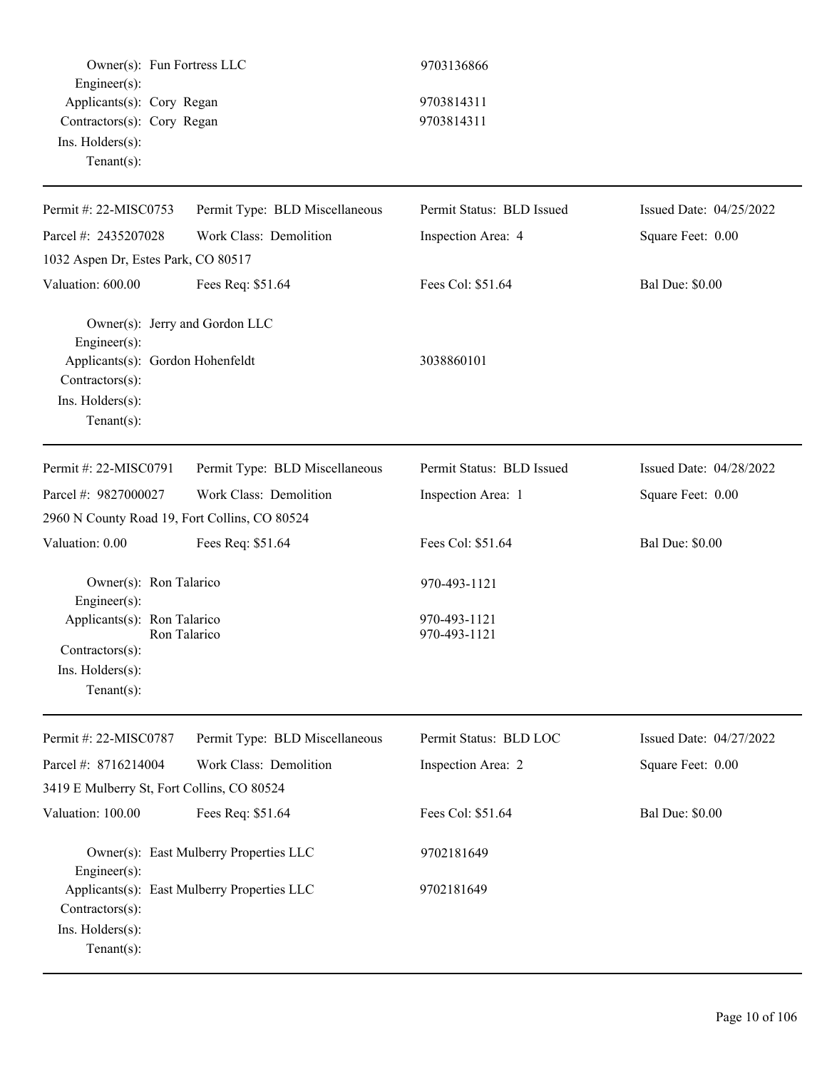Owner(s): Fun Fortress LLC 9703136866
Engineer(s):
Applicants(s): Cory Regan 9703814311
Contractors(s): Cory Regan 9703814311
Ins. Holders(s):
Tenant(s):

---

| Permit #: 22-MISC0753 | Permit Type: BLD Miscellaneous | Permit Status: BLD Issued | Issued Date: 04/25/2022 |
|---|---|---|---|
| Parcel #: 2435207028 | Work Class: Demolition | Inspection Area: 4 | Square Feet: 0.00 |
| 1032 Aspen Dr, Estes Park, CO 80517 | | | |
| Valuation: 600.00 | Fees Req: $51.64 | Fees Col: $51.64 | Bal Due: $0.00 |

Owner(s): Jerry and Gordon LLC
Engineer(s):
Applicants(s): Gordon Hohenfeldt 3038860101
Contractors(s):
Ins. Holders(s):
Tenant(s):

---

| Permit #: 22-MISC0791 | Permit Type: BLD Miscellaneous | Permit Status: BLD Issued | Issued Date: 04/28/2022 |
|---|---|---|---|
| Parcel #: 9827000027 | Work Class: Demolition | Inspection Area: 1 | Square Feet: 0.00 |
| 2960 N County Road 19, Fort Collins, CO 80524 | | | |
| Valuation: 0.00 | Fees Req: $51.64 | Fees Col: $51.64 | Bal Due: $0.00 |

Owner(s): Ron Talarico 970-493-1121
Engineer(s):
Applicants(s): Ron Talarico 970-493-1121
Ron Talarico 970-493-1121
Contractors(s):
Ins. Holders(s):
Tenant(s):

---

| Permit #: 22-MISC0787 | Permit Type: BLD Miscellaneous | Permit Status: BLD LOC | Issued Date: 04/27/2022 |
|---|---|---|---|
| Parcel #: 8716214004 | Work Class: Demolition | Inspection Area: 2 | Square Feet: 0.00 |
| 3419 E Mulberry St, Fort Collins, CO 80524 | | | |
| Valuation: 100.00 | Fees Req: $51.64 | Fees Col: $51.64 | Bal Due: $0.00 |

Owner(s): East Mulberry Properties LLC 9702181649
Engineer(s):
Applicants(s): East Mulberry Properties LLC 9702181649
Contractors(s):
Ins. Holders(s):
Tenant(s):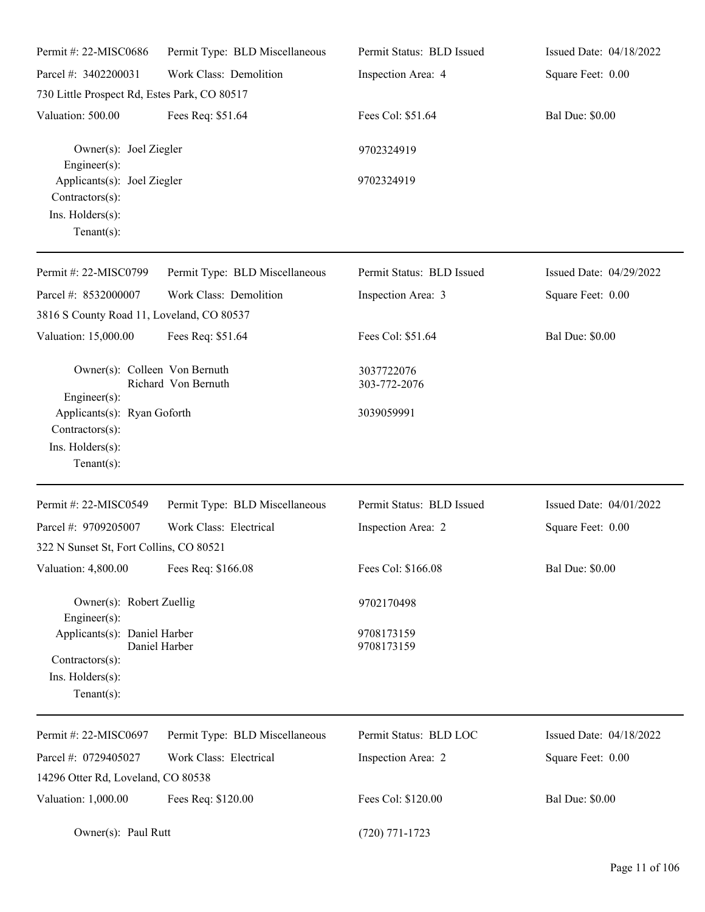| | | | |
|---|---|---|---|
| Permit #: 22-MISC0686 | Permit Type: BLD Miscellaneous | Permit Status: BLD Issued | Issued Date: 04/18/2022 |
| Parcel #: 3402200031 | Work Class: Demolition | Inspection Area: 4 | Square Feet: 0.00 |
| 730 Little Prospect Rd, Estes Park, CO 80517 | | | |
| Valuation: 500.00 | Fees Req: $51.64 | Fees Col: $51.64 | Bal Due: $0.00 |

Owner(s): Joel Ziegler — 9702324919
Engineer(s):
Applicants(s): Joel Ziegler — 9702324919
Contractors(s):
Ins. Holders(s):
Tenant(s):

---

| | | | |
|---|---|---|---|
| Permit #: 22-MISC0799 | Permit Type: BLD Miscellaneous | Permit Status: BLD Issued | Issued Date: 04/29/2022 |
| Parcel #: 8532000007 | Work Class: Demolition | Inspection Area: 3 | Square Feet: 0.00 |
| 3816 S County Road 11, Loveland, CO 80537 | | | |
| Valuation: 15,000.00 | Fees Req: $51.64 | Fees Col: $51.64 | Bal Due: $0.00 |

Owner(s): Colleen Von Bernuth — 3037722076
Richard Von Bernuth — 303-772-2076
Engineer(s):
Applicants(s): Ryan Goforth — 3039059991
Contractors(s):
Ins. Holders(s):
Tenant(s):

---

| | | | |
|---|---|---|---|
| Permit #: 22-MISC0549 | Permit Type: BLD Miscellaneous | Permit Status: BLD Issued | Issued Date: 04/01/2022 |
| Parcel #: 9709205007 | Work Class: Electrical | Inspection Area: 2 | Square Feet: 0.00 |
| 322 N Sunset St, Fort Collins, CO 80521 | | | |
| Valuation: 4,800.00 | Fees Req: $166.08 | Fees Col: $166.08 | Bal Due: $0.00 |

Owner(s): Robert Zuellig — 9702170498
Engineer(s):
Applicants(s): Daniel Harber — 9708173159
Daniel Harber — 9708173159
Contractors(s):
Ins. Holders(s):
Tenant(s):

---

| | | | |
|---|---|---|---|
| Permit #: 22-MISC0697 | Permit Type: BLD Miscellaneous | Permit Status: BLD LOC | Issued Date: 04/18/2022 |
| Parcel #: 0729405027 | Work Class: Electrical | Inspection Area: 2 | Square Feet: 0.00 |
| 14296 Otter Rd, Loveland, CO 80538 | | | |
| Valuation: 1,000.00 | Fees Req: $120.00 | Fees Col: $120.00 | Bal Due: $0.00 |

Owner(s): Paul Rutt — (720) 771-1723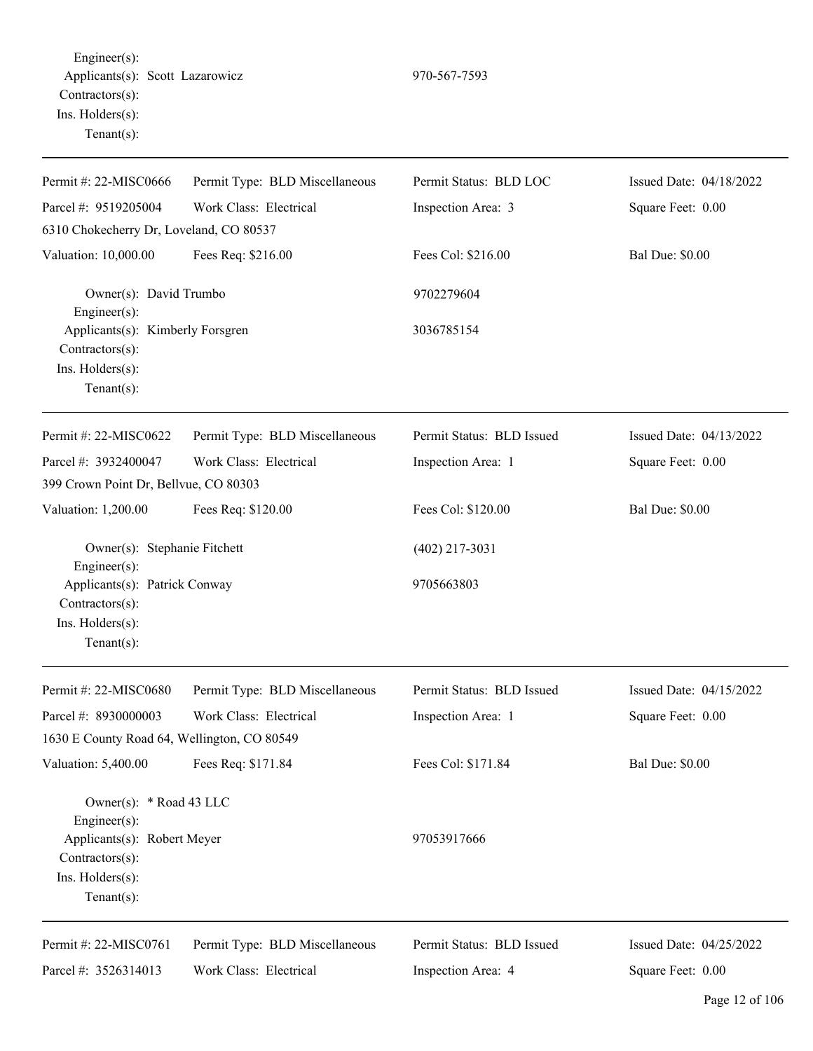Engineer(s):
Applicants(s): Scott Lazarowicz 970-567-7593
Contractors(s):
Ins. Holders(s):
Tenant(s):

---

| Permit #: 22-MISC0666 | Permit Type: BLD Miscellaneous | Permit Status: BLD LOC | Issued Date: 04/18/2022 |
|---|---|---|---|
| Parcel #: 9519205004 | Work Class: Electrical | Inspection Area: 3 | Square Feet: 0.00 |
| 6310 Chokecherry Dr, Loveland, CO 80537 | | | |
| Valuation: 10,000.00 | Fees Req: $216.00 | Fees Col: $216.00 | Bal Due: $0.00 |

Owner(s): David Trumbo 9702279604
Engineer(s):
Applicants(s): Kimberly Forsgren 3036785154
Contractors(s):
Ins. Holders(s):
Tenant(s):

---

| Permit #: 22-MISC0622 | Permit Type: BLD Miscellaneous | Permit Status: BLD Issued | Issued Date: 04/13/2022 |
|---|---|---|---|
| Parcel #: 3932400047 | Work Class: Electrical | Inspection Area: 1 | Square Feet: 0.00 |
| 399 Crown Point Dr, Bellvue, CO 80303 | | | |
| Valuation: 1,200.00 | Fees Req: $120.00 | Fees Col: $120.00 | Bal Due: $0.00 |

Owner(s): Stephanie Fitchett (402) 217-3031
Engineer(s):
Applicants(s): Patrick Conway 9705663803
Contractors(s):
Ins. Holders(s):
Tenant(s):

---

| Permit #: 22-MISC0680 | Permit Type: BLD Miscellaneous | Permit Status: BLD Issued | Issued Date: 04/15/2022 |
|---|---|---|---|
| Parcel #: 8930000003 | Work Class: Electrical | Inspection Area: 1 | Square Feet: 0.00 |
| 1630 E County Road 64, Wellington, CO 80549 | | | |
| Valuation: 5,400.00 | Fees Req: $171.84 | Fees Col: $171.84 | Bal Due: $0.00 |

Owner(s): * Road 43 LLC
Engineer(s):
Applicants(s): Robert Meyer 97053917666
Contractors(s):
Ins. Holders(s):
Tenant(s):

---

| Permit #: 22-MISC0761 | Permit Type: BLD Miscellaneous | Permit Status: BLD Issued | Issued Date: 04/25/2022 |
|---|---|---|---|
| Parcel #: 3526314013 | Work Class: Electrical | Inspection Area: 4 | Square Feet: 0.00 |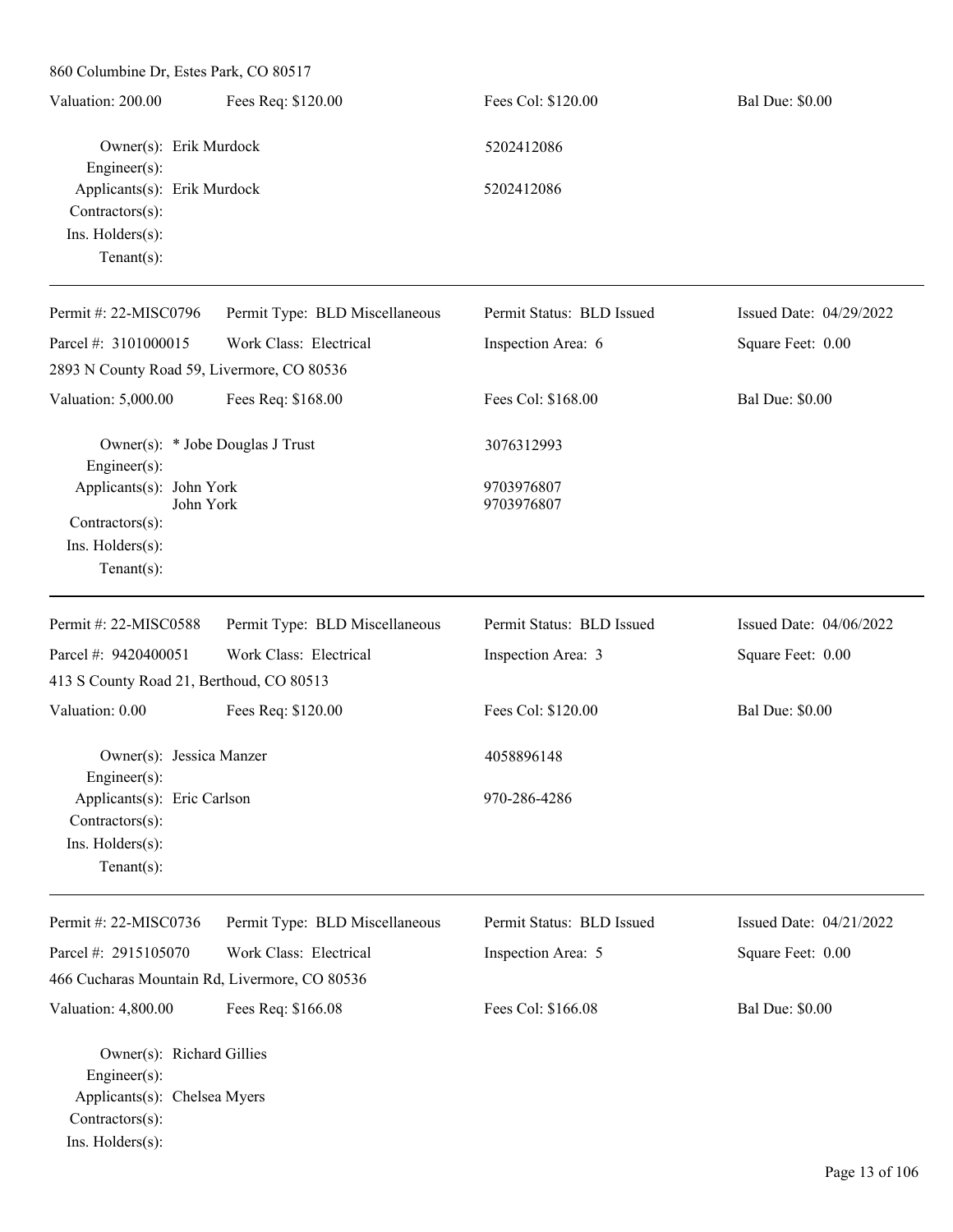860 Columbine Dr, Estes Park, CO 80517

| Valuation: 200.00 | Fees Req: $120.00 | Fees Col: $120.00 | Bal Due: $0.00 |
|---|---|---|---|

Owner(s): Erik Murdock 5202412086
Engineer(s):
Applicants(s): Erik Murdock 5202412086
Contractors(s):
Ins. Holders(s):
Tenant(s):

---

| Permit #: 22-MISC0796 | Permit Type: BLD Miscellaneous | Permit Status: BLD Issued | Issued Date: 04/29/2022 |
|---|---|---|---|
| Parcel #: 3101000015 | Work Class: Electrical | Inspection Area: 6 | Square Feet: 0.00 |

2893 N County Road 59, Livermore, CO 80536

| Valuation: 5,000.00 | Fees Req: $168.00 | Fees Col: $168.00 | Bal Due: $0.00 |
|---|---|---|---|

Owner(s): * Jobe Douglas J Trust 3076312993
Engineer(s):
Applicants(s): John York 9703976807
John York 9703976807
Contractors(s):
Ins. Holders(s):
Tenant(s):

---

| Permit #: 22-MISC0588 | Permit Type: BLD Miscellaneous | Permit Status: BLD Issued | Issued Date: 04/06/2022 |
|---|---|---|---|
| Parcel #: 9420400051 | Work Class: Electrical | Inspection Area: 3 | Square Feet: 0.00 |

413 S County Road 21, Berthoud, CO 80513

| Valuation: 0.00 | Fees Req: $120.00 | Fees Col: $120.00 | Bal Due: $0.00 |
|---|---|---|---|

Owner(s): Jessica Manzer 4058896148
Engineer(s):
Applicants(s): Eric Carlson 970-286-4286
Contractors(s):
Ins. Holders(s):
Tenant(s):

---

| Permit #: 22-MISC0736 | Permit Type: BLD Miscellaneous | Permit Status: BLD Issued | Issued Date: 04/21/2022 |
|---|---|---|---|
| Parcel #: 2915105070 | Work Class: Electrical | Inspection Area: 5 | Square Feet: 0.00 |

466 Cucharas Mountain Rd, Livermore, CO 80536

| Valuation: 4,800.00 | Fees Req: $166.08 | Fees Col: $166.08 | Bal Due: $0.00 |
|---|---|---|---|

Owner(s): Richard Gillies
Engineer(s):
Applicants(s): Chelsea Myers
Contractors(s):
Ins. Holders(s):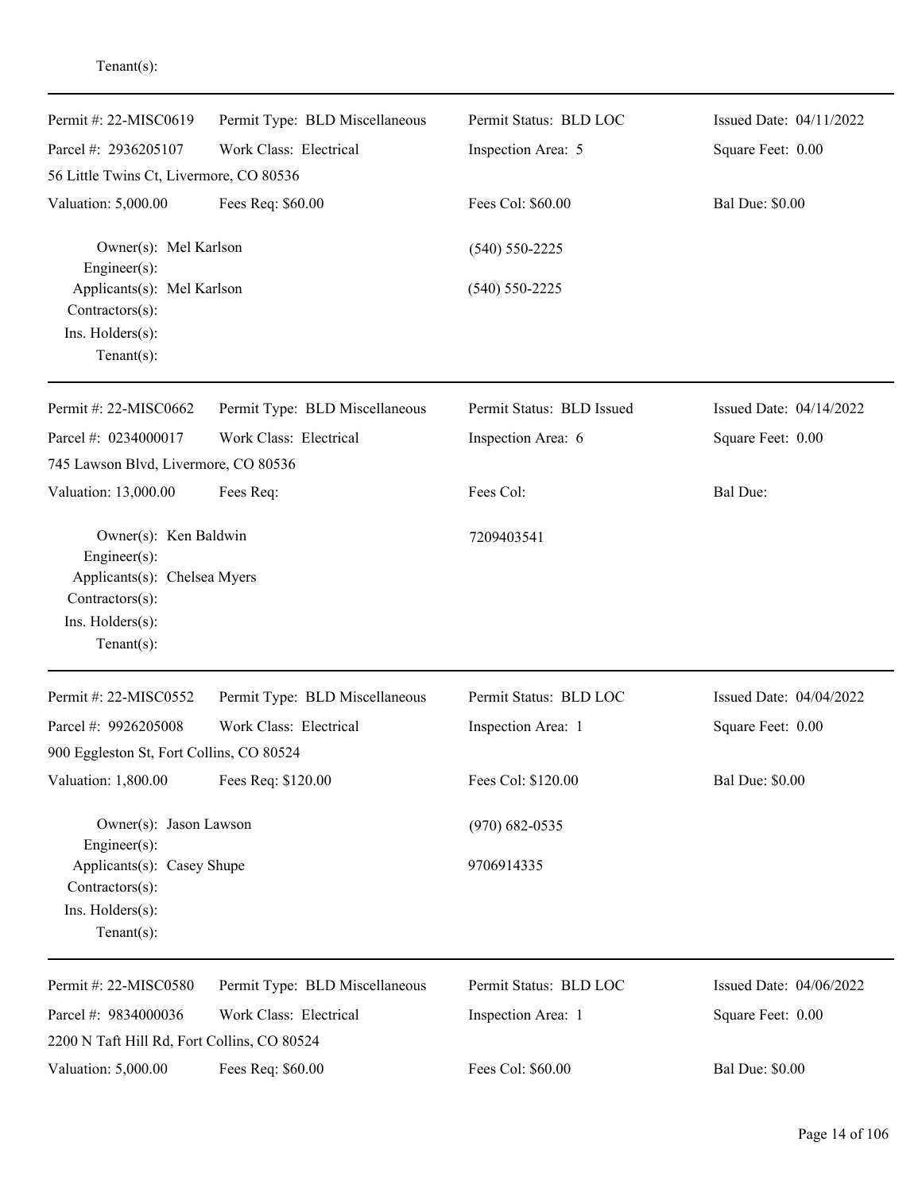Tenant(s):

---

| Permit #: 22-MISC0619 | Permit Type: BLD Miscellaneous | Permit Status: BLD LOC | Issued Date: 04/11/2022 |
|---|---|---|---|
| Parcel #: 2936205107 | Work Class: Electrical | Inspection Area: 5 | Square Feet: 0.00 |
| 56 Little Twins Ct, Livermore, CO 80536 | | | |
| Valuation: 5,000.00 | Fees Req: $60.00 | Fees Col: $60.00 | Bal Due: $0.00 |

Owner(s): Mel Karlson (540) 550-2225
Engineer(s):
Applicants(s): Mel Karlson (540) 550-2225
Contractors(s):
Ins. Holders(s):
Tenant(s):

---

| Permit #: 22-MISC0662 | Permit Type: BLD Miscellaneous | Permit Status: BLD Issued | Issued Date: 04/14/2022 |
|---|---|---|---|
| Parcel #: 0234000017 | Work Class: Electrical | Inspection Area: 6 | Square Feet: 0.00 |
| 745 Lawson Blvd, Livermore, CO 80536 | | | |
| Valuation: 13,000.00 | Fees Req: | Fees Col: | Bal Due: |

Owner(s): Ken Baldwin 7209403541
Engineer(s):
Applicants(s): Chelsea Myers
Contractors(s):
Ins. Holders(s):
Tenant(s):

---

| Permit #: 22-MISC0552 | Permit Type: BLD Miscellaneous | Permit Status: BLD LOC | Issued Date: 04/04/2022 |
|---|---|---|---|
| Parcel #: 9926205008 | Work Class: Electrical | Inspection Area: 1 | Square Feet: 0.00 |
| 900 Eggleston St, Fort Collins, CO 80524 | | | |
| Valuation: 1,800.00 | Fees Req: $120.00 | Fees Col: $120.00 | Bal Due: $0.00 |

Owner(s): Jason Lawson (970) 682-0535
Engineer(s):
Applicants(s): Casey Shupe 9706914335
Contractors(s):
Ins. Holders(s):
Tenant(s):

---

| Permit #: 22-MISC0580 | Permit Type: BLD Miscellaneous | Permit Status: BLD LOC | Issued Date: 04/06/2022 |
|---|---|---|---|
| Parcel #: 9834000036 | Work Class: Electrical | Inspection Area: 1 | Square Feet: 0.00 |
| 2200 N Taft Hill Rd, Fort Collins, CO 80524 | | | |
| Valuation: 5,000.00 | Fees Req: $60.00 | Fees Col: $60.00 | Bal Due: $0.00 |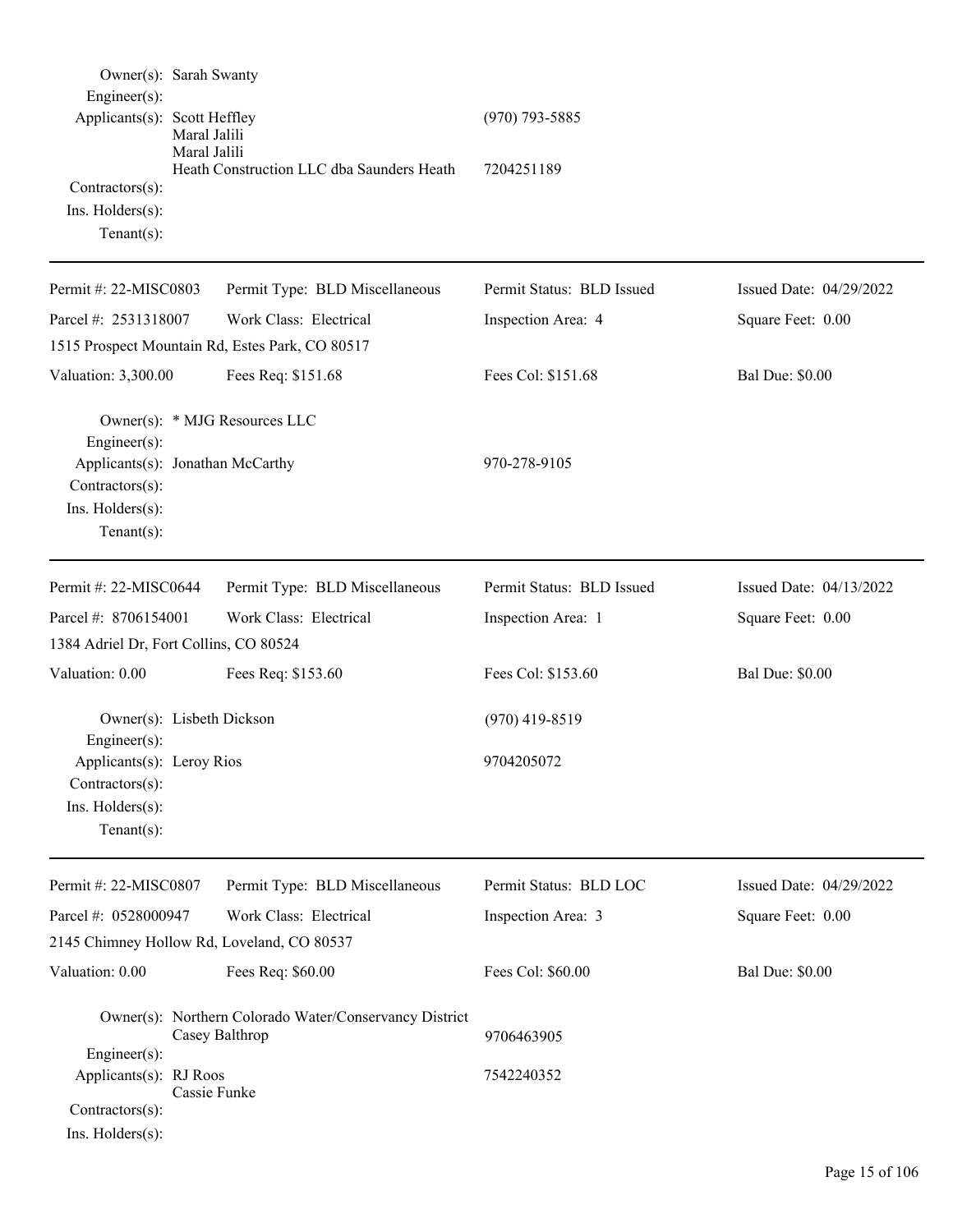Owner(s): Sarah Swanty
Engineer(s):
Applicants(s): Scott Heffley (970) 793-5885
Maral Jalili
Maral Jalili
Heath Construction LLC dba Saunders Heath 7204251189
Contractors(s):
Ins. Holders(s):
Tenant(s):

---

| Permit #: 22-MISC0803 | Permit Type: BLD Miscellaneous | Permit Status: BLD Issued | Issued Date: 04/29/2022 |
|---|---|---|---|
| Parcel #: 2531318007 | Work Class: Electrical | Inspection Area: 4 | Square Feet: 0.00 |
| 1515 Prospect Mountain Rd, Estes Park, CO 80517 | | | |
| Valuation: 3,300.00 | Fees Req: $151.68 | Fees Col: $151.68 | Bal Due: $0.00 |

Owner(s): * MJG Resources LLC
Engineer(s):
Applicants(s): Jonathan McCarthy 970-278-9105
Contractors(s):
Ins. Holders(s):
Tenant(s):

---

| Permit #: 22-MISC0644 | Permit Type: BLD Miscellaneous | Permit Status: BLD Issued | Issued Date: 04/13/2022 |
|---|---|---|---|
| Parcel #: 8706154001 | Work Class: Electrical | Inspection Area: 1 | Square Feet: 0.00 |
| 1384 Adriel Dr, Fort Collins, CO 80524 | | | |
| Valuation: 0.00 | Fees Req: $153.60 | Fees Col: $153.60 | Bal Due: $0.00 |

Owner(s): Lisbeth Dickson (970) 419-8519
Engineer(s):
Applicants(s): Leroy Rios 9704205072
Contractors(s):
Ins. Holders(s):
Tenant(s):

---

| Permit #: 22-MISC0807 | Permit Type: BLD Miscellaneous | Permit Status: BLD LOC | Issued Date: 04/29/2022 |
|---|---|---|---|
| Parcel #: 0528000947 | Work Class: Electrical | Inspection Area: 3 | Square Feet: 0.00 |
| 2145 Chimney Hollow Rd, Loveland, CO 80537 | | | |
| Valuation: 0.00 | Fees Req: $60.00 | Fees Col: $60.00 | Bal Due: $0.00 |

Owner(s): Northern Colorado Water/Conservancy District
Casey Balthrop 9706463905
Engineer(s):
Applicants(s): RJ Roos 7542240352
Cassie Funke
Contractors(s):
Ins. Holders(s):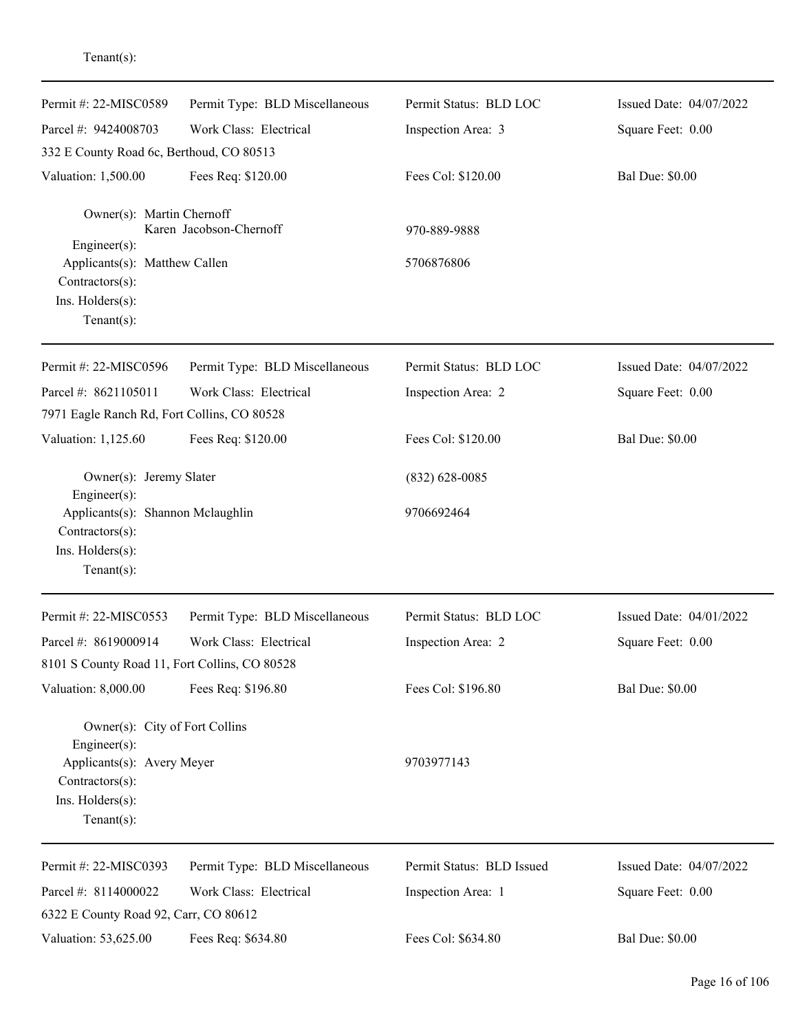Tenant(s):

---

| Permit #: 22-MISC0589 | Permit Type: BLD Miscellaneous | Permit Status: BLD LOC | Issued Date: 04/07/2022 |
|---|---|---|---|
| Parcel #: 9424008703 | Work Class: Electrical | Inspection Area: 3 | Square Feet: 0.00 |
| 332 E County Road 6c, Berthoud, CO 80513 | | | |
| Valuation: 1,500.00 | Fees Req: $120.00 | Fees Col: $120.00 | Bal Due: $0.00 |

Owner(s): Martin Chernoff
Karen Jacobson-Chernoff — 970-889-9888
Engineer(s):
Applicants(s): Matthew Callen — 5706876806
Contractors(s):
Ins. Holders(s):
Tenant(s):

---

| Permit #: 22-MISC0596 | Permit Type: BLD Miscellaneous | Permit Status: BLD LOC | Issued Date: 04/07/2022 |
|---|---|---|---|
| Parcel #: 8621105011 | Work Class: Electrical | Inspection Area: 2 | Square Feet: 0.00 |
| 7971 Eagle Ranch Rd, Fort Collins, CO 80528 | | | |
| Valuation: 1,125.60 | Fees Req: $120.00 | Fees Col: $120.00 | Bal Due: $0.00 |

Owner(s): Jeremy Slater — (832) 628-0085
Engineer(s):
Applicants(s): Shannon Mclaughlin — 9706692464
Contractors(s):
Ins. Holders(s):
Tenant(s):

---

| Permit #: 22-MISC0553 | Permit Type: BLD Miscellaneous | Permit Status: BLD LOC | Issued Date: 04/01/2022 |
|---|---|---|---|
| Parcel #: 8619000914 | Work Class: Electrical | Inspection Area: 2 | Square Feet: 0.00 |
| 8101 S County Road 11, Fort Collins, CO 80528 | | | |
| Valuation: 8,000.00 | Fees Req: $196.80 | Fees Col: $196.80 | Bal Due: $0.00 |

Owner(s): City of Fort Collins
Engineer(s):
Applicants(s): Avery Meyer — 9703977143
Contractors(s):
Ins. Holders(s):
Tenant(s):

---

| Permit #: 22-MISC0393 | Permit Type: BLD Miscellaneous | Permit Status: BLD Issued | Issued Date: 04/07/2022 |
|---|---|---|---|
| Parcel #: 8114000022 | Work Class: Electrical | Inspection Area: 1 | Square Feet: 0.00 |
| 6322 E County Road 92, Carr, CO 80612 | | | |
| Valuation: 53,625.00 | Fees Req: $634.80 | Fees Col: $634.80 | Bal Due: $0.00 |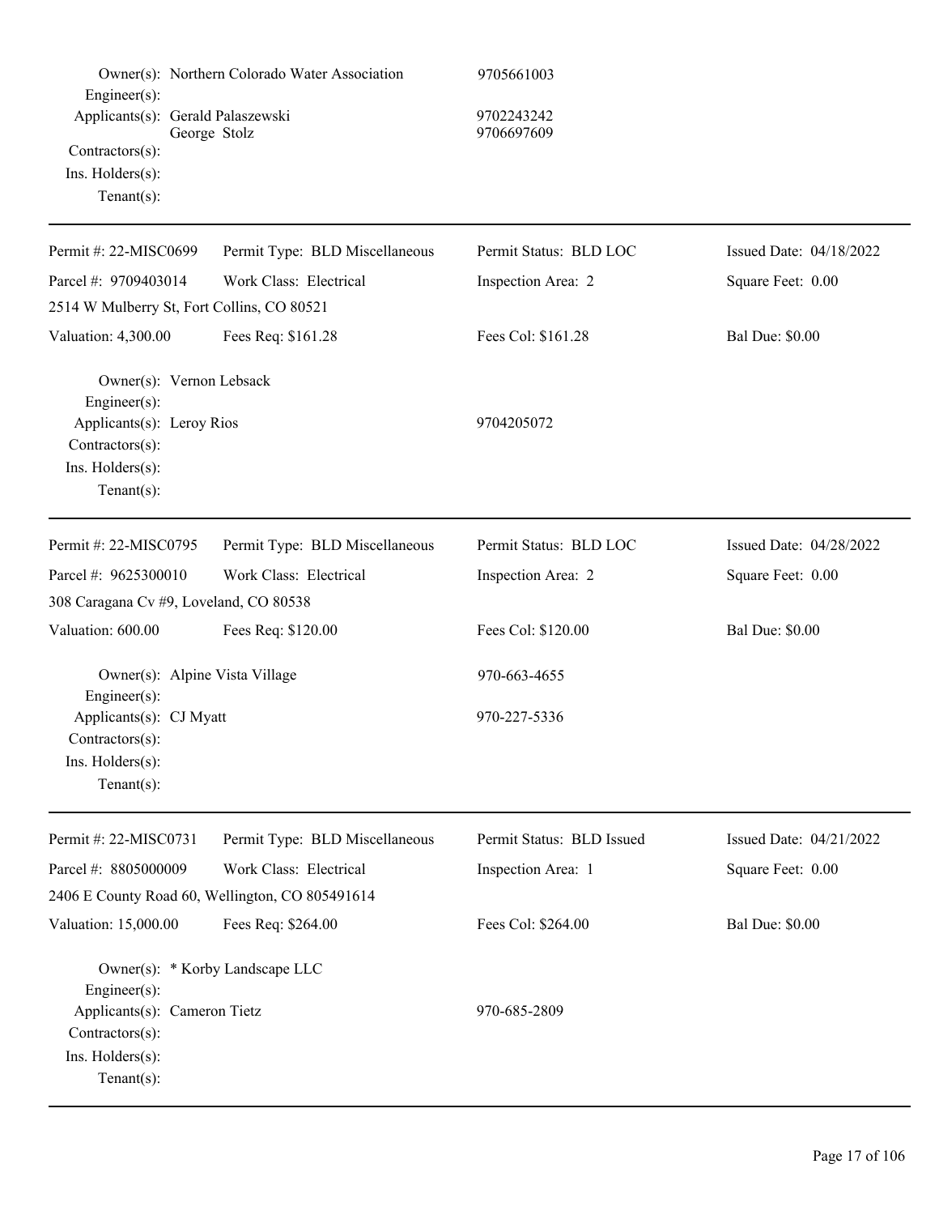Owner(s): Northern Colorado Water Association 9705661003
Engineer(s):
Applicants(s): Gerald Palaszewski 9702243242
George Stolz 9706697609
Contractors(s):
Ins. Holders(s):
Tenant(s):

---

| Permit #: 22-MISC0699 | Permit Type: BLD Miscellaneous | Permit Status: BLD LOC | Issued Date: 04/18/2022 |
|---|---|---|---|
| Parcel #: 9709403014 | Work Class: Electrical | Inspection Area: 2 | Square Feet: 0.00 |
| 2514 W Mulberry St, Fort Collins, CO 80521 | | | |
| Valuation: 4,300.00 | Fees Req: $161.28 | Fees Col: $161.28 | Bal Due: $0.00 |

Owner(s): Vernon Lebsack
Engineer(s):
Applicants(s): Leroy Rios 9704205072
Contractors(s):
Ins. Holders(s):
Tenant(s):

---

| Permit #: 22-MISC0795 | Permit Type: BLD Miscellaneous | Permit Status: BLD LOC | Issued Date: 04/28/2022 |
|---|---|---|---|
| Parcel #: 9625300010 | Work Class: Electrical | Inspection Area: 2 | Square Feet: 0.00 |
| 308 Caragana Cv #9, Loveland, CO 80538 | | | |
| Valuation: 600.00 | Fees Req: $120.00 | Fees Col: $120.00 | Bal Due: $0.00 |

Owner(s): Alpine Vista Village 970-663-4655
Engineer(s):
Applicants(s): CJ Myatt 970-227-5336
Contractors(s):
Ins. Holders(s):
Tenant(s):

---

| Permit #: 22-MISC0731 | Permit Type: BLD Miscellaneous | Permit Status: BLD Issued | Issued Date: 04/21/2022 |
|---|---|---|---|
| Parcel #: 8805000009 | Work Class: Electrical | Inspection Area: 1 | Square Feet: 0.00 |
| 2406 E County Road 60, Wellington, CO 805491614 | | | |
| Valuation: 15,000.00 | Fees Req: $264.00 | Fees Col: $264.00 | Bal Due: $0.00 |

Owner(s): * Korby Landscape LLC
Engineer(s):
Applicants(s): Cameron Tietz 970-685-2809
Contractors(s):
Ins. Holders(s):
Tenant(s):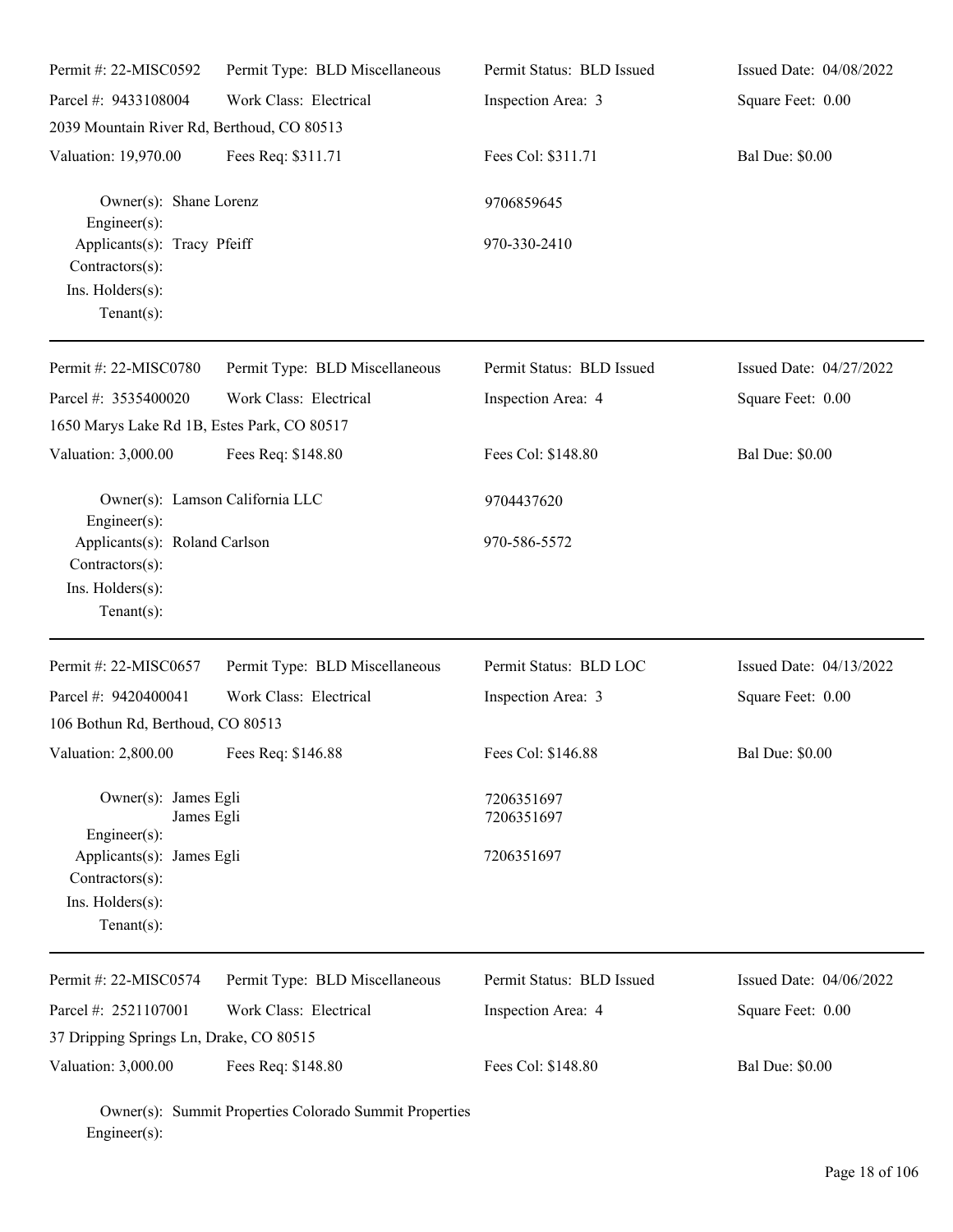| Permit #: 22-MISC0592 | Permit Type: BLD Miscellaneous | Permit Status: BLD Issued | Issued Date: 04/08/2022 |
|---|---|---|---|
| Parcel #: 9433108004 | Work Class: Electrical | Inspection Area: 3 | Square Feet: 0.00 |
| 2039 Mountain River Rd, Berthoud, CO 80513 | | | |
| Valuation: 19,970.00 | Fees Req: $311.71 | Fees Col: $311.71 | Bal Due: $0.00 |

Owner(s): Shane Lorenz — 9706859645
Engineer(s):
Applicants(s): Tracy Pfeiff — 970-330-2410
Contractors(s):
Ins. Holders(s):
Tenant(s):

---

| Permit #: 22-MISC0780 | Permit Type: BLD Miscellaneous | Permit Status: BLD Issued | Issued Date: 04/27/2022 |
|---|---|---|---|
| Parcel #: 3535400020 | Work Class: Electrical | Inspection Area: 4 | Square Feet: 0.00 |
| 1650 Marys Lake Rd 1B, Estes Park, CO 80517 | | | |
| Valuation: 3,000.00 | Fees Req: $148.80 | Fees Col: $148.80 | Bal Due: $0.00 |

Owner(s): Lamson California LLC — 9704437620
Engineer(s):
Applicants(s): Roland Carlson — 970-586-5572
Contractors(s):
Ins. Holders(s):
Tenant(s):

---

| Permit #: 22-MISC0657 | Permit Type: BLD Miscellaneous | Permit Status: BLD LOC | Issued Date: 04/13/2022 |
|---|---|---|---|
| Parcel #: 9420400041 | Work Class: Electrical | Inspection Area: 3 | Square Feet: 0.00 |
| 106 Bothun Rd, Berthoud, CO 80513 | | | |
| Valuation: 2,800.00 | Fees Req: $146.88 | Fees Col: $146.88 | Bal Due: $0.00 |

Owner(s): James Egli — 7206351697
James Egli — 7206351697
Engineer(s):
Applicants(s): James Egli — 7206351697
Contractors(s):
Ins. Holders(s):
Tenant(s):

---

| Permit #: 22-MISC0574 | Permit Type: BLD Miscellaneous | Permit Status: BLD Issued | Issued Date: 04/06/2022 |
|---|---|---|---|
| Parcel #: 2521107001 | Work Class: Electrical | Inspection Area: 4 | Square Feet: 0.00 |
| 37 Dripping Springs Ln, Drake, CO 80515 | | | |
| Valuation: 3,000.00 | Fees Req: $148.80 | Fees Col: $148.80 | Bal Due: $0.00 |

Owner(s): Summit Properties Colorado Summit Properties
Engineer(s):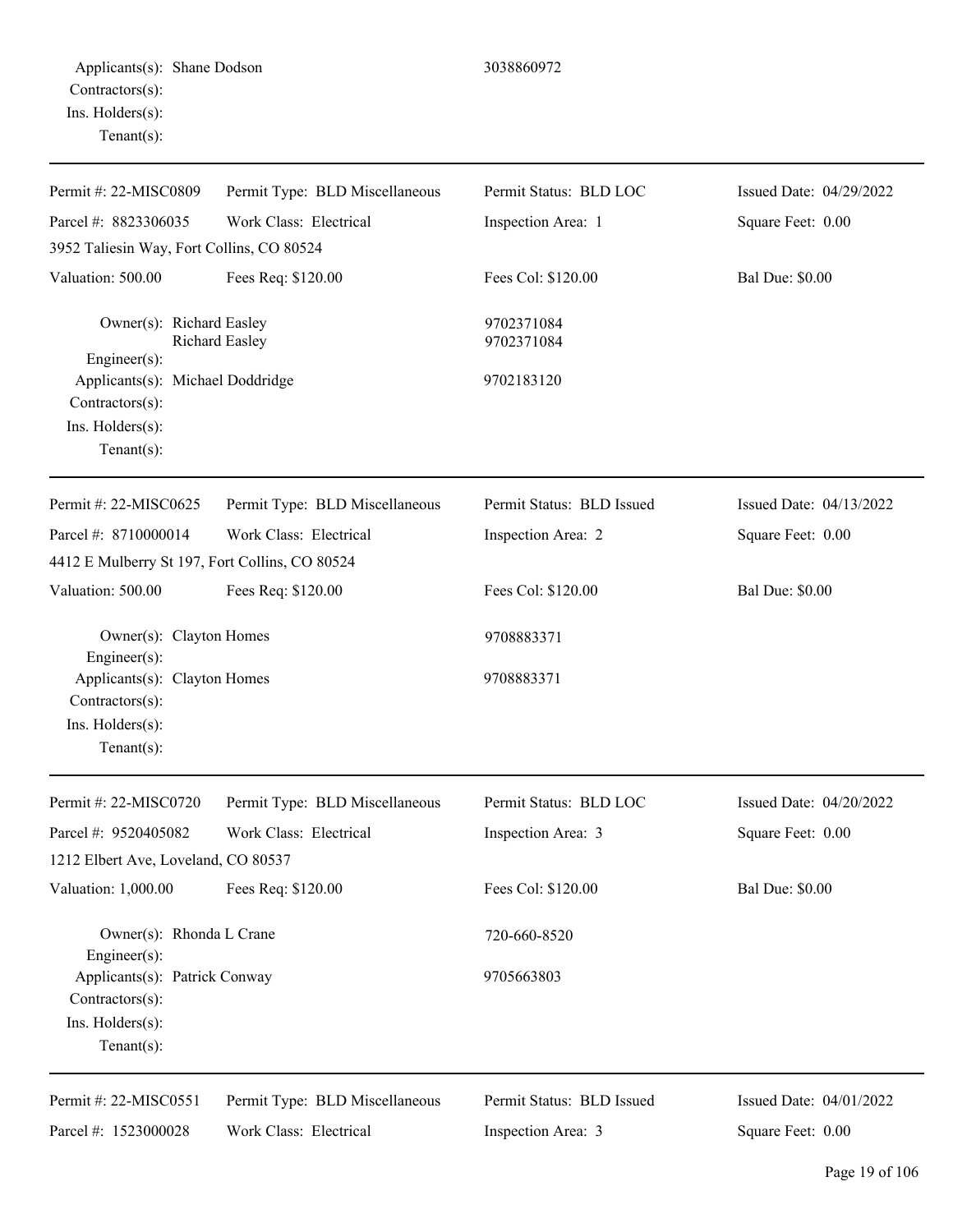Applicants(s): Shane Dodson 3038860972
Contractors(s):
Ins. Holders(s):
Tenant(s):

---

Permit #: 22-MISC0809 Permit Type: BLD Miscellaneous Permit Status: BLD LOC Issued Date: 04/29/2022
Parcel #: 8823306035 Work Class: Electrical Inspection Area: 1 Square Feet: 0.00
3952 Taliesin Way, Fort Collins, CO 80524
Valuation: 500.00 Fees Req: $120.00 Fees Col: $120.00 Bal Due: $0.00

Owner(s): Richard Easley 9702371084
Richard Easley 9702371084
Engineer(s):
Applicants(s): Michael Doddridge 9702183120
Contractors(s):
Ins. Holders(s):
Tenant(s):

---

Permit #: 22-MISC0625 Permit Type: BLD Miscellaneous Permit Status: BLD Issued Issued Date: 04/13/2022
Parcel #: 8710000014 Work Class: Electrical Inspection Area: 2 Square Feet: 0.00
4412 E Mulberry St 197, Fort Collins, CO 80524
Valuation: 500.00 Fees Req: $120.00 Fees Col: $120.00 Bal Due: $0.00

Owner(s): Clayton Homes 9708883371
Engineer(s):
Applicants(s): Clayton Homes 9708883371
Contractors(s):
Ins. Holders(s):
Tenant(s):

---

Permit #: 22-MISC0720 Permit Type: BLD Miscellaneous Permit Status: BLD LOC Issued Date: 04/20/2022
Parcel #: 9520405082 Work Class: Electrical Inspection Area: 3 Square Feet: 0.00
1212 Elbert Ave, Loveland, CO 80537
Valuation: 1,000.00 Fees Req: $120.00 Fees Col: $120.00 Bal Due: $0.00

Owner(s): Rhonda L Crane 720-660-8520
Engineer(s):
Applicants(s): Patrick Conway 9705663803
Contractors(s):
Ins. Holders(s):
Tenant(s):

---

Permit #: 22-MISC0551 Permit Type: BLD Miscellaneous Permit Status: BLD Issued Issued Date: 04/01/2022
Parcel #: 1523000028 Work Class: Electrical Inspection Area: 3 Square Feet: 0.00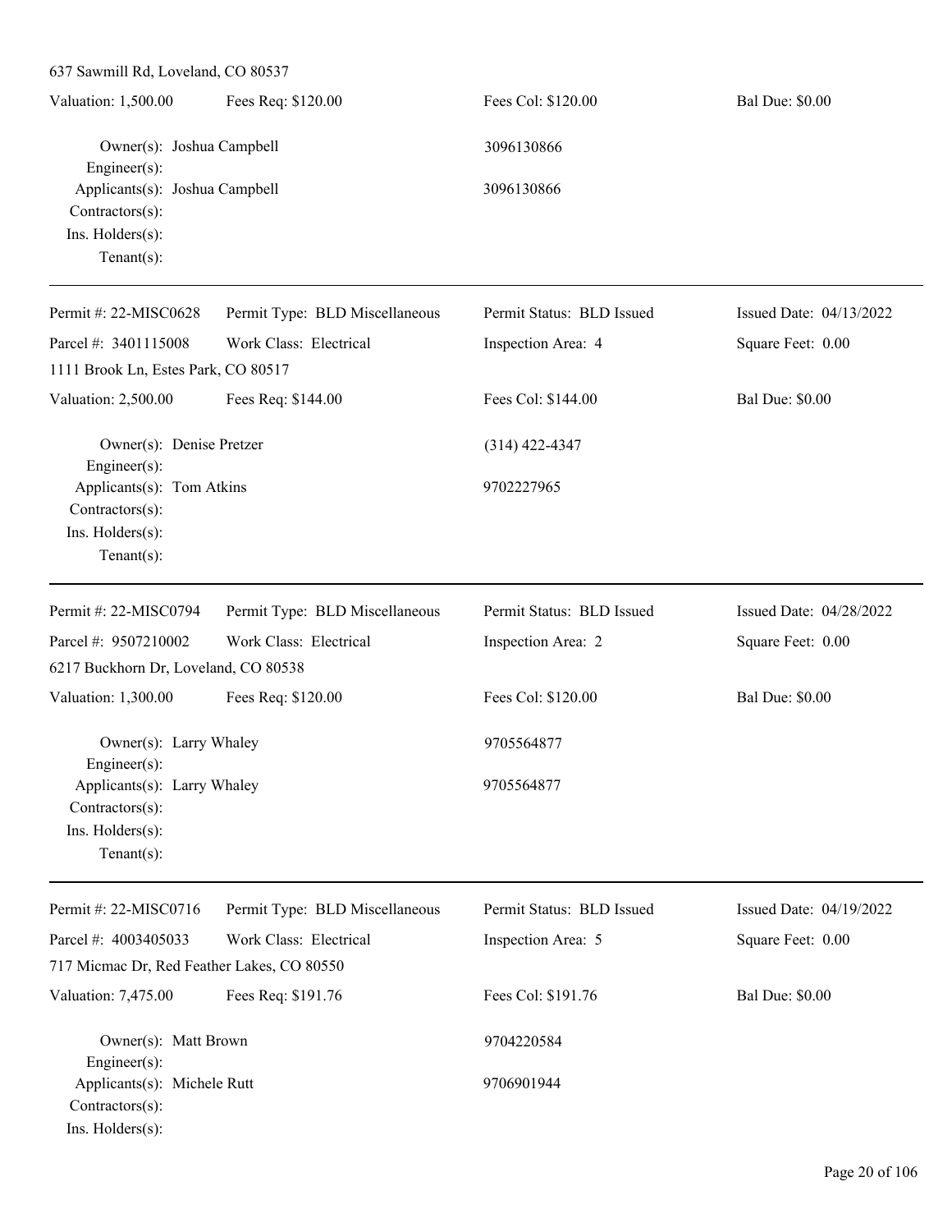637 Sawmill Rd, Loveland, CO 80537

| Valuation: 1,500.00 | Fees Req: $120.00 | Fees Col: $120.00 | Bal Due: $0.00 |
|---|---|---|---|

Owner(s): Joshua Campbell — 3096130866
Engineer(s):
Applicants(s): Joshua Campbell — 3096130866
Contractors(s):
Ins. Holders(s):
Tenant(s):

---

| Permit #: 22-MISC0628 | Permit Type: BLD Miscellaneous | Permit Status: BLD Issued | Issued Date: 04/13/2022 |
|---|---|---|---|
| Parcel #: 3401115008 | Work Class: Electrical | Inspection Area: 4 | Square Feet: 0.00 |
| 1111 Brook Ln, Estes Park, CO 80517 | | | |
| Valuation: 2,500.00 | Fees Req: $144.00 | Fees Col: $144.00 | Bal Due: $0.00 |

Owner(s): Denise Pretzer — (314) 422-4347
Engineer(s):
Applicants(s): Tom Atkins — 9702227965
Contractors(s):
Ins. Holders(s):
Tenant(s):

---

| Permit #: 22-MISC0794 | Permit Type: BLD Miscellaneous | Permit Status: BLD Issued | Issued Date: 04/28/2022 |
|---|---|---|---|
| Parcel #: 9507210002 | Work Class: Electrical | Inspection Area: 2 | Square Feet: 0.00 |
| 6217 Buckhorn Dr, Loveland, CO 80538 | | | |
| Valuation: 1,300.00 | Fees Req: $120.00 | Fees Col: $120.00 | Bal Due: $0.00 |

Owner(s): Larry Whaley — 9705564877
Engineer(s):
Applicants(s): Larry Whaley — 9705564877
Contractors(s):
Ins. Holders(s):
Tenant(s):

---

| Permit #: 22-MISC0716 | Permit Type: BLD Miscellaneous | Permit Status: BLD Issued | Issued Date: 04/19/2022 |
|---|---|---|---|
| Parcel #: 4003405033 | Work Class: Electrical | Inspection Area: 5 | Square Feet: 0.00 |
| 717 Micmac Dr, Red Feather Lakes, CO 80550 | | | |
| Valuation: 7,475.00 | Fees Req: $191.76 | Fees Col: $191.76 | Bal Due: $0.00 |

Owner(s): Matt Brown — 9704220584
Engineer(s):
Applicants(s): Michele Rutt — 9706901944
Contractors(s):
Ins. Holders(s):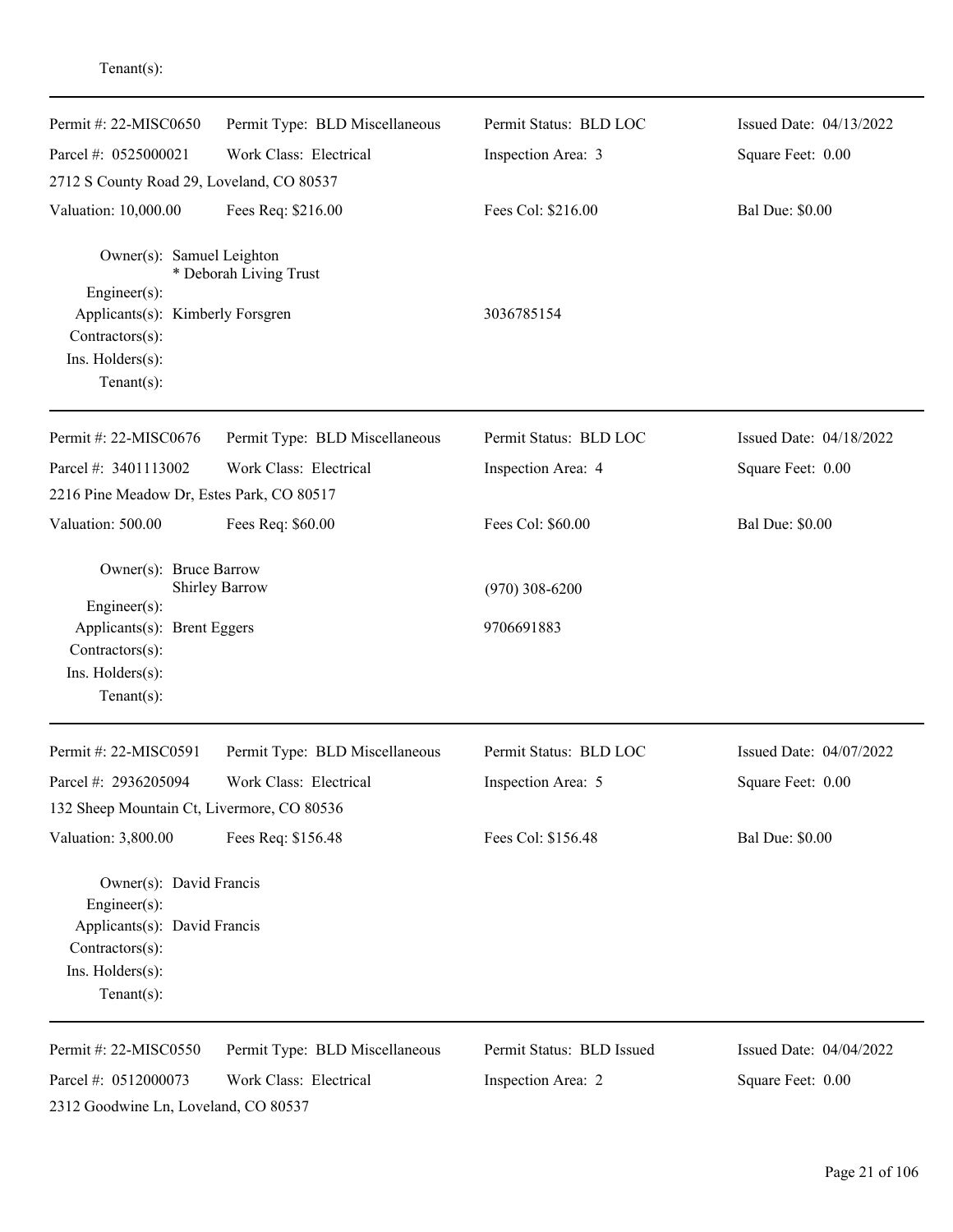Tenant(s):

---

| Permit #: 22-MISC0650 | Permit Type: BLD Miscellaneous | Permit Status: BLD LOC | Issued Date: 04/13/2022 |
|---|---|---|---|
| Parcel #: 0525000021 | Work Class: Electrical | Inspection Area: 3 | Square Feet: 0.00 |
| 2712 S County Road 29, Loveland, CO 80537 | | | |
| Valuation: 10,000.00 | Fees Req: $216.00 | Fees Col: $216.00 | Bal Due: $0.00 |

Owner(s): Samuel Leighton
* Deborah Living Trust
Engineer(s):
Applicants(s): Kimberly Forsgren 3036785154
Contractors(s):
Ins. Holders(s):
Tenant(s):

---

| Permit #: 22-MISC0676 | Permit Type: BLD Miscellaneous | Permit Status: BLD LOC | Issued Date: 04/18/2022 |
|---|---|---|---|
| Parcel #: 3401113002 | Work Class: Electrical | Inspection Area: 4 | Square Feet: 0.00 |
| 2216 Pine Meadow Dr, Estes Park, CO 80517 | | | |
| Valuation: 500.00 | Fees Req: $60.00 | Fees Col: $60.00 | Bal Due: $0.00 |

Owner(s): Bruce Barrow
Shirley Barrow (970) 308-6200
Engineer(s):
Applicants(s): Brent Eggers 9706691883
Contractors(s):
Ins. Holders(s):
Tenant(s):

---

| Permit #: 22-MISC0591 | Permit Type: BLD Miscellaneous | Permit Status: BLD LOC | Issued Date: 04/07/2022 |
|---|---|---|---|
| Parcel #: 2936205094 | Work Class: Electrical | Inspection Area: 5 | Square Feet: 0.00 |
| 132 Sheep Mountain Ct, Livermore, CO 80536 | | | |
| Valuation: 3,800.00 | Fees Req: $156.48 | Fees Col: $156.48 | Bal Due: $0.00 |

Owner(s): David Francis
Engineer(s):
Applicants(s): David Francis
Contractors(s):
Ins. Holders(s):
Tenant(s):

---

| Permit #: 22-MISC0550 | Permit Type: BLD Miscellaneous | Permit Status: BLD Issued | Issued Date: 04/04/2022 |
|---|---|---|---|
| Parcel #: 0512000073 | Work Class: Electrical | Inspection Area: 2 | Square Feet: 0.00 |
| 2312 Goodwine Ln, Loveland, CO 80537 | | | |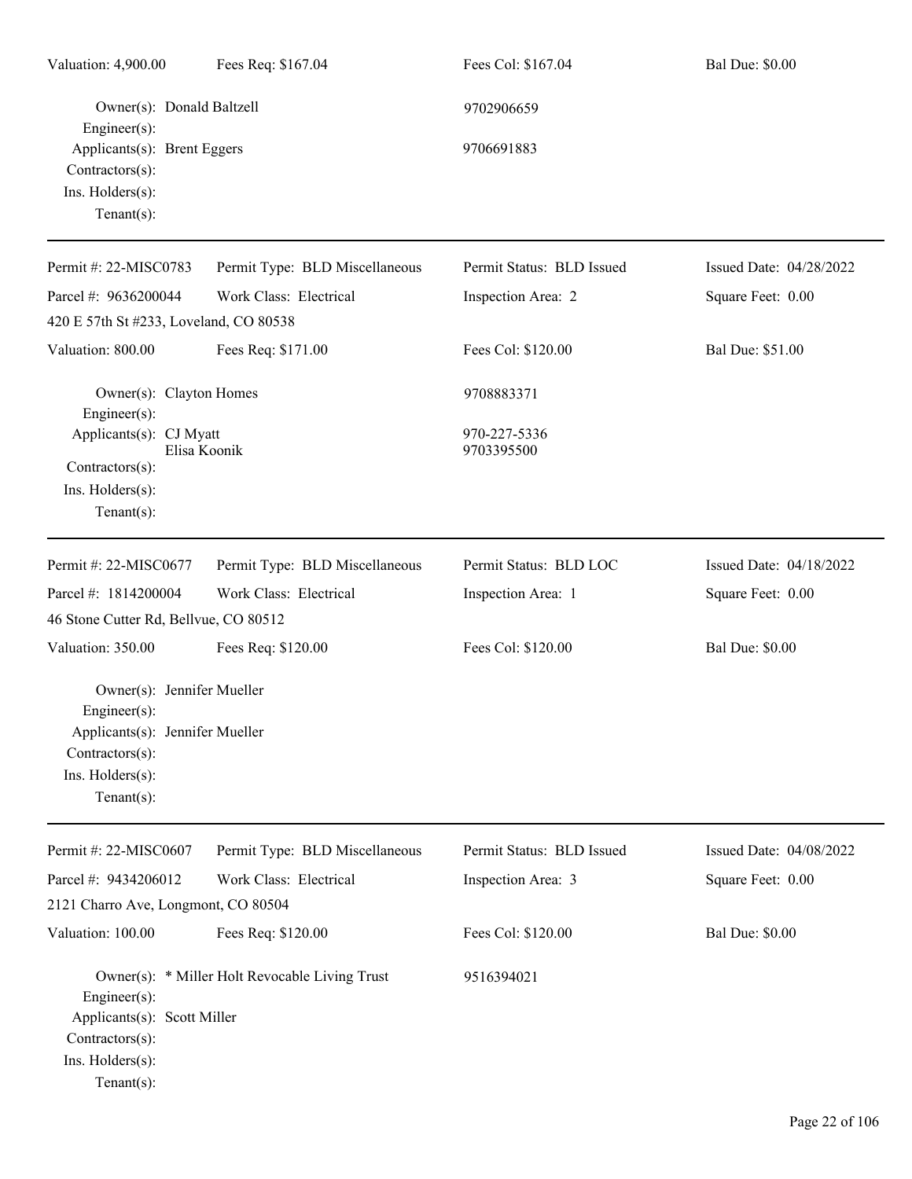Valuation: 4,900.00 Fees Req: $167.04 Fees Col: $167.04 Bal Due: $0.00

Owner(s): Donald Baltzell 9702906659
Engineer(s):
Applicants(s): Brent Eggers 9706691883
Contractors(s):
Ins. Holders(s):
Tenant(s):

---

| Permit #: 22-MISC0783 | Permit Type: BLD Miscellaneous | Permit Status: BLD Issued | Issued Date: 04/28/2022 |
|---|---|---|---|
| Parcel #: 9636200044 | Work Class: Electrical | Inspection Area: 2 | Square Feet: 0.00 |
| 420 E 57th St #233, Loveland, CO 80538 | | | |
| Valuation: 800.00 | Fees Req: $171.00 | Fees Col: $120.00 | Bal Due: $51.00 |

Owner(s): Clayton Homes 9708883371
Engineer(s):
Applicants(s): CJ Myatt 970-227-5336
Elisa Koonik 9703395500
Contractors(s):
Ins. Holders(s):
Tenant(s):

---

| Permit #: 22-MISC0677 | Permit Type: BLD Miscellaneous | Permit Status: BLD LOC | Issued Date: 04/18/2022 |
|---|---|---|---|
| Parcel #: 1814200004 | Work Class: Electrical | Inspection Area: 1 | Square Feet: 0.00 |
| 46 Stone Cutter Rd, Bellvue, CO 80512 | | | |
| Valuation: 350.00 | Fees Req: $120.00 | Fees Col: $120.00 | Bal Due: $0.00 |

Owner(s): Jennifer Mueller
Engineer(s):
Applicants(s): Jennifer Mueller
Contractors(s):
Ins. Holders(s):
Tenant(s):

---

| Permit #: 22-MISC0607 | Permit Type: BLD Miscellaneous | Permit Status: BLD Issued | Issued Date: 04/08/2022 |
|---|---|---|---|
| Parcel #: 9434206012 | Work Class: Electrical | Inspection Area: 3 | Square Feet: 0.00 |
| 2121 Charro Ave, Longmont, CO 80504 | | | |
| Valuation: 100.00 | Fees Req: $120.00 | Fees Col: $120.00 | Bal Due: $0.00 |

Owner(s): * Miller Holt Revocable Living Trust 9516394021
Engineer(s):
Applicants(s): Scott Miller
Contractors(s):
Ins. Holders(s):
Tenant(s):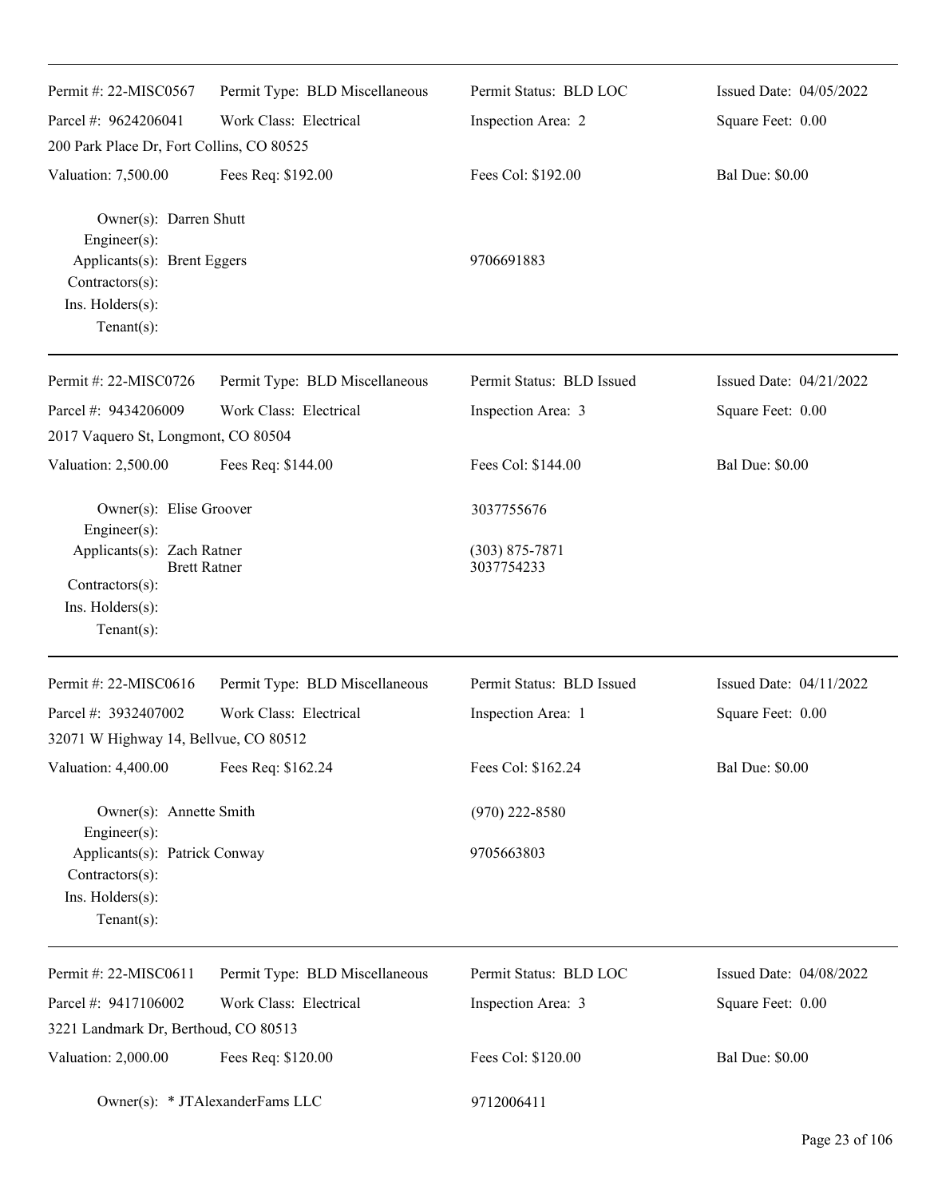---

| | | | |
|---|---|---|---|
| Permit #: 22-MISC0567 | Permit Type: BLD Miscellaneous | Permit Status: BLD LOC | Issued Date: 04/05/2022 |
| Parcel #: 9624206041 | Work Class: Electrical | Inspection Area: 2 | Square Feet: 0.00 |
| 200 Park Place Dr, Fort Collins, CO 80525 | | | |
| Valuation: 7,500.00 | Fees Req: $192.00 | Fees Col: $192.00 | Bal Due: $0.00 |

Owner(s): Darren Shutt
Engineer(s):
Applicants(s): Brent Eggers — 9706691883
Contractors(s):
Ins. Holders(s):
Tenant(s):

---

| | | | |
|---|---|---|---|
| Permit #: 22-MISC0726 | Permit Type: BLD Miscellaneous | Permit Status: BLD Issued | Issued Date: 04/21/2022 |
| Parcel #: 9434206009 | Work Class: Electrical | Inspection Area: 3 | Square Feet: 0.00 |
| 2017 Vaquero St, Longmont, CO 80504 | | | |
| Valuation: 2,500.00 | Fees Req: $144.00 | Fees Col: $144.00 | Bal Due: $0.00 |

Owner(s): Elise Groover — 3037755676
Engineer(s):
Applicants(s): Zach Ratner — (303) 875-7871
Brett Ratner — 3037754233
Contractors(s):
Ins. Holders(s):
Tenant(s):

---

| | | | |
|---|---|---|---|
| Permit #: 22-MISC0616 | Permit Type: BLD Miscellaneous | Permit Status: BLD Issued | Issued Date: 04/11/2022 |
| Parcel #: 3932407002 | Work Class: Electrical | Inspection Area: 1 | Square Feet: 0.00 |
| 32071 W Highway 14, Bellvue, CO 80512 | | | |
| Valuation: 4,400.00 | Fees Req: $162.24 | Fees Col: $162.24 | Bal Due: $0.00 |

Owner(s): Annette Smith — (970) 222-8580
Engineer(s):
Applicants(s): Patrick Conway — 9705663803
Contractors(s):
Ins. Holders(s):
Tenant(s):

---

| | | | |
|---|---|---|---|
| Permit #: 22-MISC0611 | Permit Type: BLD Miscellaneous | Permit Status: BLD LOC | Issued Date: 04/08/2022 |
| Parcel #: 9417106002 | Work Class: Electrical | Inspection Area: 3 | Square Feet: 0.00 |
| 3221 Landmark Dr, Berthoud, CO 80513 | | | |
| Valuation: 2,000.00 | Fees Req: $120.00 | Fees Col: $120.00 | Bal Due: $0.00 |

Owner(s): * JTAlexanderFams LLC — 9712006411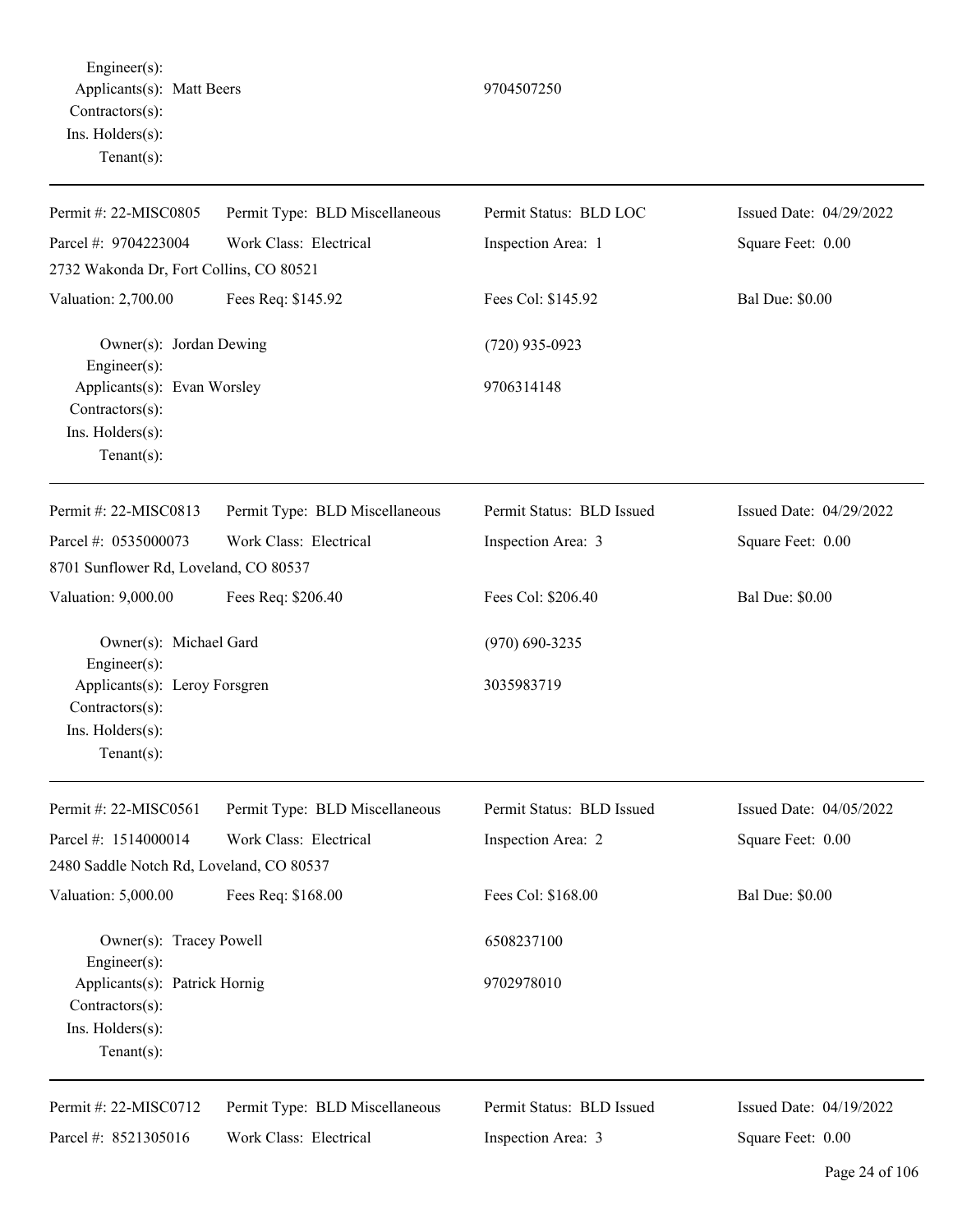Engineer(s):
Applicants(s): Matt Beers 9704507250
Contractors(s):
Ins. Holders(s):
Tenant(s):

---

| Permit #: 22-MISC0805 | Permit Type: BLD Miscellaneous | Permit Status: BLD LOC | Issued Date: 04/29/2022 |
|---|---|---|---|
| Parcel #: 9704223004 | Work Class: Electrical | Inspection Area: 1 | Square Feet: 0.00 |
| 2732 Wakonda Dr, Fort Collins, CO 80521 | | | |
| Valuation: 2,700.00 | Fees Req: $145.92 | Fees Col: $145.92 | Bal Due: $0.00 |

Owner(s): Jordan Dewing (720) 935-0923
Engineer(s):
Applicants(s): Evan Worsley 9706314148
Contractors(s):
Ins. Holders(s):
Tenant(s):

---

| Permit #: 22-MISC0813 | Permit Type: BLD Miscellaneous | Permit Status: BLD Issued | Issued Date: 04/29/2022 |
|---|---|---|---|
| Parcel #: 0535000073 | Work Class: Electrical | Inspection Area: 3 | Square Feet: 0.00 |
| 8701 Sunflower Rd, Loveland, CO 80537 | | | |
| Valuation: 9,000.00 | Fees Req: $206.40 | Fees Col: $206.40 | Bal Due: $0.00 |

Owner(s): Michael Gard (970) 690-3235
Engineer(s):
Applicants(s): Leroy Forsgren 3035983719
Contractors(s):
Ins. Holders(s):
Tenant(s):

---

| Permit #: 22-MISC0561 | Permit Type: BLD Miscellaneous | Permit Status: BLD Issued | Issued Date: 04/05/2022 |
|---|---|---|---|
| Parcel #: 1514000014 | Work Class: Electrical | Inspection Area: 2 | Square Feet: 0.00 |
| 2480 Saddle Notch Rd, Loveland, CO 80537 | | | |
| Valuation: 5,000.00 | Fees Req: $168.00 | Fees Col: $168.00 | Bal Due: $0.00 |

Owner(s): Tracey Powell 6508237100
Engineer(s):
Applicants(s): Patrick Hornig 9702978010
Contractors(s):
Ins. Holders(s):
Tenant(s):

---

| Permit #: 22-MISC0712 | Permit Type: BLD Miscellaneous | Permit Status: BLD Issued | Issued Date: 04/19/2022 |
|---|---|---|---|
| Parcel #: 8521305016 | Work Class: Electrical | Inspection Area: 3 | Square Feet: 0.00 |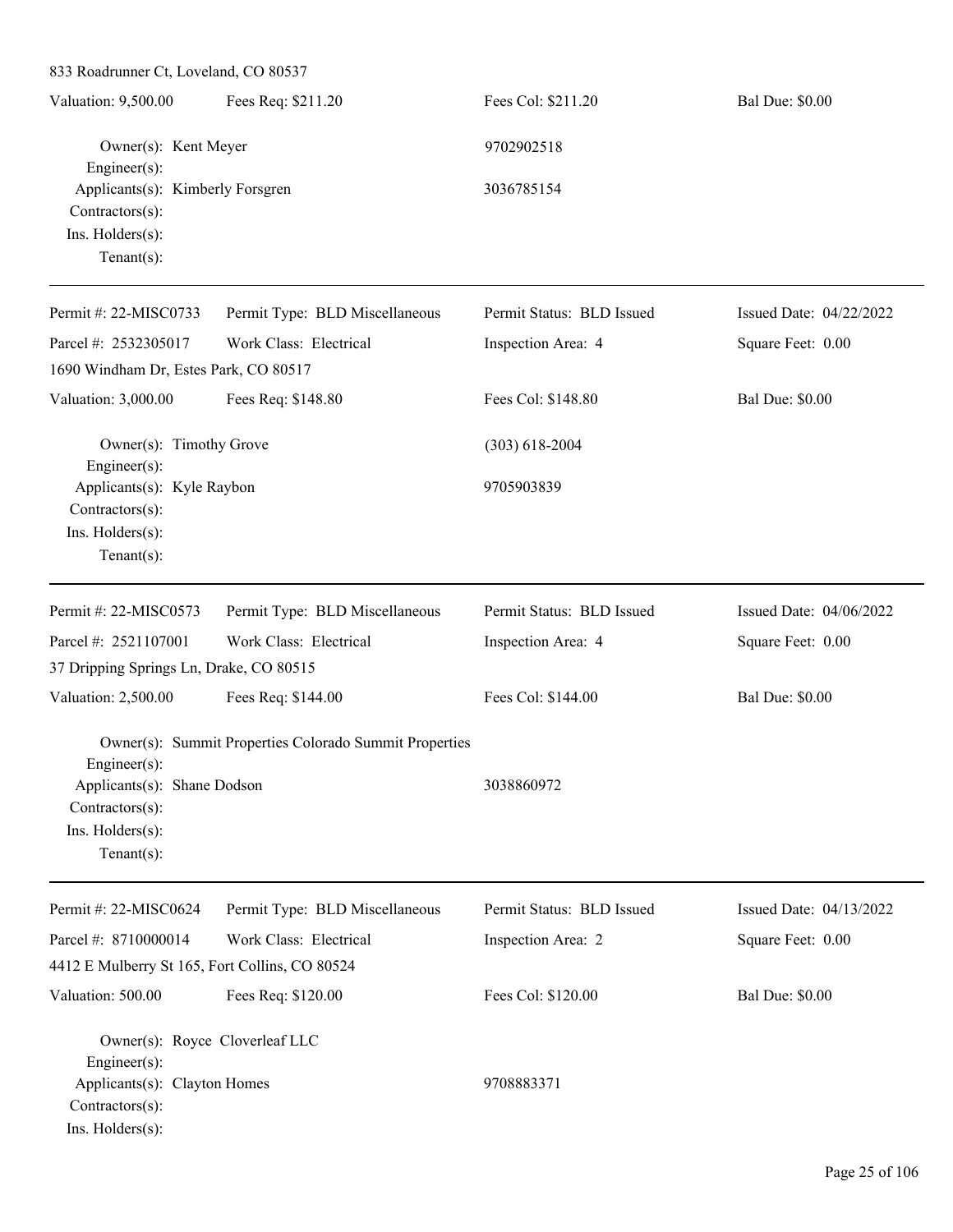833 Roadrunner Ct, Loveland, CO 80537

| Valuation: 9,500.00 | Fees Req: $211.20 | Fees Col: $211.20 | Bal Due: $0.00 |
|---|---|---|---|

Owner(s): Kent Meyer — 9702902518
Engineer(s):
Applicants(s): Kimberly Forsgren — 3036785154
Contractors(s):
Ins. Holders(s):
Tenant(s):

---

| Permit #: 22-MISC0733 | Permit Type: BLD Miscellaneous | Permit Status: BLD Issued | Issued Date: 04/22/2022 |
|---|---|---|---|
| Parcel #: 2532305017 | Work Class: Electrical | Inspection Area: 4 | Square Feet: 0.00 |

1690 Windham Dr, Estes Park, CO 80517

| Valuation: 3,000.00 | Fees Req: $148.80 | Fees Col: $148.80 | Bal Due: $0.00 |
|---|---|---|---|

Owner(s): Timothy Grove — (303) 618-2004
Engineer(s):
Applicants(s): Kyle Raybon — 9705903839
Contractors(s):
Ins. Holders(s):
Tenant(s):

---

| Permit #: 22-MISC0573 | Permit Type: BLD Miscellaneous | Permit Status: BLD Issued | Issued Date: 04/06/2022 |
|---|---|---|---|
| Parcel #: 2521107001 | Work Class: Electrical | Inspection Area: 4 | Square Feet: 0.00 |

37 Dripping Springs Ln, Drake, CO 80515

| Valuation: 2,500.00 | Fees Req: $144.00 | Fees Col: $144.00 | Bal Due: $0.00 |
|---|---|---|---|

Owner(s): Summit Properties Colorado Summit Properties
Engineer(s):
Applicants(s): Shane Dodson — 3038860972
Contractors(s):
Ins. Holders(s):
Tenant(s):

---

| Permit #: 22-MISC0624 | Permit Type: BLD Miscellaneous | Permit Status: BLD Issued | Issued Date: 04/13/2022 |
|---|---|---|---|
| Parcel #: 8710000014 | Work Class: Electrical | Inspection Area: 2 | Square Feet: 0.00 |

4412 E Mulberry St 165, Fort Collins, CO 80524

| Valuation: 500.00 | Fees Req: $120.00 | Fees Col: $120.00 | Bal Due: $0.00 |
|---|---|---|---|

Owner(s): Royce Cloverleaf LLC
Engineer(s):
Applicants(s): Clayton Homes — 9708883371
Contractors(s):
Ins. Holders(s):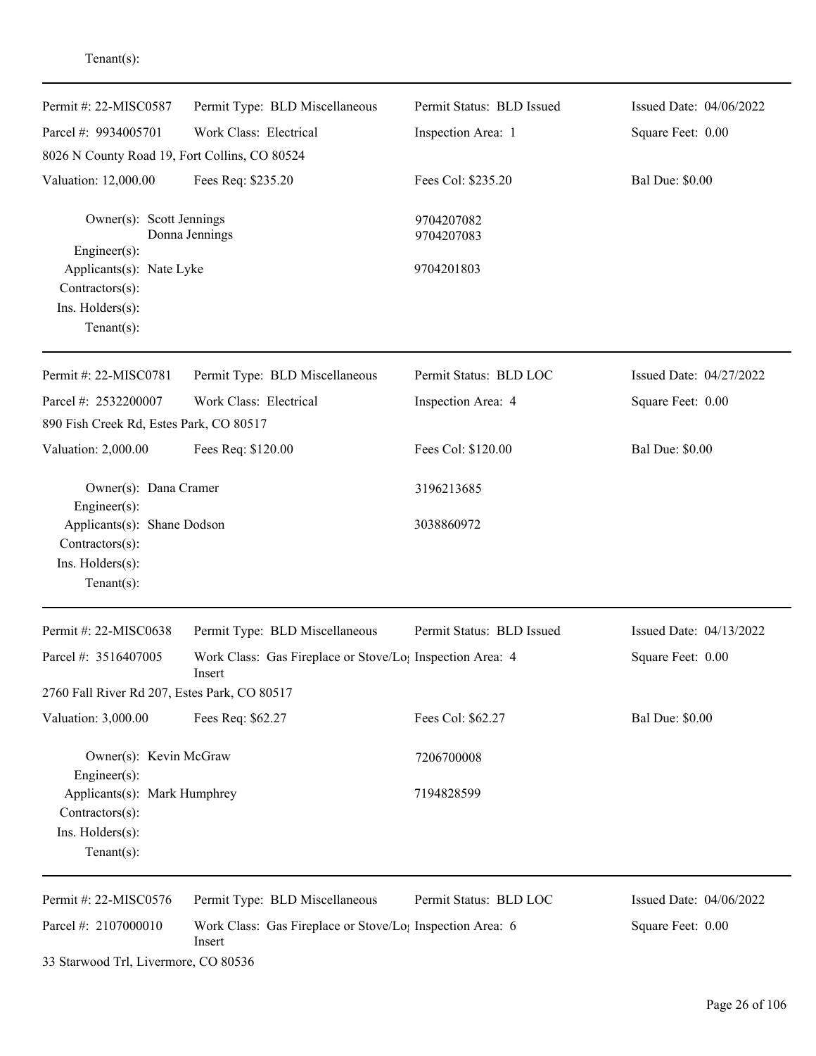Tenant(s):

---

| Permit #: 22-MISC0587 | Permit Type: BLD Miscellaneous | Permit Status: BLD Issued | Issued Date: 04/06/2022 |
|---|---|---|---|
| Parcel #: 9934005701 | Work Class: Electrical | Inspection Area: 1 | Square Feet: 0.00 |
| 8026 N County Road 19, Fort Collins, CO 80524 | | | |
| Valuation: 12,000.00 | Fees Req: $235.20 | Fees Col: $235.20 | Bal Due: $0.00 |

Owner(s): Scott Jennings — 9704207082
Donna Jennings — 9704207083
Engineer(s):
Applicants(s): Nate Lyke — 9704201803
Contractors(s):
Ins. Holders(s):
Tenant(s):

---

| Permit #: 22-MISC0781 | Permit Type: BLD Miscellaneous | Permit Status: BLD LOC | Issued Date: 04/27/2022 |
|---|---|---|---|
| Parcel #: 2532200007 | Work Class: Electrical | Inspection Area: 4 | Square Feet: 0.00 |
| 890 Fish Creek Rd, Estes Park, CO 80517 | | | |
| Valuation: 2,000.00 | Fees Req: $120.00 | Fees Col: $120.00 | Bal Due: $0.00 |

Owner(s): Dana Cramer — 3196213685
Engineer(s):
Applicants(s): Shane Dodson — 3038860972
Contractors(s):
Ins. Holders(s):
Tenant(s):

---

| Permit #: 22-MISC0638 | Permit Type: BLD Miscellaneous | Permit Status: BLD Issued | Issued Date: 04/13/2022 |
|---|---|---|---|
| Parcel #: 3516407005 | Work Class: Gas Fireplace or Stove/Log Insert | Inspection Area: 4 | Square Feet: 0.00 |
| 2760 Fall River Rd 207, Estes Park, CO 80517 | | | |
| Valuation: 3,000.00 | Fees Req: $62.27 | Fees Col: $62.27 | Bal Due: $0.00 |

Owner(s): Kevin McGraw — 7206700008
Engineer(s):
Applicants(s): Mark Humphrey — 7194828599
Contractors(s):
Ins. Holders(s):
Tenant(s):

---

| Permit #: 22-MISC0576 | Permit Type: BLD Miscellaneous | Permit Status: BLD LOC | Issued Date: 04/06/2022 |
|---|---|---|---|
| Parcel #: 2107000010 | Work Class: Gas Fireplace or Stove/Log Insert | Inspection Area: 6 | Square Feet: 0.00 |
| 33 Starwood Trl, Livermore, CO 80536 | | | |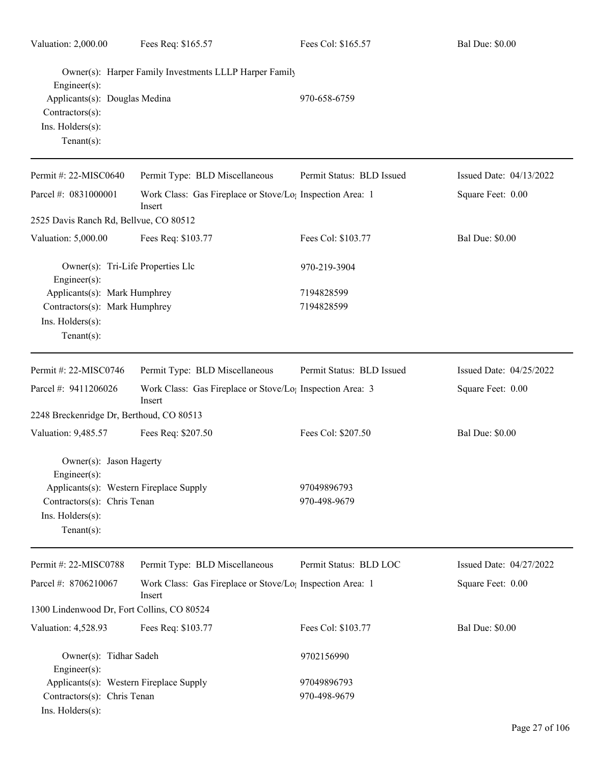Valuation: 2,000.00 | Fees Req: $165.57 | Fees Col: $165.57 | Bal Due: $0.00

Owner(s): Harper Family Investments LLLP Harper Family
Engineer(s):
Applicants(s): Douglas Medina 970-658-6759
Contractors(s):
Ins. Holders(s):
Tenant(s):

---

| Permit #: 22-MISC0640 | Permit Type: BLD Miscellaneous | Permit Status: BLD Issued | Issued Date: 04/13/2022 |
|---|---|---|---|
| Parcel #: 0831000001 | Work Class: Gas Fireplace or Stove/Log Insert | Inspection Area: 1 | Square Feet: 0.00 |
| 2525 Davis Ranch Rd, Bellvue, CO 80512 | | | |
| Valuation: 5,000.00 | Fees Req: $103.77 | Fees Col: $103.77 | Bal Due: $0.00 |

Owner(s): Tri-Life Properties Llc 970-219-3904
Engineer(s):
Applicants(s): Mark Humphrey 7194828599
Contractors(s): Mark Humphrey 7194828599
Ins. Holders(s):
Tenant(s):

---

| Permit #: 22-MISC0746 | Permit Type: BLD Miscellaneous | Permit Status: BLD Issued | Issued Date: 04/25/2022 |
|---|---|---|---|
| Parcel #: 9411206026 | Work Class: Gas Fireplace or Stove/Log Insert | Inspection Area: 3 | Square Feet: 0.00 |
| 2248 Breckenridge Dr, Berthoud, CO 80513 | | | |
| Valuation: 9,485.57 | Fees Req: $207.50 | Fees Col: $207.50 | Bal Due: $0.00 |

Owner(s): Jason Hagerty
Engineer(s):
Applicants(s): Western Fireplace Supply 97049896793
Contractors(s): Chris Tenan 970-498-9679
Ins. Holders(s):
Tenant(s):

---

| Permit #: 22-MISC0788 | Permit Type: BLD Miscellaneous | Permit Status: BLD LOC | Issued Date: 04/27/2022 |
|---|---|---|---|
| Parcel #: 8706210067 | Work Class: Gas Fireplace or Stove/Log Insert | Inspection Area: 1 | Square Feet: 0.00 |
| 1300 Lindenwood Dr, Fort Collins, CO 80524 | | | |
| Valuation: 4,528.93 | Fees Req: $103.77 | Fees Col: $103.77 | Bal Due: $0.00 |

Owner(s): Tidhar Sadeh 9702156990
Engineer(s):
Applicants(s): Western Fireplace Supply 97049896793
Contractors(s): Chris Tenan 970-498-9679
Ins. Holders(s):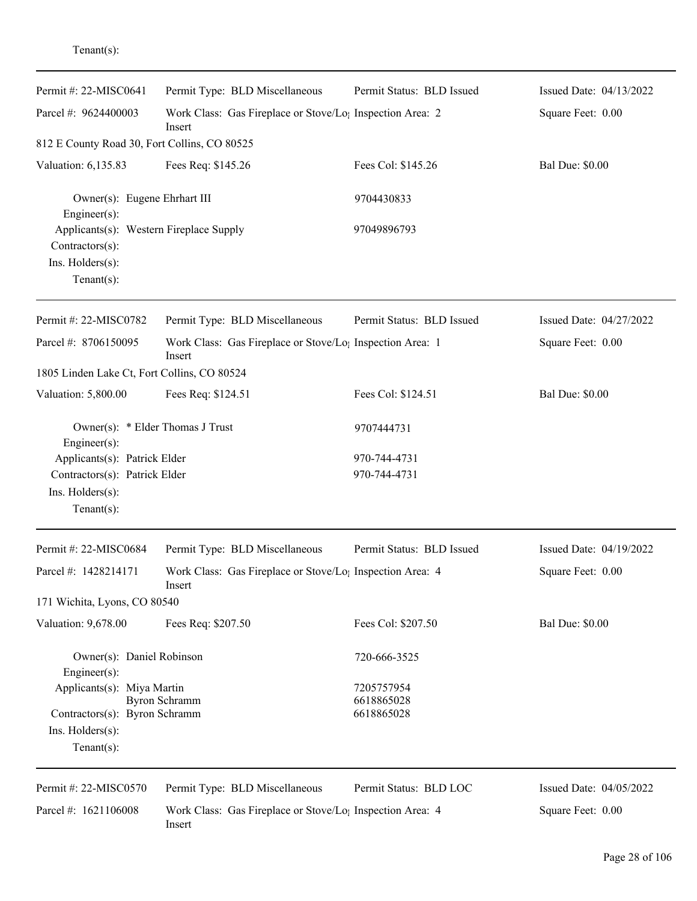Tenant(s):

---

| Permit #: 22-MISC0641 | Permit Type: BLD Miscellaneous | Permit Status: BLD Issued | Issued Date: 04/13/2022 |
|---|---|---|---|
| Parcel #: 9624400003 | Work Class: Gas Fireplace or Stove/Log Insert | Inspection Area: 2 | Square Feet: 0.00 |
| 812 E County Road 30, Fort Collins, CO 80525 | | | |
| Valuation: 6,135.83 | Fees Req: $145.26 | Fees Col: $145.26 | Bal Due: $0.00 |

Owner(s): Eugene Ehrhart III — 9704430833
Engineer(s):
Applicants(s): Western Fireplace Supply — 97049896793
Contractors(s):
Ins. Holders(s):
Tenant(s):

---

| Permit #: 22-MISC0782 | Permit Type: BLD Miscellaneous | Permit Status: BLD Issued | Issued Date: 04/27/2022 |
|---|---|---|---|
| Parcel #: 8706150095 | Work Class: Gas Fireplace or Stove/Log Insert | Inspection Area: 1 | Square Feet: 0.00 |
| 1805 Linden Lake Ct, Fort Collins, CO 80524 | | | |
| Valuation: 5,800.00 | Fees Req: $124.51 | Fees Col: $124.51 | Bal Due: $0.00 |

Owner(s): * Elder Thomas J Trust — 9707444731
Engineer(s):
Applicants(s): Patrick Elder — 970-744-4731
Contractors(s): Patrick Elder — 970-744-4731
Ins. Holders(s):
Tenant(s):

---

| Permit #: 22-MISC0684 | Permit Type: BLD Miscellaneous | Permit Status: BLD Issued | Issued Date: 04/19/2022 |
|---|---|---|---|
| Parcel #: 1428214171 | Work Class: Gas Fireplace or Stove/Log Insert | Inspection Area: 4 | Square Feet: 0.00 |
| 171 Wichita, Lyons, CO 80540 | | | |
| Valuation: 9,678.00 | Fees Req: $207.50 | Fees Col: $207.50 | Bal Due: $0.00 |

Owner(s): Daniel Robinson — 720-666-3525
Engineer(s):
Applicants(s): Miya Martin — 7205757954
Byron Schramm — 6618865028
Contractors(s): Byron Schramm — 6618865028
Ins. Holders(s):
Tenant(s):

---

| Permit #: 22-MISC0570 | Permit Type: BLD Miscellaneous | Permit Status: BLD LOC | Issued Date: 04/05/2022 |
|---|---|---|---|
| Parcel #: 1621106008 | Work Class: Gas Fireplace or Stove/Log Insert | Inspection Area: 4 | Square Feet: 0.00 |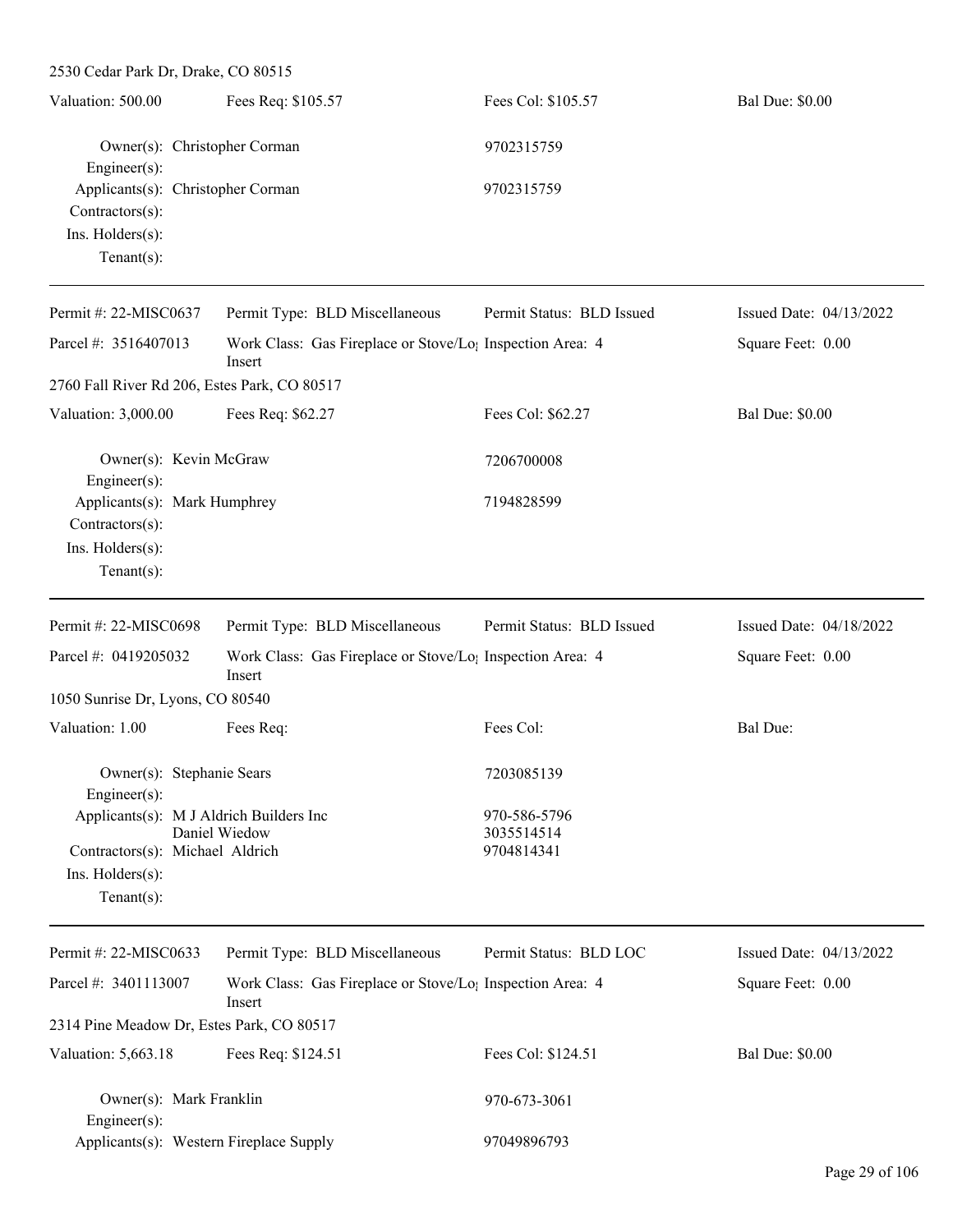2530 Cedar Park Dr, Drake, CO 80515

| Valuation: 500.00 | Fees Req: $105.57 | Fees Col: $105.57 | Bal Due: $0.00 |
|---|---|---|---|

Owner(s): Christopher Corman 9702315759
Engineer(s):
Applicants(s): Christopher Corman 9702315759
Contractors(s):
Ins. Holders(s):
Tenant(s):

---

| Permit #: 22-MISC0637 | Permit Type: BLD Miscellaneous | Permit Status: BLD Issued | Issued Date: 04/13/2022 |
|---|---|---|---|
| Parcel #: 3516407013 | Work Class: Gas Fireplace or Stove/Log Insert | Inspection Area: 4 | Square Feet: 0.00 |

2760 Fall River Rd 206, Estes Park, CO 80517

| Valuation: 3,000.00 | Fees Req: $62.27 | Fees Col: $62.27 | Bal Due: $0.00 |
|---|---|---|---|

Owner(s): Kevin McGraw 7206700008
Engineer(s):
Applicants(s): Mark Humphrey 7194828599
Contractors(s):
Ins. Holders(s):
Tenant(s):

---

| Permit #: 22-MISC0698 | Permit Type: BLD Miscellaneous | Permit Status: BLD Issued | Issued Date: 04/18/2022 |
|---|---|---|---|
| Parcel #: 0419205032 | Work Class: Gas Fireplace or Stove/Log Insert | Inspection Area: 4 | Square Feet: 0.00 |

1050 Sunrise Dr, Lyons, CO 80540

| Valuation: 1.00 | Fees Req: | Fees Col: | Bal Due: |
|---|---|---|---|

Owner(s): Stephanie Sears 7203085139
Engineer(s):
Applicants(s): M J Aldrich Builders Inc 970-586-5796
Daniel Wiedow 3035514514
Contractors(s): Michael Aldrich 9704814341
Ins. Holders(s):
Tenant(s):

---

| Permit #: 22-MISC0633 | Permit Type: BLD Miscellaneous | Permit Status: BLD LOC | Issued Date: 04/13/2022 |
|---|---|---|---|
| Parcel #: 3401113007 | Work Class: Gas Fireplace or Stove/Log Insert | Inspection Area: 4 | Square Feet: 0.00 |

2314 Pine Meadow Dr, Estes Park, CO 80517

| Valuation: 5,663.18 | Fees Req: $124.51 | Fees Col: $124.51 | Bal Due: $0.00 |
|---|---|---|---|

Owner(s): Mark Franklin 970-673-3061
Engineer(s):
Applicants(s): Western Fireplace Supply 97049896793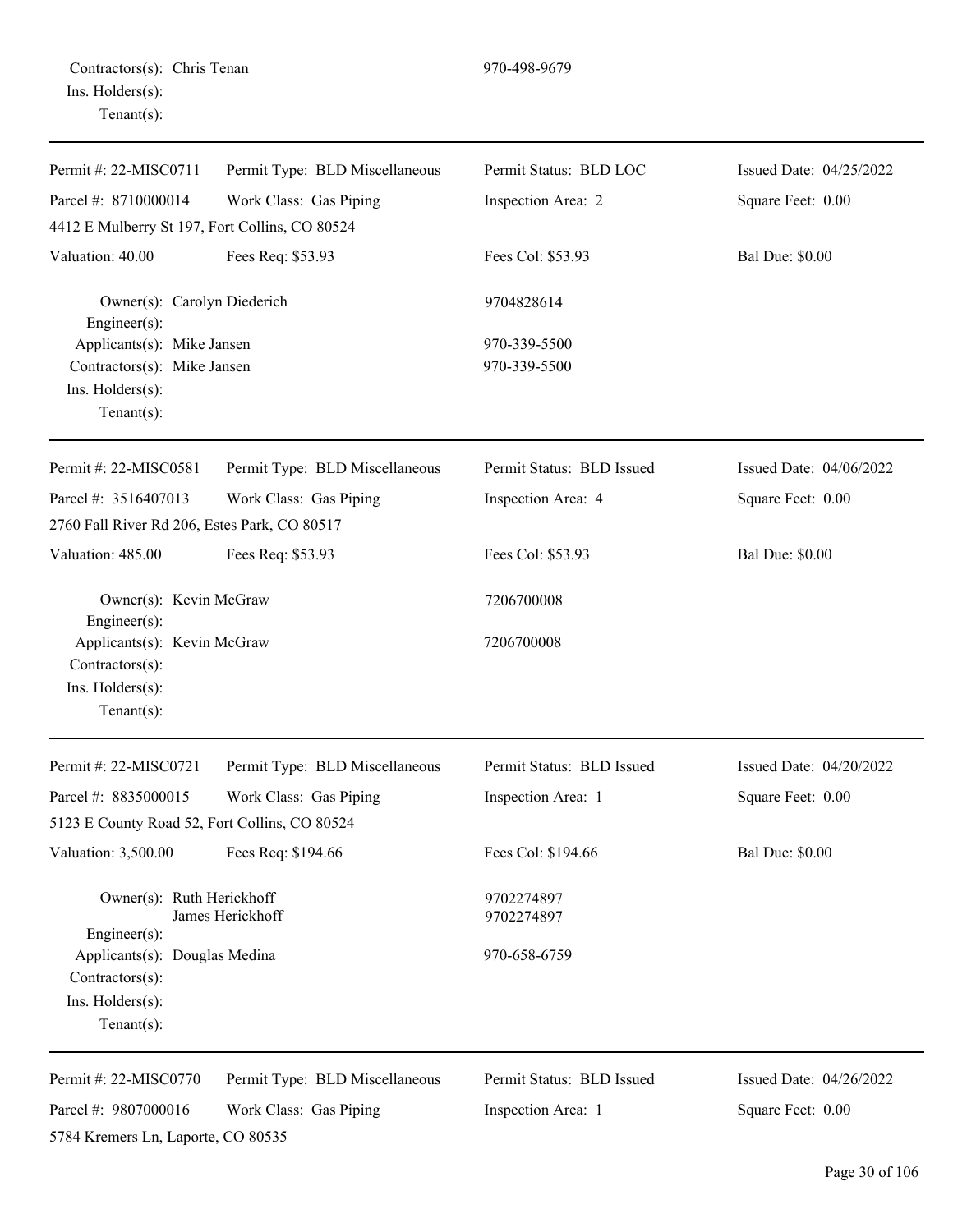Contractors(s): Chris Tenan 970-498-9679
Ins. Holders(s):
Tenant(s):

---

| Permit #: 22-MISC0711 | Permit Type: BLD Miscellaneous | Permit Status: BLD LOC | Issued Date: 04/25/2022 |
|---|---|---|---|
| Parcel #: 8710000014 | Work Class: Gas Piping | Inspection Area: 2 | Square Feet: 0.00 |
| 4412 E Mulberry St 197, Fort Collins, CO 80524 | | | |
| Valuation: 40.00 | Fees Req: $53.93 | Fees Col: $53.93 | Bal Due: $0.00 |

Owner(s): Carolyn Diederich 9704828614
Engineer(s):
Applicants(s): Mike Jansen 970-339-5500
Contractors(s): Mike Jansen 970-339-5500
Ins. Holders(s):
Tenant(s):

---

| Permit #: 22-MISC0581 | Permit Type: BLD Miscellaneous | Permit Status: BLD Issued | Issued Date: 04/06/2022 |
|---|---|---|---|
| Parcel #: 3516407013 | Work Class: Gas Piping | Inspection Area: 4 | Square Feet: 0.00 |
| 2760 Fall River Rd 206, Estes Park, CO 80517 | | | |
| Valuation: 485.00 | Fees Req: $53.93 | Fees Col: $53.93 | Bal Due: $0.00 |

Owner(s): Kevin McGraw 7206700008
Engineer(s):
Applicants(s): Kevin McGraw 7206700008
Contractors(s):
Ins. Holders(s):
Tenant(s):

---

| Permit #: 22-MISC0721 | Permit Type: BLD Miscellaneous | Permit Status: BLD Issued | Issued Date: 04/20/2022 |
|---|---|---|---|
| Parcel #: 8835000015 | Work Class: Gas Piping | Inspection Area: 1 | Square Feet: 0.00 |
| 5123 E County Road 52, Fort Collins, CO 80524 | | | |
| Valuation: 3,500.00 | Fees Req: $194.66 | Fees Col: $194.66 | Bal Due: $0.00 |

Owner(s): Ruth Herickhoff 9702274897
James Herickhoff 9702274897
Engineer(s):
Applicants(s): Douglas Medina 970-658-6759
Contractors(s):
Ins. Holders(s):
Tenant(s):

---

| Permit #: 22-MISC0770 | Permit Type: BLD Miscellaneous | Permit Status: BLD Issued | Issued Date: 04/26/2022 |
|---|---|---|---|
| Parcel #: 9807000016 | Work Class: Gas Piping | Inspection Area: 1 | Square Feet: 0.00 |
| 5784 Kremers Ln, Laporte, CO 80535 | | | |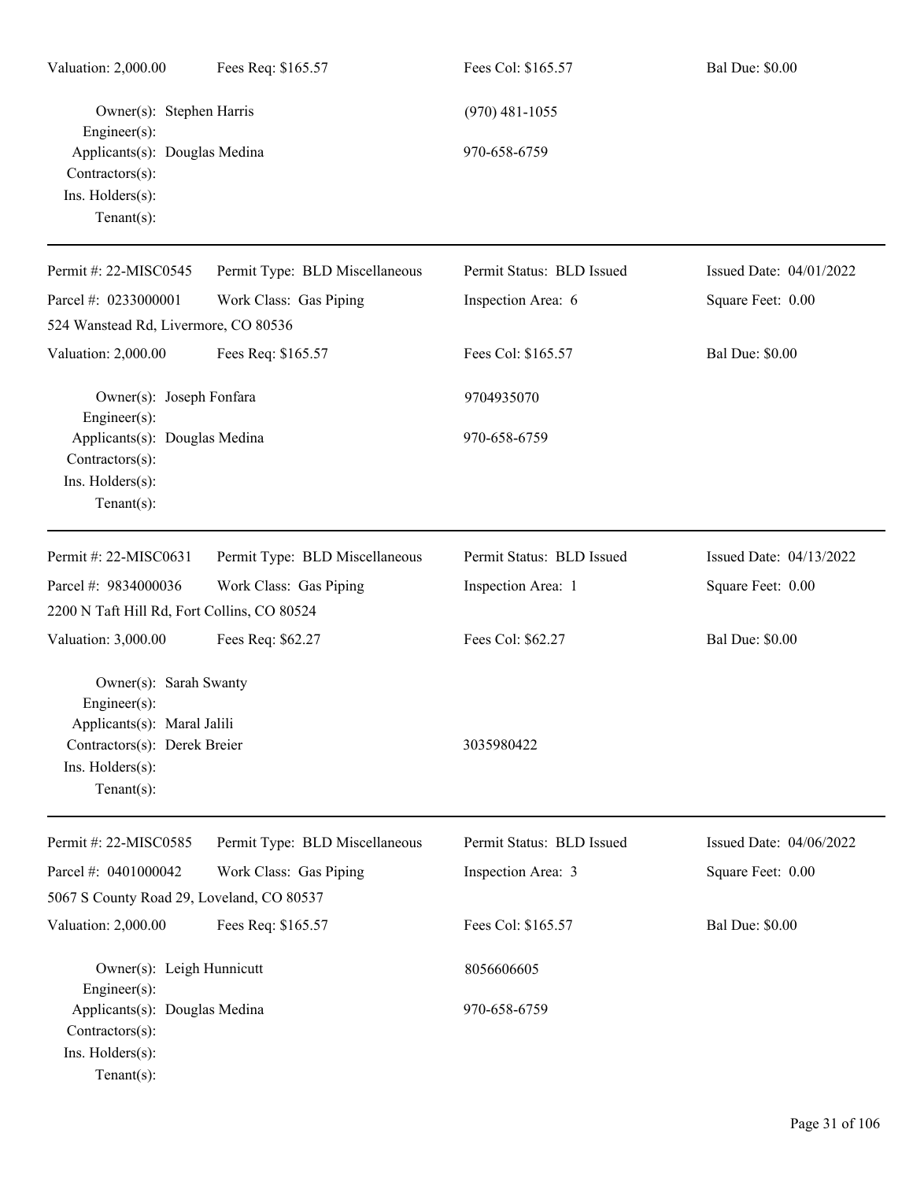Valuation: 2,000.00 | Fees Req: $165.57 | Fees Col: $165.57 | Bal Due: $0.00

Owner(s): Stephen Harris (970) 481-1055
Engineer(s):
Applicants(s): Douglas Medina 970-658-6759
Contractors(s):
Ins. Holders(s):
Tenant(s):

---

| Permit #: 22-MISC0545 | Permit Type: BLD Miscellaneous | Permit Status: BLD Issued | Issued Date: 04/01/2022 |
|---|---|---|---|
| Parcel #: 0233000001 | Work Class: Gas Piping | Inspection Area: 6 | Square Feet: 0.00 |
| 524 Wanstead Rd, Livermore, CO 80536 | | | |
| Valuation: 2,000.00 | Fees Req: $165.57 | Fees Col: $165.57 | Bal Due: $0.00 |

Owner(s): Joseph Fonfara 9704935070
Engineer(s):
Applicants(s): Douglas Medina 970-658-6759
Contractors(s):
Ins. Holders(s):
Tenant(s):

---

| Permit #: 22-MISC0631 | Permit Type: BLD Miscellaneous | Permit Status: BLD Issued | Issued Date: 04/13/2022 |
|---|---|---|---|
| Parcel #: 9834000036 | Work Class: Gas Piping | Inspection Area: 1 | Square Feet: 0.00 |
| 2200 N Taft Hill Rd, Fort Collins, CO 80524 | | | |
| Valuation: 3,000.00 | Fees Req: $62.27 | Fees Col: $62.27 | Bal Due: $0.00 |

Owner(s): Sarah Swanty
Engineer(s):
Applicants(s): Maral Jalili
Contractors(s): Derek Breier 3035980422
Ins. Holders(s):
Tenant(s):

---

| Permit #: 22-MISC0585 | Permit Type: BLD Miscellaneous | Permit Status: BLD Issued | Issued Date: 04/06/2022 |
|---|---|---|---|
| Parcel #: 0401000042 | Work Class: Gas Piping | Inspection Area: 3 | Square Feet: 0.00 |
| 5067 S County Road 29, Loveland, CO 80537 | | | |
| Valuation: 2,000.00 | Fees Req: $165.57 | Fees Col: $165.57 | Bal Due: $0.00 |

Owner(s): Leigh Hunnicutt 8056606605
Engineer(s):
Applicants(s): Douglas Medina 970-658-6759
Contractors(s):
Ins. Holders(s):
Tenant(s):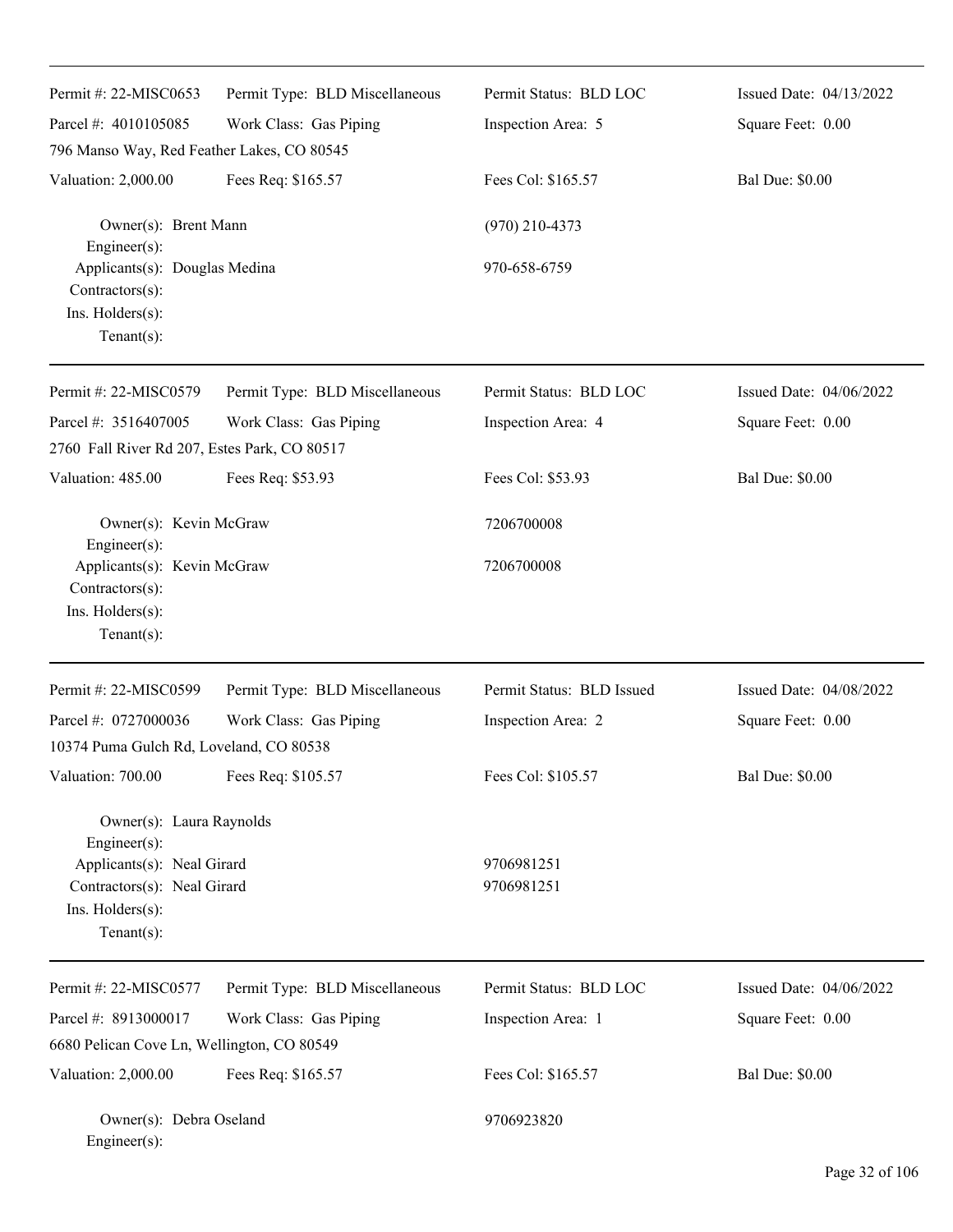| Permit #: 22-MISC0653 | Permit Type: BLD Miscellaneous | Permit Status: BLD LOC | Issued Date: 04/13/2022 |
|---|---|---|---|
| Parcel #: 4010105085 | Work Class: Gas Piping | Inspection Area: 5 | Square Feet: 0.00 |
| 796 Manso Way, Red Feather Lakes, CO 80545 | | | |
| Valuation: 2,000.00 | Fees Req: $165.57 | Fees Col: $165.57 | Bal Due: $0.00 |

Owner(s): Brent Mann — (970) 210-4373
Engineer(s):
Applicants(s): Douglas Medina — 970-658-6759
Contractors(s):
Ins. Holders(s):
Tenant(s):

---

| Permit #: 22-MISC0579 | Permit Type: BLD Miscellaneous | Permit Status: BLD LOC | Issued Date: 04/06/2022 |
|---|---|---|---|
| Parcel #: 3516407005 | Work Class: Gas Piping | Inspection Area: 4 | Square Feet: 0.00 |
| 2760 Fall River Rd 207, Estes Park, CO 80517 | | | |
| Valuation: 485.00 | Fees Req: $53.93 | Fees Col: $53.93 | Bal Due: $0.00 |

Owner(s): Kevin McGraw — 7206700008
Engineer(s):
Applicants(s): Kevin McGraw — 7206700008
Contractors(s):
Ins. Holders(s):
Tenant(s):

---

| Permit #: 22-MISC0599 | Permit Type: BLD Miscellaneous | Permit Status: BLD Issued | Issued Date: 04/08/2022 |
|---|---|---|---|
| Parcel #: 0727000036 | Work Class: Gas Piping | Inspection Area: 2 | Square Feet: 0.00 |
| 10374 Puma Gulch Rd, Loveland, CO 80538 | | | |
| Valuation: 700.00 | Fees Req: $105.57 | Fees Col: $105.57 | Bal Due: $0.00 |

Owner(s): Laura Raynolds
Engineer(s):
Applicants(s): Neal Girard — 9706981251
Contractors(s): Neal Girard — 9706981251
Ins. Holders(s):
Tenant(s):

---

| Permit #: 22-MISC0577 | Permit Type: BLD Miscellaneous | Permit Status: BLD LOC | Issued Date: 04/06/2022 |
|---|---|---|---|
| Parcel #: 8913000017 | Work Class: Gas Piping | Inspection Area: 1 | Square Feet: 0.00 |
| 6680 Pelican Cove Ln, Wellington, CO 80549 | | | |
| Valuation: 2,000.00 | Fees Req: $165.57 | Fees Col: $165.57 | Bal Due: $0.00 |

Owner(s): Debra Oseland — 9706923820
Engineer(s):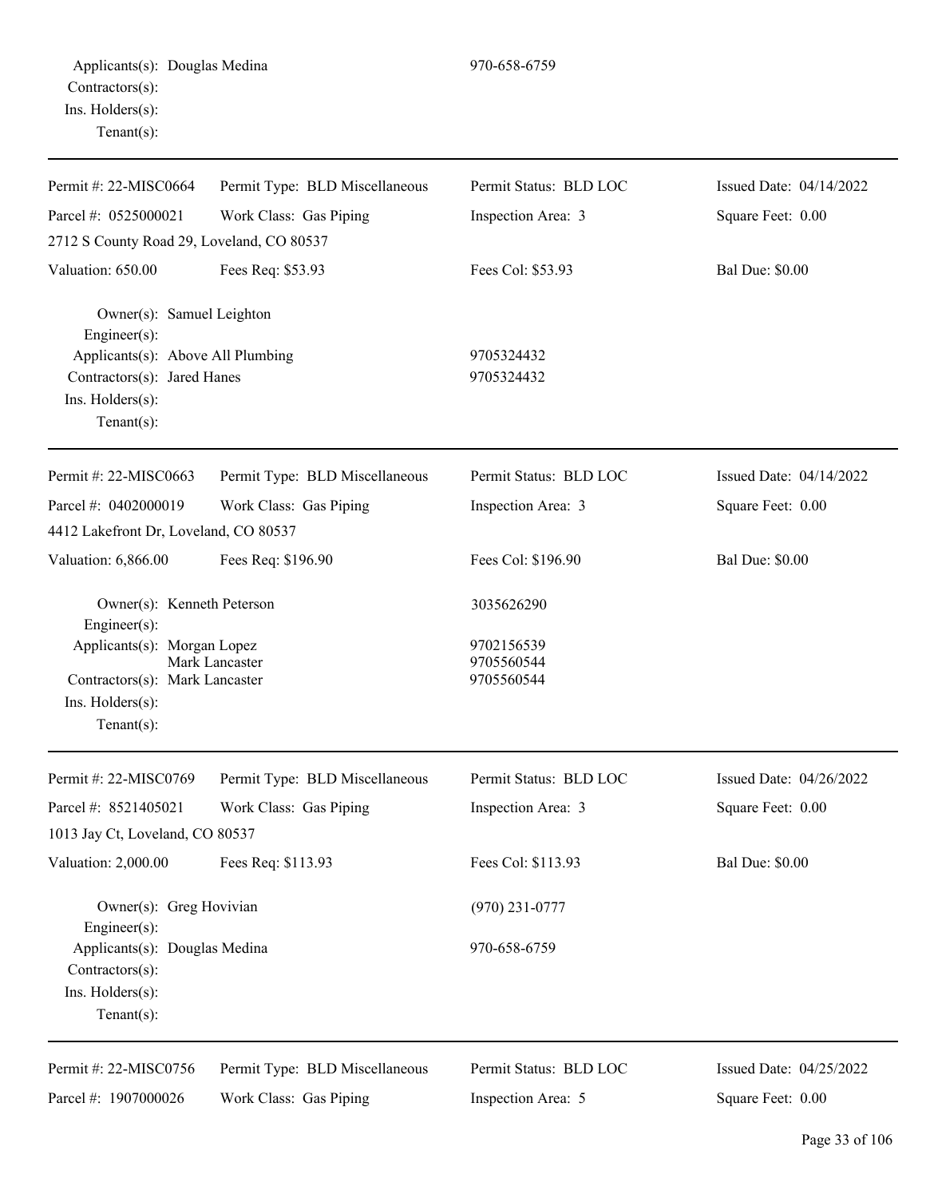Applicants(s): Douglas Medina 970-658-6759
Contractors(s):
Ins. Holders(s):
Tenant(s):

---

| Permit #: 22-MISC0664 | Permit Type: BLD Miscellaneous | Permit Status: BLD LOC | Issued Date: 04/14/2022 |
|---|---|---|---|
| Parcel #: 0525000021 | Work Class: Gas Piping | Inspection Area: 3 | Square Feet: 0.00 |
| 2712 S County Road 29, Loveland, CO 80537 | | | |
| Valuation: 650.00 | Fees Req: $53.93 | Fees Col: $53.93 | Bal Due: $0.00 |

Owner(s): Samuel Leighton
Engineer(s):
Applicants(s): Above All Plumbing 9705324432
Contractors(s): Jared Hanes 9705324432
Ins. Holders(s):
Tenant(s):

---

| Permit #: 22-MISC0663 | Permit Type: BLD Miscellaneous | Permit Status: BLD LOC | Issued Date: 04/14/2022 |
|---|---|---|---|
| Parcel #: 0402000019 | Work Class: Gas Piping | Inspection Area: 3 | Square Feet: 0.00 |
| 4412 Lakefront Dr, Loveland, CO 80537 | | | |
| Valuation: 6,866.00 | Fees Req: $196.90 | Fees Col: $196.90 | Bal Due: $0.00 |

Owner(s): Kenneth Peterson 3035626290
Engineer(s):
Applicants(s): Morgan Lopez 9702156539
Mark Lancaster 9705560544
Contractors(s): Mark Lancaster 9705560544
Ins. Holders(s):
Tenant(s):

---

| Permit #: 22-MISC0769 | Permit Type: BLD Miscellaneous | Permit Status: BLD LOC | Issued Date: 04/26/2022 |
|---|---|---|---|
| Parcel #: 8521405021 | Work Class: Gas Piping | Inspection Area: 3 | Square Feet: 0.00 |
| 1013 Jay Ct, Loveland, CO 80537 | | | |
| Valuation: 2,000.00 | Fees Req: $113.93 | Fees Col: $113.93 | Bal Due: $0.00 |

Owner(s): Greg Hovivian (970) 231-0777
Engineer(s):
Applicants(s): Douglas Medina 970-658-6759
Contractors(s):
Ins. Holders(s):
Tenant(s):

---

| Permit #: 22-MISC0756 | Permit Type: BLD Miscellaneous | Permit Status: BLD LOC | Issued Date: 04/25/2022 |
|---|---|---|---|
| Parcel #: 1907000026 | Work Class: Gas Piping | Inspection Area: 5 | Square Feet: 0.00 |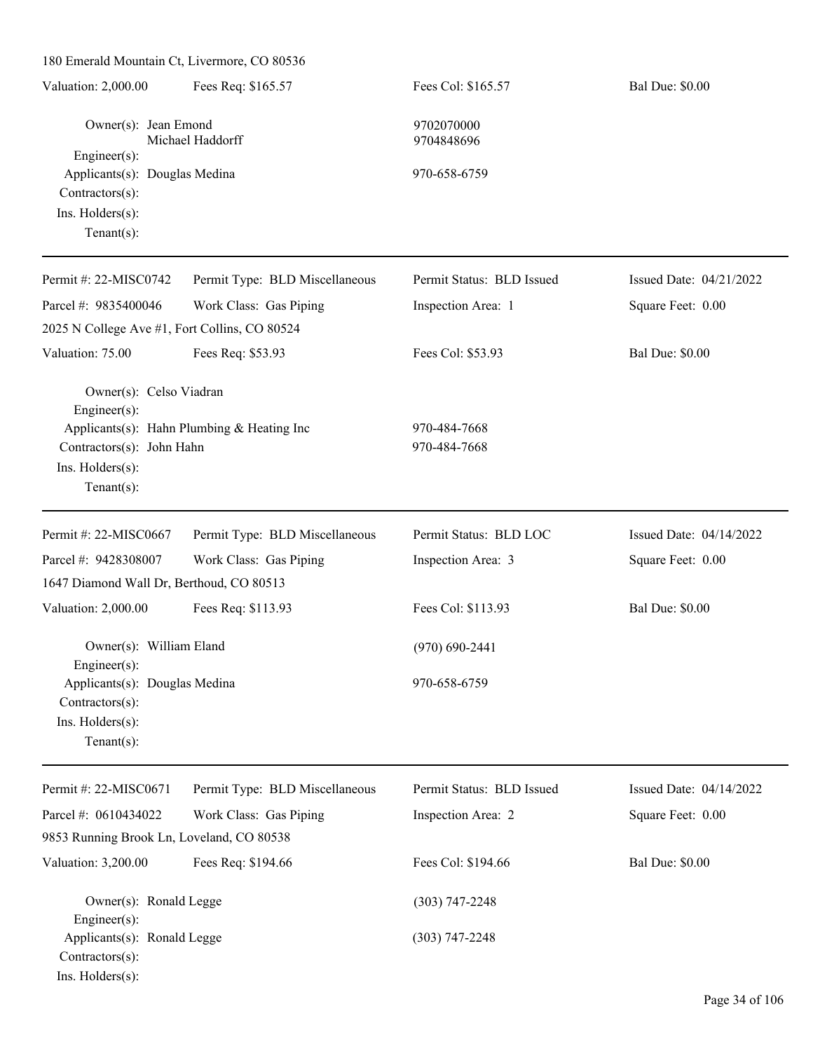180 Emerald Mountain Ct, Livermore, CO 80536

| Valuation: 2,000.00 | Fees Req: $165.57 | Fees Col: $165.57 | Bal Due: $0.00 |
|---|---|---|---|

Owner(s): Jean Emond — 9702070000
Michael Haddorff — 9704848696
Engineer(s):
Applicants(s): Douglas Medina — 970-658-6759
Contractors(s):
Ins. Holders(s):
Tenant(s):

---

| Permit #: 22-MISC0742 | Permit Type: BLD Miscellaneous | Permit Status: BLD Issued | Issued Date: 04/21/2022 |
|---|---|---|---|
| Parcel #: 9835400046 | Work Class: Gas Piping | Inspection Area: 1 | Square Feet: 0.00 |

2025 N College Ave #1, Fort Collins, CO 80524

| Valuation: 75.00 | Fees Req: $53.93 | Fees Col: $53.93 | Bal Due: $0.00 |
|---|---|---|---|

Owner(s): Celso Viadran
Engineer(s):
Applicants(s): Hahn Plumbing & Heating Inc — 970-484-7668
Contractors(s): John Hahn — 970-484-7668
Ins. Holders(s):
Tenant(s):

---

| Permit #: 22-MISC0667 | Permit Type: BLD Miscellaneous | Permit Status: BLD LOC | Issued Date: 04/14/2022 |
|---|---|---|---|
| Parcel #: 9428308007 | Work Class: Gas Piping | Inspection Area: 3 | Square Feet: 0.00 |

1647 Diamond Wall Dr, Berthoud, CO 80513

| Valuation: 2,000.00 | Fees Req: $113.93 | Fees Col: $113.93 | Bal Due: $0.00 |
|---|---|---|---|

Owner(s): William Eland — (970) 690-2441
Engineer(s):
Applicants(s): Douglas Medina — 970-658-6759
Contractors(s):
Ins. Holders(s):
Tenant(s):

---

| Permit #: 22-MISC0671 | Permit Type: BLD Miscellaneous | Permit Status: BLD Issued | Issued Date: 04/14/2022 |
|---|---|---|---|
| Parcel #: 0610434022 | Work Class: Gas Piping | Inspection Area: 2 | Square Feet: 0.00 |

9853 Running Brook Ln, Loveland, CO 80538

| Valuation: 3,200.00 | Fees Req: $194.66 | Fees Col: $194.66 | Bal Due: $0.00 |
|---|---|---|---|

Owner(s): Ronald Legge — (303) 747-2248
Engineer(s):
Applicants(s): Ronald Legge — (303) 747-2248
Contractors(s):
Ins. Holders(s):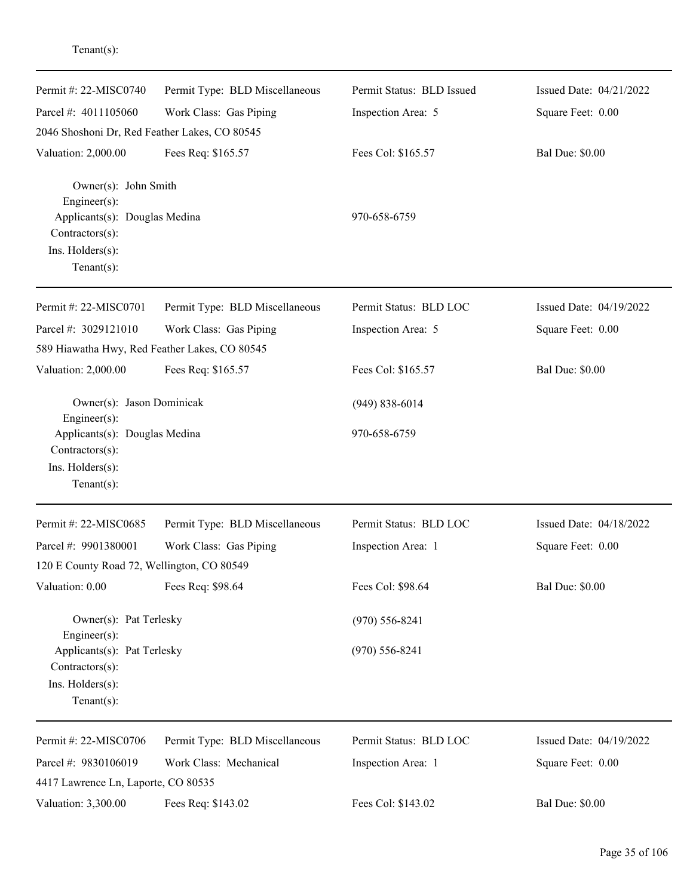Tenant(s):

---

| Permit #: 22-MISC0740 | Permit Type: BLD Miscellaneous | Permit Status: BLD Issued | Issued Date: 04/21/2022 |
|---|---|---|---|
| Parcel #: 4011105060 | Work Class: Gas Piping | Inspection Area: 5 | Square Feet: 0.00 |
| 2046 Shoshoni Dr, Red Feather Lakes, CO 80545 | | | |
| Valuation: 2,000.00 | Fees Req: $165.57 | Fees Col: $165.57 | Bal Due: $0.00 |

Owner(s): John Smith
Engineer(s):
Applicants(s): Douglas Medina — 970-658-6759
Contractors(s):
Ins. Holders(s):
Tenant(s):

---

| Permit #: 22-MISC0701 | Permit Type: BLD Miscellaneous | Permit Status: BLD LOC | Issued Date: 04/19/2022 |
|---|---|---|---|
| Parcel #: 3029121010 | Work Class: Gas Piping | Inspection Area: 5 | Square Feet: 0.00 |
| 589 Hiawatha Hwy, Red Feather Lakes, CO 80545 | | | |
| Valuation: 2,000.00 | Fees Req: $165.57 | Fees Col: $165.57 | Bal Due: $0.00 |

Owner(s): Jason Dominicak — (949) 838-6014
Engineer(s):
Applicants(s): Douglas Medina — 970-658-6759
Contractors(s):
Ins. Holders(s):
Tenant(s):

---

| Permit #: 22-MISC0685 | Permit Type: BLD Miscellaneous | Permit Status: BLD LOC | Issued Date: 04/18/2022 |
|---|---|---|---|
| Parcel #: 9901380001 | Work Class: Gas Piping | Inspection Area: 1 | Square Feet: 0.00 |
| 120 E County Road 72, Wellington, CO 80549 | | | |
| Valuation: 0.00 | Fees Req: $98.64 | Fees Col: $98.64 | Bal Due: $0.00 |

Owner(s): Pat Terlesky — (970) 556-8241
Engineer(s):
Applicants(s): Pat Terlesky — (970) 556-8241
Contractors(s):
Ins. Holders(s):
Tenant(s):

---

| Permit #: 22-MISC0706 | Permit Type: BLD Miscellaneous | Permit Status: BLD LOC | Issued Date: 04/19/2022 |
|---|---|---|---|
| Parcel #: 9830106019 | Work Class: Mechanical | Inspection Area: 1 | Square Feet: 0.00 |
| 4417 Lawrence Ln, Laporte, CO 80535 | | | |
| Valuation: 3,300.00 | Fees Req: $143.02 | Fees Col: $143.02 | Bal Due: $0.00 |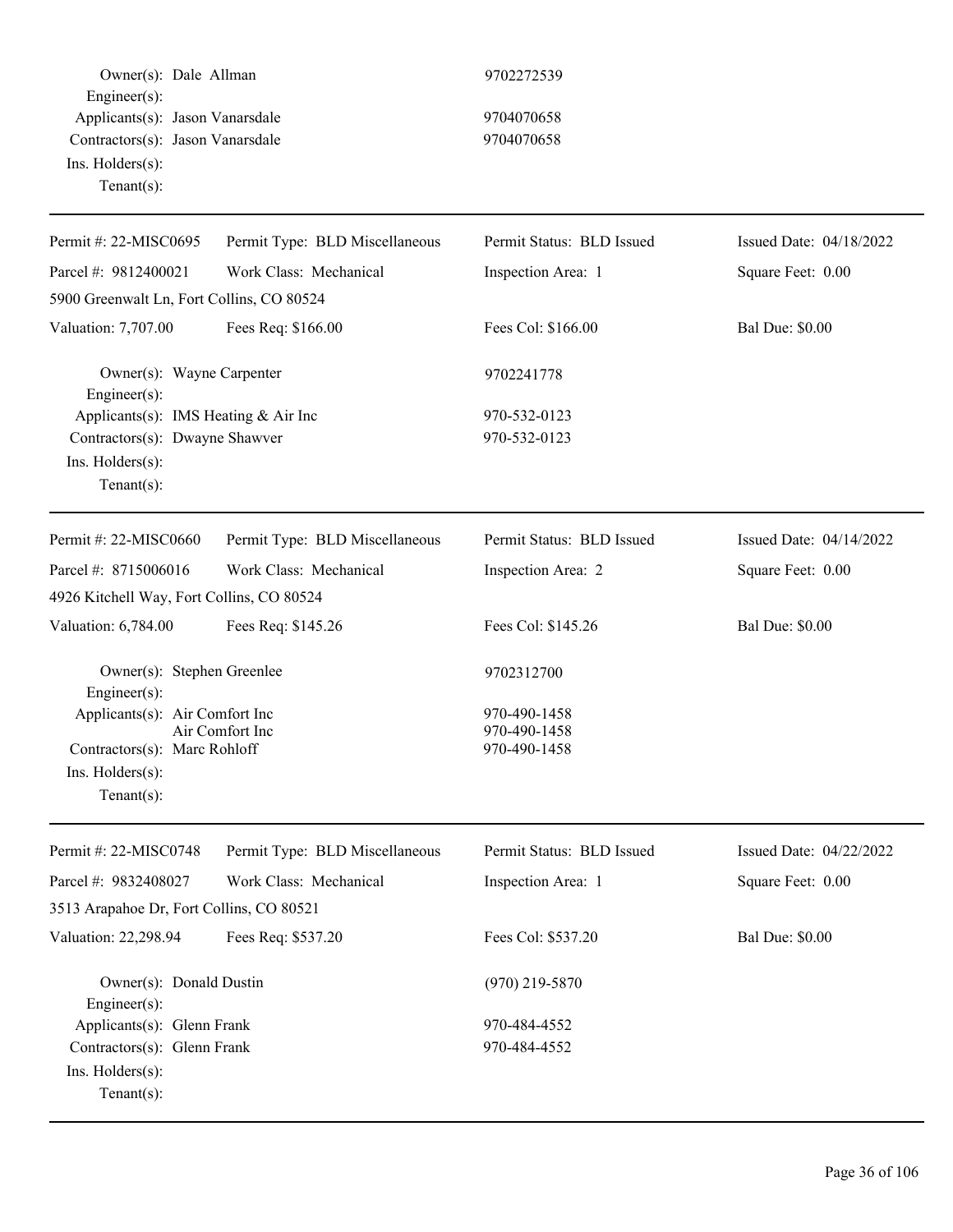Owner(s): Dale Allman 9702272539
Engineer(s):
Applicants(s): Jason Vanarsdale 9704070658
Contractors(s): Jason Vanarsdale 9704070658
Ins. Holders(s):
Tenant(s):

---

| Permit #: 22-MISC0695 | Permit Type: BLD Miscellaneous | Permit Status: BLD Issued | Issued Date: 04/18/2022 |
|---|---|---|---|
| Parcel #: 9812400021 | Work Class: Mechanical | Inspection Area: 1 | Square Feet: 0.00 |
| 5900 Greenwalt Ln, Fort Collins, CO 80524 | | | |
| Valuation: 7,707.00 | Fees Req: $166.00 | Fees Col: $166.00 | Bal Due: $0.00 |

Owner(s): Wayne Carpenter 9702241778
Engineer(s):
Applicants(s): IMS Heating & Air Inc 970-532-0123
Contractors(s): Dwayne Shawver 970-532-0123
Ins. Holders(s):
Tenant(s):

---

| Permit #: 22-MISC0660 | Permit Type: BLD Miscellaneous | Permit Status: BLD Issued | Issued Date: 04/14/2022 |
|---|---|---|---|
| Parcel #: 8715006016 | Work Class: Mechanical | Inspection Area: 2 | Square Feet: 0.00 |
| 4926 Kitchell Way, Fort Collins, CO 80524 | | | |
| Valuation: 6,784.00 | Fees Req: $145.26 | Fees Col: $145.26 | Bal Due: $0.00 |

Owner(s): Stephen Greenlee 9702312700
Engineer(s):
Applicants(s): Air Comfort Inc 970-490-1458
Air Comfort Inc 970-490-1458
Contractors(s): Marc Rohloff 970-490-1458
Ins. Holders(s):
Tenant(s):

---

| Permit #: 22-MISC0748 | Permit Type: BLD Miscellaneous | Permit Status: BLD Issued | Issued Date: 04/22/2022 |
|---|---|---|---|
| Parcel #: 9832408027 | Work Class: Mechanical | Inspection Area: 1 | Square Feet: 0.00 |
| 3513 Arapahoe Dr, Fort Collins, CO 80521 | | | |
| Valuation: 22,298.94 | Fees Req: $537.20 | Fees Col: $537.20 | Bal Due: $0.00 |

Owner(s): Donald Dustin (970) 219-5870
Engineer(s):
Applicants(s): Glenn Frank 970-484-4552
Contractors(s): Glenn Frank 970-484-4552
Ins. Holders(s):
Tenant(s):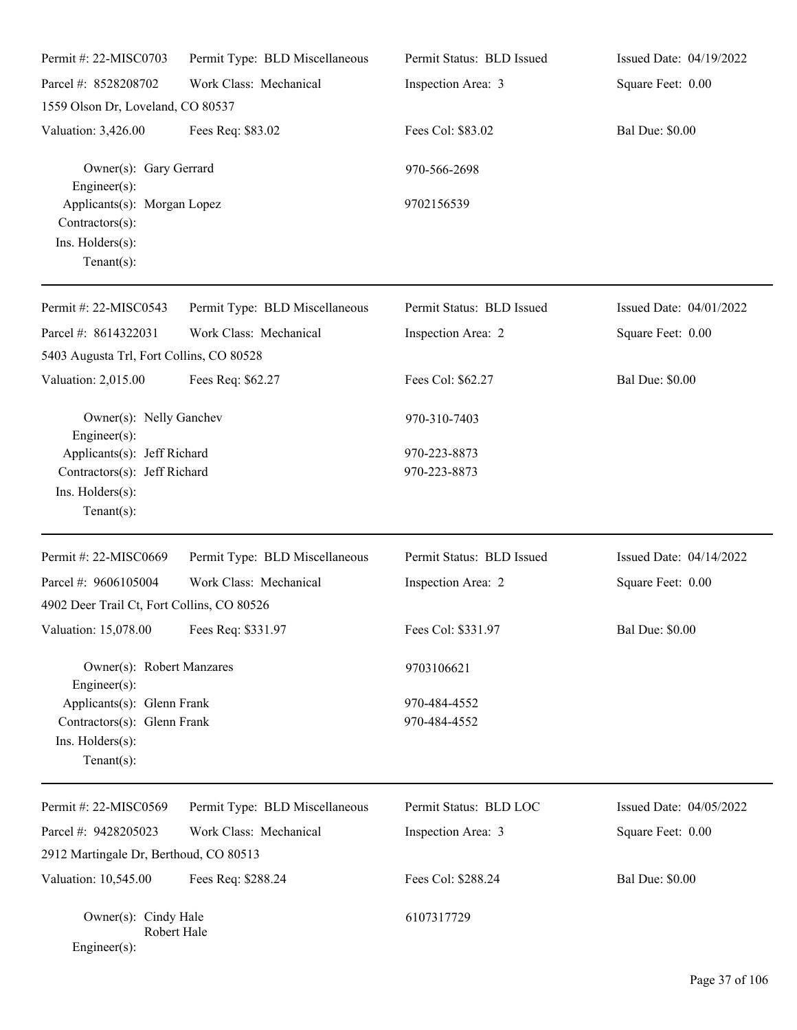| | | | |
|---|---|---|---|
| Permit #: 22-MISC0703 | Permit Type: BLD Miscellaneous | Permit Status: BLD Issued | Issued Date: 04/19/2022 |
| Parcel #: 8528208702 | Work Class: Mechanical | Inspection Area: 3 | Square Feet: 0.00 |
| 1559 Olson Dr, Loveland, CO 80537 | | | |
| Valuation: 3,426.00 | Fees Req: $83.02 | Fees Col: $83.02 | Bal Due: $0.00 |

Owner(s): Gary Gerrard — 970-566-2698
Engineer(s):
Applicants(s): Morgan Lopez — 9702156539
Contractors(s):
Ins. Holders(s):
Tenant(s):

---

| | | | |
|---|---|---|---|
| Permit #: 22-MISC0543 | Permit Type: BLD Miscellaneous | Permit Status: BLD Issued | Issued Date: 04/01/2022 |
| Parcel #: 8614322031 | Work Class: Mechanical | Inspection Area: 2 | Square Feet: 0.00 |
| 5403 Augusta Trl, Fort Collins, CO 80528 | | | |
| Valuation: 2,015.00 | Fees Req: $62.27 | Fees Col: $62.27 | Bal Due: $0.00 |

Owner(s): Nelly Ganchev — 970-310-7403
Engineer(s):
Applicants(s): Jeff Richard — 970-223-8873
Contractors(s): Jeff Richard — 970-223-8873
Ins. Holders(s):
Tenant(s):

---

| | | | |
|---|---|---|---|
| Permit #: 22-MISC0669 | Permit Type: BLD Miscellaneous | Permit Status: BLD Issued | Issued Date: 04/14/2022 |
| Parcel #: 9606105004 | Work Class: Mechanical | Inspection Area: 2 | Square Feet: 0.00 |
| 4902 Deer Trail Ct, Fort Collins, CO 80526 | | | |
| Valuation: 15,078.00 | Fees Req: $331.97 | Fees Col: $331.97 | Bal Due: $0.00 |

Owner(s): Robert Manzares — 9703106621
Engineer(s):
Applicants(s): Glenn Frank — 970-484-4552
Contractors(s): Glenn Frank — 970-484-4552
Ins. Holders(s):
Tenant(s):

---

| | | | |
|---|---|---|---|
| Permit #: 22-MISC0569 | Permit Type: BLD Miscellaneous | Permit Status: BLD LOC | Issued Date: 04/05/2022 |
| Parcel #: 9428205023 | Work Class: Mechanical | Inspection Area: 3 | Square Feet: 0.00 |
| 2912 Martingale Dr, Berthoud, CO 80513 | | | |
| Valuation: 10,545.00 | Fees Req: $288.24 | Fees Col: $288.24 | Bal Due: $0.00 |

Owner(s): Cindy Hale — 6107317729
Robert Hale
Engineer(s):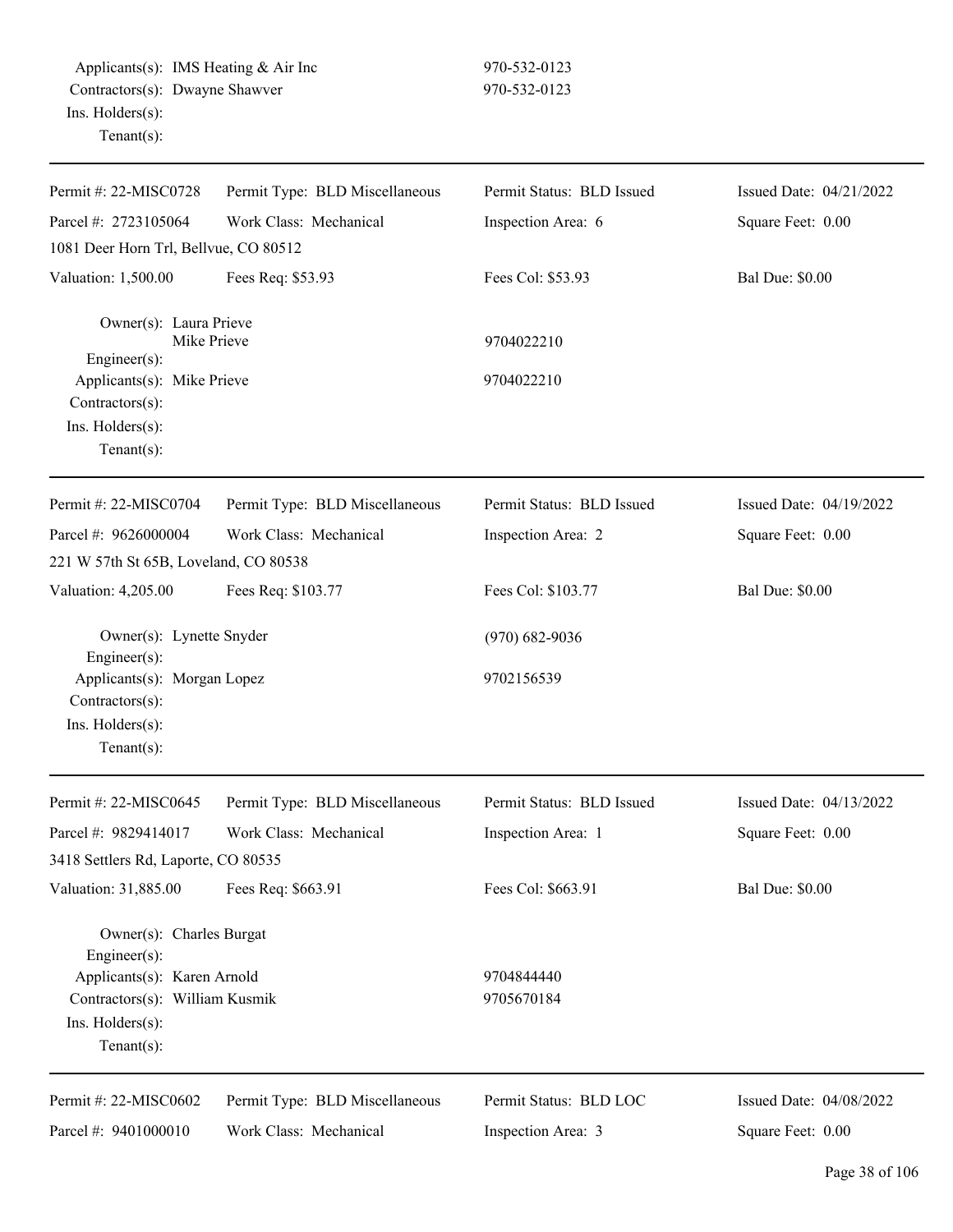Applicants(s): IMS Heating & Air Inc 970-532-0123
Contractors(s): Dwayne Shawver 970-532-0123
Ins. Holders(s):
Tenant(s):

---

| Permit #: 22-MISC0728 | Permit Type: BLD Miscellaneous | Permit Status: BLD Issued | Issued Date: 04/21/2022 |
|---|---|---|---|
| Parcel #: 2723105064 | Work Class: Mechanical | Inspection Area: 6 | Square Feet: 0.00 |
| 1081 Deer Horn Trl, Bellvue, CO 80512 | | | |
| Valuation: 1,500.00 | Fees Req: $53.93 | Fees Col: $53.93 | Bal Due: $0.00 |

Owner(s): Laura Prieve
Mike Prieve 9704022210
Engineer(s):
Applicants(s): Mike Prieve 9704022210
Contractors(s):
Ins. Holders(s):
Tenant(s):

---

| Permit #: 22-MISC0704 | Permit Type: BLD Miscellaneous | Permit Status: BLD Issued | Issued Date: 04/19/2022 |
|---|---|---|---|
| Parcel #: 9626000004 | Work Class: Mechanical | Inspection Area: 2 | Square Feet: 0.00 |
| 221 W 57th St 65B, Loveland, CO 80538 | | | |
| Valuation: 4,205.00 | Fees Req: $103.77 | Fees Col: $103.77 | Bal Due: $0.00 |

Owner(s): Lynette Snyder (970) 682-9036
Engineer(s):
Applicants(s): Morgan Lopez 9702156539
Contractors(s):
Ins. Holders(s):
Tenant(s):

---

| Permit #: 22-MISC0645 | Permit Type: BLD Miscellaneous | Permit Status: BLD Issued | Issued Date: 04/13/2022 |
|---|---|---|---|
| Parcel #: 9829414017 | Work Class: Mechanical | Inspection Area: 1 | Square Feet: 0.00 |
| 3418 Settlers Rd, Laporte, CO 80535 | | | |
| Valuation: 31,885.00 | Fees Req: $663.91 | Fees Col: $663.91 | Bal Due: $0.00 |

Owner(s): Charles Burgat
Engineer(s):
Applicants(s): Karen Arnold 9704844440
Contractors(s): William Kusmik 9705670184
Ins. Holders(s):
Tenant(s):

---

| Permit #: 22-MISC0602 | Permit Type: BLD Miscellaneous | Permit Status: BLD LOC | Issued Date: 04/08/2022 |
|---|---|---|---|
| Parcel #: 9401000010 | Work Class: Mechanical | Inspection Area: 3 | Square Feet: 0.00 |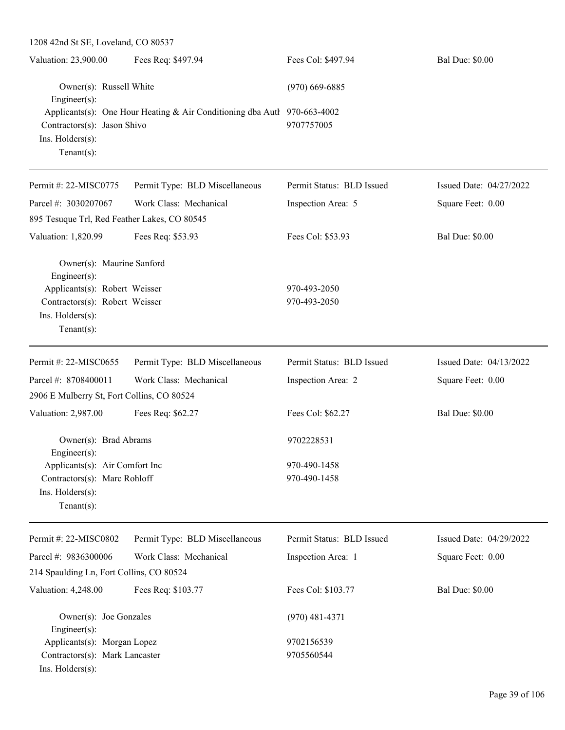1208 42nd St SE, Loveland, CO 80537

| Valuation: 23,900.00 | Fees Req: $497.94 | Fees Col: $497.94 | Bal Due: $0.00 |
|---|---|---|---|

Owner(s): Russell White (970) 669-6885
Engineer(s):
Applicants(s): One Hour Heating & Air Conditioning dba Auth 970-663-4002
Contractors(s): Jason Shivo 9707757005
Ins. Holders(s):
Tenant(s):

---

| Permit #: 22-MISC0775 | Permit Type: BLD Miscellaneous | Permit Status: BLD Issued | Issued Date: 04/27/2022 |
|---|---|---|---|
| Parcel #: 3030207067 | Work Class: Mechanical | Inspection Area: 5 | Square Feet: 0.00 |
| 895 Tesuque Trl, Red Feather Lakes, CO 80545 | | | |
| Valuation: 1,820.99 | Fees Req: $53.93 | Fees Col: $53.93 | Bal Due: $0.00 |

Owner(s): Maurine Sanford
Engineer(s):
Applicants(s): Robert Weisser 970-493-2050
Contractors(s): Robert Weisser 970-493-2050
Ins. Holders(s):
Tenant(s):

---

| Permit #: 22-MISC0655 | Permit Type: BLD Miscellaneous | Permit Status: BLD Issued | Issued Date: 04/13/2022 |
|---|---|---|---|
| Parcel #: 8708400011 | Work Class: Mechanical | Inspection Area: 2 | Square Feet: 0.00 |
| 2906 E Mulberry St, Fort Collins, CO 80524 | | | |
| Valuation: 2,987.00 | Fees Req: $62.27 | Fees Col: $62.27 | Bal Due: $0.00 |

Owner(s): Brad Abrams 9702228531
Engineer(s):
Applicants(s): Air Comfort Inc 970-490-1458
Contractors(s): Marc Rohloff 970-490-1458
Ins. Holders(s):
Tenant(s):

---

| Permit #: 22-MISC0802 | Permit Type: BLD Miscellaneous | Permit Status: BLD Issued | Issued Date: 04/29/2022 |
|---|---|---|---|
| Parcel #: 9836300006 | Work Class: Mechanical | Inspection Area: 1 | Square Feet: 0.00 |
| 214 Spaulding Ln, Fort Collins, CO 80524 | | | |
| Valuation: 4,248.00 | Fees Req: $103.77 | Fees Col: $103.77 | Bal Due: $0.00 |

Owner(s): Joe Gonzales (970) 481-4371
Engineer(s):
Applicants(s): Morgan Lopez 9702156539
Contractors(s): Mark Lancaster 9705560544
Ins. Holders(s):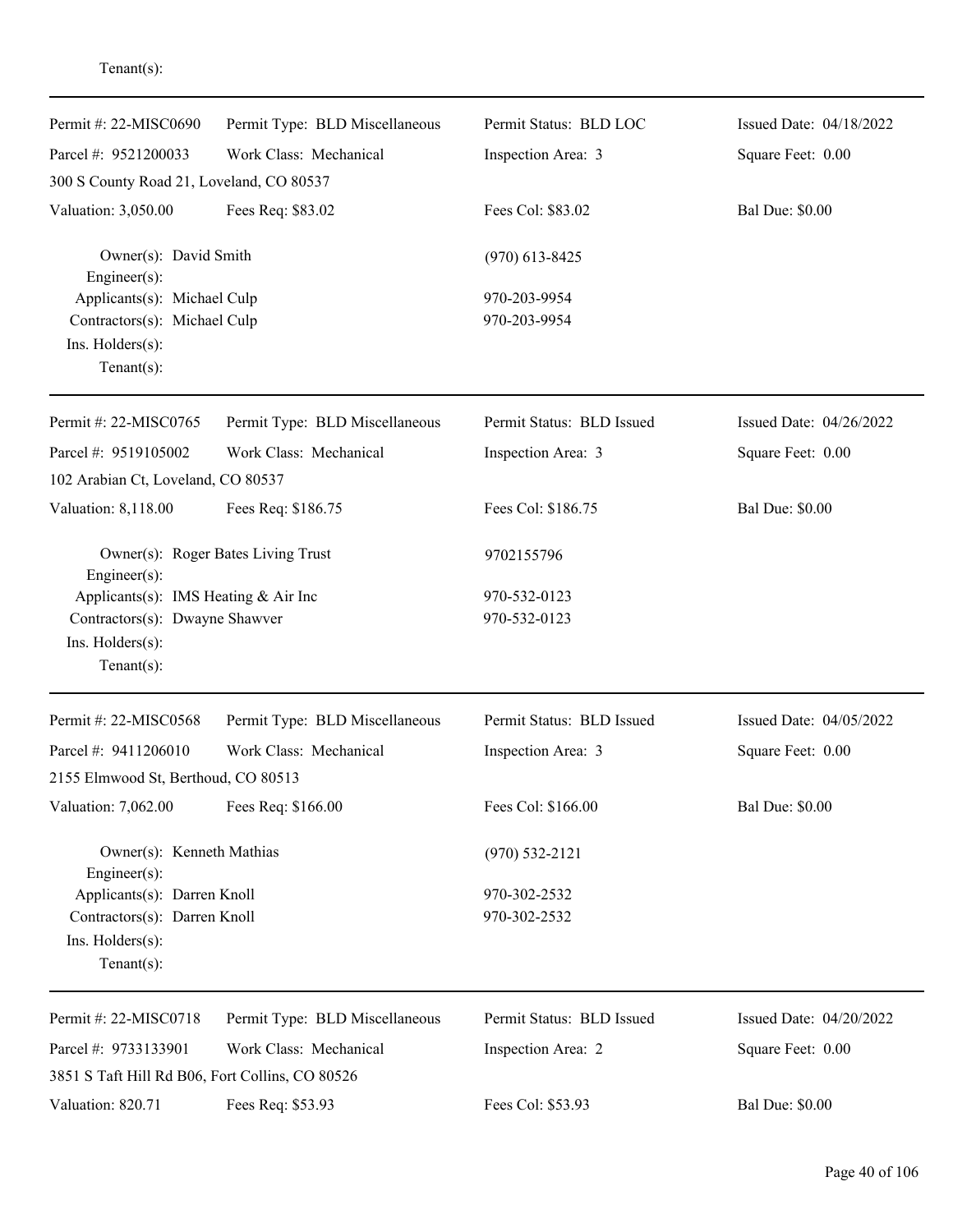Tenant(s):

---

| Permit #: 22-MISC0690 | Permit Type: BLD Miscellaneous | Permit Status: BLD LOC | Issued Date: 04/18/2022 |
|---|---|---|---|
| Parcel #: 9521200033 | Work Class: Mechanical | Inspection Area: 3 | Square Feet: 0.00 |
| 300 S County Road 21, Loveland, CO 80537 | | | |
| Valuation: 3,050.00 | Fees Req: $83.02 | Fees Col: $83.02 | Bal Due: $0.00 |

Owner(s): David Smith — (970) 613-8425
Engineer(s):
Applicants(s): Michael Culp — 970-203-9954
Contractors(s): Michael Culp — 970-203-9954
Ins. Holders(s):
Tenant(s):

---

| Permit #: 22-MISC0765 | Permit Type: BLD Miscellaneous | Permit Status: BLD Issued | Issued Date: 04/26/2022 |
|---|---|---|---|
| Parcel #: 9519105002 | Work Class: Mechanical | Inspection Area: 3 | Square Feet: 0.00 |
| 102 Arabian Ct, Loveland, CO 80537 | | | |
| Valuation: 8,118.00 | Fees Req: $186.75 | Fees Col: $186.75 | Bal Due: $0.00 |

Owner(s): Roger Bates Living Trust — 9702155796
Engineer(s):
Applicants(s): IMS Heating & Air Inc — 970-532-0123
Contractors(s): Dwayne Shawver — 970-532-0123
Ins. Holders(s):
Tenant(s):

---

| Permit #: 22-MISC0568 | Permit Type: BLD Miscellaneous | Permit Status: BLD Issued | Issued Date: 04/05/2022 |
|---|---|---|---|
| Parcel #: 9411206010 | Work Class: Mechanical | Inspection Area: 3 | Square Feet: 0.00 |
| 2155 Elmwood St, Berthoud, CO 80513 | | | |
| Valuation: 7,062.00 | Fees Req: $166.00 | Fees Col: $166.00 | Bal Due: $0.00 |

Owner(s): Kenneth Mathias — (970) 532-2121
Engineer(s):
Applicants(s): Darren Knoll — 970-302-2532
Contractors(s): Darren Knoll — 970-302-2532
Ins. Holders(s):
Tenant(s):

---

| Permit #: 22-MISC0718 | Permit Type: BLD Miscellaneous | Permit Status: BLD Issued | Issued Date: 04/20/2022 |
|---|---|---|---|
| Parcel #: 9733133901 | Work Class: Mechanical | Inspection Area: 2 | Square Feet: 0.00 |
| 3851 S Taft Hill Rd B06, Fort Collins, CO 80526 | | | |
| Valuation: 820.71 | Fees Req: $53.93 | Fees Col: $53.93 | Bal Due: $0.00 |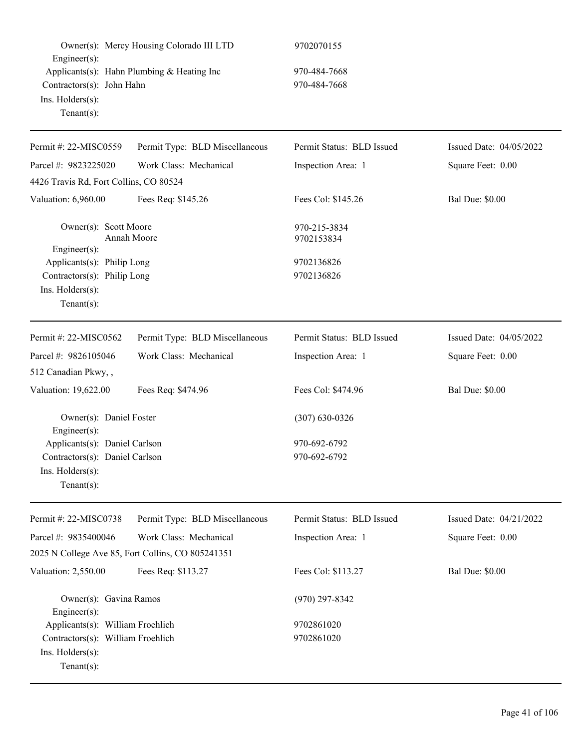Owner(s): Mercy Housing Colorado III LTD 9702070155
Engineer(s):
Applicants(s): Hahn Plumbing & Heating Inc 970-484-7668
Contractors(s): John Hahn 970-484-7668
Ins. Holders(s):
Tenant(s):

---

| Permit #: 22-MISC0559 | Permit Type: BLD Miscellaneous | Permit Status: BLD Issued | Issued Date: 04/05/2022 |
|---|---|---|---|
| Parcel #: 9823225020 | Work Class: Mechanical | Inspection Area: 1 | Square Feet: 0.00 |
| 4426 Travis Rd, Fort Collins, CO 80524 | | | |
| Valuation: 6,960.00 | Fees Req: $145.26 | Fees Col: $145.26 | Bal Due: $0.00 |

Owner(s): Scott Moore 970-215-3834
Annah Moore 9702153834
Engineer(s):
Applicants(s): Philip Long 9702136826
Contractors(s): Philip Long 9702136826
Ins. Holders(s):
Tenant(s):

---

| Permit #: 22-MISC0562 | Permit Type: BLD Miscellaneous | Permit Status: BLD Issued | Issued Date: 04/05/2022 |
|---|---|---|---|
| Parcel #: 9826105046 | Work Class: Mechanical | Inspection Area: 1 | Square Feet: 0.00 |
| 512 Canadian Pkwy, , | | | |
| Valuation: 19,622.00 | Fees Req: $474.96 | Fees Col: $474.96 | Bal Due: $0.00 |

Owner(s): Daniel Foster (307) 630-0326
Engineer(s):
Applicants(s): Daniel Carlson 970-692-6792
Contractors(s): Daniel Carlson 970-692-6792
Ins. Holders(s):
Tenant(s):

---

| Permit #: 22-MISC0738 | Permit Type: BLD Miscellaneous | Permit Status: BLD Issued | Issued Date: 04/21/2022 |
|---|---|---|---|
| Parcel #: 9835400046 | Work Class: Mechanical | Inspection Area: 1 | Square Feet: 0.00 |
| 2025 N College Ave 85, Fort Collins, CO 805241351 | | | |
| Valuation: 2,550.00 | Fees Req: $113.27 | Fees Col: $113.27 | Bal Due: $0.00 |

Owner(s): Gavina Ramos (970) 297-8342
Engineer(s):
Applicants(s): William Froehlich 9702861020
Contractors(s): William Froehlich 9702861020
Ins. Holders(s):
Tenant(s):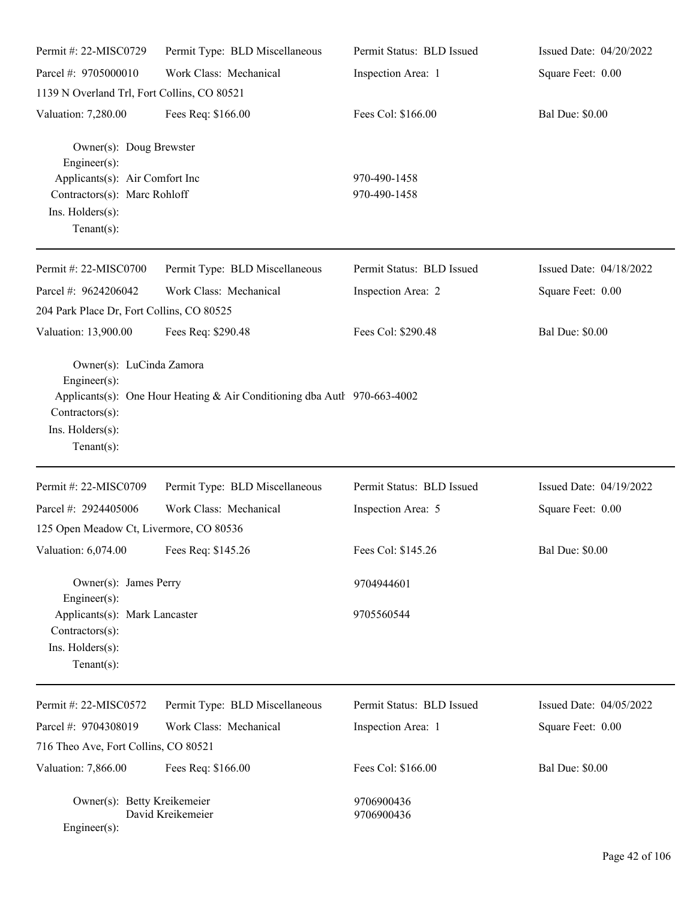| Permit #: 22-MISC0729 | Permit Type: BLD Miscellaneous | Permit Status: BLD Issued | Issued Date: 04/20/2022 |
|---|---|---|---|
| Parcel #: 9705000010 | Work Class: Mechanical | Inspection Area: 1 | Square Feet: 0.00 |
| 1139 N Overland Trl, Fort Collins, CO 80521 | | | |
| Valuation: 7,280.00 | Fees Req: $166.00 | Fees Col: $166.00 | Bal Due: $0.00 |

Owner(s): Doug Brewster
Engineer(s):
Applicants(s): Air Comfort Inc — 970-490-1458
Contractors(s): Marc Rohloff — 970-490-1458
Ins. Holders(s):
Tenant(s):

---

| Permit #: 22-MISC0700 | Permit Type: BLD Miscellaneous | Permit Status: BLD Issued | Issued Date: 04/18/2022 |
|---|---|---|---|
| Parcel #: 9624206042 | Work Class: Mechanical | Inspection Area: 2 | Square Feet: 0.00 |
| 204 Park Place Dr, Fort Collins, CO 80525 | | | |
| Valuation: 13,900.00 | Fees Req: $290.48 | Fees Col: $290.48 | Bal Due: $0.00 |

Owner(s): LuCinda Zamora
Engineer(s):
Applicants(s): One Hour Heating & Air Conditioning dba Auth — 970-663-4002
Contractors(s):
Ins. Holders(s):
Tenant(s):

---

| Permit #: 22-MISC0709 | Permit Type: BLD Miscellaneous | Permit Status: BLD Issued | Issued Date: 04/19/2022 |
|---|---|---|---|
| Parcel #: 2924405006 | Work Class: Mechanical | Inspection Area: 5 | Square Feet: 0.00 |
| 125 Open Meadow Ct, Livermore, CO 80536 | | | |
| Valuation: 6,074.00 | Fees Req: $145.26 | Fees Col: $145.26 | Bal Due: $0.00 |

Owner(s): James Perry — 9704944601
Engineer(s):
Applicants(s): Mark Lancaster — 9705560544
Contractors(s):
Ins. Holders(s):
Tenant(s):

---

| Permit #: 22-MISC0572 | Permit Type: BLD Miscellaneous | Permit Status: BLD Issued | Issued Date: 04/05/2022 |
|---|---|---|---|
| Parcel #: 9704308019 | Work Class: Mechanical | Inspection Area: 1 | Square Feet: 0.00 |
| 716 Theo Ave, Fort Collins, CO 80521 | | | |
| Valuation: 7,866.00 | Fees Req: $166.00 | Fees Col: $166.00 | Bal Due: $0.00 |

Owner(s): Betty Kreikemeier — 9706900436
David Kreikemeier — 9706900436
Engineer(s):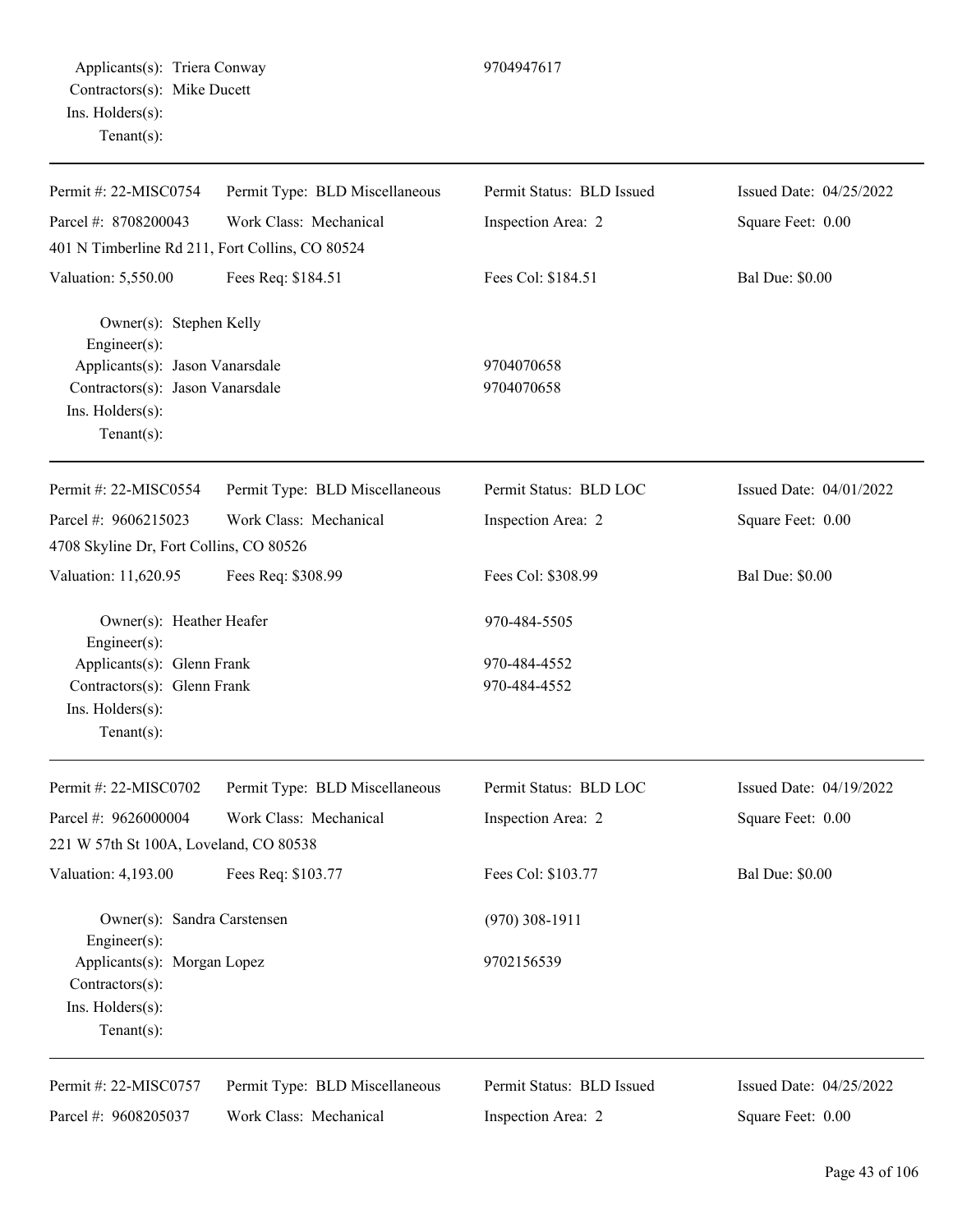Applicants(s): Triera Conway 9704947617
Contractors(s): Mike Ducett
Ins. Holders(s):
Tenant(s):

---

| Permit #: 22-MISC0754 | Permit Type: BLD Miscellaneous | Permit Status: BLD Issued | Issued Date: 04/25/2022 |
|---|---|---|---|
| Parcel #: 8708200043 | Work Class: Mechanical | Inspection Area: 2 | Square Feet: 0.00 |
| 401 N Timberline Rd 211, Fort Collins, CO 80524 | | | |
| Valuation: 5,550.00 | Fees Req: $184.51 | Fees Col: $184.51 | Bal Due: $0.00 |

Owner(s): Stephen Kelly
Engineer(s):
Applicants(s): Jason Vanarsdale 9704070658
Contractors(s): Jason Vanarsdale 9704070658
Ins. Holders(s):
Tenant(s):

---

| Permit #: 22-MISC0554 | Permit Type: BLD Miscellaneous | Permit Status: BLD LOC | Issued Date: 04/01/2022 |
|---|---|---|---|
| Parcel #: 9606215023 | Work Class: Mechanical | Inspection Area: 2 | Square Feet: 0.00 |
| 4708 Skyline Dr, Fort Collins, CO 80526 | | | |
| Valuation: 11,620.95 | Fees Req: $308.99 | Fees Col: $308.99 | Bal Due: $0.00 |

Owner(s): Heather Heafer 970-484-5505
Engineer(s):
Applicants(s): Glenn Frank 970-484-4552
Contractors(s): Glenn Frank 970-484-4552
Ins. Holders(s):
Tenant(s):

---

| Permit #: 22-MISC0702 | Permit Type: BLD Miscellaneous | Permit Status: BLD LOC | Issued Date: 04/19/2022 |
|---|---|---|---|
| Parcel #: 9626000004 | Work Class: Mechanical | Inspection Area: 2 | Square Feet: 0.00 |
| 221 W 57th St 100A, Loveland, CO 80538 | | | |
| Valuation: 4,193.00 | Fees Req: $103.77 | Fees Col: $103.77 | Bal Due: $0.00 |

Owner(s): Sandra Carstensen (970) 308-1911
Engineer(s):
Applicants(s): Morgan Lopez 9702156539
Contractors(s):
Ins. Holders(s):
Tenant(s):

---

| Permit #: 22-MISC0757 | Permit Type: BLD Miscellaneous | Permit Status: BLD Issued | Issued Date: 04/25/2022 |
|---|---|---|---|
| Parcel #: 9608205037 | Work Class: Mechanical | Inspection Area: 2 | Square Feet: 0.00 |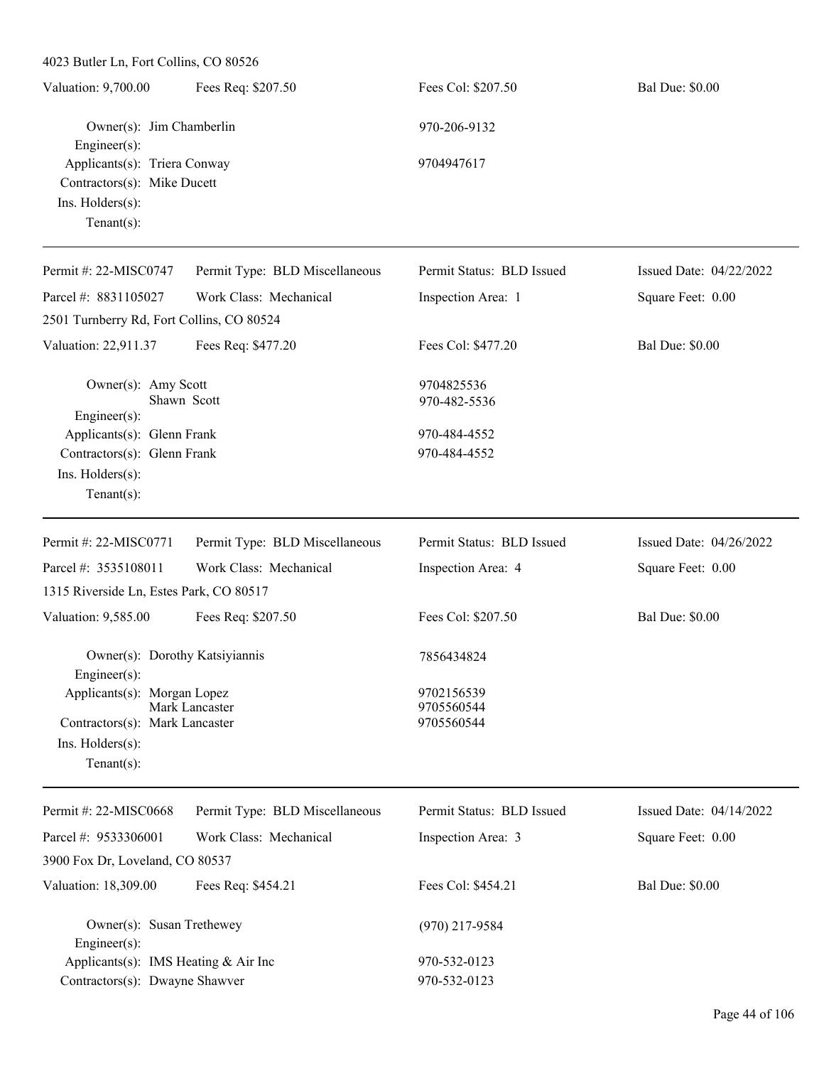4023 Butler Ln, Fort Collins, CO 80526

| Valuation: 9,700.00 | Fees Req: $207.50 | Fees Col: $207.50 | Bal Due: $0.00 |
|---|---|---|---|

Owner(s): Jim Chamberlin — 970-206-9132
Engineer(s):
Applicants(s): Triera Conway — 9704947617
Contractors(s): Mike Ducett
Ins. Holders(s):
Tenant(s):

---

| Permit #: 22-MISC0747 | Permit Type: BLD Miscellaneous | Permit Status: BLD Issued | Issued Date: 04/22/2022 |
|---|---|---|---|
| Parcel #: 8831105027 | Work Class: Mechanical | Inspection Area: 1 | Square Feet: 0.00 |

2501 Turnberry Rd, Fort Collins, CO 80524

| Valuation: 22,911.37 | Fees Req: $477.20 | Fees Col: $477.20 | Bal Due: $0.00 |
|---|---|---|---|

Owner(s): Amy Scott — 9704825536
Shawn Scott — 970-482-5536
Engineer(s):
Applicants(s): Glenn Frank — 970-484-4552
Contractors(s): Glenn Frank — 970-484-4552
Ins. Holders(s):
Tenant(s):

---

| Permit #: 22-MISC0771 | Permit Type: BLD Miscellaneous | Permit Status: BLD Issued | Issued Date: 04/26/2022 |
|---|---|---|---|
| Parcel #: 3535108011 | Work Class: Mechanical | Inspection Area: 4 | Square Feet: 0.00 |

1315 Riverside Ln, Estes Park, CO 80517

| Valuation: 9,585.00 | Fees Req: $207.50 | Fees Col: $207.50 | Bal Due: $0.00 |
|---|---|---|---|

Owner(s): Dorothy Katsiyiannis — 7856434824
Engineer(s):
Applicants(s): Morgan Lopez — 9702156539
Mark Lancaster — 9705560544
Contractors(s): Mark Lancaster — 9705560544
Ins. Holders(s):
Tenant(s):

---

| Permit #: 22-MISC0668 | Permit Type: BLD Miscellaneous | Permit Status: BLD Issued | Issued Date: 04/14/2022 |
|---|---|---|---|
| Parcel #: 9533306001 | Work Class: Mechanical | Inspection Area: 3 | Square Feet: 0.00 |

3900 Fox Dr, Loveland, CO 80537

| Valuation: 18,309.00 | Fees Req: $454.21 | Fees Col: $454.21 | Bal Due: $0.00 |
|---|---|---|---|

Owner(s): Susan Trethewey — (970) 217-9584
Engineer(s):
Applicants(s): IMS Heating & Air Inc — 970-532-0123
Contractors(s): Dwayne Shawver — 970-532-0123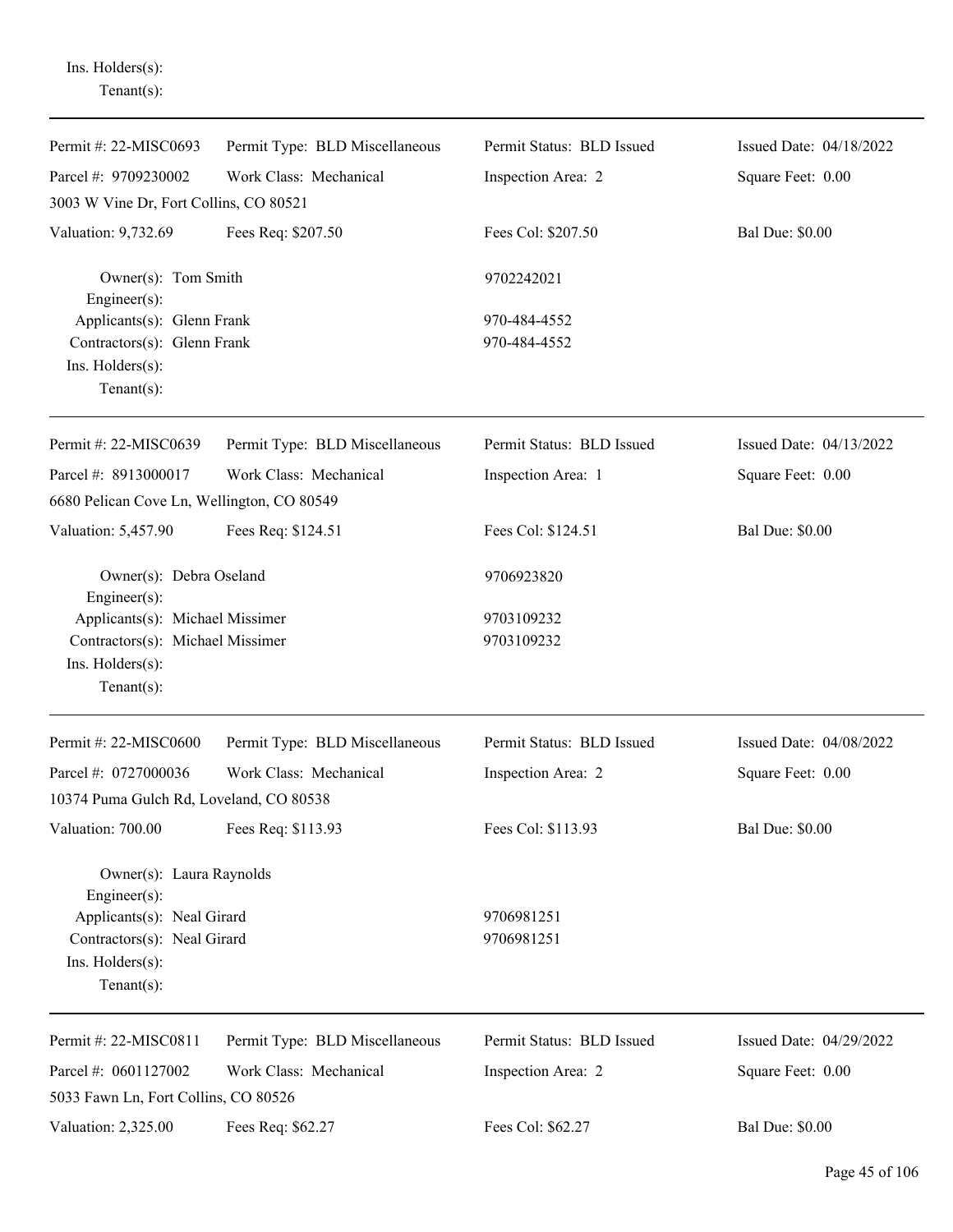Ins. Holders(s):
Tenant(s):

---

Permit #: 22-MISC0693 Permit Type: BLD Miscellaneous Permit Status: BLD Issued Issued Date: 04/18/2022
Parcel #: 9709230002 Work Class: Mechanical Inspection Area: 2 Square Feet: 0.00
3003 W Vine Dr, Fort Collins, CO 80521
Valuation: 9,732.69 Fees Req: $207.50 Fees Col: $207.50 Bal Due: $0.00

Owner(s): Tom Smith 9702242021
Engineer(s):
Applicants(s): Glenn Frank 970-484-4552
Contractors(s): Glenn Frank 970-484-4552
Ins. Holders(s):
Tenant(s):

---

Permit #: 22-MISC0639 Permit Type: BLD Miscellaneous Permit Status: BLD Issued Issued Date: 04/13/2022
Parcel #: 8913000017 Work Class: Mechanical Inspection Area: 1 Square Feet: 0.00
6680 Pelican Cove Ln, Wellington, CO 80549
Valuation: 5,457.90 Fees Req: $124.51 Fees Col: $124.51 Bal Due: $0.00

Owner(s): Debra Oseland 9706923820
Engineer(s):
Applicants(s): Michael Missimer 9703109232
Contractors(s): Michael Missimer 9703109232
Ins. Holders(s):
Tenant(s):

---

Permit #: 22-MISC0600 Permit Type: BLD Miscellaneous Permit Status: BLD Issued Issued Date: 04/08/2022
Parcel #: 0727000036 Work Class: Mechanical Inspection Area: 2 Square Feet: 0.00
10374 Puma Gulch Rd, Loveland, CO 80538
Valuation: 700.00 Fees Req: $113.93 Fees Col: $113.93 Bal Due: $0.00

Owner(s): Laura Raynolds
Engineer(s):
Applicants(s): Neal Girard 9706981251
Contractors(s): Neal Girard 9706981251
Ins. Holders(s):
Tenant(s):

---

Permit #: 22-MISC0811 Permit Type: BLD Miscellaneous Permit Status: BLD Issued Issued Date: 04/29/2022
Parcel #: 0601127002 Work Class: Mechanical Inspection Area: 2 Square Feet: 0.00
5033 Fawn Ln, Fort Collins, CO 80526
Valuation: 2,325.00 Fees Req: $62.27 Fees Col: $62.27 Bal Due: $0.00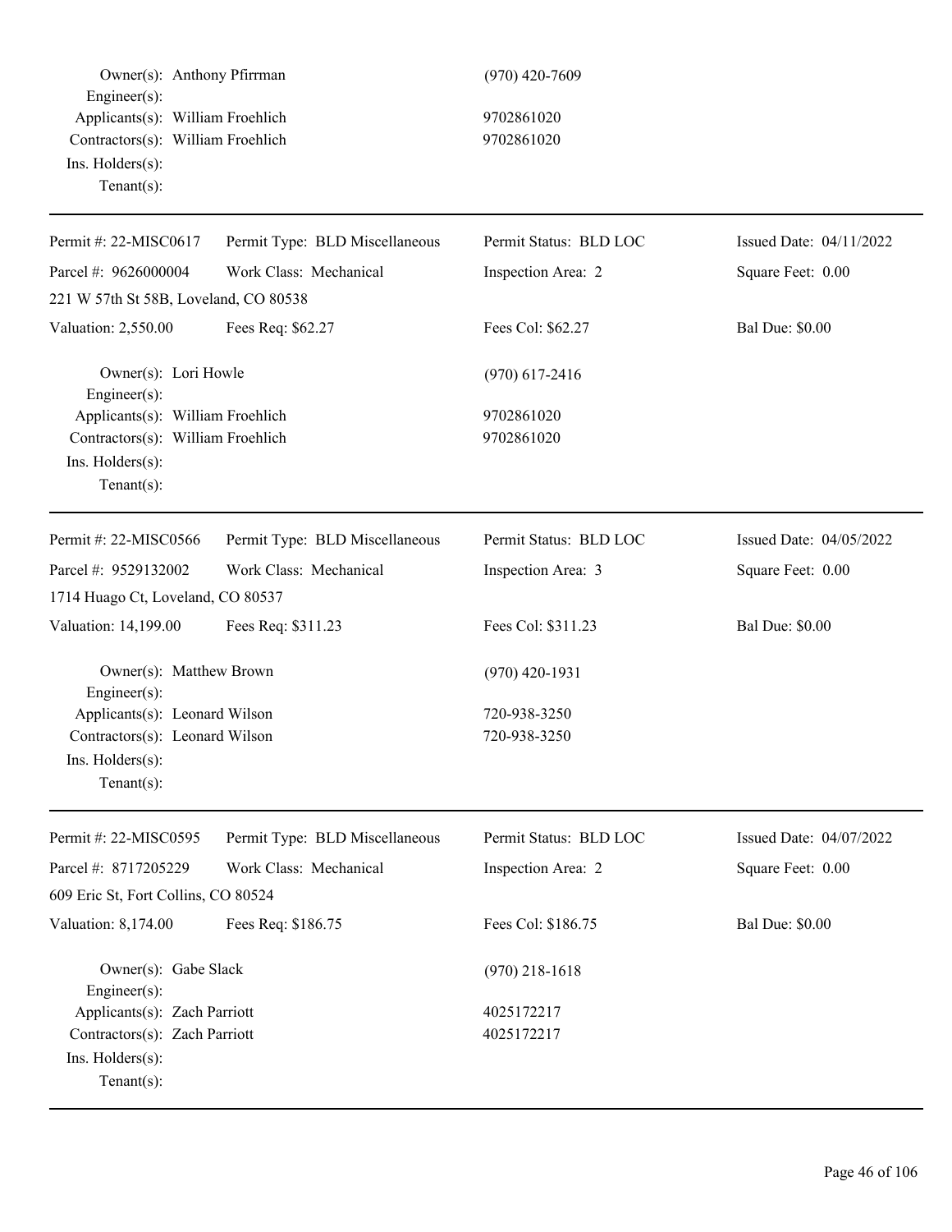Owner(s): Anthony Pfirrman (970) 420-7609
Engineer(s):
Applicants(s): William Froehlich 9702861020
Contractors(s): William Froehlich 9702861020
Ins. Holders(s):
Tenant(s):

---

| Permit #: 22-MISC0617 | Permit Type: BLD Miscellaneous | Permit Status: BLD LOC | Issued Date: 04/11/2022 |
|---|---|---|---|
| Parcel #: 9626000004 | Work Class: Mechanical | Inspection Area: 2 | Square Feet: 0.00 |
| 221 W 57th St 58B, Loveland, CO 80538 | | | |
| Valuation: 2,550.00 | Fees Req: $62.27 | Fees Col: $62.27 | Bal Due: $0.00 |

Owner(s): Lori Howle (970) 617-2416
Engineer(s):
Applicants(s): William Froehlich 9702861020
Contractors(s): William Froehlich 9702861020
Ins. Holders(s):
Tenant(s):

---

| Permit #: 22-MISC0566 | Permit Type: BLD Miscellaneous | Permit Status: BLD LOC | Issued Date: 04/05/2022 |
|---|---|---|---|
| Parcel #: 9529132002 | Work Class: Mechanical | Inspection Area: 3 | Square Feet: 0.00 |
| 1714 Huago Ct, Loveland, CO 80537 | | | |
| Valuation: 14,199.00 | Fees Req: $311.23 | Fees Col: $311.23 | Bal Due: $0.00 |

Owner(s): Matthew Brown (970) 420-1931
Engineer(s):
Applicants(s): Leonard Wilson 720-938-3250
Contractors(s): Leonard Wilson 720-938-3250
Ins. Holders(s):
Tenant(s):

---

| Permit #: 22-MISC0595 | Permit Type: BLD Miscellaneous | Permit Status: BLD LOC | Issued Date: 04/07/2022 |
|---|---|---|---|
| Parcel #: 8717205229 | Work Class: Mechanical | Inspection Area: 2 | Square Feet: 0.00 |
| 609 Eric St, Fort Collins, CO 80524 | | | |
| Valuation: 8,174.00 | Fees Req: $186.75 | Fees Col: $186.75 | Bal Due: $0.00 |

Owner(s): Gabe Slack (970) 218-1618
Engineer(s):
Applicants(s): Zach Parriott 4025172217
Contractors(s): Zach Parriott 4025172217
Ins. Holders(s):
Tenant(s):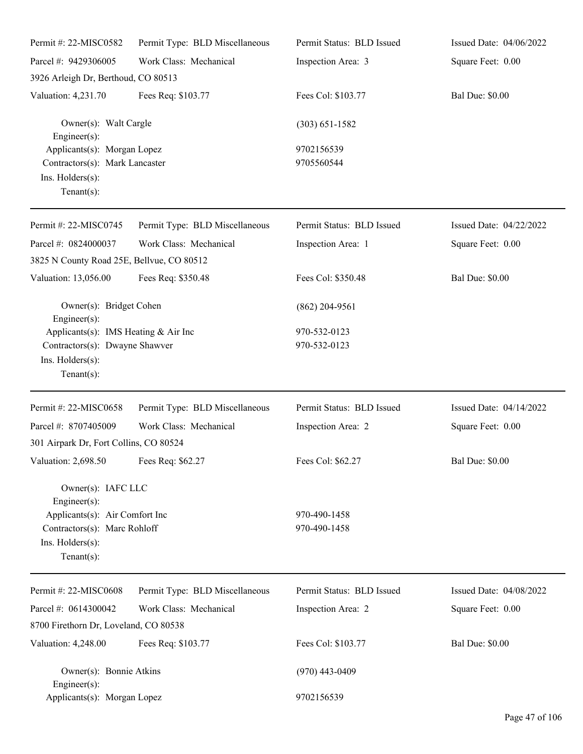Permit #: 22-MISC0582 | Permit Type: BLD Miscellaneous | Permit Status: BLD Issued | Issued Date: 04/06/2022
Parcel #: 9429306005 | Work Class: Mechanical | Inspection Area: 3 | Square Feet: 0.00
3926 Arleigh Dr, Berthoud, CO 80513
Valuation: 4,231.70 | Fees Req: $103.77 | Fees Col: $103.77 | Bal Due: $0.00

Owner(s): Walt Cargle (303) 651-1582
Engineer(s):
Applicants(s): Morgan Lopez 9702156539
Contractors(s): Mark Lancaster 9705560544
Ins. Holders(s):
Tenant(s):

---

Permit #: 22-MISC0745 | Permit Type: BLD Miscellaneous | Permit Status: BLD Issued | Issued Date: 04/22/2022
Parcel #: 0824000037 | Work Class: Mechanical | Inspection Area: 1 | Square Feet: 0.00
3825 N County Road 25E, Bellvue, CO 80512
Valuation: 13,056.00 | Fees Req: $350.48 | Fees Col: $350.48 | Bal Due: $0.00

Owner(s): Bridget Cohen (862) 204-9561
Engineer(s):
Applicants(s): IMS Heating & Air Inc 970-532-0123
Contractors(s): Dwayne Shawver 970-532-0123
Ins. Holders(s):
Tenant(s):

---

Permit #: 22-MISC0658 | Permit Type: BLD Miscellaneous | Permit Status: BLD Issued | Issued Date: 04/14/2022
Parcel #: 8707405009 | Work Class: Mechanical | Inspection Area: 2 | Square Feet: 0.00
301 Airpark Dr, Fort Collins, CO 80524
Valuation: 2,698.50 | Fees Req: $62.27 | Fees Col: $62.27 | Bal Due: $0.00

Owner(s): IAFC LLC
Engineer(s):
Applicants(s): Air Comfort Inc 970-490-1458
Contractors(s): Marc Rohloff 970-490-1458
Ins. Holders(s):
Tenant(s):

---

Permit #: 22-MISC0608 | Permit Type: BLD Miscellaneous | Permit Status: BLD Issued | Issued Date: 04/08/2022
Parcel #: 0614300042 | Work Class: Mechanical | Inspection Area: 2 | Square Feet: 0.00
8700 Firethorn Dr, Loveland, CO 80538
Valuation: 4,248.00 | Fees Req: $103.77 | Fees Col: $103.77 | Bal Due: $0.00

Owner(s): Bonnie Atkins (970) 443-0409
Engineer(s):
Applicants(s): Morgan Lopez 9702156539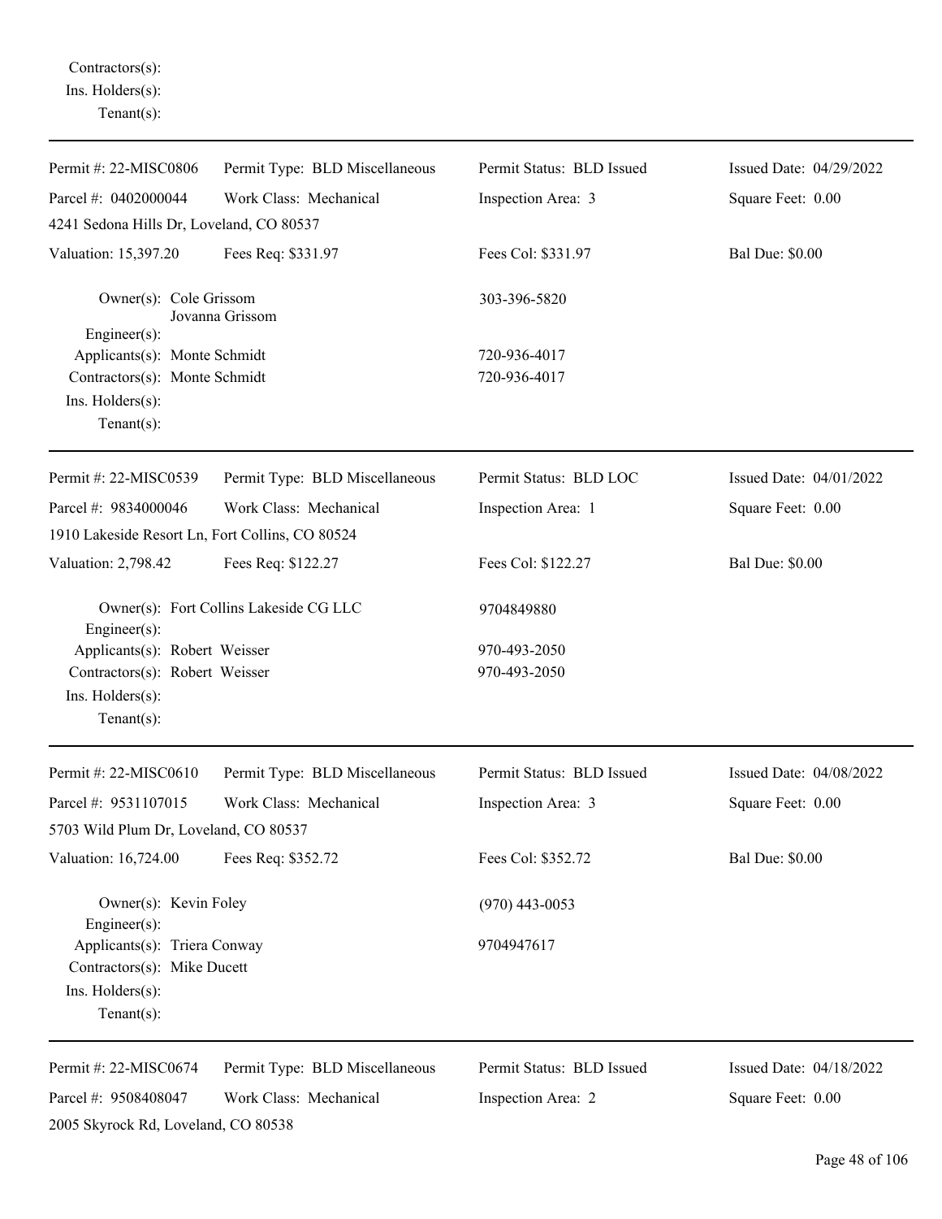Contractors(s):
Ins. Holders(s):
Tenant(s):

---

Permit #: 22-MISC0806 | Permit Type: BLD Miscellaneous | Permit Status: BLD Issued | Issued Date: 04/29/2022
Parcel #: 0402000044 | Work Class: Mechanical | Inspection Area: 3 | Square Feet: 0.00
4241 Sedona Hills Dr, Loveland, CO 80537
Valuation: 15,397.20 | Fees Req: $331.97 | Fees Col: $331.97 | Bal Due: $0.00

Owner(s): Cole Grissom, Jovanna Grissom — 303-396-5820
Engineer(s):
Applicants(s): Monte Schmidt — 720-936-4017
Contractors(s): Monte Schmidt — 720-936-4017
Ins. Holders(s):
Tenant(s):

---

Permit #: 22-MISC0539 | Permit Type: BLD Miscellaneous | Permit Status: BLD LOC | Issued Date: 04/01/2022
Parcel #: 9834000046 | Work Class: Mechanical | Inspection Area: 1 | Square Feet: 0.00
1910 Lakeside Resort Ln, Fort Collins, CO 80524
Valuation: 2,798.42 | Fees Req: $122.27 | Fees Col: $122.27 | Bal Due: $0.00

Owner(s): Fort Collins Lakeside CG LLC — 9704849880
Engineer(s):
Applicants(s): Robert Weisser — 970-493-2050
Contractors(s): Robert Weisser — 970-493-2050
Ins. Holders(s):
Tenant(s):

---

Permit #: 22-MISC0610 | Permit Type: BLD Miscellaneous | Permit Status: BLD Issued | Issued Date: 04/08/2022
Parcel #: 9531107015 | Work Class: Mechanical | Inspection Area: 3 | Square Feet: 0.00
5703 Wild Plum Dr, Loveland, CO 80537
Valuation: 16,724.00 | Fees Req: $352.72 | Fees Col: $352.72 | Bal Due: $0.00

Owner(s): Kevin Foley — (970) 443-0053
Engineer(s):
Applicants(s): Triera Conway — 9704947617
Contractors(s): Mike Ducett
Ins. Holders(s):
Tenant(s):

---

Permit #: 22-MISC0674 | Permit Type: BLD Miscellaneous | Permit Status: BLD Issued | Issued Date: 04/18/2022
Parcel #: 9508408047 | Work Class: Mechanical | Inspection Area: 2 | Square Feet: 0.00
2005 Skyrock Rd, Loveland, CO 80538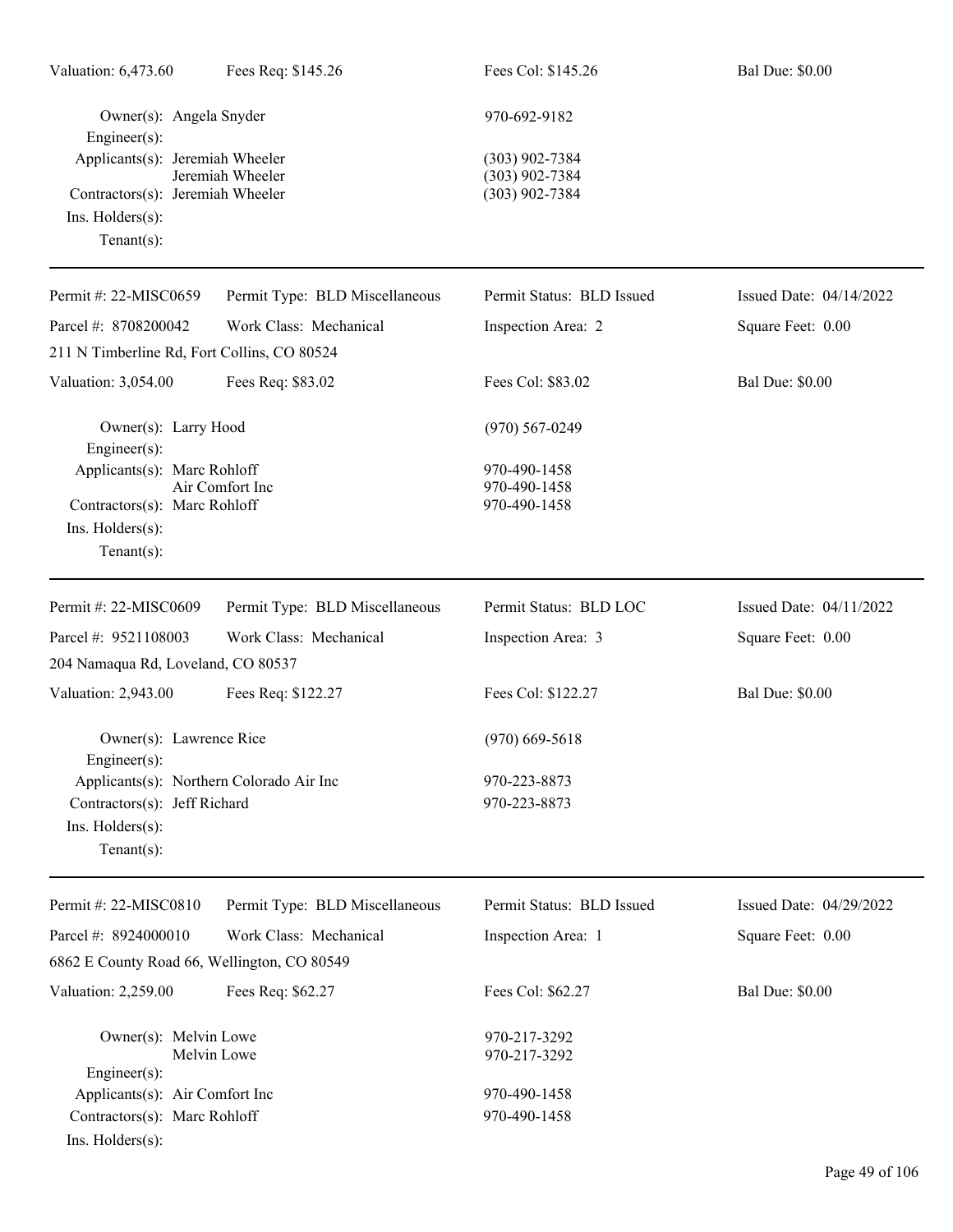Valuation: 6,473.60 | Fees Req: $145.26 | Fees Col: $145.26 | Bal Due: $0.00

Owner(s): Angela Snyder 970-692-9182
Engineer(s):
Applicants(s): Jeremiah Wheeler (303) 902-7384
Jeremiah Wheeler (303) 902-7384
Contractors(s): Jeremiah Wheeler (303) 902-7384
Ins. Holders(s):
Tenant(s):

---

| Permit #: 22-MISC0659 | Permit Type: BLD Miscellaneous | Permit Status: BLD Issued | Issued Date: 04/14/2022 |
|---|---|---|---|
| Parcel #: 8708200042 | Work Class: Mechanical | Inspection Area: 2 | Square Feet: 0.00 |

211 N Timberline Rd, Fort Collins, CO 80524

Valuation: 3,054.00 | Fees Req: $83.02 | Fees Col: $83.02 | Bal Due: $0.00

Owner(s): Larry Hood (970) 567-0249
Engineer(s):
Applicants(s): Marc Rohloff 970-490-1458
Air Comfort Inc 970-490-1458
Contractors(s): Marc Rohloff 970-490-1458
Ins. Holders(s):
Tenant(s):

---

| Permit #: 22-MISC0609 | Permit Type: BLD Miscellaneous | Permit Status: BLD LOC | Issued Date: 04/11/2022 |
|---|---|---|---|
| Parcel #: 9521108003 | Work Class: Mechanical | Inspection Area: 3 | Square Feet: 0.00 |

204 Namaqua Rd, Loveland, CO 80537

Valuation: 2,943.00 | Fees Req: $122.27 | Fees Col: $122.27 | Bal Due: $0.00

Owner(s): Lawrence Rice (970) 669-5618
Engineer(s):
Applicants(s): Northern Colorado Air Inc 970-223-8873
Contractors(s): Jeff Richard 970-223-8873
Ins. Holders(s):
Tenant(s):

---

| Permit #: 22-MISC0810 | Permit Type: BLD Miscellaneous | Permit Status: BLD Issued | Issued Date: 04/29/2022 |
|---|---|---|---|
| Parcel #: 8924000010 | Work Class: Mechanical | Inspection Area: 1 | Square Feet: 0.00 |

6862 E County Road 66, Wellington, CO 80549

Valuation: 2,259.00 | Fees Req: $62.27 | Fees Col: $62.27 | Bal Due: $0.00

Owner(s): Melvin Lowe 970-217-3292
Melvin Lowe 970-217-3292
Engineer(s):
Applicants(s): Air Comfort Inc 970-490-1458
Contractors(s): Marc Rohloff 970-490-1458
Ins. Holders(s):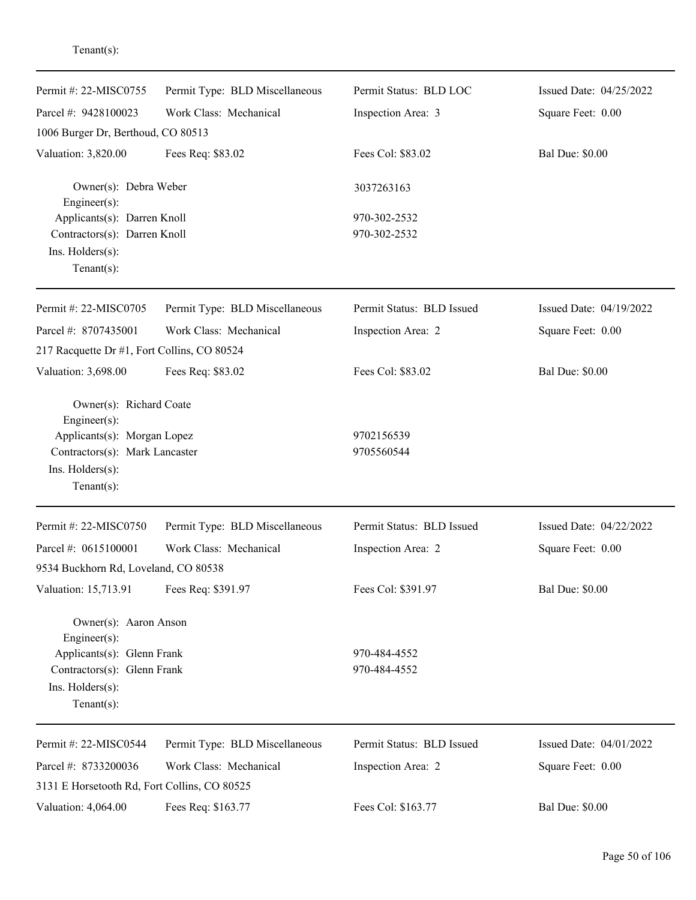Tenant(s):

---

| Permit #: 22-MISC0755 | Permit Type: BLD Miscellaneous | Permit Status: BLD LOC | Issued Date: 04/25/2022 |
|---|---|---|---|
| Parcel #: 9428100023 | Work Class: Mechanical | Inspection Area: 3 | Square Feet: 0.00 |
| 1006 Burger Dr, Berthoud, CO 80513 | | | |
| Valuation: 3,820.00 | Fees Req: $83.02 | Fees Col: $83.02 | Bal Due: $0.00 |

Owner(s): Debra Weber — 3037263163
Engineer(s):
Applicants(s): Darren Knoll — 970-302-2532
Contractors(s): Darren Knoll — 970-302-2532
Ins. Holders(s):
Tenant(s):

---

| Permit #: 22-MISC0705 | Permit Type: BLD Miscellaneous | Permit Status: BLD Issued | Issued Date: 04/19/2022 |
|---|---|---|---|
| Parcel #: 8707435001 | Work Class: Mechanical | Inspection Area: 2 | Square Feet: 0.00 |
| 217 Racquette Dr #1, Fort Collins, CO 80524 | | | |
| Valuation: 3,698.00 | Fees Req: $83.02 | Fees Col: $83.02 | Bal Due: $0.00 |

Owner(s): Richard Coate
Engineer(s):
Applicants(s): Morgan Lopez — 9702156539
Contractors(s): Mark Lancaster — 9705560544
Ins. Holders(s):
Tenant(s):

---

| Permit #: 22-MISC0750 | Permit Type: BLD Miscellaneous | Permit Status: BLD Issued | Issued Date: 04/22/2022 |
|---|---|---|---|
| Parcel #: 0615100001 | Work Class: Mechanical | Inspection Area: 2 | Square Feet: 0.00 |
| 9534 Buckhorn Rd, Loveland, CO 80538 | | | |
| Valuation: 15,713.91 | Fees Req: $391.97 | Fees Col: $391.97 | Bal Due: $0.00 |

Owner(s): Aaron Anson
Engineer(s):
Applicants(s): Glenn Frank — 970-484-4552
Contractors(s): Glenn Frank — 970-484-4552
Ins. Holders(s):
Tenant(s):

---

| Permit #: 22-MISC0544 | Permit Type: BLD Miscellaneous | Permit Status: BLD Issued | Issued Date: 04/01/2022 |
|---|---|---|---|
| Parcel #: 8733200036 | Work Class: Mechanical | Inspection Area: 2 | Square Feet: 0.00 |
| 3131 E Horsetooth Rd, Fort Collins, CO 80525 | | | |
| Valuation: 4,064.00 | Fees Req: $163.77 | Fees Col: $163.77 | Bal Due: $0.00 |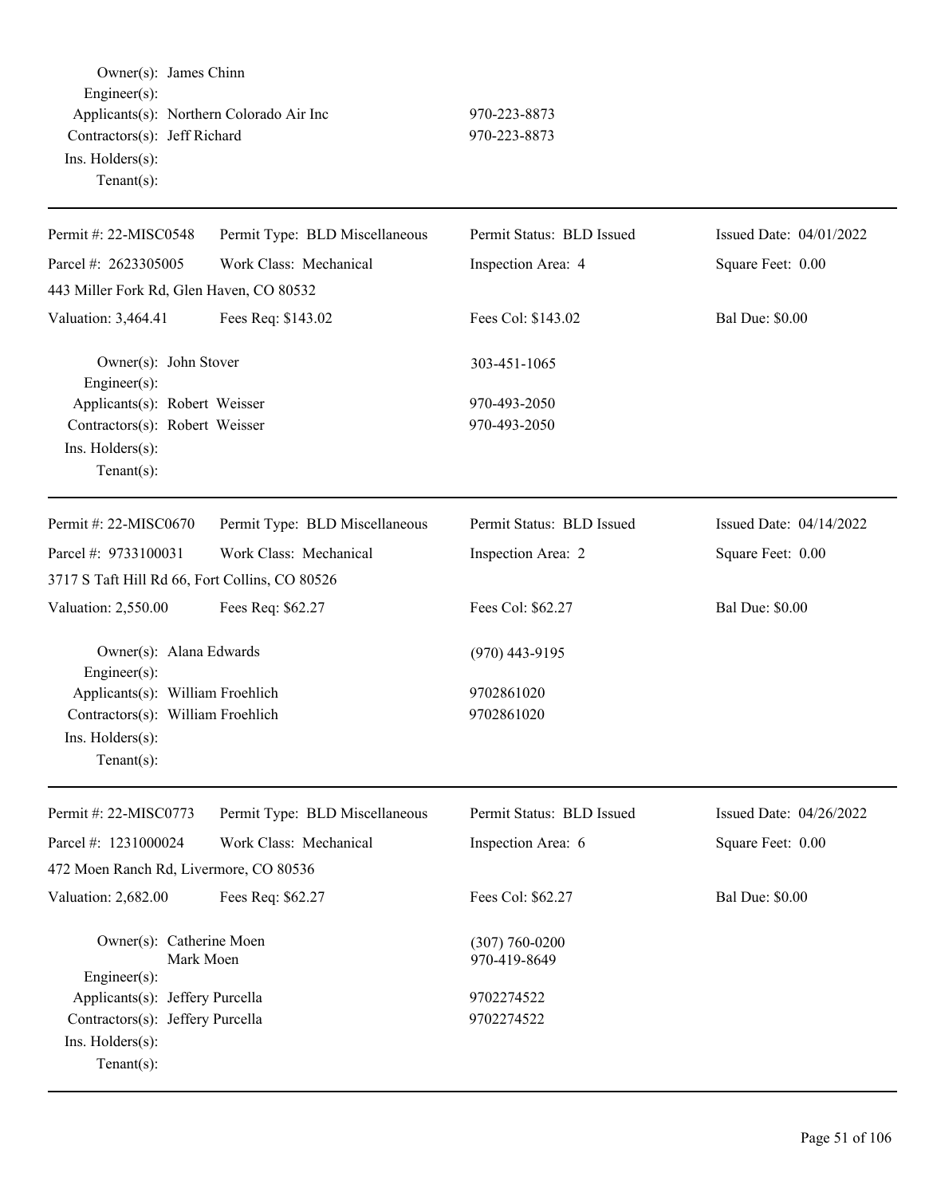Owner(s): James Chinn
Engineer(s):
Applicants(s): Northern Colorado Air Inc 970-223-8873
Contractors(s): Jeff Richard 970-223-8873
Ins. Holders(s):
Tenant(s):

---

| Permit #: 22-MISC0548 | Permit Type: BLD Miscellaneous | Permit Status: BLD Issued | Issued Date: 04/01/2022 |
|---|---|---|---|
| Parcel #: 2623305005 | Work Class: Mechanical | Inspection Area: 4 | Square Feet: 0.00 |
| 443 Miller Fork Rd, Glen Haven, CO 80532 | | | |
| Valuation: 3,464.41 | Fees Req: $143.02 | Fees Col: $143.02 | Bal Due: $0.00 |

Owner(s): John Stover 303-451-1065
Engineer(s):
Applicants(s): Robert Weisser 970-493-2050
Contractors(s): Robert Weisser 970-493-2050
Ins. Holders(s):
Tenant(s):

---

| Permit #: 22-MISC0670 | Permit Type: BLD Miscellaneous | Permit Status: BLD Issued | Issued Date: 04/14/2022 |
|---|---|---|---|
| Parcel #: 9733100031 | Work Class: Mechanical | Inspection Area: 2 | Square Feet: 0.00 |
| 3717 S Taft Hill Rd 66, Fort Collins, CO 80526 | | | |
| Valuation: 2,550.00 | Fees Req: $62.27 | Fees Col: $62.27 | Bal Due: $0.00 |

Owner(s): Alana Edwards (970) 443-9195
Engineer(s):
Applicants(s): William Froehlich 9702861020
Contractors(s): William Froehlich 9702861020
Ins. Holders(s):
Tenant(s):

---

| Permit #: 22-MISC0773 | Permit Type: BLD Miscellaneous | Permit Status: BLD Issued | Issued Date: 04/26/2022 |
|---|---|---|---|
| Parcel #: 1231000024 | Work Class: Mechanical | Inspection Area: 6 | Square Feet: 0.00 |
| 472 Moen Ranch Rd, Livermore, CO 80536 | | | |
| Valuation: 2,682.00 | Fees Req: $62.27 | Fees Col: $62.27 | Bal Due: $0.00 |

Owner(s): Catherine Moen (307) 760-0200
Mark Moen 970-419-8649
Engineer(s):
Applicants(s): Jeffery Purcella 9702274522
Contractors(s): Jeffery Purcella 9702274522
Ins. Holders(s):
Tenant(s):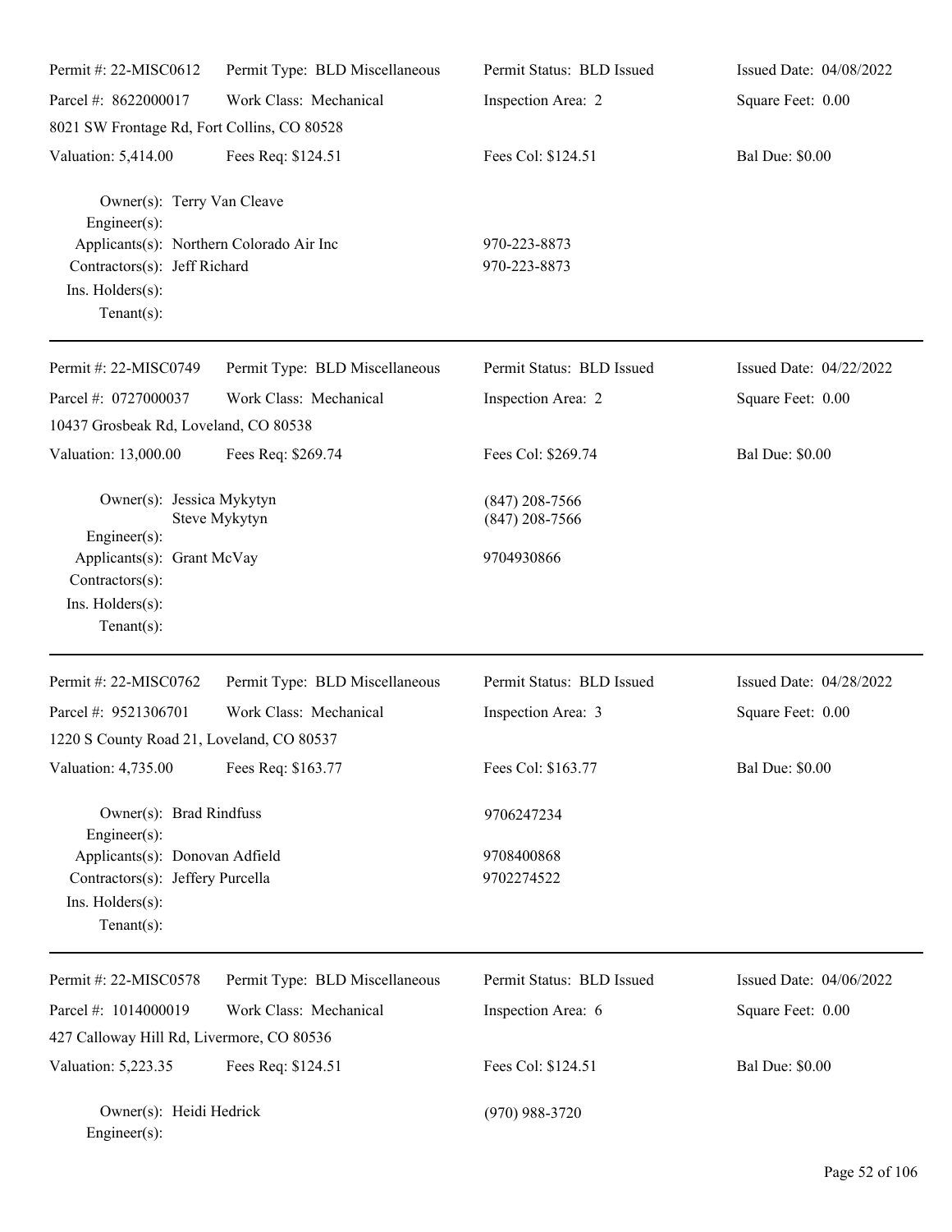Permit #: 22-MISC0612 | Permit Type: BLD Miscellaneous | Permit Status: BLD Issued | Issued Date: 04/08/2022

Parcel #: 8622000017 | Work Class: Mechanical | Inspection Area: 2 | Square Feet: 0.00

8021 SW Frontage Rd, Fort Collins, CO 80528

Valuation: 5,414.00 | Fees Req: $124.51 | Fees Col: $124.51 | Bal Due: $0.00

Owner(s): Terry Van Cleave
Engineer(s):
Applicants(s): Northern Colorado Air Inc — 970-223-8873
Contractors(s): Jeff Richard — 970-223-8873
Ins. Holders(s):
Tenant(s):

---

Permit #: 22-MISC0749 | Permit Type: BLD Miscellaneous | Permit Status: BLD Issued | Issued Date: 04/22/2022

Parcel #: 0727000037 | Work Class: Mechanical | Inspection Area: 2 | Square Feet: 0.00

10437 Grosbeak Rd, Loveland, CO 80538

Valuation: 13,000.00 | Fees Req: $269.74 | Fees Col: $269.74 | Bal Due: $0.00

Owner(s): Jessica Mykytyn — (847) 208-7566
Steve Mykytyn — (847) 208-7566
Engineer(s):
Applicants(s): Grant McVay — 9704930866
Contractors(s):
Ins. Holders(s):
Tenant(s):

---

Permit #: 22-MISC0762 | Permit Type: BLD Miscellaneous | Permit Status: BLD Issued | Issued Date: 04/28/2022

Parcel #: 9521306701 | Work Class: Mechanical | Inspection Area: 3 | Square Feet: 0.00

1220 S County Road 21, Loveland, CO 80537

Valuation: 4,735.00 | Fees Req: $163.77 | Fees Col: $163.77 | Bal Due: $0.00

Owner(s): Brad Rindfuss — 9706247234
Engineer(s):
Applicants(s): Donovan Adfield — 9708400868
Contractors(s): Jeffery Purcella — 9702274522
Ins. Holders(s):
Tenant(s):

---

Permit #: 22-MISC0578 | Permit Type: BLD Miscellaneous | Permit Status: BLD Issued | Issued Date: 04/06/2022

Parcel #: 1014000019 | Work Class: Mechanical | Inspection Area: 6 | Square Feet: 0.00

427 Calloway Hill Rd, Livermore, CO 80536

Valuation: 5,223.35 | Fees Req: $124.51 | Fees Col: $124.51 | Bal Due: $0.00

Owner(s): Heidi Hedrick — (970) 988-3720
Engineer(s):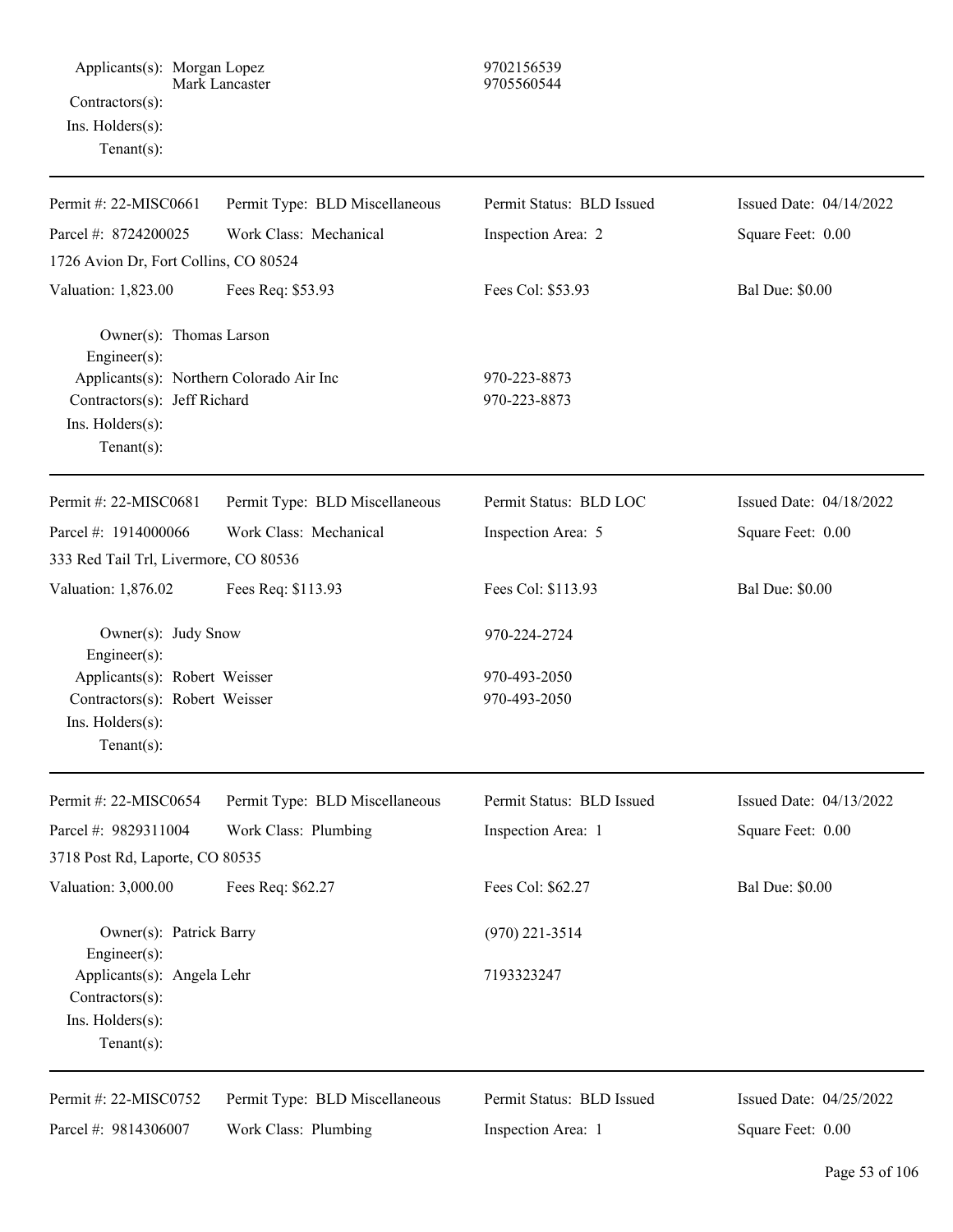Applicants(s): Morgan Lopez 9702156539
Mark Lancaster 9705560544
Contractors(s):
Ins. Holders(s):
Tenant(s):

---

| Permit #: 22-MISC0661 | Permit Type: BLD Miscellaneous | Permit Status: BLD Issued | Issued Date: 04/14/2022 |
|---|---|---|---|
| Parcel #: 8724200025 | Work Class: Mechanical | Inspection Area: 2 | Square Feet: 0.00 |
| 1726 Avion Dr, Fort Collins, CO 80524 | | | |
| Valuation: 1,823.00 | Fees Req: $53.93 | Fees Col: $53.93 | Bal Due: $0.00 |

Owner(s): Thomas Larson
Engineer(s):
Applicants(s): Northern Colorado Air Inc 970-223-8873
Contractors(s): Jeff Richard 970-223-8873
Ins. Holders(s):
Tenant(s):

---

| Permit #: 22-MISC0681 | Permit Type: BLD Miscellaneous | Permit Status: BLD LOC | Issued Date: 04/18/2022 |
|---|---|---|---|
| Parcel #: 1914000066 | Work Class: Mechanical | Inspection Area: 5 | Square Feet: 0.00 |
| 333 Red Tail Trl, Livermore, CO 80536 | | | |
| Valuation: 1,876.02 | Fees Req: $113.93 | Fees Col: $113.93 | Bal Due: $0.00 |

Owner(s): Judy Snow 970-224-2724
Engineer(s):
Applicants(s): Robert Weisser 970-493-2050
Contractors(s): Robert Weisser 970-493-2050
Ins. Holders(s):
Tenant(s):

---

| Permit #: 22-MISC0654 | Permit Type: BLD Miscellaneous | Permit Status: BLD Issued | Issued Date: 04/13/2022 |
|---|---|---|---|
| Parcel #: 9829311004 | Work Class: Plumbing | Inspection Area: 1 | Square Feet: 0.00 |
| 3718 Post Rd, Laporte, CO 80535 | | | |
| Valuation: 3,000.00 | Fees Req: $62.27 | Fees Col: $62.27 | Bal Due: $0.00 |

Owner(s): Patrick Barry (970) 221-3514
Engineer(s):
Applicants(s): Angela Lehr 7193323247
Contractors(s):
Ins. Holders(s):
Tenant(s):

---

| Permit #: 22-MISC0752 | Permit Type: BLD Miscellaneous | Permit Status: BLD Issued | Issued Date: 04/25/2022 |
|---|---|---|---|
| Parcel #: 9814306007 | Work Class: Plumbing | Inspection Area: 1 | Square Feet: 0.00 |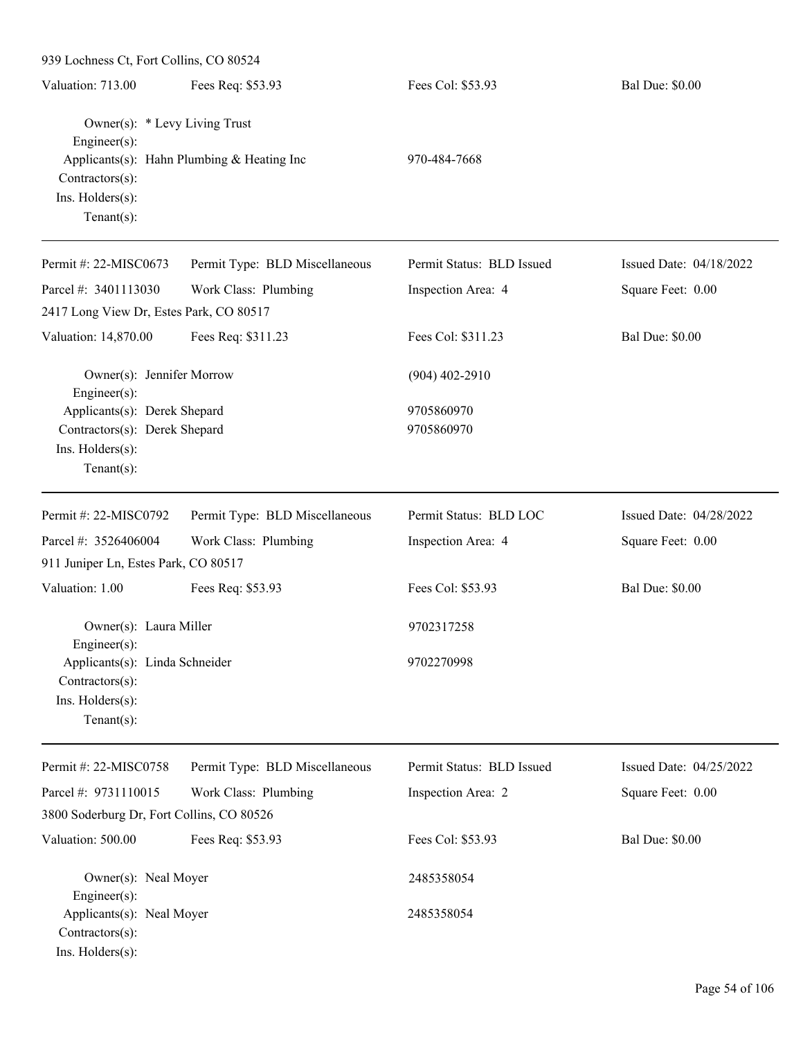939 Lochness Ct, Fort Collins, CO 80524

| Valuation: 713.00 | Fees Req: $53.93 | Fees Col: $53.93 | Bal Due: $0.00 |
|---|---|---|---|

Owner(s): * Levy Living Trust
Engineer(s):
Applicants(s): Hahn Plumbing & Heating Inc — 970-484-7668
Contractors(s):
Ins. Holders(s):
Tenant(s):

---

| Permit #: 22-MISC0673 | Permit Type: BLD Miscellaneous | Permit Status: BLD Issued | Issued Date: 04/18/2022 |
|---|---|---|---|
| Parcel #: 3401113030 | Work Class: Plumbing | Inspection Area: 4 | Square Feet: 0.00 |

2417 Long View Dr, Estes Park, CO 80517

| Valuation: 14,870.00 | Fees Req: $311.23 | Fees Col: $311.23 | Bal Due: $0.00 |
|---|---|---|---|

Owner(s): Jennifer Morrow — (904) 402-2910
Engineer(s):
Applicants(s): Derek Shepard — 9705860970
Contractors(s): Derek Shepard — 9705860970
Ins. Holders(s):
Tenant(s):

---

| Permit #: 22-MISC0792 | Permit Type: BLD Miscellaneous | Permit Status: BLD LOC | Issued Date: 04/28/2022 |
|---|---|---|---|
| Parcel #: 3526406004 | Work Class: Plumbing | Inspection Area: 4 | Square Feet: 0.00 |

911 Juniper Ln, Estes Park, CO 80517

| Valuation: 1.00 | Fees Req: $53.93 | Fees Col: $53.93 | Bal Due: $0.00 |
|---|---|---|---|

Owner(s): Laura Miller — 9702317258
Engineer(s):
Applicants(s): Linda Schneider — 9702270998
Contractors(s):
Ins. Holders(s):
Tenant(s):

---

| Permit #: 22-MISC0758 | Permit Type: BLD Miscellaneous | Permit Status: BLD Issued | Issued Date: 04/25/2022 |
|---|---|---|---|
| Parcel #: 9731110015 | Work Class: Plumbing | Inspection Area: 2 | Square Feet: 0.00 |

3800 Soderburg Dr, Fort Collins, CO 80526

| Valuation: 500.00 | Fees Req: $53.93 | Fees Col: $53.93 | Bal Due: $0.00 |
|---|---|---|---|

Owner(s): Neal Moyer — 2485358054
Engineer(s):
Applicants(s): Neal Moyer — 2485358054
Contractors(s):
Ins. Holders(s):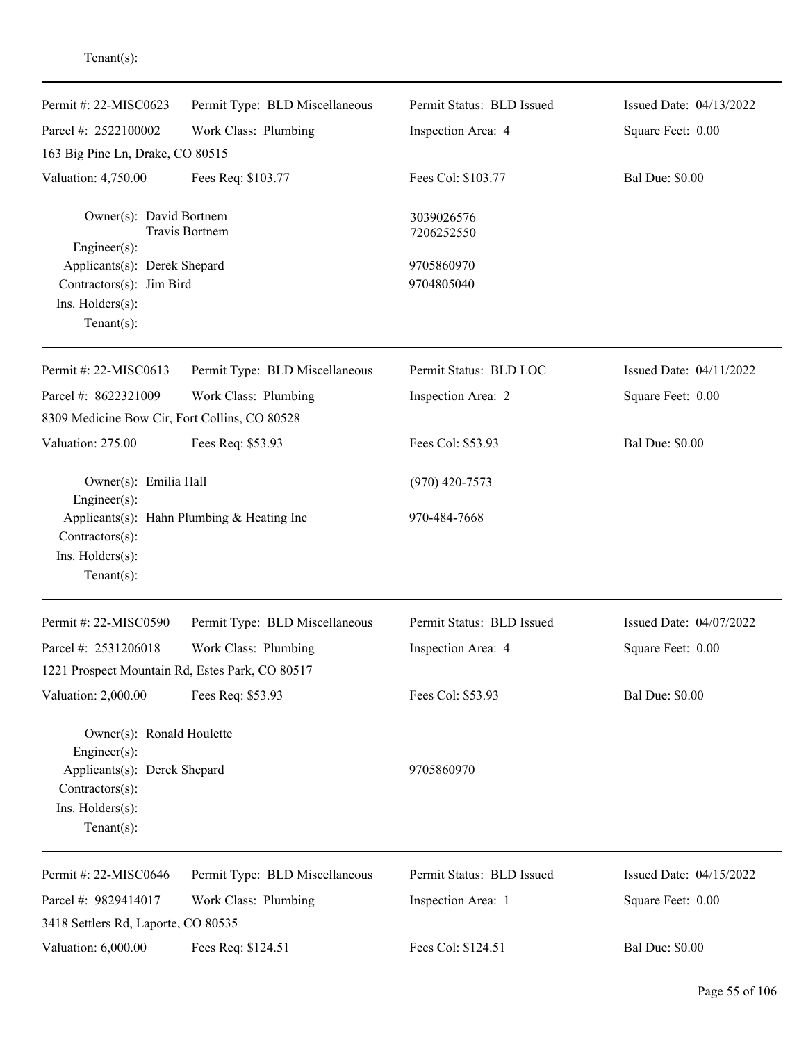Tenant(s):

---

| Permit #: 22-MISC0623 | Permit Type: BLD Miscellaneous | Permit Status: BLD Issued | Issued Date: 04/13/2022 |
|---|---|---|---|
| Parcel #: 2522100002 | Work Class: Plumbing | Inspection Area: 4 | Square Feet: 0.00 |
| 163 Big Pine Ln, Drake, CO 80515 | | | |
| Valuation: 4,750.00 | Fees Req: $103.77 | Fees Col: $103.77 | Bal Due: $0.00 |

Owner(s): David Bortnem — 3039026576
Travis Bortnem — 7206252550
Engineer(s):
Applicants(s): Derek Shepard — 9705860970
Contractors(s): Jim Bird — 9704805040
Ins. Holders(s):
Tenant(s):

---

| Permit #: 22-MISC0613 | Permit Type: BLD Miscellaneous | Permit Status: BLD LOC | Issued Date: 04/11/2022 |
|---|---|---|---|
| Parcel #: 8622321009 | Work Class: Plumbing | Inspection Area: 2 | Square Feet: 0.00 |
| 8309 Medicine Bow Cir, Fort Collins, CO 80528 | | | |
| Valuation: 275.00 | Fees Req: $53.93 | Fees Col: $53.93 | Bal Due: $0.00 |

Owner(s): Emilia Hall — (970) 420-7573
Engineer(s):
Applicants(s): Hahn Plumbing & Heating Inc — 970-484-7668
Contractors(s):
Ins. Holders(s):
Tenant(s):

---

| Permit #: 22-MISC0590 | Permit Type: BLD Miscellaneous | Permit Status: BLD Issued | Issued Date: 04/07/2022 |
|---|---|---|---|
| Parcel #: 2531206018 | Work Class: Plumbing | Inspection Area: 4 | Square Feet: 0.00 |
| 1221 Prospect Mountain Rd, Estes Park, CO 80517 | | | |
| Valuation: 2,000.00 | Fees Req: $53.93 | Fees Col: $53.93 | Bal Due: $0.00 |

Owner(s): Ronald Houlette
Engineer(s):
Applicants(s): Derek Shepard — 9705860970
Contractors(s):
Ins. Holders(s):
Tenant(s):

---

| Permit #: 22-MISC0646 | Permit Type: BLD Miscellaneous | Permit Status: BLD Issued | Issued Date: 04/15/2022 |
|---|---|---|---|
| Parcel #: 9829414017 | Work Class: Plumbing | Inspection Area: 1 | Square Feet: 0.00 |
| 3418 Settlers Rd, Laporte, CO 80535 | | | |
| Valuation: 6,000.00 | Fees Req: $124.51 | Fees Col: $124.51 | Bal Due: $0.00 |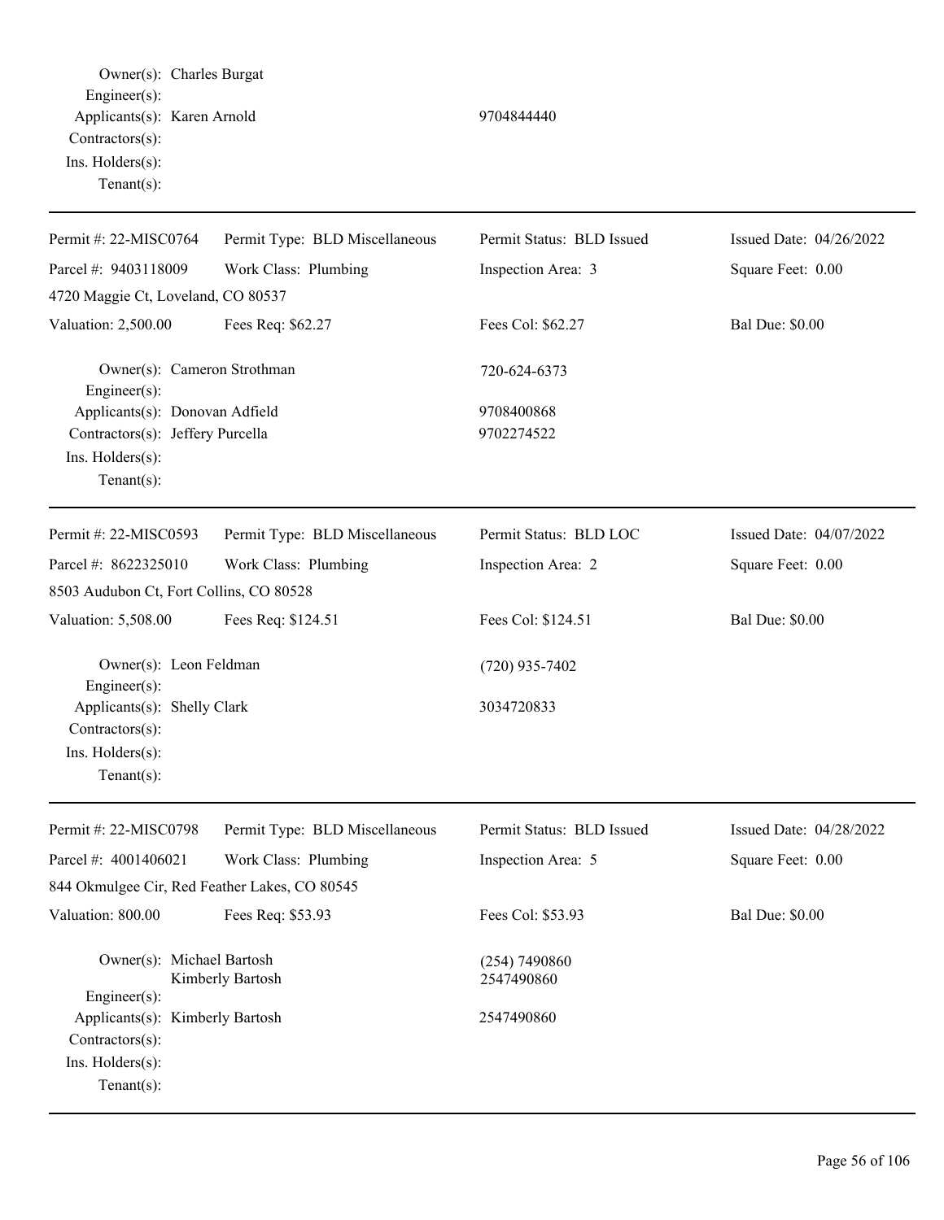Owner(s): Charles Burgat
Engineer(s):
Applicants(s): Karen Arnold 9704844440
Contractors(s):
Ins. Holders(s):
Tenant(s):

---

| Permit #: 22-MISC0764 | Permit Type: BLD Miscellaneous | Permit Status: BLD Issued | Issued Date: 04/26/2022 |
|---|---|---|---|
| Parcel #: 9403118009 | Work Class: Plumbing | Inspection Area: 3 | Square Feet: 0.00 |
| 4720 Maggie Ct, Loveland, CO 80537 | | | |
| Valuation: 2,500.00 | Fees Req: $62.27 | Fees Col: $62.27 | Bal Due: $0.00 |

Owner(s): Cameron Strothman 720-624-6373
Engineer(s):
Applicants(s): Donovan Adfield 9708400868
Contractors(s): Jeffery Purcella 9702274522
Ins. Holders(s):
Tenant(s):

---

| Permit #: 22-MISC0593 | Permit Type: BLD Miscellaneous | Permit Status: BLD LOC | Issued Date: 04/07/2022 |
|---|---|---|---|
| Parcel #: 8622325010 | Work Class: Plumbing | Inspection Area: 2 | Square Feet: 0.00 |
| 8503 Audubon Ct, Fort Collins, CO 80528 | | | |
| Valuation: 5,508.00 | Fees Req: $124.51 | Fees Col: $124.51 | Bal Due: $0.00 |

Owner(s): Leon Feldman (720) 935-7402
Engineer(s):
Applicants(s): Shelly Clark 3034720833
Contractors(s):
Ins. Holders(s):
Tenant(s):

---

| Permit #: 22-MISC0798 | Permit Type: BLD Miscellaneous | Permit Status: BLD Issued | Issued Date: 04/28/2022 |
|---|---|---|---|
| Parcel #: 4001406021 | Work Class: Plumbing | Inspection Area: 5 | Square Feet: 0.00 |
| 844 Okmulgee Cir, Red Feather Lakes, CO 80545 | | | |
| Valuation: 800.00 | Fees Req: $53.93 | Fees Col: $53.93 | Bal Due: $0.00 |

Owner(s): Michael Bartosh (254) 7490860
Kimberly Bartosh 2547490860
Engineer(s):
Applicants(s): Kimberly Bartosh 2547490860
Contractors(s):
Ins. Holders(s):
Tenant(s):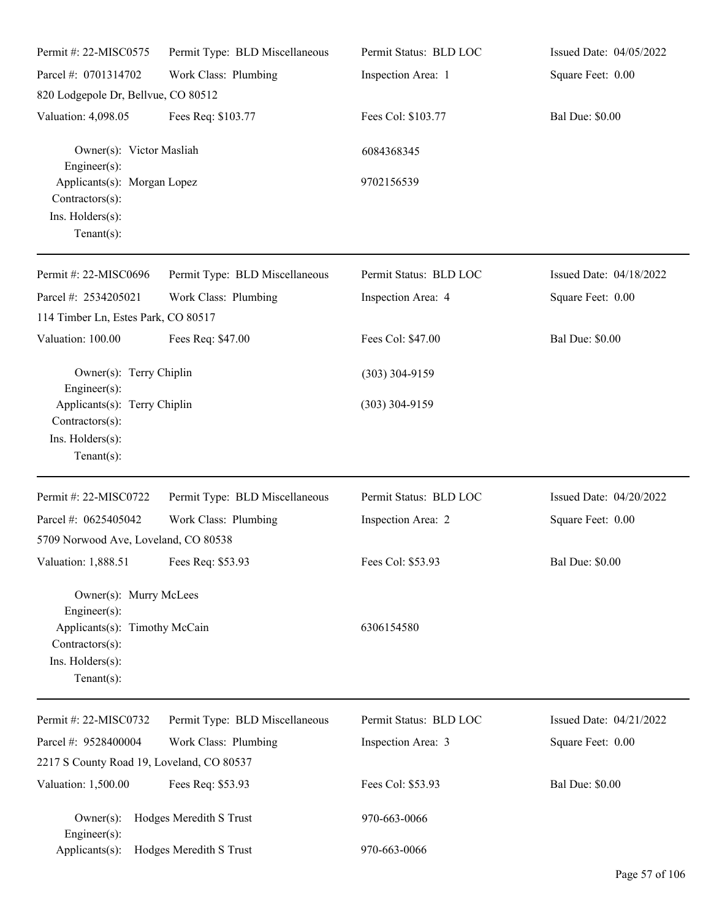| Permit #: 22-MISC0575 | Permit Type: BLD Miscellaneous | Permit Status: BLD LOC | Issued Date: 04/05/2022 |
|---|---|---|---|
| Parcel #: 0701314702 | Work Class: Plumbing | Inspection Area: 1 | Square Feet: 0.00 |
| 820 Lodgepole Dr, Bellvue, CO 80512 | | | |
| Valuation: 4,098.05 | Fees Req: $103.77 | Fees Col: $103.77 | Bal Due: $0.00 |

Owner(s): Victor Masliah — 6084368345
Engineer(s):
Applicants(s): Morgan Lopez — 9702156539
Contractors(s):
Ins. Holders(s):
Tenant(s):

---

| Permit #: 22-MISC0696 | Permit Type: BLD Miscellaneous | Permit Status: BLD LOC | Issued Date: 04/18/2022 |
|---|---|---|---|
| Parcel #: 2534205021 | Work Class: Plumbing | Inspection Area: 4 | Square Feet: 0.00 |
| 114 Timber Ln, Estes Park, CO 80517 | | | |
| Valuation: 100.00 | Fees Req: $47.00 | Fees Col: $47.00 | Bal Due: $0.00 |

Owner(s): Terry Chiplin — (303) 304-9159
Engineer(s):
Applicants(s): Terry Chiplin — (303) 304-9159
Contractors(s):
Ins. Holders(s):
Tenant(s):

---

| Permit #: 22-MISC0722 | Permit Type: BLD Miscellaneous | Permit Status: BLD LOC | Issued Date: 04/20/2022 |
|---|---|---|---|
| Parcel #: 0625405042 | Work Class: Plumbing | Inspection Area: 2 | Square Feet: 0.00 |
| 5709 Norwood Ave, Loveland, CO 80538 | | | |
| Valuation: 1,888.51 | Fees Req: $53.93 | Fees Col: $53.93 | Bal Due: $0.00 |

Owner(s): Murry McLees
Engineer(s):
Applicants(s): Timothy McCain — 6306154580
Contractors(s):
Ins. Holders(s):
Tenant(s):

---

| Permit #: 22-MISC0732 | Permit Type: BLD Miscellaneous | Permit Status: BLD LOC | Issued Date: 04/21/2022 |
|---|---|---|---|
| Parcel #: 9528400004 | Work Class: Plumbing | Inspection Area: 3 | Square Feet: 0.00 |
| 2217 S County Road 19, Loveland, CO 80537 | | | |
| Valuation: 1,500.00 | Fees Req: $53.93 | Fees Col: $53.93 | Bal Due: $0.00 |

Owner(s): Hodges Meredith S Trust — 970-663-0066
Engineer(s):
Applicants(s): Hodges Meredith S Trust — 970-663-0066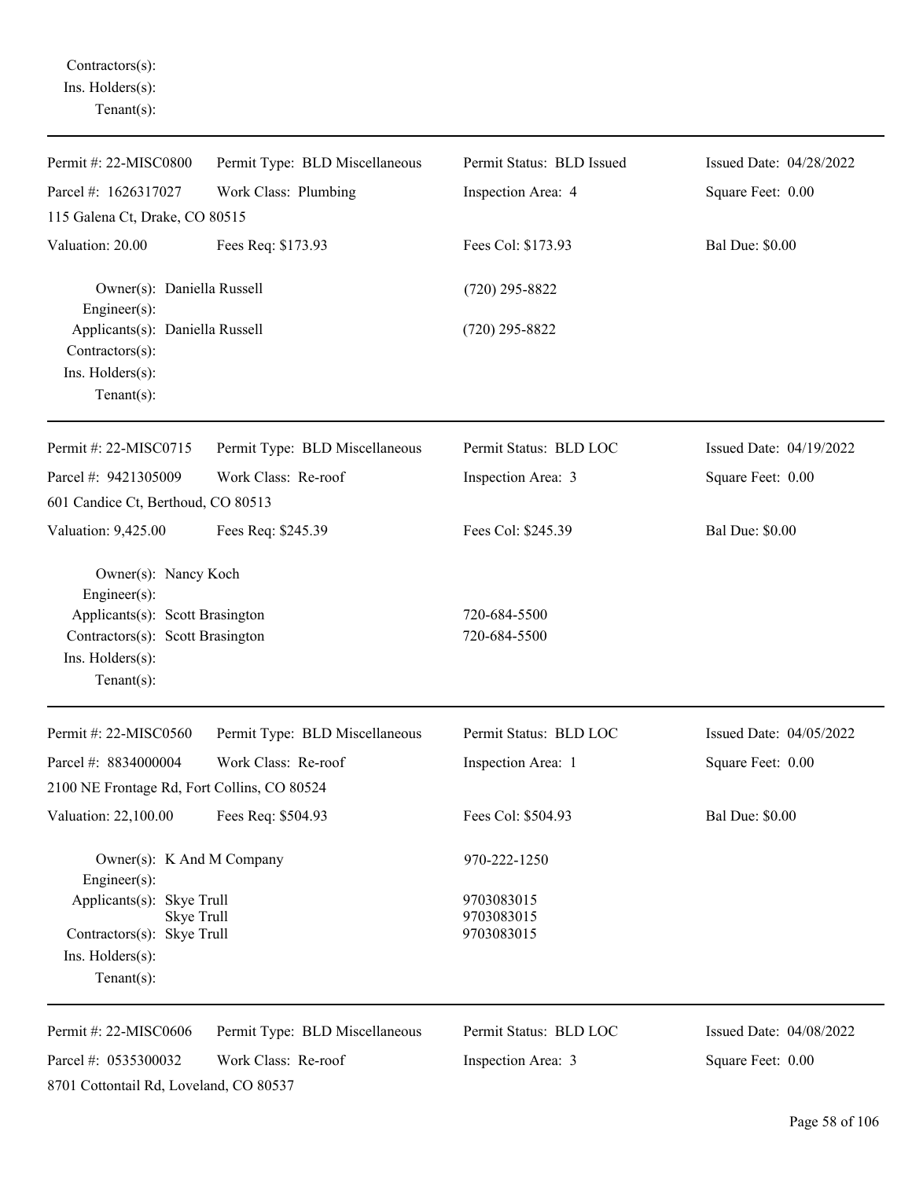Contractors(s):
Ins. Holders(s):
Tenant(s):

---

Permit #: 22-MISC0800 | Permit Type: BLD Miscellaneous | Permit Status: BLD Issued | Issued Date: 04/28/2022
Parcel #: 1626317027 | Work Class: Plumbing | Inspection Area: 4 | Square Feet: 0.00
115 Galena Ct, Drake, CO 80515
Valuation: 20.00 | Fees Req: $173.93 | Fees Col: $173.93 | Bal Due: $0.00

Owner(s): Daniella Russell (720) 295-8822
Engineer(s):
Applicants(s): Daniella Russell (720) 295-8822
Contractors(s):
Ins. Holders(s):
Tenant(s):

---

Permit #: 22-MISC0715 | Permit Type: BLD Miscellaneous | Permit Status: BLD LOC | Issued Date: 04/19/2022
Parcel #: 9421305009 | Work Class: Re-roof | Inspection Area: 3 | Square Feet: 0.00
601 Candice Ct, Berthoud, CO 80513
Valuation: 9,425.00 | Fees Req: $245.39 | Fees Col: $245.39 | Bal Due: $0.00

Owner(s): Nancy Koch
Engineer(s):
Applicants(s): Scott Brasington 720-684-5500
Contractors(s): Scott Brasington 720-684-5500
Ins. Holders(s):
Tenant(s):

---

Permit #: 22-MISC0560 | Permit Type: BLD Miscellaneous | Permit Status: BLD LOC | Issued Date: 04/05/2022
Parcel #: 8834000004 | Work Class: Re-roof | Inspection Area: 1 | Square Feet: 0.00
2100 NE Frontage Rd, Fort Collins, CO 80524
Valuation: 22,100.00 | Fees Req: $504.93 | Fees Col: $504.93 | Bal Due: $0.00

Owner(s): K And M Company 970-222-1250
Engineer(s):
Applicants(s): Skye Trull 9703083015
Skye Trull 9703083015
Contractors(s): Skye Trull 9703083015
Ins. Holders(s):
Tenant(s):

---

Permit #: 22-MISC0606 | Permit Type: BLD Miscellaneous | Permit Status: BLD LOC | Issued Date: 04/08/2022
Parcel #: 0535300032 | Work Class: Re-roof | Inspection Area: 3 | Square Feet: 0.00
8701 Cottontail Rd, Loveland, CO 80537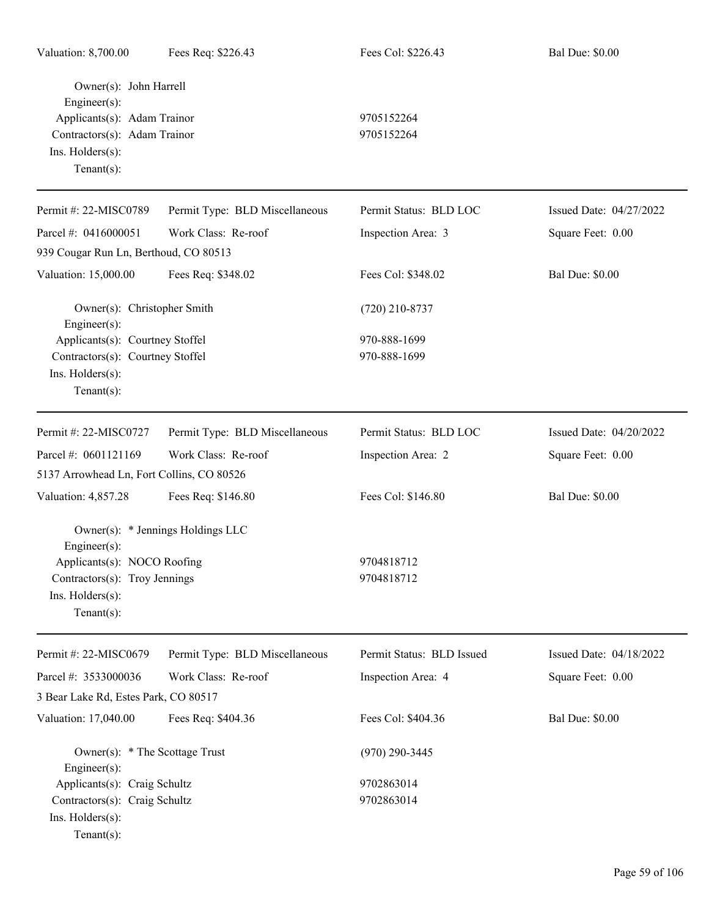Valuation: 8,700.00 | Fees Req: $226.43 | Fees Col: $226.43 | Bal Due: $0.00

Owner(s): John Harrell
Engineer(s):
Applicants(s): Adam Trainor 9705152264
Contractors(s): Adam Trainor 9705152264
Ins. Holders(s):
Tenant(s):

---

| Permit #: 22-MISC0789 | Permit Type: BLD Miscellaneous | Permit Status: BLD LOC | Issued Date: 04/27/2022 |
|---|---|---|---|
| Parcel #: 0416000051 | Work Class: Re-roof | Inspection Area: 3 | Square Feet: 0.00 |
| 939 Cougar Run Ln, Berthoud, CO 80513 | | | |
| Valuation: 15,000.00 | Fees Req: $348.02 | Fees Col: $348.02 | Bal Due: $0.00 |

Owner(s): Christopher Smith (720) 210-8737
Engineer(s):
Applicants(s): Courtney Stoffel 970-888-1699
Contractors(s): Courtney Stoffel 970-888-1699
Ins. Holders(s):
Tenant(s):

---

| Permit #: 22-MISC0727 | Permit Type: BLD Miscellaneous | Permit Status: BLD LOC | Issued Date: 04/20/2022 |
|---|---|---|---|
| Parcel #: 0601121169 | Work Class: Re-roof | Inspection Area: 2 | Square Feet: 0.00 |
| 5137 Arrowhead Ln, Fort Collins, CO 80526 | | | |
| Valuation: 4,857.28 | Fees Req: $146.80 | Fees Col: $146.80 | Bal Due: $0.00 |

Owner(s): * Jennings Holdings LLC
Engineer(s):
Applicants(s): NOCO Roofing 9704818712
Contractors(s): Troy Jennings 9704818712
Ins. Holders(s):
Tenant(s):

---

| Permit #: 22-MISC0679 | Permit Type: BLD Miscellaneous | Permit Status: BLD Issued | Issued Date: 04/18/2022 |
|---|---|---|---|
| Parcel #: 3533000036 | Work Class: Re-roof | Inspection Area: 4 | Square Feet: 0.00 |
| 3 Bear Lake Rd, Estes Park, CO 80517 | | | |
| Valuation: 17,040.00 | Fees Req: $404.36 | Fees Col: $404.36 | Bal Due: $0.00 |

Owner(s): * The Scottage Trust (970) 290-3445
Engineer(s):
Applicants(s): Craig Schultz 9702863014
Contractors(s): Craig Schultz 9702863014
Ins. Holders(s):
Tenant(s):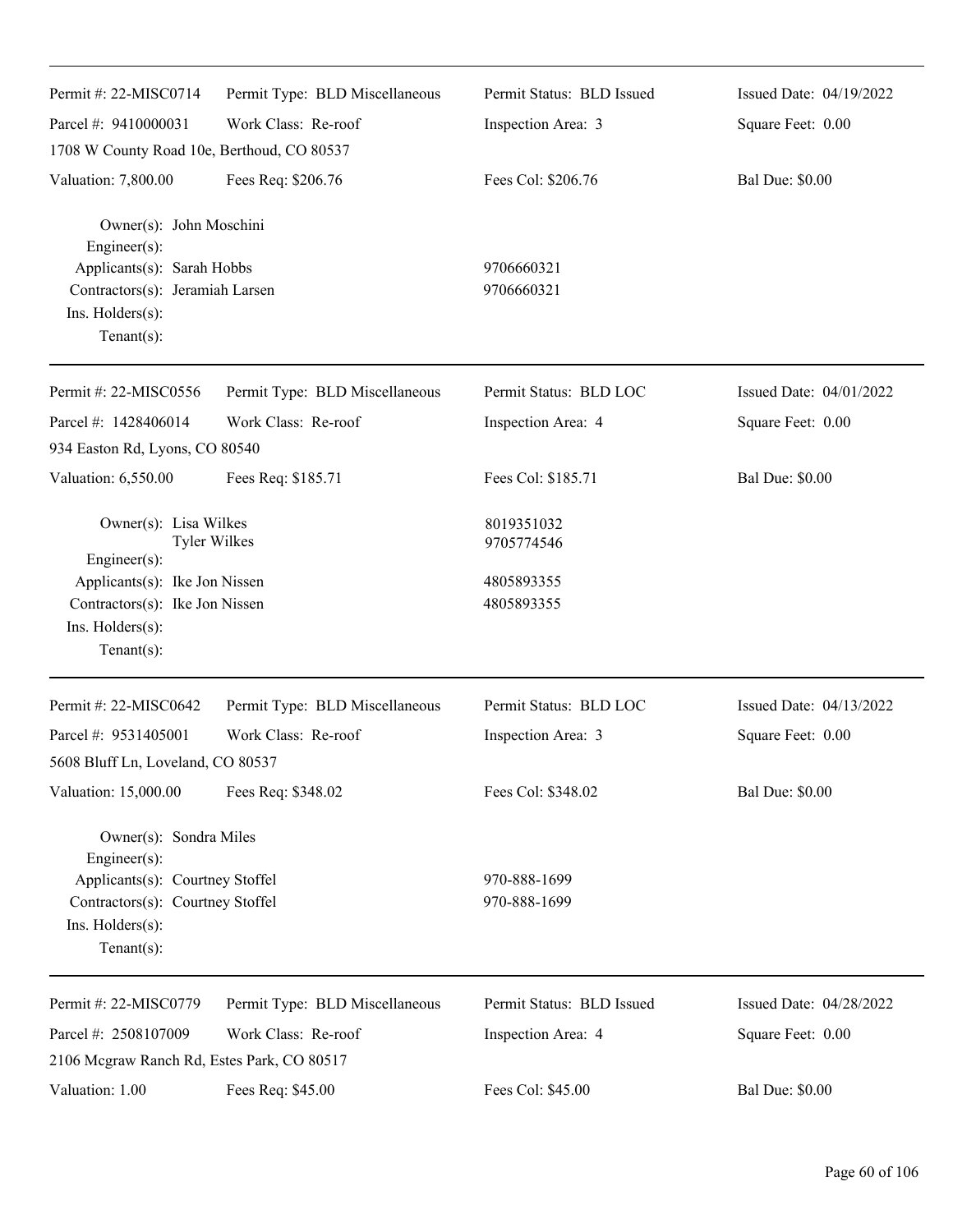| | | | |
|---|---|---|---|
| Permit #: 22-MISC0714 | Permit Type: BLD Miscellaneous | Permit Status: BLD Issued | Issued Date: 04/19/2022 |
| Parcel #: 9410000031 | Work Class: Re-roof | Inspection Area: 3 | Square Feet: 0.00 |
| 1708 W County Road 10e, Berthoud, CO 80537 | | | |
| Valuation: 7,800.00 | Fees Req: $206.76 | Fees Col: $206.76 | Bal Due: $0.00 |

Owner(s): John Moschini
Engineer(s):
Applicants(s): Sarah Hobbs — 9706660321
Contractors(s): Jeramiah Larsen — 9706660321
Ins. Holders(s):
Tenant(s):

---

| | | | |
|---|---|---|---|
| Permit #: 22-MISC0556 | Permit Type: BLD Miscellaneous | Permit Status: BLD LOC | Issued Date: 04/01/2022 |
| Parcel #: 1428406014 | Work Class: Re-roof | Inspection Area: 4 | Square Feet: 0.00 |
| 934 Easton Rd, Lyons, CO 80540 | | | |
| Valuation: 6,550.00 | Fees Req: $185.71 | Fees Col: $185.71 | Bal Due: $0.00 |

Owner(s): Lisa Wilkes — 8019351032
Tyler Wilkes — 9705774546
Engineer(s):
Applicants(s): Ike Jon Nissen — 4805893355
Contractors(s): Ike Jon Nissen — 4805893355
Ins. Holders(s):
Tenant(s):

---

| | | | |
|---|---|---|---|
| Permit #: 22-MISC0642 | Permit Type: BLD Miscellaneous | Permit Status: BLD LOC | Issued Date: 04/13/2022 |
| Parcel #: 9531405001 | Work Class: Re-roof | Inspection Area: 3 | Square Feet: 0.00 |
| 5608 Bluff Ln, Loveland, CO 80537 | | | |
| Valuation: 15,000.00 | Fees Req: $348.02 | Fees Col: $348.02 | Bal Due: $0.00 |

Owner(s): Sondra Miles
Engineer(s):
Applicants(s): Courtney Stoffel — 970-888-1699
Contractors(s): Courtney Stoffel — 970-888-1699
Ins. Holders(s):
Tenant(s):

---

| | | | |
|---|---|---|---|
| Permit #: 22-MISC0779 | Permit Type: BLD Miscellaneous | Permit Status: BLD Issued | Issued Date: 04/28/2022 |
| Parcel #: 2508107009 | Work Class: Re-roof | Inspection Area: 4 | Square Feet: 0.00 |
| 2106 Mcgraw Ranch Rd, Estes Park, CO 80517 | | | |
| Valuation: 1.00 | Fees Req: $45.00 | Fees Col: $45.00 | Bal Due: $0.00 |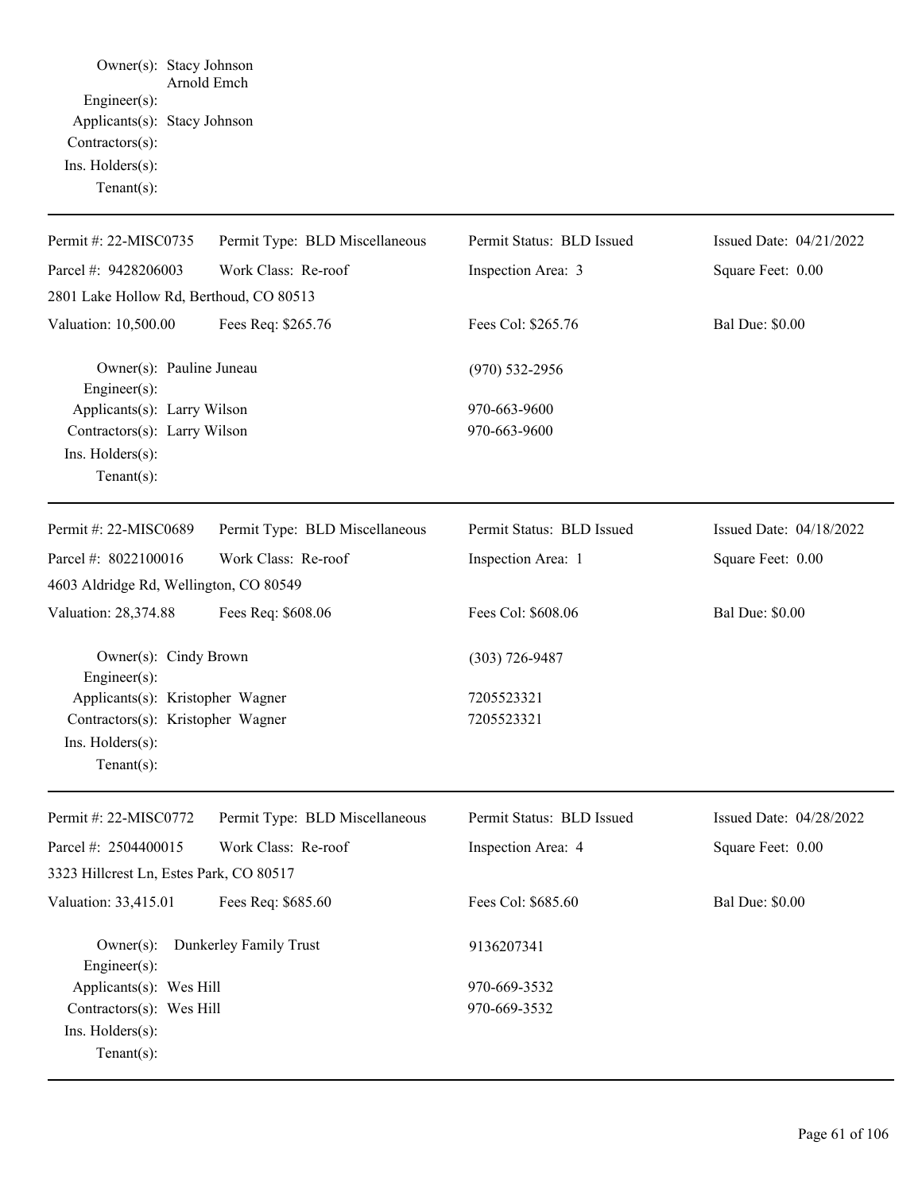Owner(s): Stacy Johnson
Arnold Emch
Engineer(s):
Applicants(s): Stacy Johnson
Contractors(s):
Ins. Holders(s):
Tenant(s):

---

| Permit #: 22-MISC0735 | Permit Type: BLD Miscellaneous | Permit Status: BLD Issued | Issued Date: 04/21/2022 |
|---|---|---|---|
| Parcel #: 9428206003 | Work Class: Re-roof | Inspection Area: 3 | Square Feet: 0.00 |
| 2801 Lake Hollow Rd, Berthoud, CO 80513 | | | |
| Valuation: 10,500.00 | Fees Req: $265.76 | Fees Col: $265.76 | Bal Due: $0.00 |

Owner(s): Pauline Juneau — (970) 532-2956
Engineer(s):
Applicants(s): Larry Wilson — 970-663-9600
Contractors(s): Larry Wilson — 970-663-9600
Ins. Holders(s):
Tenant(s):

---

| Permit #: 22-MISC0689 | Permit Type: BLD Miscellaneous | Permit Status: BLD Issued | Issued Date: 04/18/2022 |
|---|---|---|---|
| Parcel #: 8022100016 | Work Class: Re-roof | Inspection Area: 1 | Square Feet: 0.00 |
| 4603 Aldridge Rd, Wellington, CO 80549 | | | |
| Valuation: 28,374.88 | Fees Req: $608.06 | Fees Col: $608.06 | Bal Due: $0.00 |

Owner(s): Cindy Brown — (303) 726-9487
Engineer(s):
Applicants(s): Kristopher Wagner — 7205523321
Contractors(s): Kristopher Wagner — 7205523321
Ins. Holders(s):
Tenant(s):

---

| Permit #: 22-MISC0772 | Permit Type: BLD Miscellaneous | Permit Status: BLD Issued | Issued Date: 04/28/2022 |
|---|---|---|---|
| Parcel #: 2504400015 | Work Class: Re-roof | Inspection Area: 4 | Square Feet: 0.00 |
| 3323 Hillcrest Ln, Estes Park, CO 80517 | | | |
| Valuation: 33,415.01 | Fees Req: $685.60 | Fees Col: $685.60 | Bal Due: $0.00 |

Owner(s): Dunkerley Family Trust — 9136207341
Engineer(s):
Applicants(s): Wes Hill — 970-669-3532
Contractors(s): Wes Hill — 970-669-3532
Ins. Holders(s):
Tenant(s):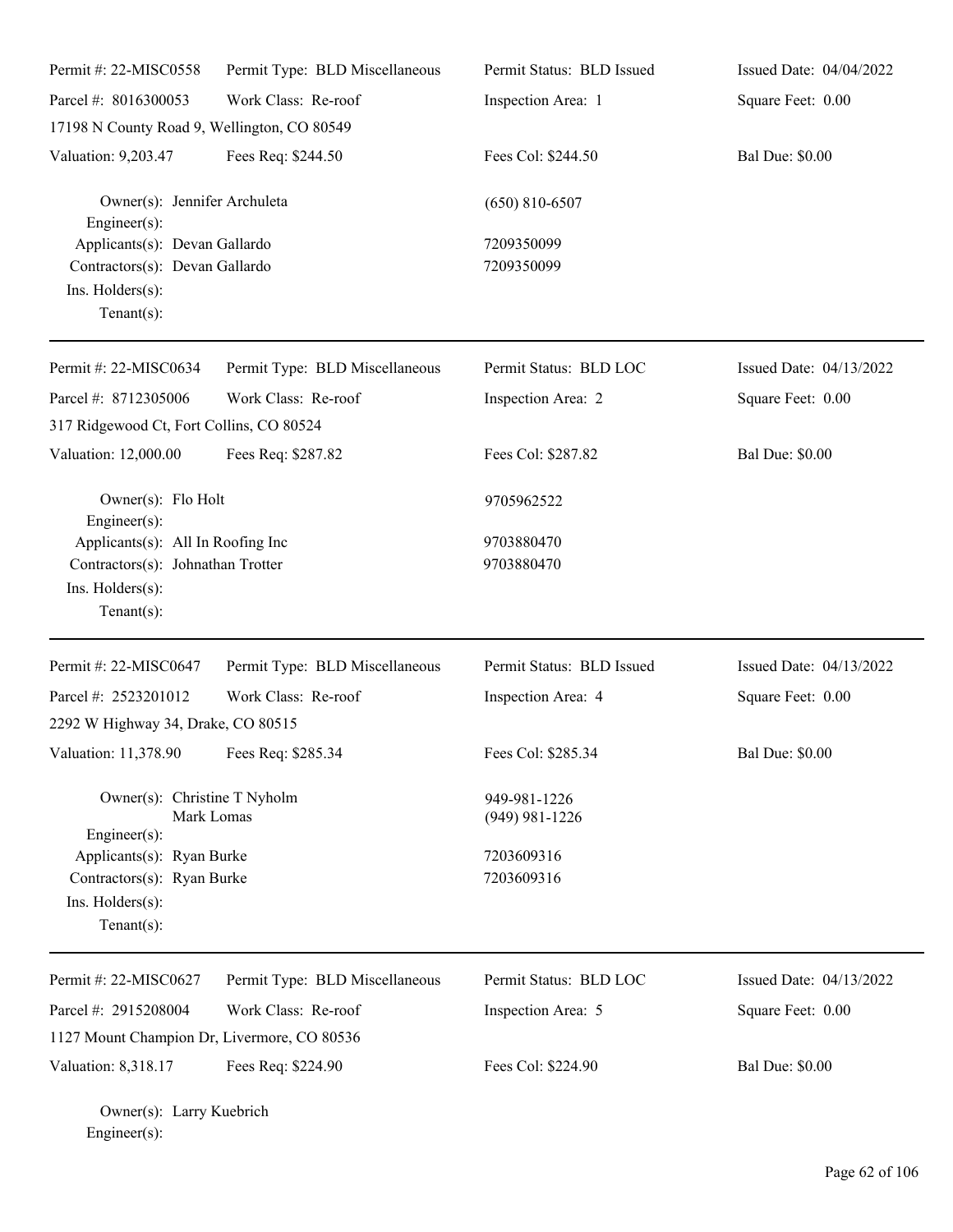| Permit #: 22-MISC0558 | Permit Type: BLD Miscellaneous | Permit Status: BLD Issued | Issued Date: 04/04/2022 |
|---|---|---|---|
| Parcel #: 8016300053 | Work Class: Re-roof | Inspection Area: 1 | Square Feet: 0.00 |
| 17198 N County Road 9, Wellington, CO 80549 | | | |
| Valuation: 9,203.47 | Fees Req: $244.50 | Fees Col: $244.50 | Bal Due: $0.00 |

Owner(s): Jennifer Archuleta (650) 810-6507
Engineer(s):
Applicants(s): Devan Gallardo 7209350099
Contractors(s): Devan Gallardo 7209350099
Ins. Holders(s):
Tenant(s):

---

| Permit #: 22-MISC0634 | Permit Type: BLD Miscellaneous | Permit Status: BLD LOC | Issued Date: 04/13/2022 |
|---|---|---|---|
| Parcel #: 8712305006 | Work Class: Re-roof | Inspection Area: 2 | Square Feet: 0.00 |
| 317 Ridgewood Ct, Fort Collins, CO 80524 | | | |
| Valuation: 12,000.00 | Fees Req: $287.82 | Fees Col: $287.82 | Bal Due: $0.00 |

Owner(s): Flo Holt 9705962522
Engineer(s):
Applicants(s): All In Roofing Inc 9703880470
Contractors(s): Johnathan Trotter 9703880470
Ins. Holders(s):
Tenant(s):

---

| Permit #: 22-MISC0647 | Permit Type: BLD Miscellaneous | Permit Status: BLD Issued | Issued Date: 04/13/2022 |
|---|---|---|---|
| Parcel #: 2523201012 | Work Class: Re-roof | Inspection Area: 4 | Square Feet: 0.00 |
| 2292 W Highway 34, Drake, CO 80515 | | | |
| Valuation: 11,378.90 | Fees Req: $285.34 | Fees Col: $285.34 | Bal Due: $0.00 |

Owner(s): Christine T Nyholm 949-981-1226
Mark Lomas (949) 981-1226
Engineer(s):
Applicants(s): Ryan Burke 7203609316
Contractors(s): Ryan Burke 7203609316
Ins. Holders(s):
Tenant(s):

---

| Permit #: 22-MISC0627 | Permit Type: BLD Miscellaneous | Permit Status: BLD LOC | Issued Date: 04/13/2022 |
|---|---|---|---|
| Parcel #: 2915208004 | Work Class: Re-roof | Inspection Area: 5 | Square Feet: 0.00 |
| 1127 Mount Champion Dr, Livermore, CO 80536 | | | |
| Valuation: 8,318.17 | Fees Req: $224.90 | Fees Col: $224.90 | Bal Due: $0.00 |

Owner(s): Larry Kuebrich
Engineer(s):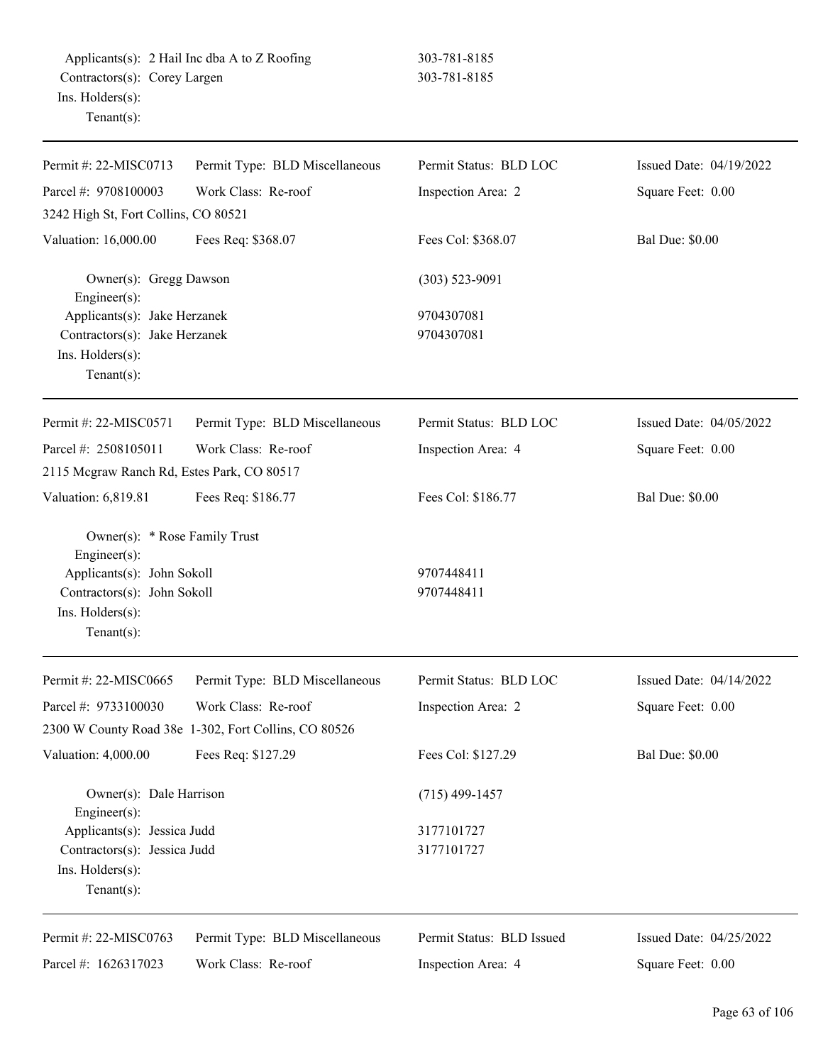Applicants(s): 2 Hail Inc dba A to Z Roofing 303-781-8185
Contractors(s): Corey Largen 303-781-8185
Ins. Holders(s):
Tenant(s):

---

| Permit #: 22-MISC0713 | Permit Type: BLD Miscellaneous | Permit Status: BLD LOC | Issued Date: 04/19/2022 |
|---|---|---|---|
| Parcel #: 9708100003 | Work Class: Re-roof | Inspection Area: 2 | Square Feet: 0.00 |
| 3242 High St, Fort Collins, CO 80521 | | | |
| Valuation: 16,000.00 | Fees Req: $368.07 | Fees Col: $368.07 | Bal Due: $0.00 |

Owner(s): Gregg Dawson (303) 523-9091
Engineer(s):
Applicants(s): Jake Herzanek 9704307081
Contractors(s): Jake Herzanek 9704307081
Ins. Holders(s):
Tenant(s):

---

| Permit #: 22-MISC0571 | Permit Type: BLD Miscellaneous | Permit Status: BLD LOC | Issued Date: 04/05/2022 |
|---|---|---|---|
| Parcel #: 2508105011 | Work Class: Re-roof | Inspection Area: 4 | Square Feet: 0.00 |
| 2115 Mcgraw Ranch Rd, Estes Park, CO 80517 | | | |
| Valuation: 6,819.81 | Fees Req: $186.77 | Fees Col: $186.77 | Bal Due: $0.00 |

Owner(s): * Rose Family Trust
Engineer(s):
Applicants(s): John Sokoll 9707448411
Contractors(s): John Sokoll 9707448411
Ins. Holders(s):
Tenant(s):

---

| Permit #: 22-MISC0665 | Permit Type: BLD Miscellaneous | Permit Status: BLD LOC | Issued Date: 04/14/2022 |
|---|---|---|---|
| Parcel #: 9733100030 | Work Class: Re-roof | Inspection Area: 2 | Square Feet: 0.00 |
| 2300 W County Road 38e 1-302, Fort Collins, CO 80526 | | | |
| Valuation: 4,000.00 | Fees Req: $127.29 | Fees Col: $127.29 | Bal Due: $0.00 |

Owner(s): Dale Harrison (715) 499-1457
Engineer(s):
Applicants(s): Jessica Judd 3177101727
Contractors(s): Jessica Judd 3177101727
Ins. Holders(s):
Tenant(s):

---

| Permit #: 22-MISC0763 | Permit Type: BLD Miscellaneous | Permit Status: BLD Issued | Issued Date: 04/25/2022 |
|---|---|---|---|
| Parcel #: 1626317023 | Work Class: Re-roof | Inspection Area: 4 | Square Feet: 0.00 |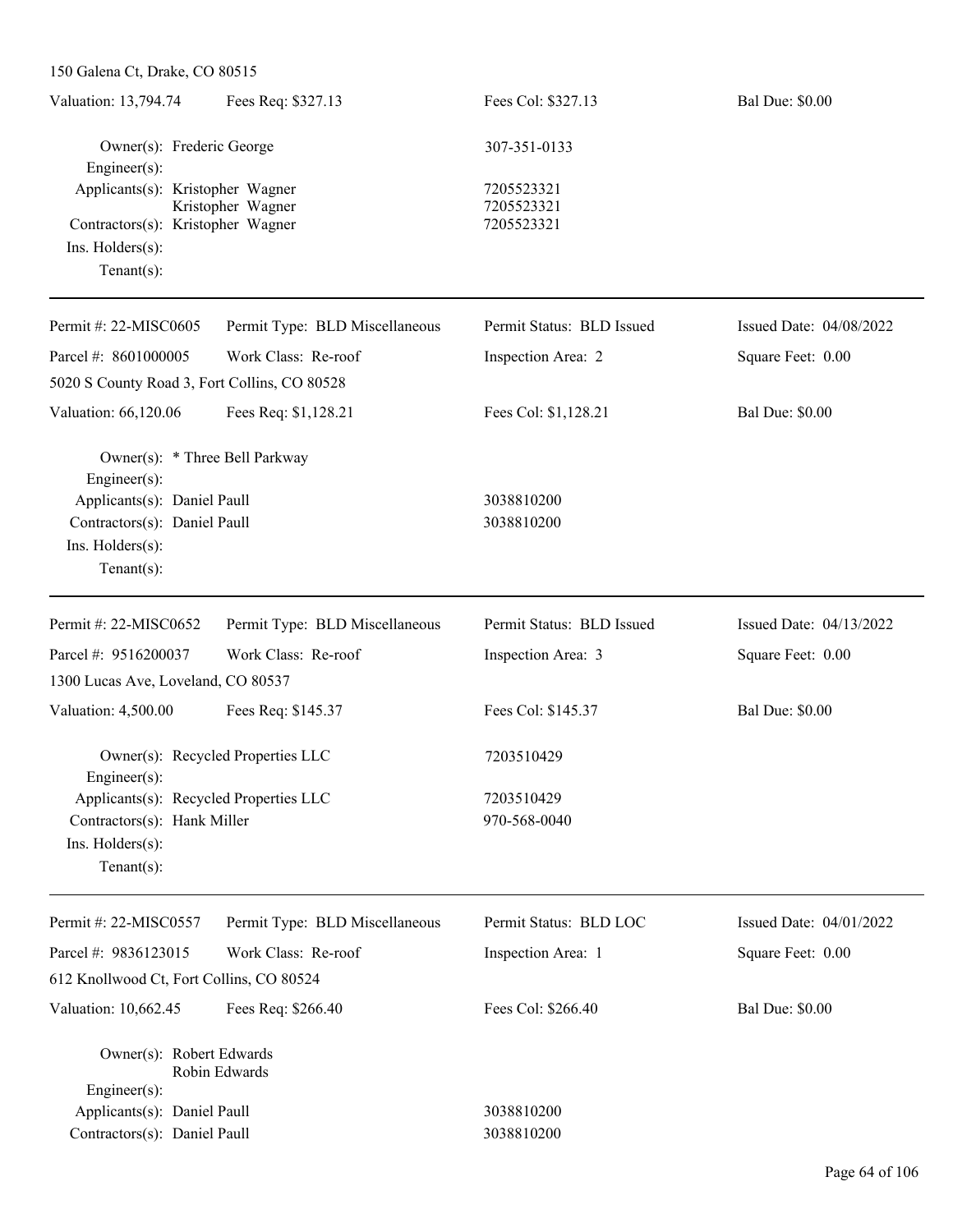150 Galena Ct, Drake, CO 80515

Valuation: 13,794.74 | Fees Req: $327.13 | Fees Col: $327.13 | Bal Due: $0.00

Owner(s): Frederic George 307-351-0133
Engineer(s):
Applicants(s): Kristopher Wagner 7205523321
Kristopher Wagner 7205523321
Contractors(s): Kristopher Wagner 7205523321
Ins. Holders(s):
Tenant(s):

---

Permit #: 22-MISC0605 | Permit Type: BLD Miscellaneous | Permit Status: BLD Issued | Issued Date: 04/08/2022
Parcel #: 8601000005 | Work Class: Re-roof | Inspection Area: 2 | Square Feet: 0.00
5020 S County Road 3, Fort Collins, CO 80528
Valuation: 66,120.06 | Fees Req: $1,128.21 | Fees Col: $1,128.21 | Bal Due: $0.00

Owner(s): * Three Bell Parkway
Engineer(s):
Applicants(s): Daniel Paull 3038810200
Contractors(s): Daniel Paull 3038810200
Ins. Holders(s):
Tenant(s):

---

Permit #: 22-MISC0652 | Permit Type: BLD Miscellaneous | Permit Status: BLD Issued | Issued Date: 04/13/2022
Parcel #: 9516200037 | Work Class: Re-roof | Inspection Area: 3 | Square Feet: 0.00
1300 Lucas Ave, Loveland, CO 80537
Valuation: 4,500.00 | Fees Req: $145.37 | Fees Col: $145.37 | Bal Due: $0.00

Owner(s): Recycled Properties LLC 7203510429
Engineer(s):
Applicants(s): Recycled Properties LLC 7203510429
Contractors(s): Hank Miller 970-568-0040
Ins. Holders(s):
Tenant(s):

---

Permit #: 22-MISC0557 | Permit Type: BLD Miscellaneous | Permit Status: BLD LOC | Issued Date: 04/01/2022
Parcel #: 9836123015 | Work Class: Re-roof | Inspection Area: 1 | Square Feet: 0.00
612 Knollwood Ct, Fort Collins, CO 80524
Valuation: 10,662.45 | Fees Req: $266.40 | Fees Col: $266.40 | Bal Due: $0.00

Owner(s): Robert Edwards
Robin Edwards
Engineer(s):
Applicants(s): Daniel Paull 3038810200
Contractors(s): Daniel Paull 3038810200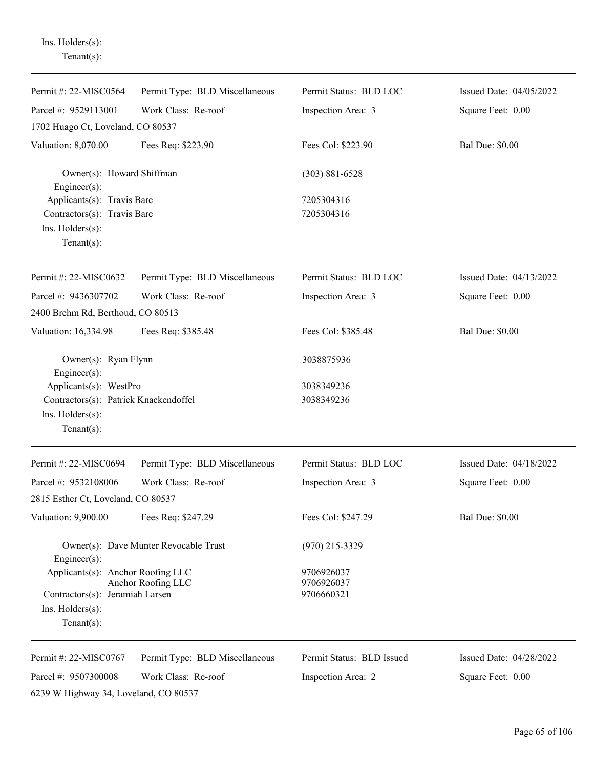Ins. Holders(s):
Tenant(s):

---

Permit #: 22-MISC0564 | Permit Type: BLD Miscellaneous | Permit Status: BLD LOC | Issued Date: 04/05/2022

Parcel #: 9529113001 | Work Class: Re-roof | Inspection Area: 3 | Square Feet: 0.00

1702 Huago Ct, Loveland, CO 80537

Valuation: 8,070.00 | Fees Req: $223.90 | Fees Col: $223.90 | Bal Due: $0.00

Owner(s): Howard Shiffman (303) 881-6528
Engineer(s):
Applicants(s): Travis Bare 7205304316
Contractors(s): Travis Bare 7205304316
Ins. Holders(s):
Tenant(s):

---

Permit #: 22-MISC0632 | Permit Type: BLD Miscellaneous | Permit Status: BLD LOC | Issued Date: 04/13/2022

Parcel #: 9436307702 | Work Class: Re-roof | Inspection Area: 3 | Square Feet: 0.00

2400 Brehm Rd, Berthoud, CO 80513

Valuation: 16,334.98 | Fees Req: $385.48 | Fees Col: $385.48 | Bal Due: $0.00

Owner(s): Ryan Flynn 3038875936
Engineer(s):
Applicants(s): WestPro 3038349236
Contractors(s): Patrick Knackendoffel 3038349236
Ins. Holders(s):
Tenant(s):

---

Permit #: 22-MISC0694 | Permit Type: BLD Miscellaneous | Permit Status: BLD LOC | Issued Date: 04/18/2022

Parcel #: 9532108006 | Work Class: Re-roof | Inspection Area: 3 | Square Feet: 0.00

2815 Esther Ct, Loveland, CO 80537

Valuation: 9,900.00 | Fees Req: $247.29 | Fees Col: $247.29 | Bal Due: $0.00

Owner(s): Dave Munter Revocable Trust (970) 215-3329
Engineer(s):
Applicants(s): Anchor Roofing LLC 9706926037
Anchor Roofing LLC 9706926037
Contractors(s): Jeramiah Larsen 9706660321
Ins. Holders(s):
Tenant(s):

---

Permit #: 22-MISC0767 | Permit Type: BLD Miscellaneous | Permit Status: BLD Issued | Issued Date: 04/28/2022

Parcel #: 9507300008 | Work Class: Re-roof | Inspection Area: 2 | Square Feet: 0.00

6239 W Highway 34, Loveland, CO 80537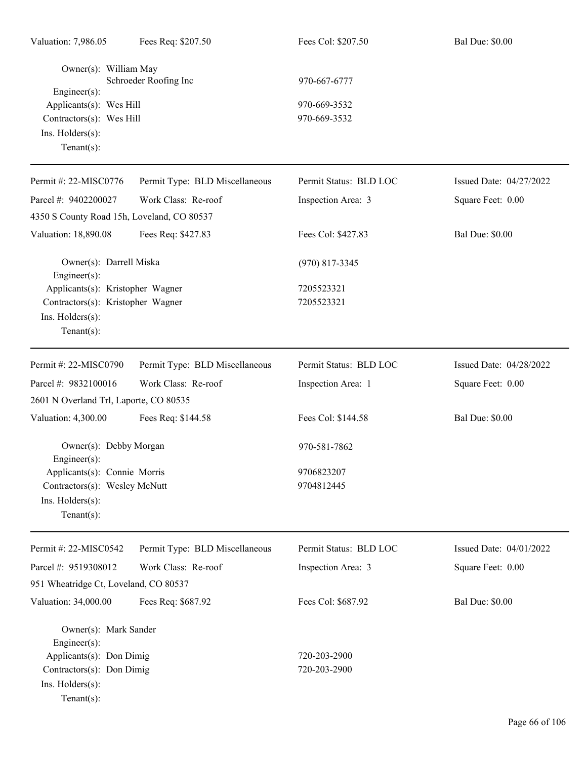Valuation: 7,986.05 | Fees Req: $207.50 | Fees Col: $207.50 | Bal Due: $0.00

Owner(s): William May
Schroeder Roofing Inc 970-667-6777
Engineer(s):
Applicants(s): Wes Hill 970-669-3532
Contractors(s): Wes Hill 970-669-3532
Ins. Holders(s):
Tenant(s):

---

Permit #: 22-MISC0776 | Permit Type: BLD Miscellaneous | Permit Status: BLD LOC | Issued Date: 04/27/2022
Parcel #: 9402200027 | Work Class: Re-roof | Inspection Area: 3 | Square Feet: 0.00
4350 S County Road 15h, Loveland, CO 80537
Valuation: 18,890.08 | Fees Req: $427.83 | Fees Col: $427.83 | Bal Due: $0.00

Owner(s): Darrell Miska (970) 817-3345
Engineer(s):
Applicants(s): Kristopher Wagner 7205523321
Contractors(s): Kristopher Wagner 7205523321
Ins. Holders(s):
Tenant(s):

---

Permit #: 22-MISC0790 | Permit Type: BLD Miscellaneous | Permit Status: BLD LOC | Issued Date: 04/28/2022
Parcel #: 9832100016 | Work Class: Re-roof | Inspection Area: 1 | Square Feet: 0.00
2601 N Overland Trl, Laporte, CO 80535
Valuation: 4,300.00 | Fees Req: $144.58 | Fees Col: $144.58 | Bal Due: $0.00

Owner(s): Debby Morgan 970-581-7862
Engineer(s):
Applicants(s): Connie Morris 9706823207
Contractors(s): Wesley McNutt 9704812445
Ins. Holders(s):
Tenant(s):

---

Permit #: 22-MISC0542 | Permit Type: BLD Miscellaneous | Permit Status: BLD LOC | Issued Date: 04/01/2022
Parcel #: 9519308012 | Work Class: Re-roof | Inspection Area: 3 | Square Feet: 0.00
951 Wheatridge Ct, Loveland, CO 80537
Valuation: 34,000.00 | Fees Req: $687.92 | Fees Col: $687.92 | Bal Due: $0.00

Owner(s): Mark Sander
Engineer(s):
Applicants(s): Don Dimig 720-203-2900
Contractors(s): Don Dimig 720-203-2900
Ins. Holders(s):
Tenant(s):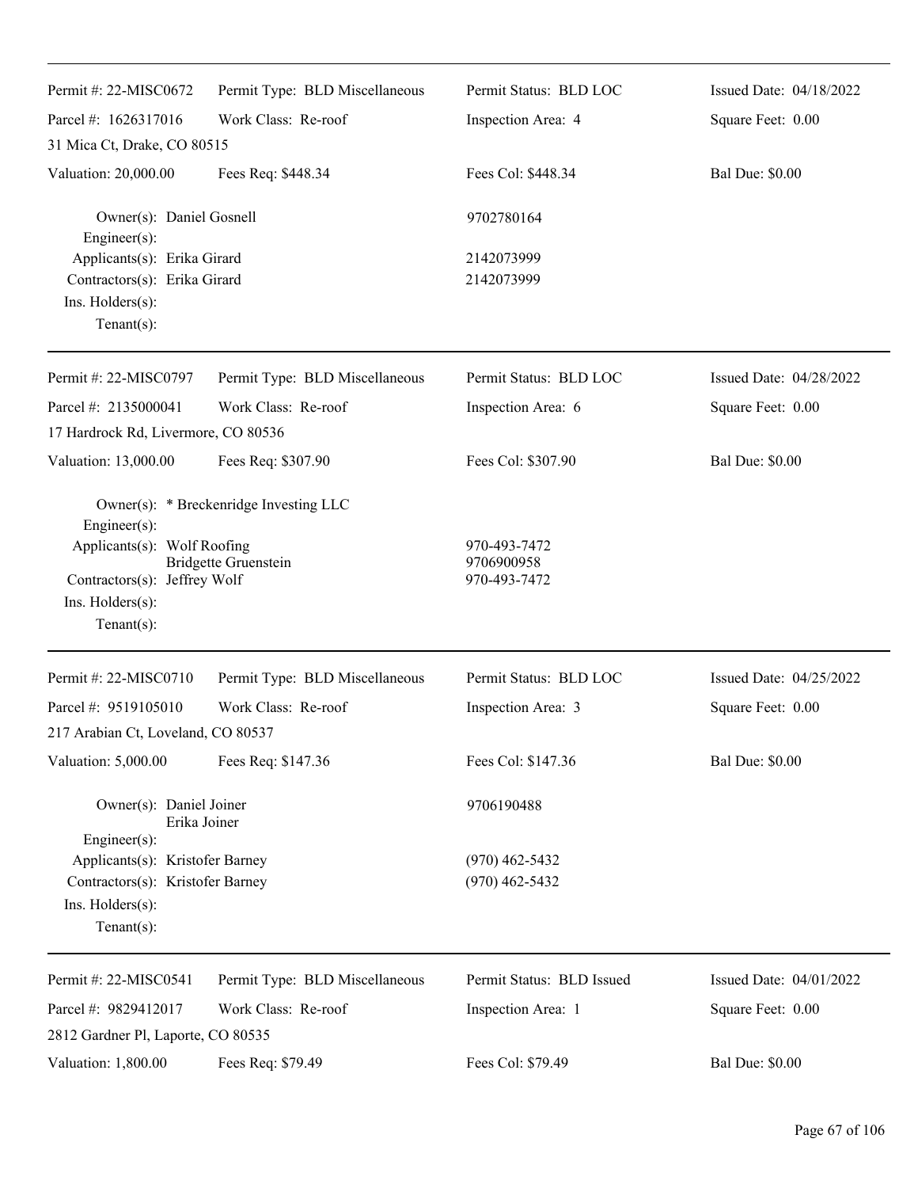| Permit #: 22-MISC0672 | Permit Type: BLD Miscellaneous | Permit Status: BLD LOC | Issued Date: 04/18/2022 |
|---|---|---|---|
| Parcel #: 1626317016 | Work Class: Re-roof | Inspection Area: 4 | Square Feet: 0.00 |
| 31 Mica Ct, Drake, CO 80515 | | | |
| Valuation: 20,000.00 | Fees Req: $448.34 | Fees Col: $448.34 | Bal Due: $0.00 |

Owner(s): Daniel Gosnell — 9702780164
Engineer(s):
Applicants(s): Erika Girard — 2142073999
Contractors(s): Erika Girard — 2142073999
Ins. Holders(s):
Tenant(s):

---

| Permit #: 22-MISC0797 | Permit Type: BLD Miscellaneous | Permit Status: BLD LOC | Issued Date: 04/28/2022 |
|---|---|---|---|
| Parcel #: 2135000041 | Work Class: Re-roof | Inspection Area: 6 | Square Feet: 0.00 |
| 17 Hardrock Rd, Livermore, CO 80536 | | | |
| Valuation: 13,000.00 | Fees Req: $307.90 | Fees Col: $307.90 | Bal Due: $0.00 |

Owner(s): * Breckenridge Investing LLC
Engineer(s):
Applicants(s): Wolf Roofing — 970-493-7472
Bridgette Gruenstein — 9706900958
Contractors(s): Jeffrey Wolf — 970-493-7472
Ins. Holders(s):
Tenant(s):

---

| Permit #: 22-MISC0710 | Permit Type: BLD Miscellaneous | Permit Status: BLD LOC | Issued Date: 04/25/2022 |
|---|---|---|---|
| Parcel #: 9519105010 | Work Class: Re-roof | Inspection Area: 3 | Square Feet: 0.00 |
| 217 Arabian Ct, Loveland, CO 80537 | | | |
| Valuation: 5,000.00 | Fees Req: $147.36 | Fees Col: $147.36 | Bal Due: $0.00 |

Owner(s): Daniel Joiner — 9706190488
Erika Joiner
Engineer(s):
Applicants(s): Kristofer Barney — (970) 462-5432
Contractors(s): Kristofer Barney — (970) 462-5432
Ins. Holders(s):
Tenant(s):

---

| Permit #: 22-MISC0541 | Permit Type: BLD Miscellaneous | Permit Status: BLD Issued | Issued Date: 04/01/2022 |
|---|---|---|---|
| Parcel #: 9829412017 | Work Class: Re-roof | Inspection Area: 1 | Square Feet: 0.00 |
| 2812 Gardner Pl, Laporte, CO 80535 | | | |
| Valuation: 1,800.00 | Fees Req: $79.49 | Fees Col: $79.49 | Bal Due: $0.00 |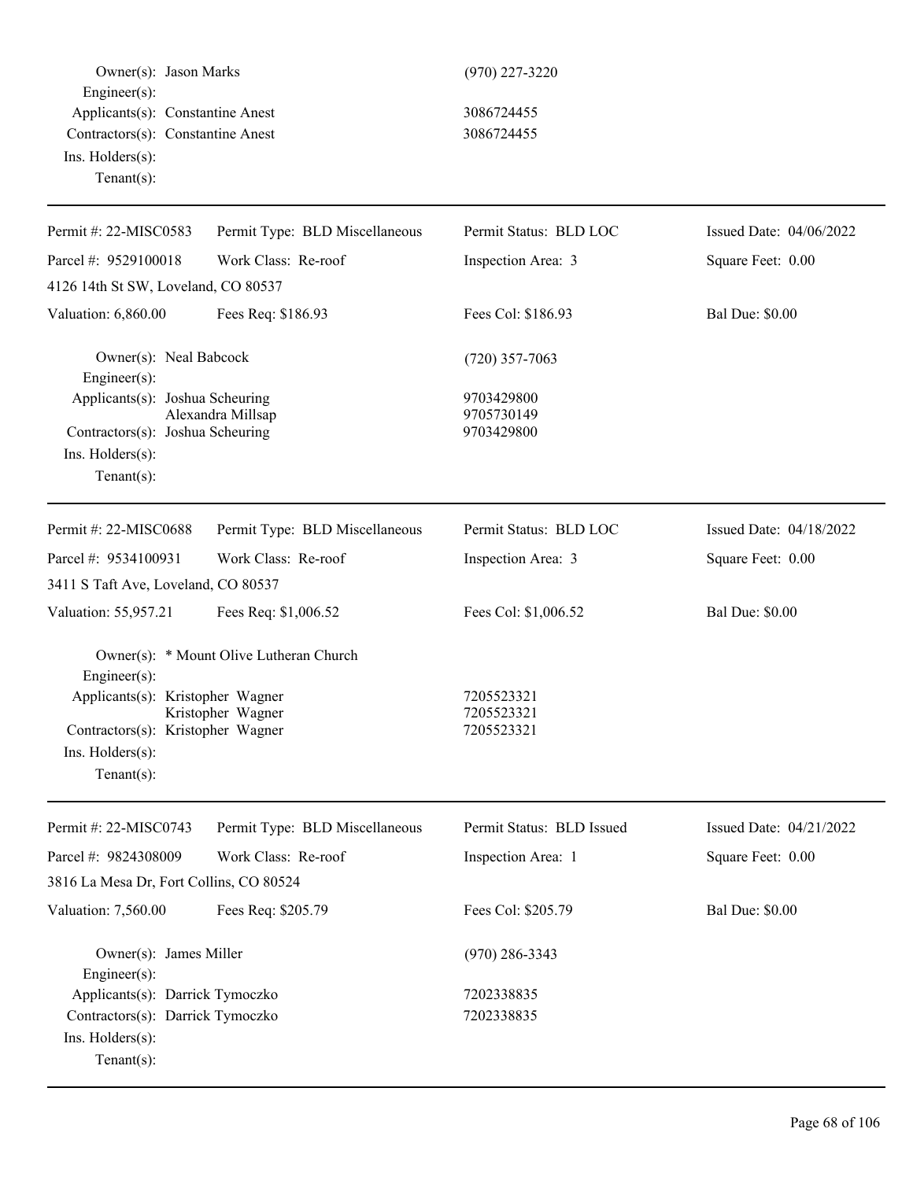Owner(s): Jason Marks (970) 227-3220
Engineer(s):
Applicants(s): Constantine Anest 3086724455
Contractors(s): Constantine Anest 3086724455
Ins. Holders(s):
Tenant(s):

---

| Permit #: 22-MISC0583 | Permit Type: BLD Miscellaneous | Permit Status: BLD LOC | Issued Date: 04/06/2022 |
|---|---|---|---|
| Parcel #: 9529100018 | Work Class: Re-roof | Inspection Area: 3 | Square Feet: 0.00 |
| 4126 14th St SW, Loveland, CO 80537 | | | |
| Valuation: 6,860.00 | Fees Req: $186.93 | Fees Col: $186.93 | Bal Due: $0.00 |

Owner(s): Neal Babcock (720) 357-7063
Engineer(s):
Applicants(s): Joshua Scheuring 9703429800
Alexandra Millsap 9705730149
Contractors(s): Joshua Scheuring 9703429800
Ins. Holders(s):
Tenant(s):

---

| Permit #: 22-MISC0688 | Permit Type: BLD Miscellaneous | Permit Status: BLD LOC | Issued Date: 04/18/2022 |
|---|---|---|---|
| Parcel #: 9534100931 | Work Class: Re-roof | Inspection Area: 3 | Square Feet: 0.00 |
| 3411 S Taft Ave, Loveland, CO 80537 | | | |
| Valuation: 55,957.21 | Fees Req: $1,006.52 | Fees Col: $1,006.52 | Bal Due: $0.00 |

Owner(s): * Mount Olive Lutheran Church
Engineer(s):
Applicants(s): Kristopher Wagner 7205523321
Kristopher Wagner 7205523321
Contractors(s): Kristopher Wagner 7205523321
Ins. Holders(s):
Tenant(s):

---

| Permit #: 22-MISC0743 | Permit Type: BLD Miscellaneous | Permit Status: BLD Issued | Issued Date: 04/21/2022 |
|---|---|---|---|
| Parcel #: 9824308009 | Work Class: Re-roof | Inspection Area: 1 | Square Feet: 0.00 |
| 3816 La Mesa Dr, Fort Collins, CO 80524 | | | |
| Valuation: 7,560.00 | Fees Req: $205.79 | Fees Col: $205.79 | Bal Due: $0.00 |

Owner(s): James Miller (970) 286-3343
Engineer(s):
Applicants(s): Darrick Tymoczko 7202338835
Contractors(s): Darrick Tymoczko 7202338835
Ins. Holders(s):
Tenant(s):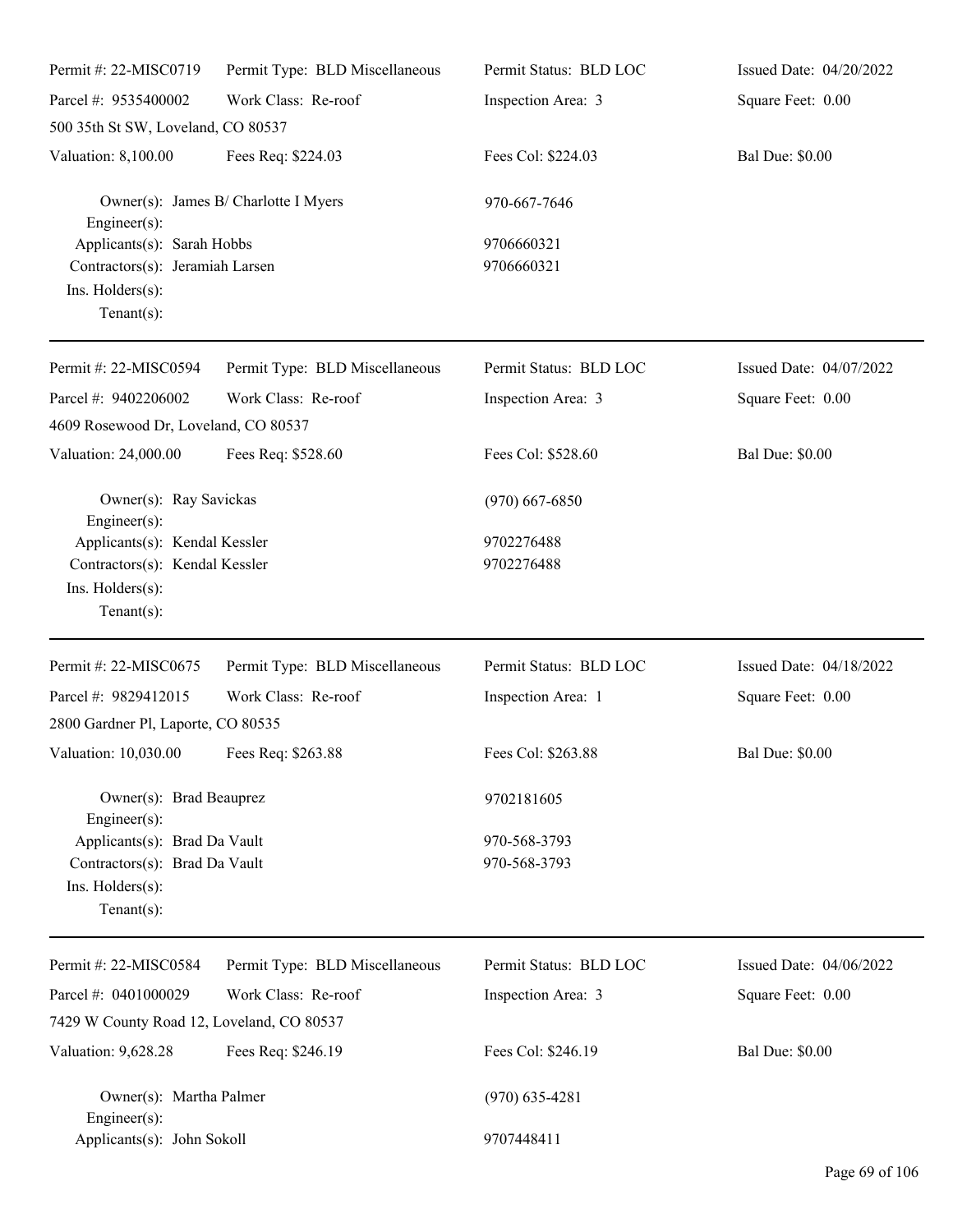Permit #: 22-MISC0719 Permit Type: BLD Miscellaneous Permit Status: BLD LOC Issued Date: 04/20/2022

Parcel #: 9535400002 Work Class: Re-roof Inspection Area: 3 Square Feet: 0.00

500 35th St SW, Loveland, CO 80537

Valuation: 8,100.00 Fees Req: $224.03 Fees Col: $224.03 Bal Due: $0.00

Owner(s): James B/ Charlotte I Myers 970-667-7646
Engineer(s):
Applicants(s): Sarah Hobbs 9706660321
Contractors(s): Jeramiah Larsen 9706660321
Ins. Holders(s):
Tenant(s):

---

Permit #: 22-MISC0594 Permit Type: BLD Miscellaneous Permit Status: BLD LOC Issued Date: 04/07/2022

Parcel #: 9402206002 Work Class: Re-roof Inspection Area: 3 Square Feet: 0.00

4609 Rosewood Dr, Loveland, CO 80537

Valuation: 24,000.00 Fees Req: $528.60 Fees Col: $528.60 Bal Due: $0.00

Owner(s): Ray Savickas (970) 667-6850
Engineer(s):
Applicants(s): Kendal Kessler 9702276488
Contractors(s): Kendal Kessler 9702276488
Ins. Holders(s):
Tenant(s):

---

Permit #: 22-MISC0675 Permit Type: BLD Miscellaneous Permit Status: BLD LOC Issued Date: 04/18/2022

Parcel #: 9829412015 Work Class: Re-roof Inspection Area: 1 Square Feet: 0.00

2800 Gardner Pl, Laporte, CO 80535

Valuation: 10,030.00 Fees Req: $263.88 Fees Col: $263.88 Bal Due: $0.00

Owner(s): Brad Beauprez 9702181605
Engineer(s):
Applicants(s): Brad Da Vault 970-568-3793
Contractors(s): Brad Da Vault 970-568-3793
Ins. Holders(s):
Tenant(s):

---

Permit #: 22-MISC0584 Permit Type: BLD Miscellaneous Permit Status: BLD LOC Issued Date: 04/06/2022

Parcel #: 0401000029 Work Class: Re-roof Inspection Area: 3 Square Feet: 0.00

7429 W County Road 12, Loveland, CO 80537

Valuation: 9,628.28 Fees Req: $246.19 Fees Col: $246.19 Bal Due: $0.00

Owner(s): Martha Palmer (970) 635-4281
Engineer(s):
Applicants(s): John Sokoll 9707448411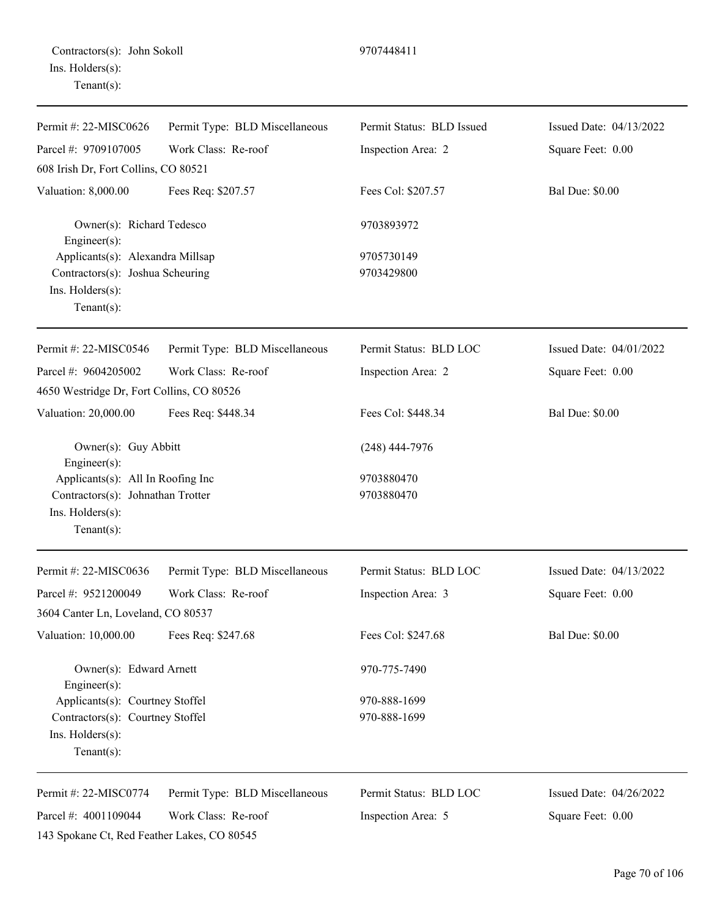Contractors(s): John Sokoll 9707448411
Ins. Holders(s):
Tenant(s):

---

| Permit #: 22-MISC0626 | Permit Type: BLD Miscellaneous | Permit Status: BLD Issued | Issued Date: 04/13/2022 |
|---|---|---|---|
| Parcel #: 9709107005 | Work Class: Re-roof | Inspection Area: 2 | Square Feet: 0.00 |
| 608 Irish Dr, Fort Collins, CO 80521 | | | |
| Valuation: 8,000.00 | Fees Req: $207.57 | Fees Col: $207.57 | Bal Due: $0.00 |

Owner(s): Richard Tedesco 9703893972
Engineer(s):
Applicants(s): Alexandra Millsap 9705730149
Contractors(s): Joshua Scheuring 9703429800
Ins. Holders(s):
Tenant(s):

---

| Permit #: 22-MISC0546 | Permit Type: BLD Miscellaneous | Permit Status: BLD LOC | Issued Date: 04/01/2022 |
|---|---|---|---|
| Parcel #: 9604205002 | Work Class: Re-roof | Inspection Area: 2 | Square Feet: 0.00 |
| 4650 Westridge Dr, Fort Collins, CO 80526 | | | |
| Valuation: 20,000.00 | Fees Req: $448.34 | Fees Col: $448.34 | Bal Due: $0.00 |

Owner(s): Guy Abbitt (248) 444-7976
Engineer(s):
Applicants(s): All In Roofing Inc 9703880470
Contractors(s): Johnathan Trotter 9703880470
Ins. Holders(s):
Tenant(s):

---

| Permit #: 22-MISC0636 | Permit Type: BLD Miscellaneous | Permit Status: BLD LOC | Issued Date: 04/13/2022 |
|---|---|---|---|
| Parcel #: 9521200049 | Work Class: Re-roof | Inspection Area: 3 | Square Feet: 0.00 |
| 3604 Canter Ln, Loveland, CO 80537 | | | |
| Valuation: 10,000.00 | Fees Req: $247.68 | Fees Col: $247.68 | Bal Due: $0.00 |

Owner(s): Edward Arnett 970-775-7490
Engineer(s):
Applicants(s): Courtney Stoffel 970-888-1699
Contractors(s): Courtney Stoffel 970-888-1699
Ins. Holders(s):
Tenant(s):

---

| Permit #: 22-MISC0774 | Permit Type: BLD Miscellaneous | Permit Status: BLD LOC | Issued Date: 04/26/2022 |
|---|---|---|---|
| Parcel #: 4001109044 | Work Class: Re-roof | Inspection Area: 5 | Square Feet: 0.00 |
| 143 Spokane Ct, Red Feather Lakes, CO 80545 | | | |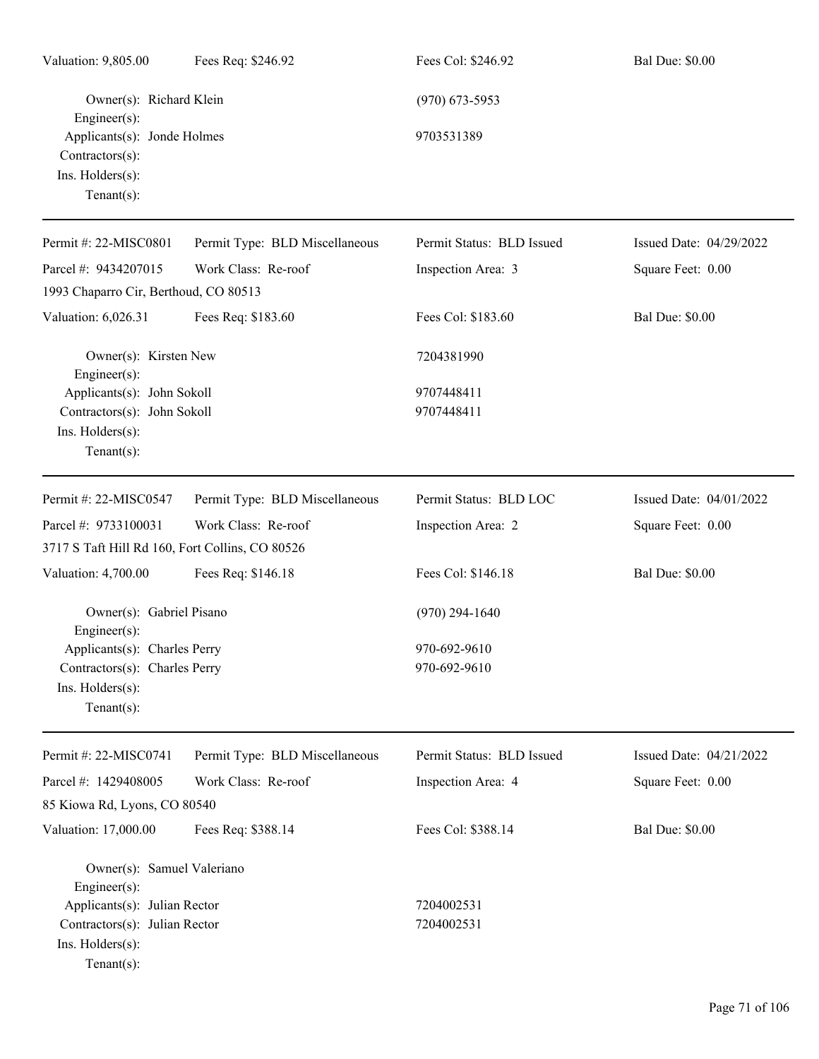Valuation: 9,805.00 | Fees Req: $246.92 | Fees Col: $246.92 | Bal Due: $0.00

Owner(s): Richard Klein (970) 673-5953
Engineer(s):
Applicants(s): Jonde Holmes 9703531389
Contractors(s):
Ins. Holders(s):
Tenant(s):

---

| Permit #: 22-MISC0801 | Permit Type: BLD Miscellaneous | Permit Status: BLD Issued | Issued Date: 04/29/2022 |
|---|---|---|---|
| Parcel #: 9434207015 | Work Class: Re-roof | Inspection Area: 3 | Square Feet: 0.00 |
| 1993 Chaparro Cir, Berthoud, CO 80513 | | | |
| Valuation: 6,026.31 | Fees Req: $183.60 | Fees Col: $183.60 | Bal Due: $0.00 |

Owner(s): Kirsten New 7204381990
Engineer(s):
Applicants(s): John Sokoll 9707448411
Contractors(s): John Sokoll 9707448411
Ins. Holders(s):
Tenant(s):

---

| Permit #: 22-MISC0547 | Permit Type: BLD Miscellaneous | Permit Status: BLD LOC | Issued Date: 04/01/2022 |
|---|---|---|---|
| Parcel #: 9733100031 | Work Class: Re-roof | Inspection Area: 2 | Square Feet: 0.00 |
| 3717 S Taft Hill Rd 160, Fort Collins, CO 80526 | | | |
| Valuation: 4,700.00 | Fees Req: $146.18 | Fees Col: $146.18 | Bal Due: $0.00 |

Owner(s): Gabriel Pisano (970) 294-1640
Engineer(s):
Applicants(s): Charles Perry 970-692-9610
Contractors(s): Charles Perry 970-692-9610
Ins. Holders(s):
Tenant(s):

---

| Permit #: 22-MISC0741 | Permit Type: BLD Miscellaneous | Permit Status: BLD Issued | Issued Date: 04/21/2022 |
|---|---|---|---|
| Parcel #: 1429408005 | Work Class: Re-roof | Inspection Area: 4 | Square Feet: 0.00 |
| 85 Kiowa Rd, Lyons, CO 80540 | | | |
| Valuation: 17,000.00 | Fees Req: $388.14 | Fees Col: $388.14 | Bal Due: $0.00 |

Owner(s): Samuel Valeriano
Engineer(s):
Applicants(s): Julian Rector 7204002531
Contractors(s): Julian Rector 7204002531
Ins. Holders(s):
Tenant(s):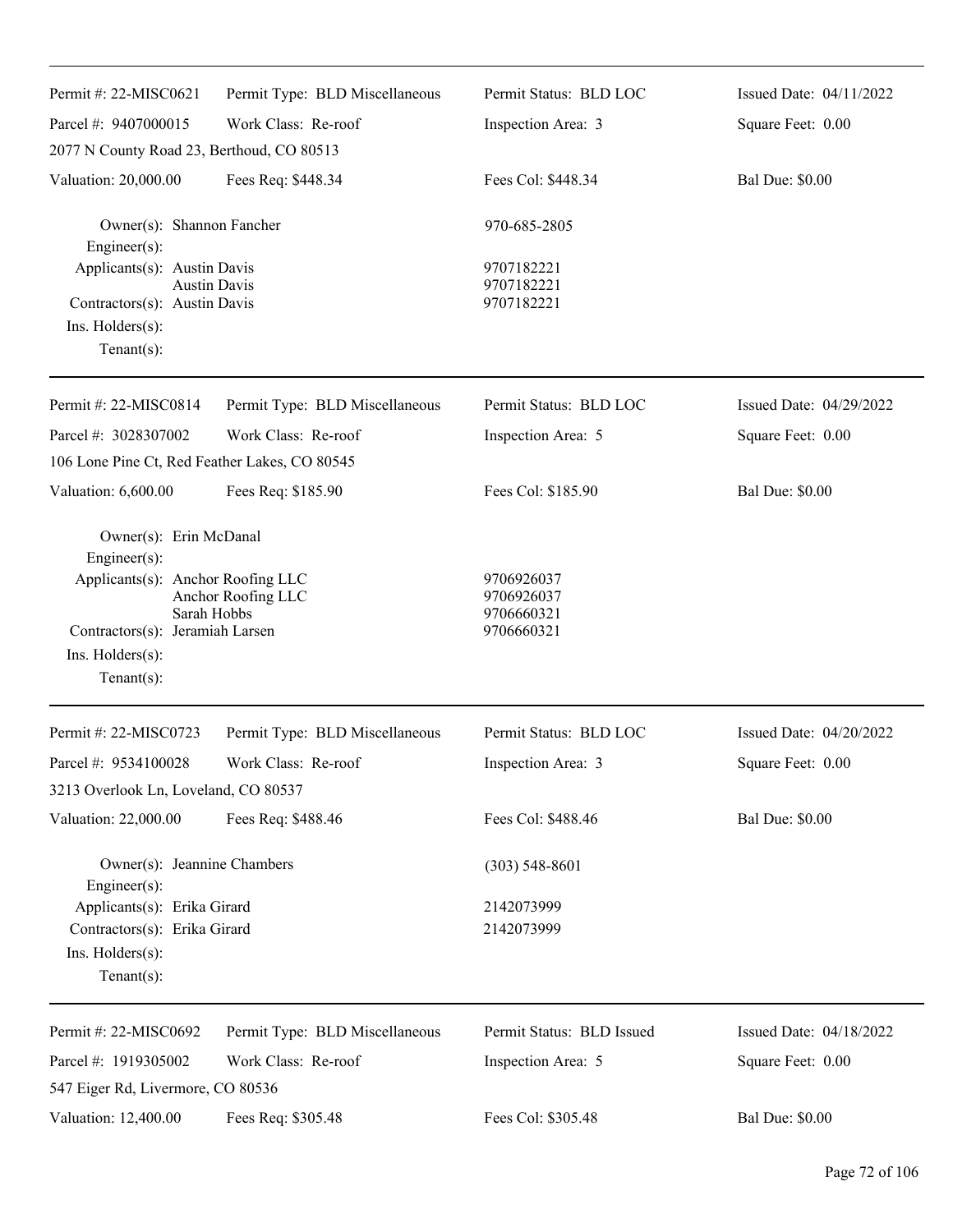| Permit #: 22-MISC0621 | Permit Type: BLD Miscellaneous | Permit Status: BLD LOC | Issued Date: 04/11/2022 |
|---|---|---|---|
| Parcel #: 9407000015 | Work Class: Re-roof | Inspection Area: 3 | Square Feet: 0.00 |
| 2077 N County Road 23, Berthoud, CO 80513 | | | |
| Valuation: 20,000.00 | Fees Req: $448.34 | Fees Col: $448.34 | Bal Due: $0.00 |

Owner(s): Shannon Fancher — 970-685-2805
Engineer(s):
Applicants(s): Austin Davis — 9707182221
Austin Davis — 9707182221
Contractors(s): Austin Davis — 9707182221
Ins. Holders(s):
Tenant(s):

---

| Permit #: 22-MISC0814 | Permit Type: BLD Miscellaneous | Permit Status: BLD LOC | Issued Date: 04/29/2022 |
|---|---|---|---|
| Parcel #: 3028307002 | Work Class: Re-roof | Inspection Area: 5 | Square Feet: 0.00 |
| 106 Lone Pine Ct, Red Feather Lakes, CO 80545 | | | |
| Valuation: 6,600.00 | Fees Req: $185.90 | Fees Col: $185.90 | Bal Due: $0.00 |

Owner(s): Erin McDanal
Engineer(s):
Applicants(s): Anchor Roofing LLC — 9706926037
Anchor Roofing LLC — 9706926037
Sarah Hobbs — 9706660321
Contractors(s): Jeramiah Larsen — 9706660321
Ins. Holders(s):
Tenant(s):

---

| Permit #: 22-MISC0723 | Permit Type: BLD Miscellaneous | Permit Status: BLD LOC | Issued Date: 04/20/2022 |
|---|---|---|---|
| Parcel #: 9534100028 | Work Class: Re-roof | Inspection Area: 3 | Square Feet: 0.00 |
| 3213 Overlook Ln, Loveland, CO 80537 | | | |
| Valuation: 22,000.00 | Fees Req: $488.46 | Fees Col: $488.46 | Bal Due: $0.00 |

Owner(s): Jeannine Chambers — (303) 548-8601
Engineer(s):
Applicants(s): Erika Girard — 2142073999
Contractors(s): Erika Girard — 2142073999
Ins. Holders(s):
Tenant(s):

---

| Permit #: 22-MISC0692 | Permit Type: BLD Miscellaneous | Permit Status: BLD Issued | Issued Date: 04/18/2022 |
|---|---|---|---|
| Parcel #: 1919305002 | Work Class: Re-roof | Inspection Area: 5 | Square Feet: 0.00 |
| 547 Eiger Rd, Livermore, CO 80536 | | | |
| Valuation: 12,400.00 | Fees Req: $305.48 | Fees Col: $305.48 | Bal Due: $0.00 |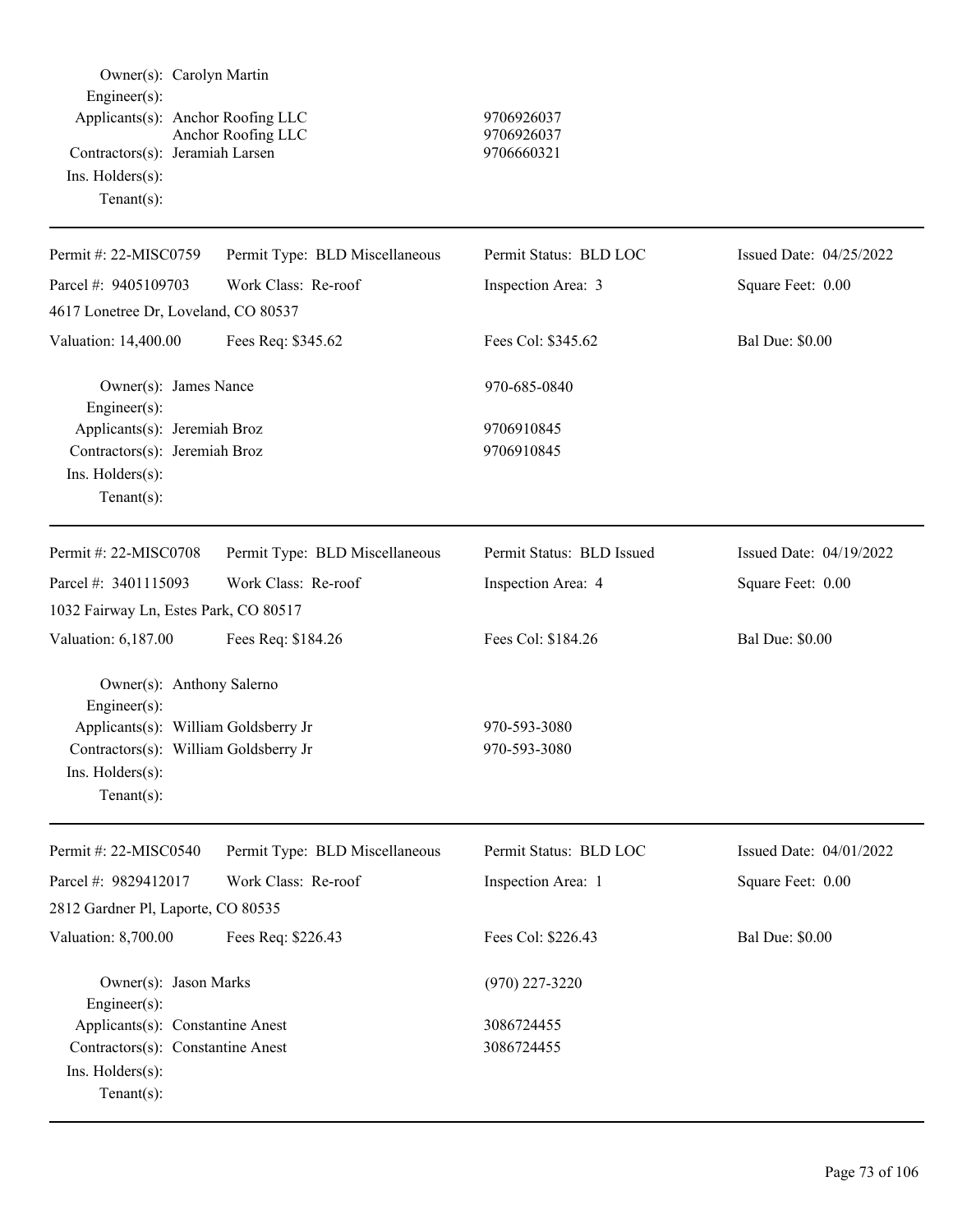Owner(s): Carolyn Martin
Engineer(s):
Applicants(s): Anchor Roofing LLC 9706926037
Anchor Roofing LLC 9706926037
Contractors(s): Jeramiah Larsen 9706660321
Ins. Holders(s):
Tenant(s):

---

| Permit #: 22-MISC0759 | Permit Type: BLD Miscellaneous | Permit Status: BLD LOC | Issued Date: 04/25/2022 |
|---|---|---|---|
| Parcel #: 9405109703 | Work Class: Re-roof | Inspection Area: 3 | Square Feet: 0.00 |
| 4617 Lonetree Dr, Loveland, CO 80537 | | | |
| Valuation: 14,400.00 | Fees Req: $345.62 | Fees Col: $345.62 | Bal Due: $0.00 |

Owner(s): James Nance 970-685-0840
Engineer(s):
Applicants(s): Jeremiah Broz 9706910845
Contractors(s): Jeremiah Broz 9706910845
Ins. Holders(s):
Tenant(s):

---

| Permit #: 22-MISC0708 | Permit Type: BLD Miscellaneous | Permit Status: BLD Issued | Issued Date: 04/19/2022 |
|---|---|---|---|
| Parcel #: 3401115093 | Work Class: Re-roof | Inspection Area: 4 | Square Feet: 0.00 |
| 1032 Fairway Ln, Estes Park, CO 80517 | | | |
| Valuation: 6,187.00 | Fees Req: $184.26 | Fees Col: $184.26 | Bal Due: $0.00 |

Owner(s): Anthony Salerno
Engineer(s):
Applicants(s): William Goldsberry Jr 970-593-3080
Contractors(s): William Goldsberry Jr 970-593-3080
Ins. Holders(s):
Tenant(s):

---

| Permit #: 22-MISC0540 | Permit Type: BLD Miscellaneous | Permit Status: BLD LOC | Issued Date: 04/01/2022 |
|---|---|---|---|
| Parcel #: 9829412017 | Work Class: Re-roof | Inspection Area: 1 | Square Feet: 0.00 |
| 2812 Gardner Pl, Laporte, CO 80535 | | | |
| Valuation: 8,700.00 | Fees Req: $226.43 | Fees Col: $226.43 | Bal Due: $0.00 |

Owner(s): Jason Marks (970) 227-3220
Engineer(s):
Applicants(s): Constantine Anest 3086724455
Contractors(s): Constantine Anest 3086724455
Ins. Holders(s):
Tenant(s):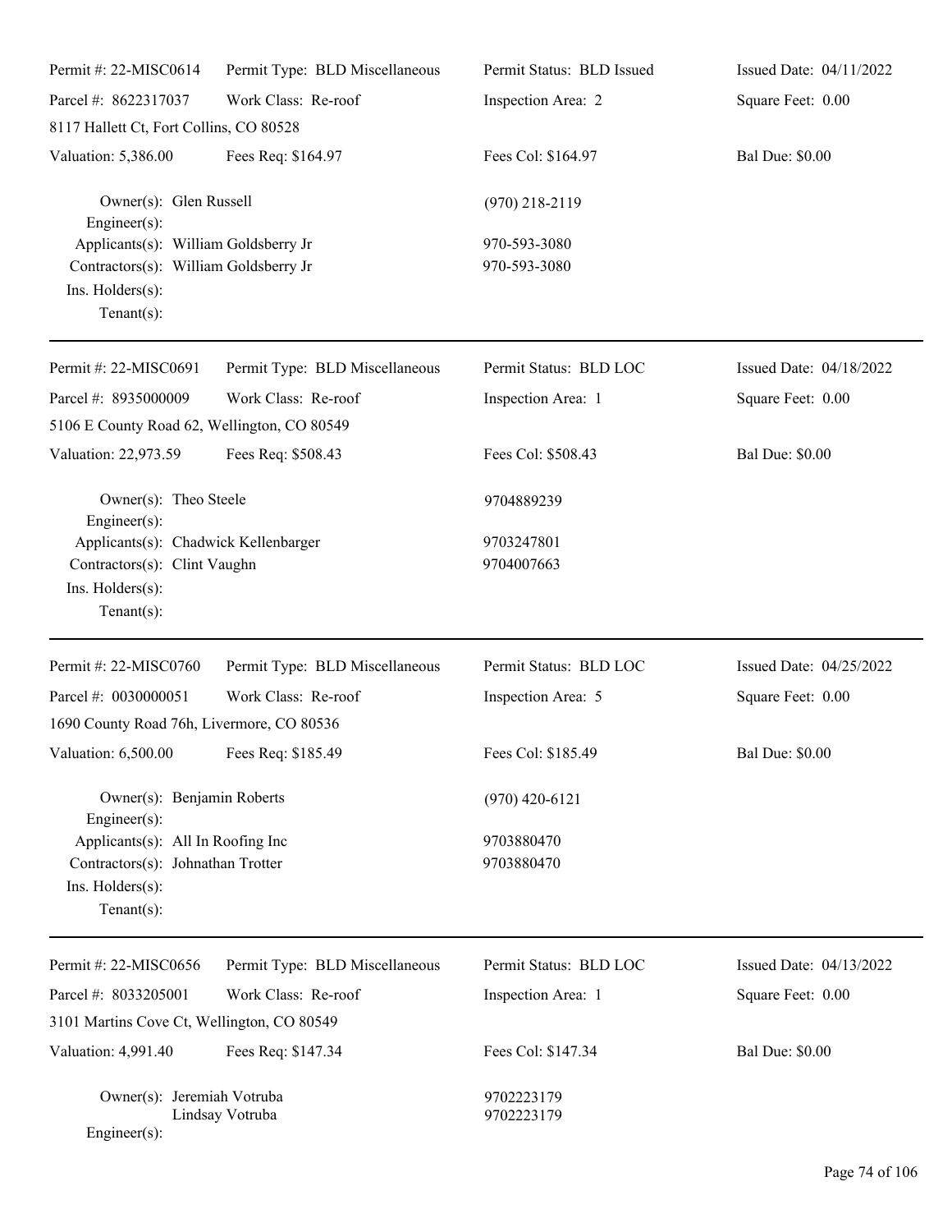| Permit #: 22-MISC0614 | Permit Type: BLD Miscellaneous | Permit Status: BLD Issued | Issued Date: 04/11/2022 |
|---|---|---|---|
| Parcel #: 8622317037 | Work Class: Re-roof | Inspection Area: 2 | Square Feet: 0.00 |
| 8117 Hallett Ct, Fort Collins, CO 80528 | | | |
| Valuation: 5,386.00 | Fees Req: $164.97 | Fees Col: $164.97 | Bal Due: $0.00 |

Owner(s): Glen Russell (970) 218-2119
Engineer(s):
Applicants(s): William Goldsberry Jr 970-593-3080
Contractors(s): William Goldsberry Jr 970-593-3080
Ins. Holders(s):
Tenant(s):

---

| Permit #: 22-MISC0691 | Permit Type: BLD Miscellaneous | Permit Status: BLD LOC | Issued Date: 04/18/2022 |
|---|---|---|---|
| Parcel #: 8935000009 | Work Class: Re-roof | Inspection Area: 1 | Square Feet: 0.00 |
| 5106 E County Road 62, Wellington, CO 80549 | | | |
| Valuation: 22,973.59 | Fees Req: $508.43 | Fees Col: $508.43 | Bal Due: $0.00 |

Owner(s): Theo Steele 9704889239
Engineer(s):
Applicants(s): Chadwick Kellenbarger 9703247801
Contractors(s): Clint Vaughn 9704007663
Ins. Holders(s):
Tenant(s):

---

| Permit #: 22-MISC0760 | Permit Type: BLD Miscellaneous | Permit Status: BLD LOC | Issued Date: 04/25/2022 |
|---|---|---|---|
| Parcel #: 0030000051 | Work Class: Re-roof | Inspection Area: 5 | Square Feet: 0.00 |
| 1690 County Road 76h, Livermore, CO 80536 | | | |
| Valuation: 6,500.00 | Fees Req: $185.49 | Fees Col: $185.49 | Bal Due: $0.00 |

Owner(s): Benjamin Roberts (970) 420-6121
Engineer(s):
Applicants(s): All In Roofing Inc 9703880470
Contractors(s): Johnathan Trotter 9703880470
Ins. Holders(s):
Tenant(s):

---

| Permit #: 22-MISC0656 | Permit Type: BLD Miscellaneous | Permit Status: BLD LOC | Issued Date: 04/13/2022 |
|---|---|---|---|
| Parcel #: 8033205001 | Work Class: Re-roof | Inspection Area: 1 | Square Feet: 0.00 |
| 3101 Martins Cove Ct, Wellington, CO 80549 | | | |
| Valuation: 4,991.40 | Fees Req: $147.34 | Fees Col: $147.34 | Bal Due: $0.00 |

Owner(s): Jeremiah Votruba 9702223179
Lindsay Votruba 9702223179
Engineer(s):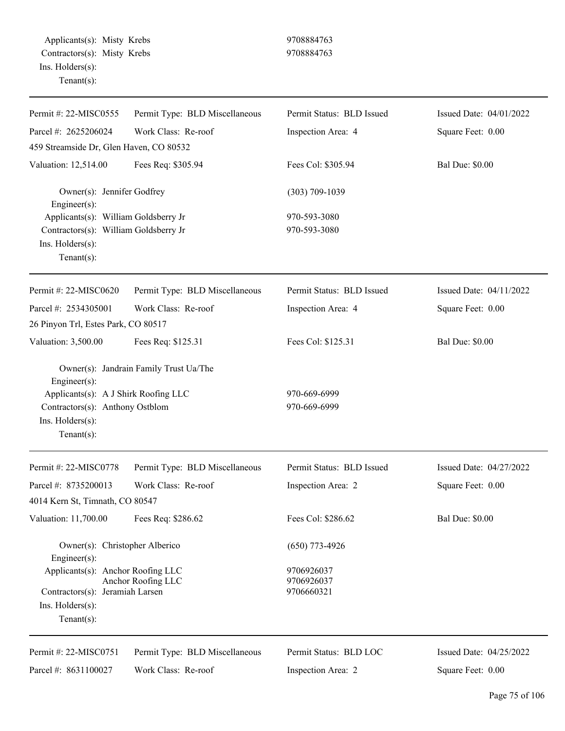Applicants(s): Misty Krebs 9708884763
Contractors(s): Misty Krebs 9708884763
Ins. Holders(s):
Tenant(s):

---

| Permit #: 22-MISC0555 | Permit Type: BLD Miscellaneous | Permit Status: BLD Issued | Issued Date: 04/01/2022 |
|---|---|---|---|
| Parcel #: 2625206024 | Work Class: Re-roof | Inspection Area: 4 | Square Feet: 0.00 |
| 459 Streamside Dr, Glen Haven, CO 80532 | | | |
| Valuation: 12,514.00 | Fees Req: $305.94 | Fees Col: $305.94 | Bal Due: $0.00 |

Owner(s): Jennifer Godfrey (303) 709-1039
Engineer(s):
Applicants(s): William Goldsberry Jr 970-593-3080
Contractors(s): William Goldsberry Jr 970-593-3080
Ins. Holders(s):
Tenant(s):

---

| Permit #: 22-MISC0620 | Permit Type: BLD Miscellaneous | Permit Status: BLD Issued | Issued Date: 04/11/2022 |
|---|---|---|---|
| Parcel #: 2534305001 | Work Class: Re-roof | Inspection Area: 4 | Square Feet: 0.00 |
| 26 Pinyon Trl, Estes Park, CO 80517 | | | |
| Valuation: 3,500.00 | Fees Req: $125.31 | Fees Col: $125.31 | Bal Due: $0.00 |

Owner(s): Jandrain Family Trust Ua/The
Engineer(s):
Applicants(s): A J Shirk Roofing LLC 970-669-6999
Contractors(s): Anthony Ostblom 970-669-6999
Ins. Holders(s):
Tenant(s):

---

| Permit #: 22-MISC0778 | Permit Type: BLD Miscellaneous | Permit Status: BLD Issued | Issued Date: 04/27/2022 |
|---|---|---|---|
| Parcel #: 8735200013 | Work Class: Re-roof | Inspection Area: 2 | Square Feet: 0.00 |
| 4014 Kern St, Timnath, CO 80547 | | | |
| Valuation: 11,700.00 | Fees Req: $286.62 | Fees Col: $286.62 | Bal Due: $0.00 |

Owner(s): Christopher Alberico (650) 773-4926
Engineer(s):
Applicants(s): Anchor Roofing LLC 9706926037
Anchor Roofing LLC 9706926037
Contractors(s): Jeramiah Larsen 9706660321
Ins. Holders(s):
Tenant(s):

---

| Permit #: 22-MISC0751 | Permit Type: BLD Miscellaneous | Permit Status: BLD LOC | Issued Date: 04/25/2022 |
|---|---|---|---|
| Parcel #: 8631100027 | Work Class: Re-roof | Inspection Area: 2 | Square Feet: 0.00 |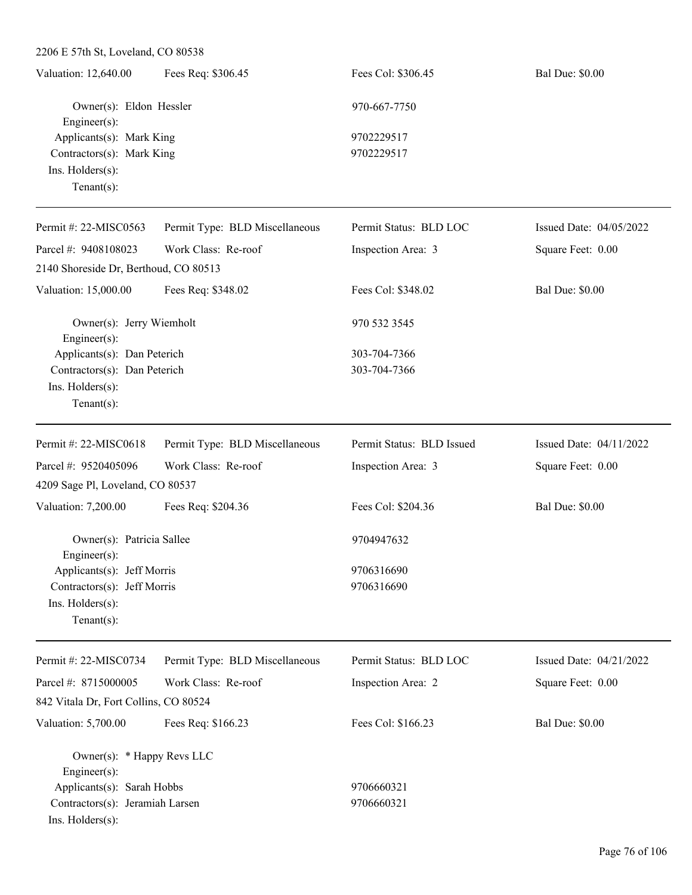2206 E 57th St, Loveland, CO 80538

| Valuation: 12,640.00 | Fees Req: $306.45 | Fees Col: $306.45 | Bal Due: $0.00 |
|---|---|---|---|

Owner(s): Eldon Hessler — 970-667-7750
Engineer(s):
Applicants(s): Mark King — 9702229517
Contractors(s): Mark King — 9702229517
Ins. Holders(s):
Tenant(s):

---

| Permit #: 22-MISC0563 | Permit Type: BLD Miscellaneous | Permit Status: BLD LOC | Issued Date: 04/05/2022 |
|---|---|---|---|
| Parcel #: 9408108023 | Work Class: Re-roof | Inspection Area: 3 | Square Feet: 0.00 |
| 2140 Shoreside Dr, Berthoud, CO 80513 | | | |
| Valuation: 15,000.00 | Fees Req: $348.02 | Fees Col: $348.02 | Bal Due: $0.00 |

Owner(s): Jerry Wiemholt — 970 532 3545
Engineer(s):
Applicants(s): Dan Peterich — 303-704-7366
Contractors(s): Dan Peterich — 303-704-7366
Ins. Holders(s):
Tenant(s):

---

| Permit #: 22-MISC0618 | Permit Type: BLD Miscellaneous | Permit Status: BLD Issued | Issued Date: 04/11/2022 |
|---|---|---|---|
| Parcel #: 9520405096 | Work Class: Re-roof | Inspection Area: 3 | Square Feet: 0.00 |
| 4209 Sage Pl, Loveland, CO 80537 | | | |
| Valuation: 7,200.00 | Fees Req: $204.36 | Fees Col: $204.36 | Bal Due: $0.00 |

Owner(s): Patricia Sallee — 9704947632
Engineer(s):
Applicants(s): Jeff Morris — 9706316690
Contractors(s): Jeff Morris — 9706316690
Ins. Holders(s):
Tenant(s):

---

| Permit #: 22-MISC0734 | Permit Type: BLD Miscellaneous | Permit Status: BLD LOC | Issued Date: 04/21/2022 |
|---|---|---|---|
| Parcel #: 8715000005 | Work Class: Re-roof | Inspection Area: 2 | Square Feet: 0.00 |
| 842 Vitala Dr, Fort Collins, CO 80524 | | | |
| Valuation: 5,700.00 | Fees Req: $166.23 | Fees Col: $166.23 | Bal Due: $0.00 |

Owner(s): * Happy Revs LLC
Engineer(s):
Applicants(s): Sarah Hobbs — 9706660321
Contractors(s): Jeramiah Larsen — 9706660321
Ins. Holders(s):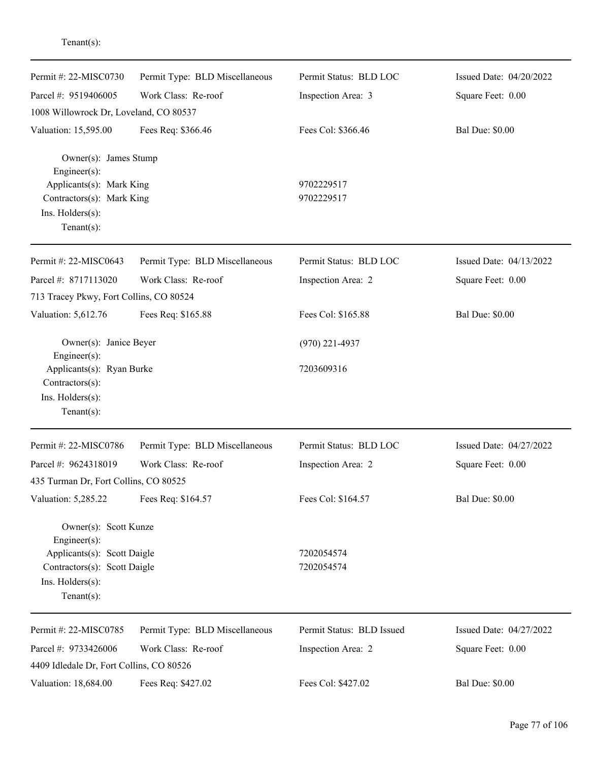Tenant(s):

---

| Permit #: 22-MISC0730 | Permit Type: BLD Miscellaneous | Permit Status: BLD LOC | Issued Date: 04/20/2022 |
|---|---|---|---|
| Parcel #: 9519406005 | Work Class: Re-roof | Inspection Area: 3 | Square Feet: 0.00 |
| 1008 Willowrock Dr, Loveland, CO 80537 | | | |
| Valuation: 15,595.00 | Fees Req: $366.46 | Fees Col: $366.46 | Bal Due: $0.00 |

Owner(s): James Stump
Engineer(s):
Applicants(s): Mark King 9702229517
Contractors(s): Mark King 9702229517
Ins. Holders(s):
Tenant(s):

---

| Permit #: 22-MISC0643 | Permit Type: BLD Miscellaneous | Permit Status: BLD LOC | Issued Date: 04/13/2022 |
|---|---|---|---|
| Parcel #: 8717113020 | Work Class: Re-roof | Inspection Area: 2 | Square Feet: 0.00 |
| 713 Tracey Pkwy, Fort Collins, CO 80524 | | | |
| Valuation: 5,612.76 | Fees Req: $165.88 | Fees Col: $165.88 | Bal Due: $0.00 |

Owner(s): Janice Beyer (970) 221-4937
Engineer(s):
Applicants(s): Ryan Burke 7203609316
Contractors(s):
Ins. Holders(s):
Tenant(s):

---

| Permit #: 22-MISC0786 | Permit Type: BLD Miscellaneous | Permit Status: BLD LOC | Issued Date: 04/27/2022 |
|---|---|---|---|
| Parcel #: 9624318019 | Work Class: Re-roof | Inspection Area: 2 | Square Feet: 0.00 |
| 435 Turman Dr, Fort Collins, CO 80525 | | | |
| Valuation: 5,285.22 | Fees Req: $164.57 | Fees Col: $164.57 | Bal Due: $0.00 |

Owner(s): Scott Kunze
Engineer(s):
Applicants(s): Scott Daigle 7202054574
Contractors(s): Scott Daigle 7202054574
Ins. Holders(s):
Tenant(s):

---

| Permit #: 22-MISC0785 | Permit Type: BLD Miscellaneous | Permit Status: BLD Issued | Issued Date: 04/27/2022 |
|---|---|---|---|
| Parcel #: 9733426006 | Work Class: Re-roof | Inspection Area: 2 | Square Feet: 0.00 |
| 4409 Idledale Dr, Fort Collins, CO 80526 | | | |
| Valuation: 18,684.00 | Fees Req: $427.02 | Fees Col: $427.02 | Bal Due: $0.00 |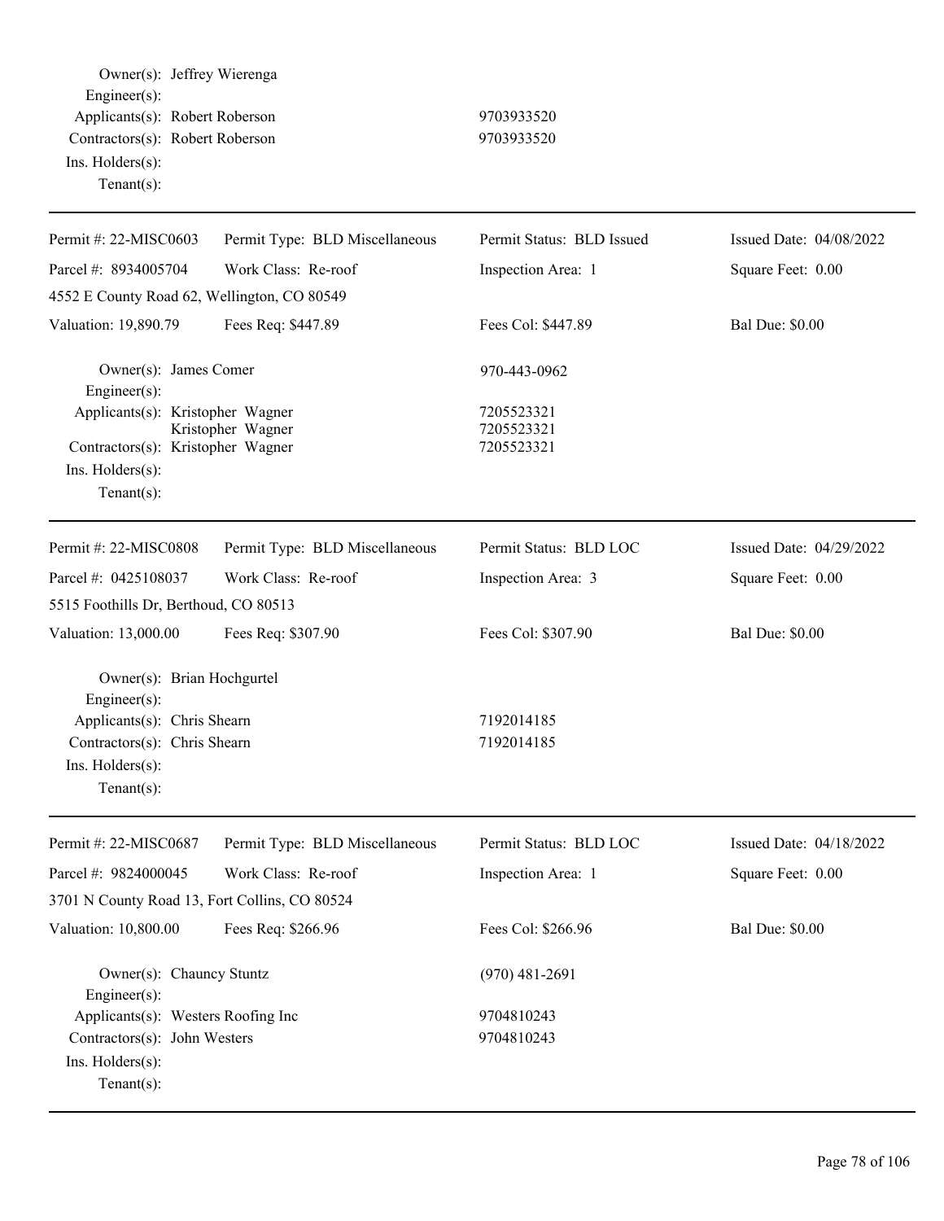Owner(s): Jeffrey Wierenga
Engineer(s):
Applicants(s): Robert Roberson 9703933520
Contractors(s): Robert Roberson 9703933520
Ins. Holders(s):
Tenant(s):

---

| Permit #: 22-MISC0603 | Permit Type: BLD Miscellaneous | Permit Status: BLD Issued | Issued Date: 04/08/2022 |
|---|---|---|---|
| Parcel #: 8934005704 | Work Class: Re-roof | Inspection Area: 1 | Square Feet: 0.00 |
| 4552 E County Road 62, Wellington, CO 80549 | | | |
| Valuation: 19,890.79 | Fees Req: $447.89 | Fees Col: $447.89 | Bal Due: $0.00 |

Owner(s): James Comer 970-443-0962
Engineer(s):
Applicants(s): Kristopher Wagner 7205523321
Kristopher Wagner 7205523321
Contractors(s): Kristopher Wagner 7205523321
Ins. Holders(s):
Tenant(s):

---

| Permit #: 22-MISC0808 | Permit Type: BLD Miscellaneous | Permit Status: BLD LOC | Issued Date: 04/29/2022 |
|---|---|---|---|
| Parcel #: 0425108037 | Work Class: Re-roof | Inspection Area: 3 | Square Feet: 0.00 |
| 5515 Foothills Dr, Berthoud, CO 80513 | | | |
| Valuation: 13,000.00 | Fees Req: $307.90 | Fees Col: $307.90 | Bal Due: $0.00 |

Owner(s): Brian Hochgurtel
Engineer(s):
Applicants(s): Chris Shearn 7192014185
Contractors(s): Chris Shearn 7192014185
Ins. Holders(s):
Tenant(s):

---

| Permit #: 22-MISC0687 | Permit Type: BLD Miscellaneous | Permit Status: BLD LOC | Issued Date: 04/18/2022 |
|---|---|---|---|
| Parcel #: 9824000045 | Work Class: Re-roof | Inspection Area: 1 | Square Feet: 0.00 |
| 3701 N County Road 13, Fort Collins, CO 80524 | | | |
| Valuation: 10,800.00 | Fees Req: $266.96 | Fees Col: $266.96 | Bal Due: $0.00 |

Owner(s): Chauncy Stuntz (970) 481-2691
Engineer(s):
Applicants(s): Westers Roofing Inc 9704810243
Contractors(s): John Westers 9704810243
Ins. Holders(s):
Tenant(s):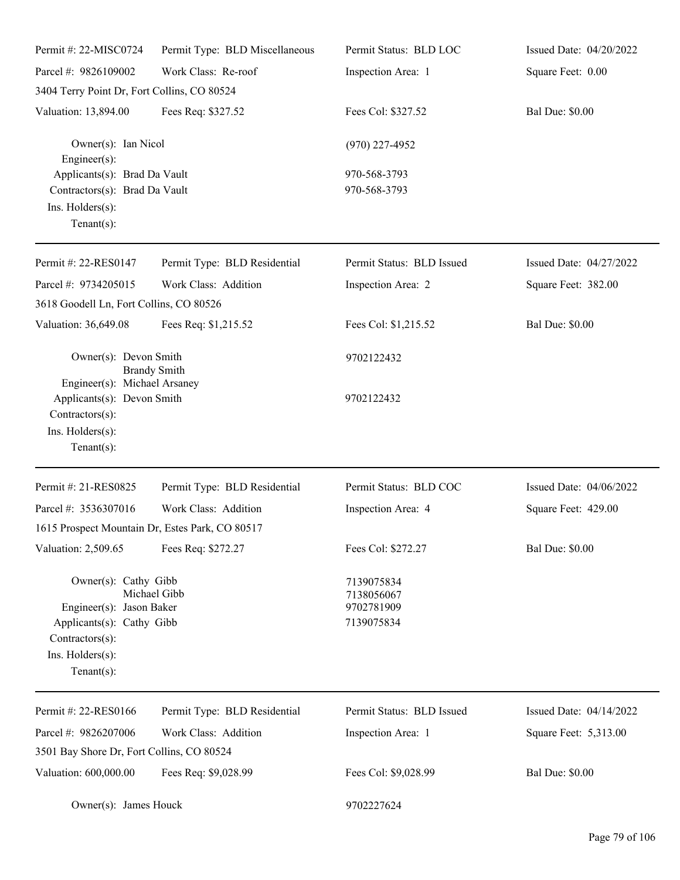| Permit #: 22-MISC0724 | Permit Type: BLD Miscellaneous | Permit Status: BLD LOC | Issued Date: 04/20/2022 |
|---|---|---|---|
| Parcel #: 9826109002 | Work Class: Re-roof | Inspection Area: 1 | Square Feet: 0.00 |
| 3404 Terry Point Dr, Fort Collins, CO 80524 | | | |
| Valuation: 13,894.00 | Fees Req: $327.52 | Fees Col: $327.52 | Bal Due: $0.00 |

Owner(s): Ian Nicol — (970) 227-4952
Engineer(s):
Applicants(s): Brad Da Vault — 970-568-3793
Contractors(s): Brad Da Vault — 970-568-3793
Ins. Holders(s):
Tenant(s):

---

| Permit #: 22-RES0147 | Permit Type: BLD Residential | Permit Status: BLD Issued | Issued Date: 04/27/2022 |
|---|---|---|---|
| Parcel #: 9734205015 | Work Class: Addition | Inspection Area: 2 | Square Feet: 382.00 |
| 3618 Goodell Ln, Fort Collins, CO 80526 | | | |
| Valuation: 36,649.08 | Fees Req: $1,215.52 | Fees Col: $1,215.52 | Bal Due: $0.00 |

Owner(s): Devon Smith — 9702122432
Brandy Smith
Engineer(s): Michael Arsaney
Applicants(s): Devon Smith — 9702122432
Contractors(s):
Ins. Holders(s):
Tenant(s):

---

| Permit #: 21-RES0825 | Permit Type: BLD Residential | Permit Status: BLD COC | Issued Date: 04/06/2022 |
|---|---|---|---|
| Parcel #: 3536307016 | Work Class: Addition | Inspection Area: 4 | Square Feet: 429.00 |
| 1615 Prospect Mountain Dr, Estes Park, CO 80517 | | | |
| Valuation: 2,509.65 | Fees Req: $272.27 | Fees Col: $272.27 | Bal Due: $0.00 |

Owner(s): Cathy Gibb — 7139075834
Michael Gibb — 7138056067
Engineer(s): Jason Baker — 9702781909
Applicants(s): Cathy Gibb — 7139075834
Contractors(s):
Ins. Holders(s):
Tenant(s):

---

| Permit #: 22-RES0166 | Permit Type: BLD Residential | Permit Status: BLD Issued | Issued Date: 04/14/2022 |
|---|---|---|---|
| Parcel #: 9826207006 | Work Class: Addition | Inspection Area: 1 | Square Feet: 5,313.00 |
| 3501 Bay Shore Dr, Fort Collins, CO 80524 | | | |
| Valuation: 600,000.00 | Fees Req: $9,028.99 | Fees Col: $9,028.99 | Bal Due: $0.00 |

Owner(s): James Houck — 9702227624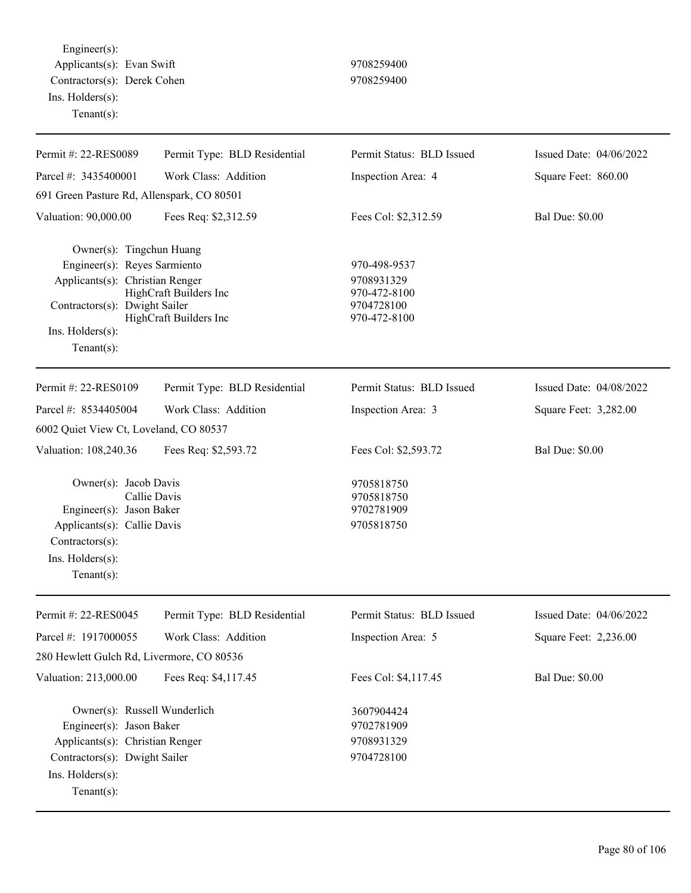Engineer(s):
Applicants(s): Evan Swift 9708259400
Contractors(s): Derek Cohen 9708259400
Ins. Holders(s):
Tenant(s):

---

| Permit #: 22-RES0089 | Permit Type: BLD Residential | Permit Status: BLD Issued | Issued Date: 04/06/2022 |
|---|---|---|---|
| Parcel #: 3435400001 | Work Class: Addition | Inspection Area: 4 | Square Feet: 860.00 |
| 691 Green Pasture Rd, Allenspark, CO 80501 | | | |
| Valuation: 90,000.00 | Fees Req: $2,312.59 | Fees Col: $2,312.59 | Bal Due: $0.00 |

Owner(s): Tingchun Huang
Engineer(s): Reyes Sarmiento 970-498-9537
Applicants(s): Christian Renger 9708931329
HighCraft Builders Inc 970-472-8100
Contractors(s): Dwight Sailer 9704728100
HighCraft Builders Inc 970-472-8100
Ins. Holders(s):
Tenant(s):

---

| Permit #: 22-RES0109 | Permit Type: BLD Residential | Permit Status: BLD Issued | Issued Date: 04/08/2022 |
|---|---|---|---|
| Parcel #: 8534405004 | Work Class: Addition | Inspection Area: 3 | Square Feet: 3,282.00 |
| 6002 Quiet View Ct, Loveland, CO 80537 | | | |
| Valuation: 108,240.36 | Fees Req: $2,593.72 | Fees Col: $2,593.72 | Bal Due: $0.00 |

Owner(s): Jacob Davis 9705818750
Callie Davis 9705818750
Engineer(s): Jason Baker 9702781909
Applicants(s): Callie Davis 9705818750
Contractors(s):
Ins. Holders(s):
Tenant(s):

---

| Permit #: 22-RES0045 | Permit Type: BLD Residential | Permit Status: BLD Issued | Issued Date: 04/06/2022 |
|---|---|---|---|
| Parcel #: 1917000055 | Work Class: Addition | Inspection Area: 5 | Square Feet: 2,236.00 |
| 280 Hewlett Gulch Rd, Livermore, CO 80536 | | | |
| Valuation: 213,000.00 | Fees Req: $4,117.45 | Fees Col: $4,117.45 | Bal Due: $0.00 |

Owner(s): Russell Wunderlich 3607904424
Engineer(s): Jason Baker 9702781909
Applicants(s): Christian Renger 9708931329
Contractors(s): Dwight Sailer 9704728100
Ins. Holders(s):
Tenant(s):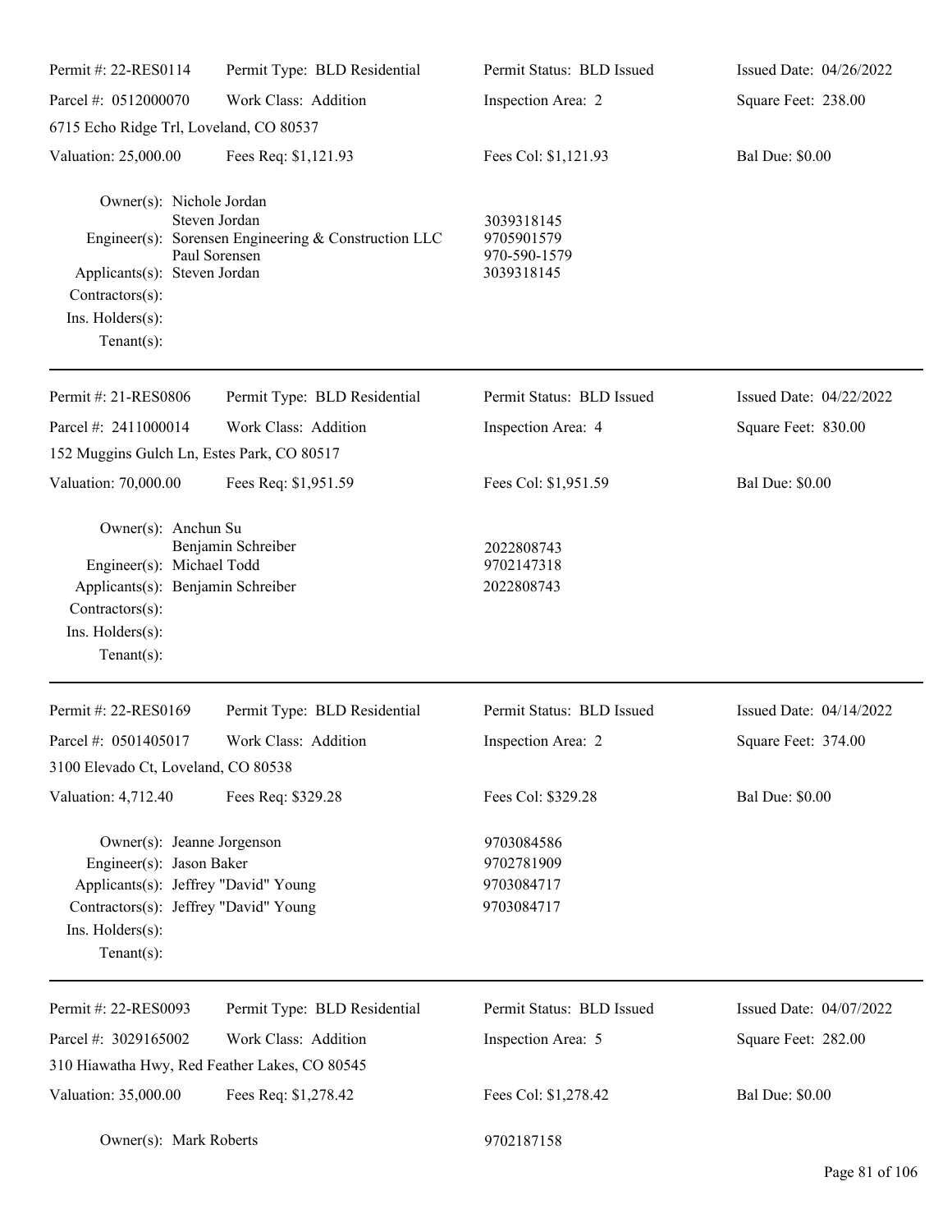| Permit #: 22-RES0114 | Permit Type: BLD Residential | Permit Status: BLD Issued | Issued Date: 04/26/2022 |
|---|---|---|---|
| Parcel #: 0512000070 | Work Class: Addition | Inspection Area: 2 | Square Feet: 238.00 |
| 6715 Echo Ridge Trl, Loveland, CO 80537 | | | |
| Valuation: 25,000.00 | Fees Req: $1,121.93 | Fees Col: $1,121.93 | Bal Due: $0.00 |

Owner(s): Nichole Jordan
Steven Jordan — 3039318145
Engineer(s): Sorensen Engineering & Construction LLC — 9705901579
Paul Sorensen — 970-590-1579
Applicants(s): Steven Jordan — 3039318145
Contractors(s):
Ins. Holders(s):
Tenant(s):

---

| Permit #: 21-RES0806 | Permit Type: BLD Residential | Permit Status: BLD Issued | Issued Date: 04/22/2022 |
|---|---|---|---|
| Parcel #: 2411000014 | Work Class: Addition | Inspection Area: 4 | Square Feet: 830.00 |
| 152 Muggins Gulch Ln, Estes Park, CO 80517 | | | |
| Valuation: 70,000.00 | Fees Req: $1,951.59 | Fees Col: $1,951.59 | Bal Due: $0.00 |

Owner(s): Anchun Su
Benjamin Schreiber — 2022808743
Engineer(s): Michael Todd — 9702147318
Applicants(s): Benjamin Schreiber — 2022808743
Contractors(s):
Ins. Holders(s):
Tenant(s):

---

| Permit #: 22-RES0169 | Permit Type: BLD Residential | Permit Status: BLD Issued | Issued Date: 04/14/2022 |
|---|---|---|---|
| Parcel #: 0501405017 | Work Class: Addition | Inspection Area: 2 | Square Feet: 374.00 |
| 3100 Elevado Ct, Loveland, CO 80538 | | | |
| Valuation: 4,712.40 | Fees Req: $329.28 | Fees Col: $329.28 | Bal Due: $0.00 |

Owner(s): Jeanne Jorgenson — 9703084586
Engineer(s): Jason Baker — 9702781909
Applicants(s): Jeffrey "David" Young — 9703084717
Contractors(s): Jeffrey "David" Young — 9703084717
Ins. Holders(s):
Tenant(s):

---

| Permit #: 22-RES0093 | Permit Type: BLD Residential | Permit Status: BLD Issued | Issued Date: 04/07/2022 |
|---|---|---|---|
| Parcel #: 3029165002 | Work Class: Addition | Inspection Area: 5 | Square Feet: 282.00 |
| 310 Hiawatha Hwy, Red Feather Lakes, CO 80545 | | | |
| Valuation: 35,000.00 | Fees Req: $1,278.42 | Fees Col: $1,278.42 | Bal Due: $0.00 |

Owner(s): Mark Roberts — 9702187158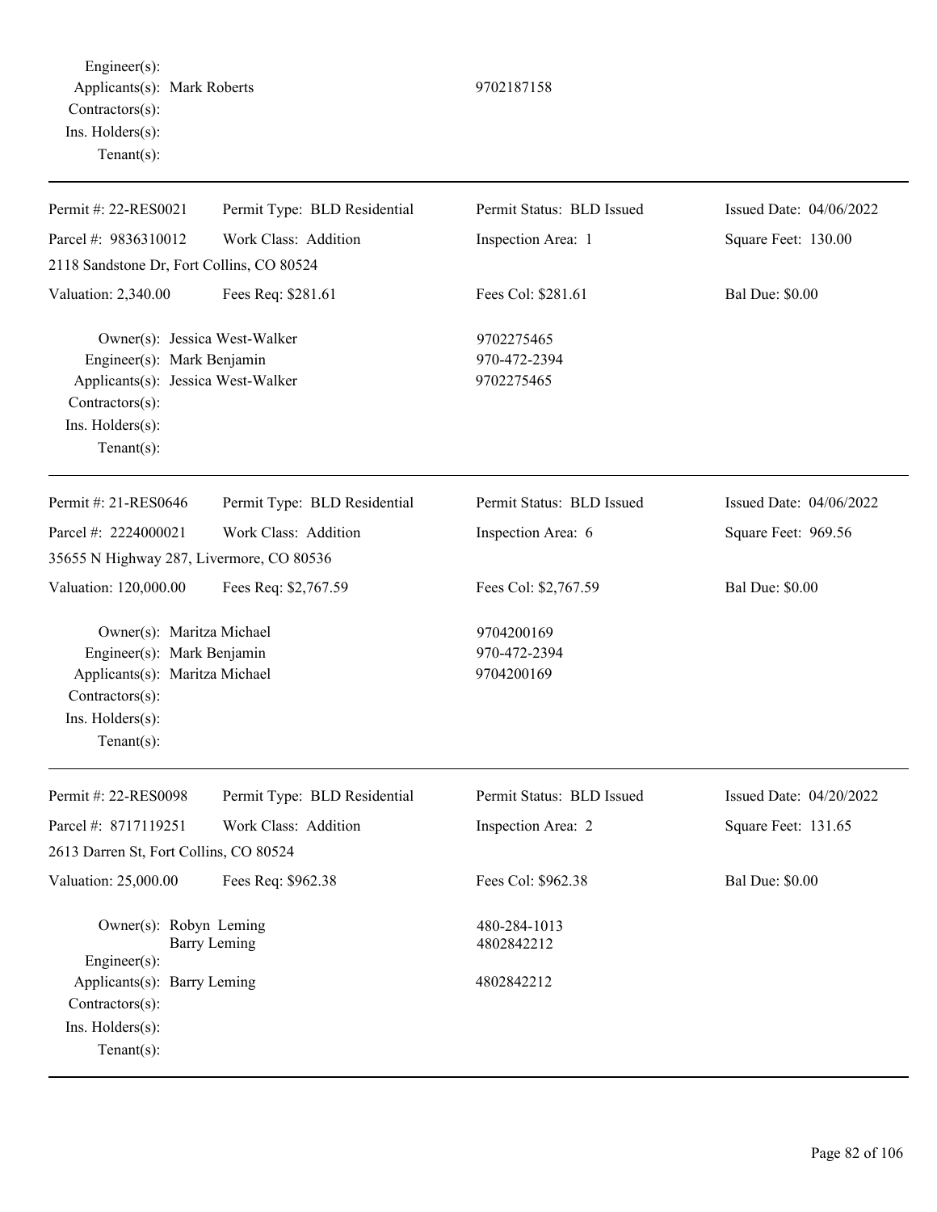Engineer(s):
Applicants(s): Mark Roberts 9702187158
Contractors(s):
Ins. Holders(s):
Tenant(s):

---

| Permit #: 22-RES0021 | Permit Type: BLD Residential | Permit Status: BLD Issued | Issued Date: 04/06/2022 |
|---|---|---|---|
| Parcel #: 9836310012 | Work Class: Addition | Inspection Area: 1 | Square Feet: 130.00 |
| 2118 Sandstone Dr, Fort Collins, CO 80524 | | | |
| Valuation: 2,340.00 | Fees Req: $281.61 | Fees Col: $281.61 | Bal Due: $0.00 |

Owner(s): Jessica West-Walker 9702275465
Engineer(s): Mark Benjamin 970-472-2394
Applicants(s): Jessica West-Walker 9702275465
Contractors(s):
Ins. Holders(s):
Tenant(s):

---

| Permit #: 21-RES0646 | Permit Type: BLD Residential | Permit Status: BLD Issued | Issued Date: 04/06/2022 |
|---|---|---|---|
| Parcel #: 2224000021 | Work Class: Addition | Inspection Area: 6 | Square Feet: 969.56 |
| 35655 N Highway 287, Livermore, CO 80536 | | | |
| Valuation: 120,000.00 | Fees Req: $2,767.59 | Fees Col: $2,767.59 | Bal Due: $0.00 |

Owner(s): Maritza Michael 9704200169
Engineer(s): Mark Benjamin 970-472-2394
Applicants(s): Maritza Michael 9704200169
Contractors(s):
Ins. Holders(s):
Tenant(s):

---

| Permit #: 22-RES0098 | Permit Type: BLD Residential | Permit Status: BLD Issued | Issued Date: 04/20/2022 |
|---|---|---|---|
| Parcel #: 8717119251 | Work Class: Addition | Inspection Area: 2 | Square Feet: 131.65 |
| 2613 Darren St, Fort Collins, CO 80524 | | | |
| Valuation: 25,000.00 | Fees Req: $962.38 | Fees Col: $962.38 | Bal Due: $0.00 |

Owner(s): Robyn Leming 480-284-1013
Barry Leming 4802842212
Engineer(s):
Applicants(s): Barry Leming 4802842212
Contractors(s):
Ins. Holders(s):
Tenant(s):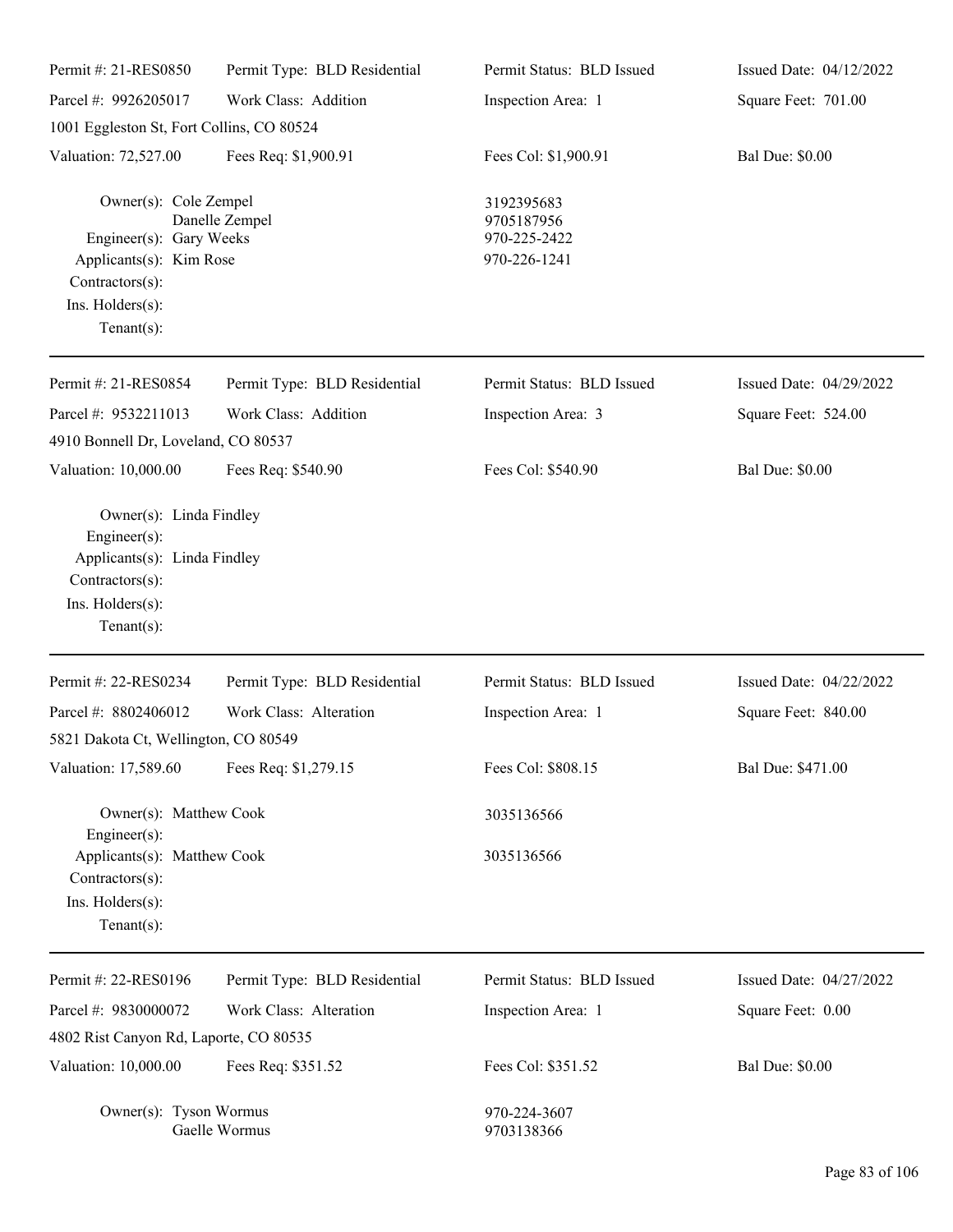Permit #: 21-RES0850 | Permit Type: BLD Residential | Permit Status: BLD Issued | Issued Date: 04/12/2022
Parcel #: 9926205017 | Work Class: Addition | Inspection Area: 1 | Square Feet: 701.00

1001 Eggleston St, Fort Collins, CO 80524

Valuation: 72,527.00 | Fees Req: $1,900.91 | Fees Col: $1,900.91 | Bal Due: $0.00

Owner(s): Cole Zempel 3192395683
Danelle Zempel 9705187956
Engineer(s): Gary Weeks 970-225-2422
Applicants(s): Kim Rose 970-226-1241
Contractors(s):
Ins. Holders(s):
Tenant(s):

---

Permit #: 21-RES0854 | Permit Type: BLD Residential | Permit Status: BLD Issued | Issued Date: 04/29/2022
Parcel #: 9532211013 | Work Class: Addition | Inspection Area: 3 | Square Feet: 524.00

4910 Bonnell Dr, Loveland, CO 80537

Valuation: 10,000.00 | Fees Req: $540.90 | Fees Col: $540.90 | Bal Due: $0.00

Owner(s): Linda Findley
Engineer(s):
Applicants(s): Linda Findley
Contractors(s):
Ins. Holders(s):
Tenant(s):

---

Permit #: 22-RES0234 | Permit Type: BLD Residential | Permit Status: BLD Issued | Issued Date: 04/22/2022
Parcel #: 8802406012 | Work Class: Alteration | Inspection Area: 1 | Square Feet: 840.00

5821 Dakota Ct, Wellington, CO 80549

Valuation: 17,589.60 | Fees Req: $1,279.15 | Fees Col: $808.15 | Bal Due: $471.00

Owner(s): Matthew Cook 3035136566
Engineer(s):
Applicants(s): Matthew Cook 3035136566
Contractors(s):
Ins. Holders(s):
Tenant(s):

---

Permit #: 22-RES0196 | Permit Type: BLD Residential | Permit Status: BLD Issued | Issued Date: 04/27/2022
Parcel #: 9830000072 | Work Class: Alteration | Inspection Area: 1 | Square Feet: 0.00

4802 Rist Canyon Rd, Laporte, CO 80535

Valuation: 10,000.00 | Fees Req: $351.52 | Fees Col: $351.52 | Bal Due: $0.00

Owner(s): Tyson Wormus 970-224-3607
Gaelle Wormus 9703138366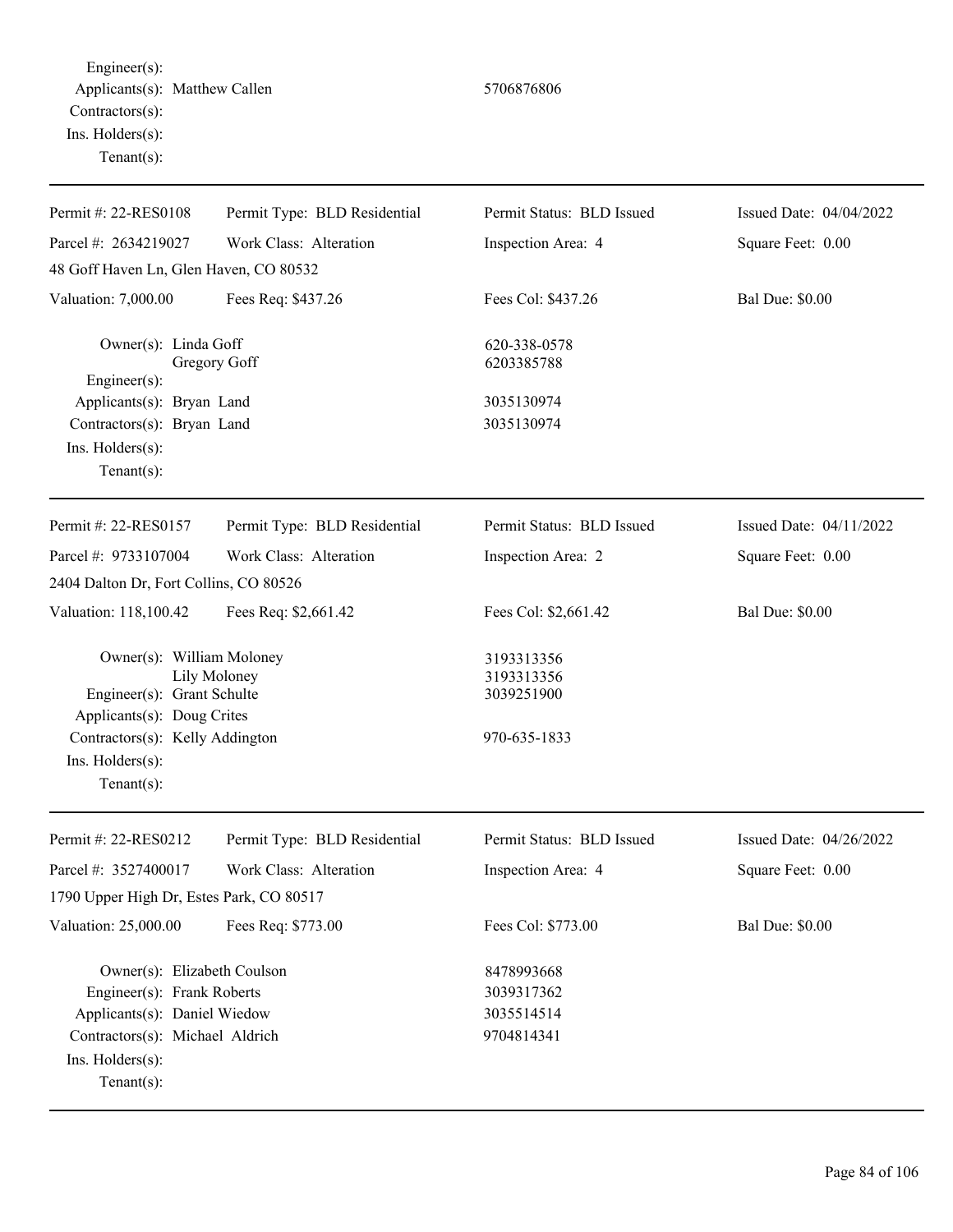Engineer(s):
Applicants(s): Matthew Callen 5706876806
Contractors(s):
Ins. Holders(s):
Tenant(s):

---

| Permit #: 22-RES0108 | Permit Type: BLD Residential | Permit Status: BLD Issued | Issued Date: 04/04/2022 |
|---|---|---|---|
| Parcel #: 2634219027 | Work Class: Alteration | Inspection Area: 4 | Square Feet: 0.00 |
| 48 Goff Haven Ln, Glen Haven, CO 80532 | | | |
| Valuation: 7,000.00 | Fees Req: $437.26 | Fees Col: $437.26 | Bal Due: $0.00 |

Owner(s): Linda Goff 620-338-0578
Gregory Goff 6203385788
Engineer(s):
Applicants(s): Bryan Land 3035130974
Contractors(s): Bryan Land 3035130974
Ins. Holders(s):
Tenant(s):

---

| Permit #: 22-RES0157 | Permit Type: BLD Residential | Permit Status: BLD Issued | Issued Date: 04/11/2022 |
|---|---|---|---|
| Parcel #: 9733107004 | Work Class: Alteration | Inspection Area: 2 | Square Feet: 0.00 |
| 2404 Dalton Dr, Fort Collins, CO 80526 | | | |
| Valuation: 118,100.42 | Fees Req: $2,661.42 | Fees Col: $2,661.42 | Bal Due: $0.00 |

Owner(s): William Moloney 3193313356
Lily Moloney 3193313356
Engineer(s): Grant Schulte 3039251900
Applicants(s): Doug Crites
Contractors(s): Kelly Addington 970-635-1833
Ins. Holders(s):
Tenant(s):

---

| Permit #: 22-RES0212 | Permit Type: BLD Residential | Permit Status: BLD Issued | Issued Date: 04/26/2022 |
|---|---|---|---|
| Parcel #: 3527400017 | Work Class: Alteration | Inspection Area: 4 | Square Feet: 0.00 |
| 1790 Upper High Dr, Estes Park, CO 80517 | | | |
| Valuation: 25,000.00 | Fees Req: $773.00 | Fees Col: $773.00 | Bal Due: $0.00 |

Owner(s): Elizabeth Coulson 8478993668
Engineer(s): Frank Roberts 3039317362
Applicants(s): Daniel Wiedow 3035514514
Contractors(s): Michael Aldrich 9704814341
Ins. Holders(s):
Tenant(s):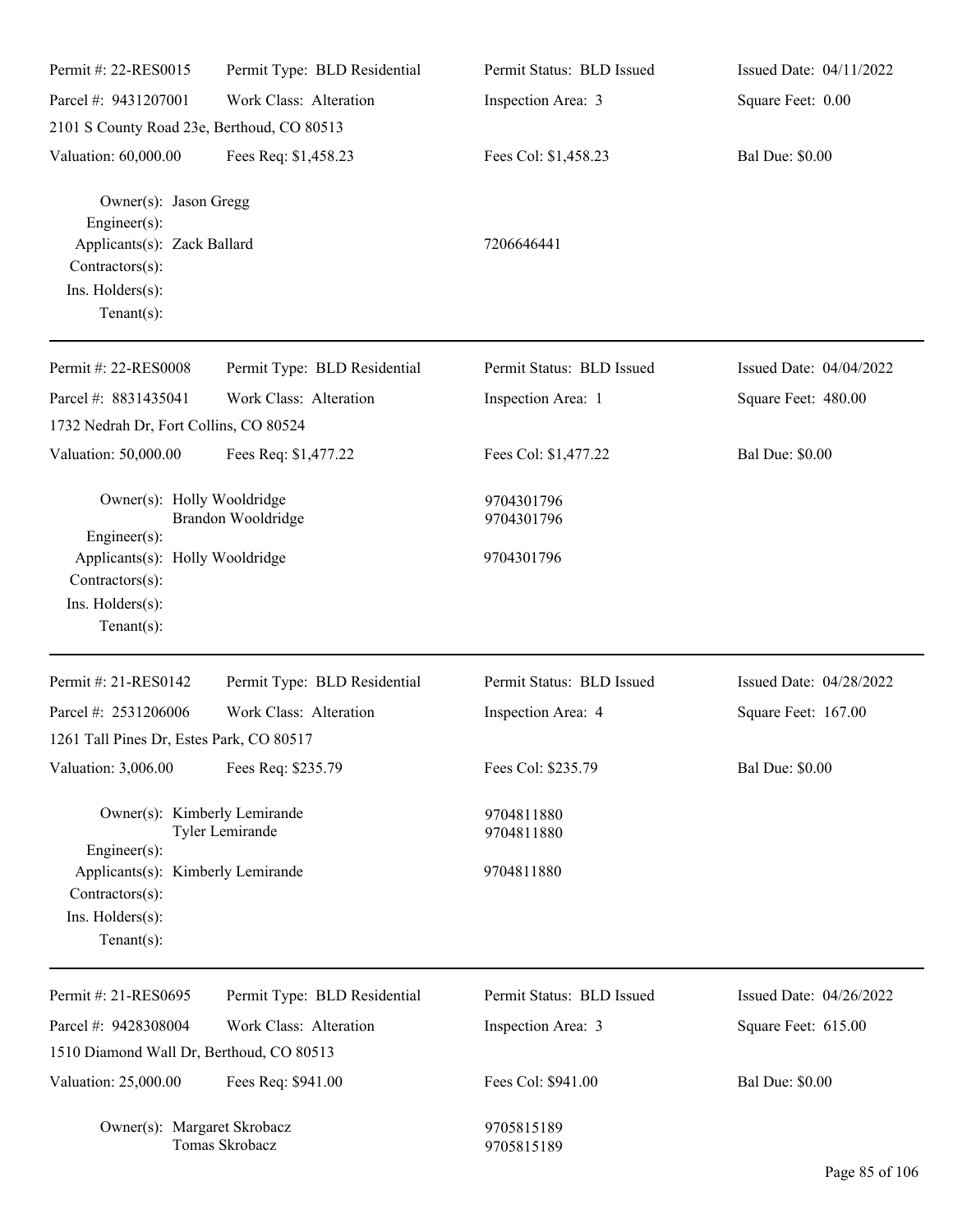| Permit #: 22-RES0015 | Permit Type: BLD Residential | Permit Status: BLD Issued | Issued Date: 04/11/2022 |
|---|---|---|---|
| Parcel #: 9431207001 | Work Class: Alteration | Inspection Area: 3 | Square Feet: 0.00 |
| 2101 S County Road 23e, Berthoud, CO 80513 | | | |
| Valuation: 60,000.00 | Fees Req: $1,458.23 | Fees Col: $1,458.23 | Bal Due: $0.00 |

Owner(s): Jason Gregg
Engineer(s):
Applicants(s): Zack Ballard — 7206646441
Contractors(s):
Ins. Holders(s):
Tenant(s):

---

| Permit #: 22-RES0008 | Permit Type: BLD Residential | Permit Status: BLD Issued | Issued Date: 04/04/2022 |
|---|---|---|---|
| Parcel #: 8831435041 | Work Class: Alteration | Inspection Area: 1 | Square Feet: 480.00 |
| 1732 Nedrah Dr, Fort Collins, CO 80524 | | | |
| Valuation: 50,000.00 | Fees Req: $1,477.22 | Fees Col: $1,477.22 | Bal Due: $0.00 |

Owner(s): Holly Wooldridge — 9704301796
Brandon Wooldridge — 9704301796
Engineer(s):
Applicants(s): Holly Wooldridge — 9704301796
Contractors(s):
Ins. Holders(s):
Tenant(s):

---

| Permit #: 21-RES0142 | Permit Type: BLD Residential | Permit Status: BLD Issued | Issued Date: 04/28/2022 |
|---|---|---|---|
| Parcel #: 2531206006 | Work Class: Alteration | Inspection Area: 4 | Square Feet: 167.00 |
| 1261 Tall Pines Dr, Estes Park, CO 80517 | | | |
| Valuation: 3,006.00 | Fees Req: $235.79 | Fees Col: $235.79 | Bal Due: $0.00 |

Owner(s): Kimberly Lemirande — 9704811880
Tyler Lemirande — 9704811880
Engineer(s):
Applicants(s): Kimberly Lemirande — 9704811880
Contractors(s):
Ins. Holders(s):
Tenant(s):

---

| Permit #: 21-RES0695 | Permit Type: BLD Residential | Permit Status: BLD Issued | Issued Date: 04/26/2022 |
|---|---|---|---|
| Parcel #: 9428308004 | Work Class: Alteration | Inspection Area: 3 | Square Feet: 615.00 |
| 1510 Diamond Wall Dr, Berthoud, CO 80513 | | | |
| Valuation: 25,000.00 | Fees Req: $941.00 | Fees Col: $941.00 | Bal Due: $0.00 |

Owner(s): Margaret Skrobacz — 9705815189
Tomas Skrobacz — 9705815189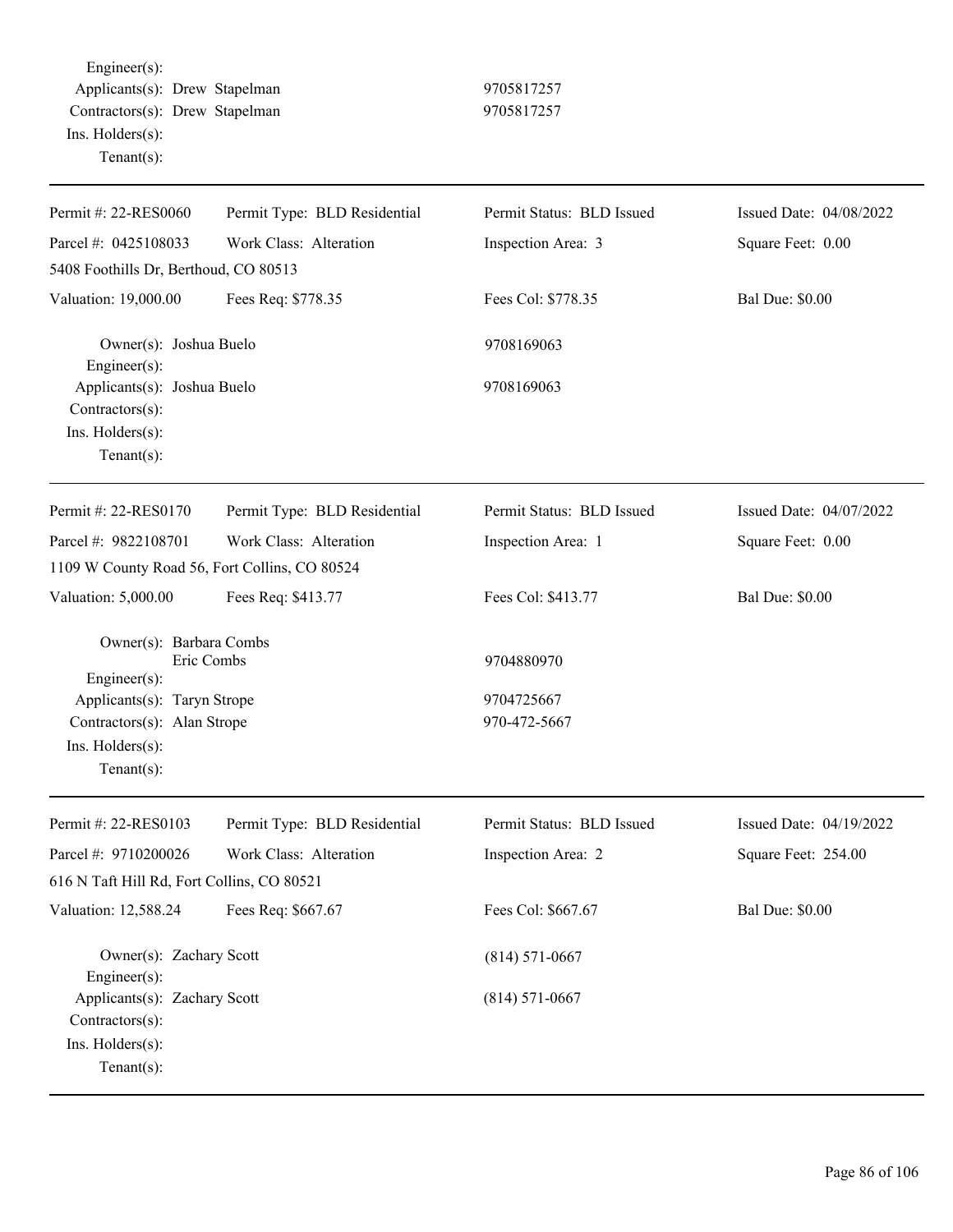Engineer(s):
Applicants(s): Drew Stapelman 9705817257
Contractors(s): Drew Stapelman 9705817257
Ins. Holders(s):
Tenant(s):

---

| Permit #: 22-RES0060 | Permit Type: BLD Residential | Permit Status: BLD Issued | Issued Date: 04/08/2022 |
|---|---|---|---|
| Parcel #: 0425108033 | Work Class: Alteration | Inspection Area: 3 | Square Feet: 0.00 |
| 5408 Foothills Dr, Berthoud, CO 80513 | | | |
| Valuation: 19,000.00 | Fees Req: $778.35 | Fees Col: $778.35 | Bal Due: $0.00 |

Owner(s): Joshua Buelo 9708169063
Engineer(s):
Applicants(s): Joshua Buelo 9708169063
Contractors(s):
Ins. Holders(s):
Tenant(s):

---

| Permit #: 22-RES0170 | Permit Type: BLD Residential | Permit Status: BLD Issued | Issued Date: 04/07/2022 |
|---|---|---|---|
| Parcel #: 9822108701 | Work Class: Alteration | Inspection Area: 1 | Square Feet: 0.00 |
| 1109 W County Road 56, Fort Collins, CO 80524 | | | |
| Valuation: 5,000.00 | Fees Req: $413.77 | Fees Col: $413.77 | Bal Due: $0.00 |

Owner(s): Barbara Combs
Eric Combs 9704880970
Engineer(s):
Applicants(s): Taryn Strope 9704725667
Contractors(s): Alan Strope 970-472-5667
Ins. Holders(s):
Tenant(s):

---

| Permit #: 22-RES0103 | Permit Type: BLD Residential | Permit Status: BLD Issued | Issued Date: 04/19/2022 |
|---|---|---|---|
| Parcel #: 9710200026 | Work Class: Alteration | Inspection Area: 2 | Square Feet: 254.00 |
| 616 N Taft Hill Rd, Fort Collins, CO 80521 | | | |
| Valuation: 12,588.24 | Fees Req: $667.67 | Fees Col: $667.67 | Bal Due: $0.00 |

Owner(s): Zachary Scott (814) 571-0667
Engineer(s):
Applicants(s): Zachary Scott (814) 571-0667
Contractors(s):
Ins. Holders(s):
Tenant(s):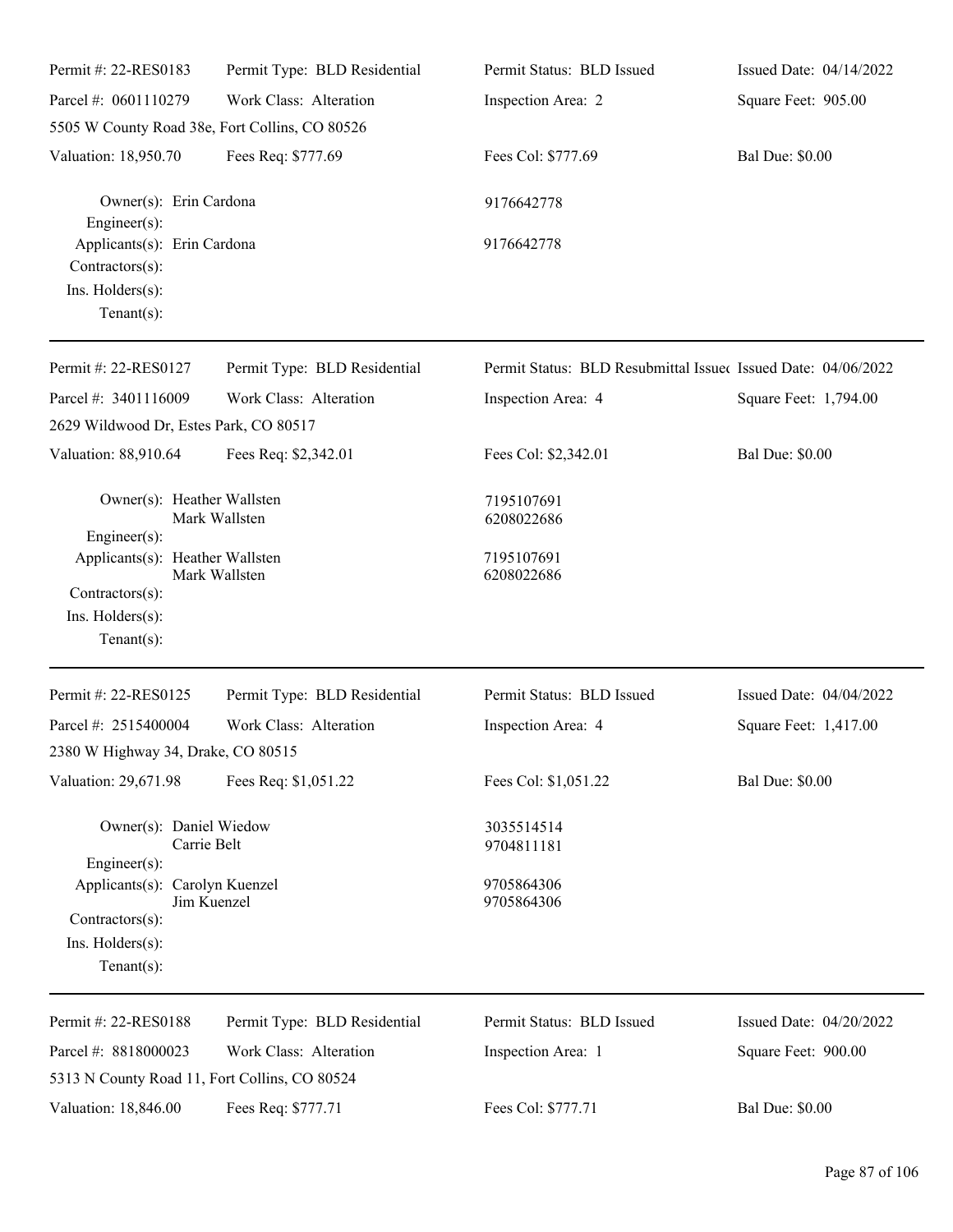Permit #: 22-RES0183 | Permit Type: BLD Residential | Permit Status: BLD Issued | Issued Date: 04/14/2022

Parcel #: 0601110279 | Work Class: Alteration | Inspection Area: 2 | Square Feet: 905.00

5505 W County Road 38e, Fort Collins, CO 80526

Valuation: 18,950.70 | Fees Req: $777.69 | Fees Col: $777.69 | Bal Due: $0.00

Owner(s): Erin Cardona 9176642778

Engineer(s):

Applicants(s): Erin Cardona 9176642778

Contractors(s):

Ins. Holders(s):

Tenant(s):

---

Permit #: 22-RES0127 | Permit Type: BLD Residential | Permit Status: BLD Resubmittal Issued | Issued Date: 04/06/2022

Parcel #: 3401116009 | Work Class: Alteration | Inspection Area: 4 | Square Feet: 1,794.00

2629 Wildwood Dr, Estes Park, CO 80517

Valuation: 88,910.64 | Fees Req: $2,342.01 | Fees Col: $2,342.01 | Bal Due: $0.00

Owner(s): Heather Wallsten 7195107691
Mark Wallsten 6208022686

Engineer(s):

Applicants(s): Heather Wallsten 7195107691
Mark Wallsten 6208022686

Contractors(s):

Ins. Holders(s):

Tenant(s):

---

Permit #: 22-RES0125 | Permit Type: BLD Residential | Permit Status: BLD Issued | Issued Date: 04/04/2022

Parcel #: 2515400004 | Work Class: Alteration | Inspection Area: 4 | Square Feet: 1,417.00

2380 W Highway 34, Drake, CO 80515

Valuation: 29,671.98 | Fees Req: $1,051.22 | Fees Col: $1,051.22 | Bal Due: $0.00

Owner(s): Daniel Wiedow 3035514514
Carrie Belt 9704811181

Engineer(s):

Applicants(s): Carolyn Kuenzel 9705864306
Jim Kuenzel 9705864306

Contractors(s):

Ins. Holders(s):

Tenant(s):

---

Permit #: 22-RES0188 | Permit Type: BLD Residential | Permit Status: BLD Issued | Issued Date: 04/20/2022

Parcel #: 8818000023 | Work Class: Alteration | Inspection Area: 1 | Square Feet: 900.00

5313 N County Road 11, Fort Collins, CO 80524

Valuation: 18,846.00 | Fees Req: $777.71 | Fees Col: $777.71 | Bal Due: $0.00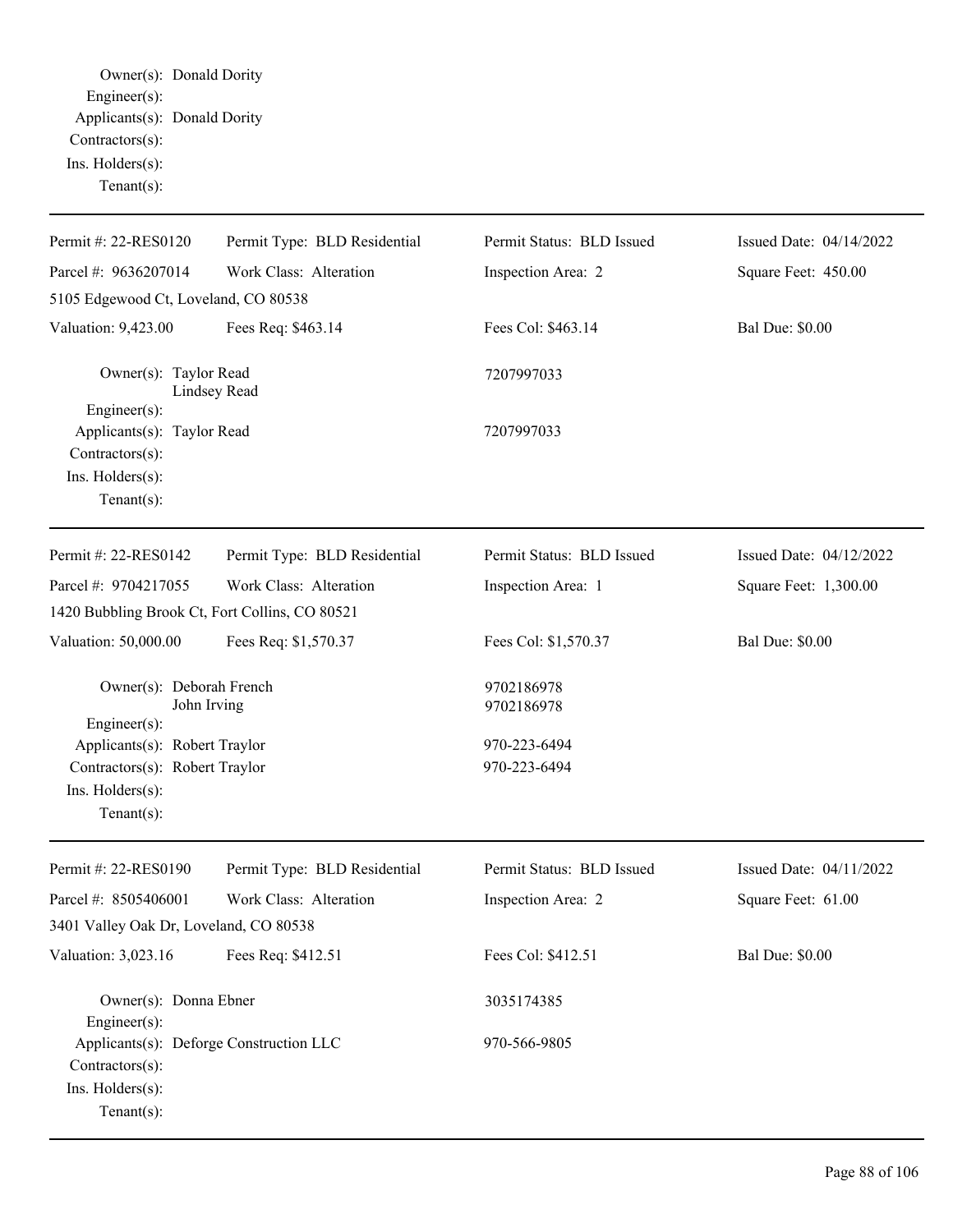Owner(s): Donald Dority
Engineer(s):
Applicants(s): Donald Dority
Contractors(s):
Ins. Holders(s):
Tenant(s):

---

| Permit #: 22-RES0120 | Permit Type: BLD Residential | Permit Status: BLD Issued | Issued Date: 04/14/2022 |
|---|---|---|---|
| Parcel #: 9636207014 | Work Class: Alteration | Inspection Area: 2 | Square Feet: 450.00 |
| 5105 Edgewood Ct, Loveland, CO 80538 | | | |
| Valuation: 9,423.00 | Fees Req: $463.14 | Fees Col: $463.14 | Bal Due: $0.00 |

Owner(s): Taylor Read, Lindsey Read — 7207997033
Engineer(s):
Applicants(s): Taylor Read — 7207997033
Contractors(s):
Ins. Holders(s):
Tenant(s):

---

| Permit #: 22-RES0142 | Permit Type: BLD Residential | Permit Status: BLD Issued | Issued Date: 04/12/2022 |
|---|---|---|---|
| Parcel #: 9704217055 | Work Class: Alteration | Inspection Area: 1 | Square Feet: 1,300.00 |
| 1420 Bubbling Brook Ct, Fort Collins, CO 80521 | | | |
| Valuation: 50,000.00 | Fees Req: $1,570.37 | Fees Col: $1,570.37 | Bal Due: $0.00 |

Owner(s): Deborah French — 9702186978
John Irving — 9702186978
Engineer(s):
Applicants(s): Robert Traylor — 970-223-6494
Contractors(s): Robert Traylor — 970-223-6494
Ins. Holders(s):
Tenant(s):

---

| Permit #: 22-RES0190 | Permit Type: BLD Residential | Permit Status: BLD Issued | Issued Date: 04/11/2022 |
|---|---|---|---|
| Parcel #: 8505406001 | Work Class: Alteration | Inspection Area: 2 | Square Feet: 61.00 |
| 3401 Valley Oak Dr, Loveland, CO 80538 | | | |
| Valuation: 3,023.16 | Fees Req: $412.51 | Fees Col: $412.51 | Bal Due: $0.00 |

Owner(s): Donna Ebner — 3035174385
Engineer(s):
Applicants(s): Deforge Construction LLC — 970-566-9805
Contractors(s):
Ins. Holders(s):
Tenant(s):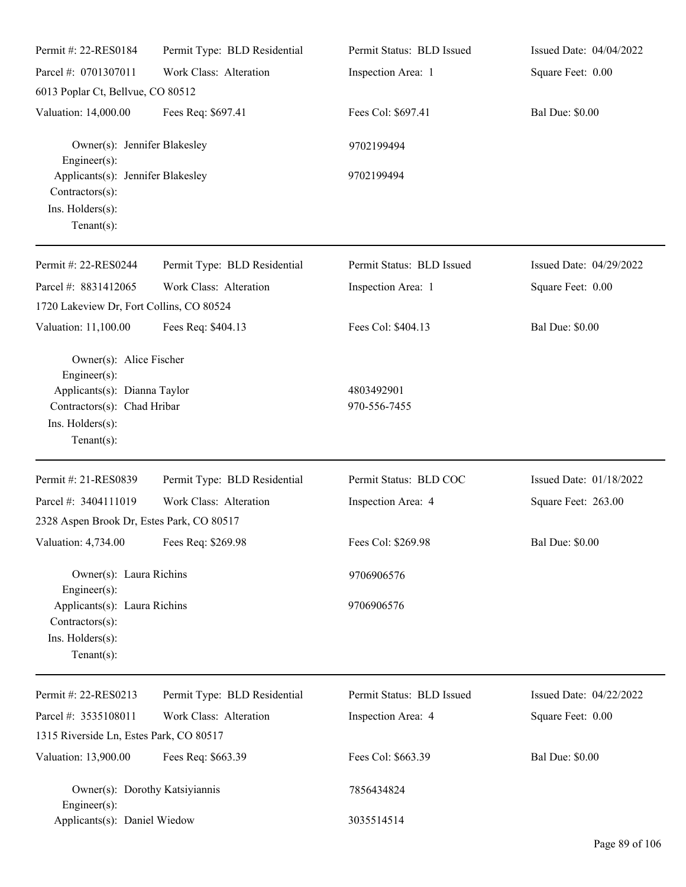| Permit #: 22-RES0184 | Permit Type: BLD Residential | Permit Status: BLD Issued | Issued Date: 04/04/2022 |
| --- | --- | --- | --- |
| Parcel #: 0701307011 | Work Class: Alteration | Inspection Area: 1 | Square Feet: 0.00 |
| 6013 Poplar Ct, Bellvue, CO 80512 | | | |
| Valuation: 14,000.00 | Fees Req: $697.41 | Fees Col: $697.41 | Bal Due: $0.00 |

Owner(s): Jennifer Blakesley — 9702199494
Engineer(s):
Applicants(s): Jennifer Blakesley — 9702199494
Contractors(s):
Ins. Holders(s):
Tenant(s):

---

| Permit #: 22-RES0244 | Permit Type: BLD Residential | Permit Status: BLD Issued | Issued Date: 04/29/2022 |
| --- | --- | --- | --- |
| Parcel #: 8831412065 | Work Class: Alteration | Inspection Area: 1 | Square Feet: 0.00 |
| 1720 Lakeview Dr, Fort Collins, CO 80524 | | | |
| Valuation: 11,100.00 | Fees Req: $404.13 | Fees Col: $404.13 | Bal Due: $0.00 |

Owner(s): Alice Fischer
Engineer(s):
Applicants(s): Dianna Taylor — 4803492901
Contractors(s): Chad Hribar — 970-556-7455
Ins. Holders(s):
Tenant(s):

---

| Permit #: 21-RES0839 | Permit Type: BLD Residential | Permit Status: BLD COC | Issued Date: 01/18/2022 |
| --- | --- | --- | --- |
| Parcel #: 3404111019 | Work Class: Alteration | Inspection Area: 4 | Square Feet: 263.00 |
| 2328 Aspen Brook Dr, Estes Park, CO 80517 | | | |
| Valuation: 4,734.00 | Fees Req: $269.98 | Fees Col: $269.98 | Bal Due: $0.00 |

Owner(s): Laura Richins — 9706906576
Engineer(s):
Applicants(s): Laura Richins — 9706906576
Contractors(s):
Ins. Holders(s):
Tenant(s):

---

| Permit #: 22-RES0213 | Permit Type: BLD Residential | Permit Status: BLD Issued | Issued Date: 04/22/2022 |
| --- | --- | --- | --- |
| Parcel #: 3535108011 | Work Class: Alteration | Inspection Area: 4 | Square Feet: 0.00 |
| 1315 Riverside Ln, Estes Park, CO 80517 | | | |
| Valuation: 13,900.00 | Fees Req: $663.39 | Fees Col: $663.39 | Bal Due: $0.00 |

Owner(s): Dorothy Katsiyiannis — 7856434824
Engineer(s):
Applicants(s): Daniel Wiedow — 3035514514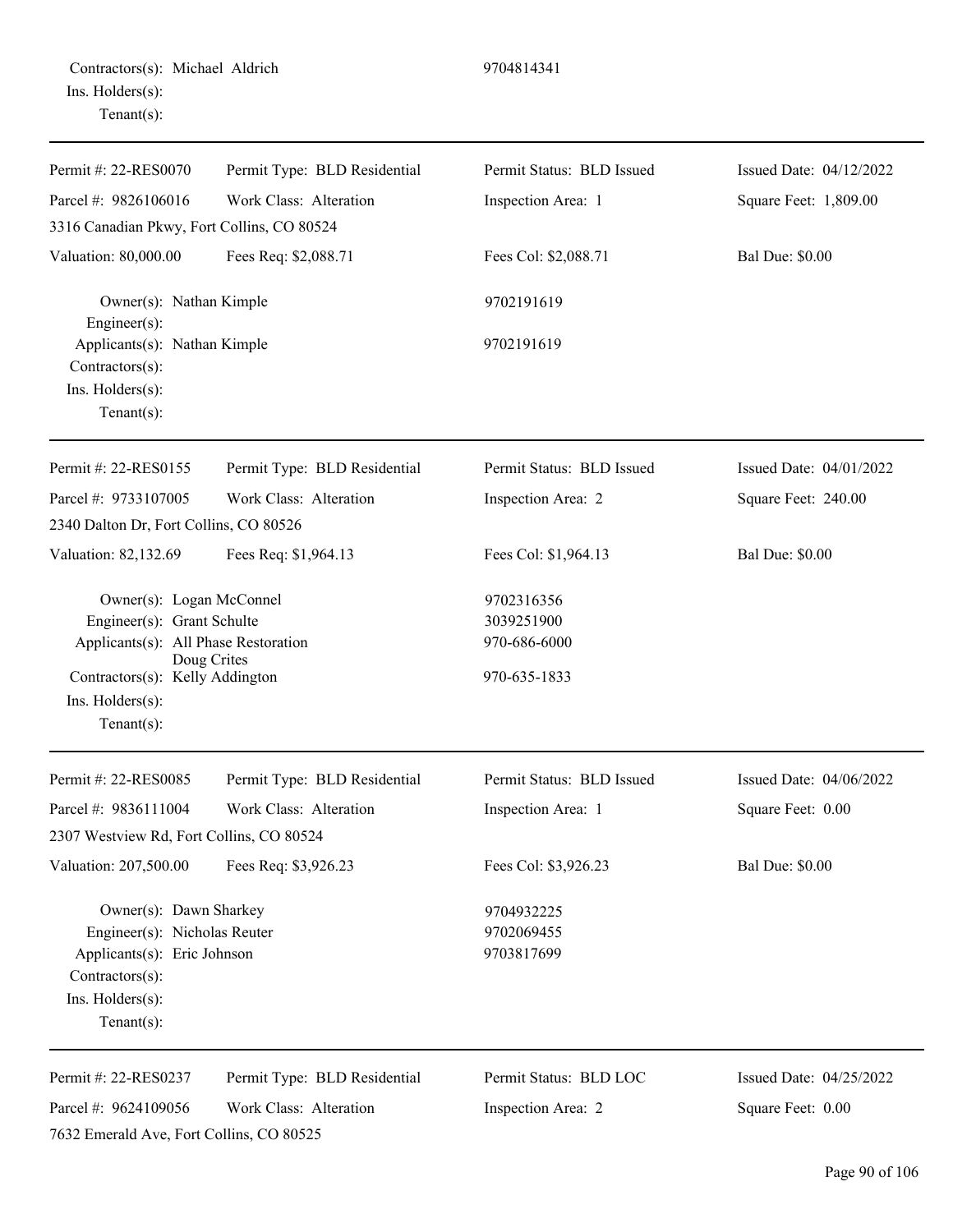Contractors(s): Michael Aldrich 9704814341
Ins. Holders(s):
Tenant(s):

---

| Permit #: 22-RES0070 | Permit Type: BLD Residential | Permit Status: BLD Issued | Issued Date: 04/12/2022 |
|---|---|---|---|
| Parcel #: 9826106016 | Work Class: Alteration | Inspection Area: 1 | Square Feet: 1,809.00 |
| 3316 Canadian Pkwy, Fort Collins, CO 80524 | | | |
| Valuation: 80,000.00 | Fees Req: $2,088.71 | Fees Col: $2,088.71 | Bal Due: $0.00 |

Owner(s): Nathan Kimple 9702191619
Engineer(s):
Applicants(s): Nathan Kimple 9702191619
Contractors(s):
Ins. Holders(s):
Tenant(s):

---

| Permit #: 22-RES0155 | Permit Type: BLD Residential | Permit Status: BLD Issued | Issued Date: 04/01/2022 |
|---|---|---|---|
| Parcel #: 9733107005 | Work Class: Alteration | Inspection Area: 2 | Square Feet: 240.00 |
| 2340 Dalton Dr, Fort Collins, CO 80526 | | | |
| Valuation: 82,132.69 | Fees Req: $1,964.13 | Fees Col: $1,964.13 | Bal Due: $0.00 |

Owner(s): Logan McConnel 9702316356
Engineer(s): Grant Schulte 3039251900
Applicants(s): All Phase Restoration Doug Crites 970-686-6000
Contractors(s): Kelly Addington 970-635-1833
Ins. Holders(s):
Tenant(s):

---

| Permit #: 22-RES0085 | Permit Type: BLD Residential | Permit Status: BLD Issued | Issued Date: 04/06/2022 |
|---|---|---|---|
| Parcel #: 9836111004 | Work Class: Alteration | Inspection Area: 1 | Square Feet: 0.00 |
| 2307 Westview Rd, Fort Collins, CO 80524 | | | |
| Valuation: 207,500.00 | Fees Req: $3,926.23 | Fees Col: $3,926.23 | Bal Due: $0.00 |

Owner(s): Dawn Sharkey 9704932225
Engineer(s): Nicholas Reuter 9702069455
Applicants(s): Eric Johnson 9703817699
Contractors(s):
Ins. Holders(s):
Tenant(s):

---

| Permit #: 22-RES0237 | Permit Type: BLD Residential | Permit Status: BLD LOC | Issued Date: 04/25/2022 |
|---|---|---|---|
| Parcel #: 9624109056 | Work Class: Alteration | Inspection Area: 2 | Square Feet: 0.00 |
| 7632 Emerald Ave, Fort Collins, CO 80525 | | | |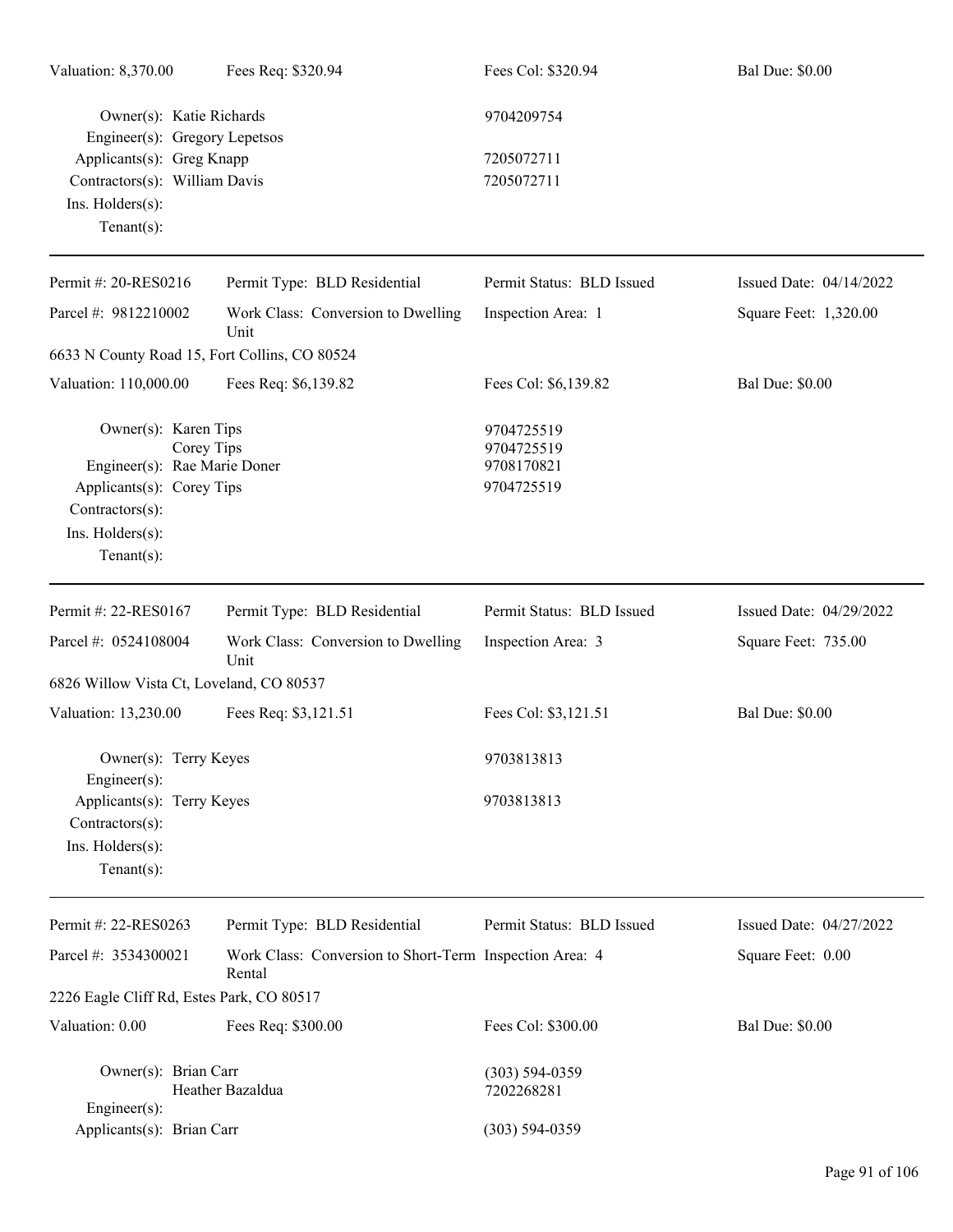| Valuation: 8,370.00 | Fees Req: $320.94 | Fees Col: $320.94 | Bal Due: $0.00 |
|---|---|---|---|

Owner(s): Katie Richards — 9704209754
Engineer(s): Gregory Lepetsos
Applicants(s): Greg Knapp — 7205072711
Contractors(s): William Davis — 7205072711
Ins. Holders(s):
Tenant(s):

---

| Permit #: 20-RES0216 | Permit Type: BLD Residential | Permit Status: BLD Issued | Issued Date: 04/14/2022 |
|---|---|---|---|
| Parcel #: 9812210002 | Work Class: Conversion to Dwelling Unit | Inspection Area: 1 | Square Feet: 1,320.00 |
| 6633 N County Road 15, Fort Collins, CO 80524 | | | |
| Valuation: 110,000.00 | Fees Req: $6,139.82 | Fees Col: $6,139.82 | Bal Due: $0.00 |

Owner(s): Karen Tips — 9704725519
Corey Tips — 9704725519
Engineer(s): Rae Marie Doner — 9708170821
Applicants(s): Corey Tips — 9704725519
Contractors(s):
Ins. Holders(s):
Tenant(s):

---

| Permit #: 22-RES0167 | Permit Type: BLD Residential | Permit Status: BLD Issued | Issued Date: 04/29/2022 |
|---|---|---|---|
| Parcel #: 0524108004 | Work Class: Conversion to Dwelling Unit | Inspection Area: 3 | Square Feet: 735.00 |
| 6826 Willow Vista Ct, Loveland, CO 80537 | | | |
| Valuation: 13,230.00 | Fees Req: $3,121.51 | Fees Col: $3,121.51 | Bal Due: $0.00 |

Owner(s): Terry Keyes — 9703813813
Engineer(s):
Applicants(s): Terry Keyes — 9703813813
Contractors(s):
Ins. Holders(s):
Tenant(s):

---

| Permit #: 22-RES0263 | Permit Type: BLD Residential | Permit Status: BLD Issued | Issued Date: 04/27/2022 |
|---|---|---|---|
| Parcel #: 3534300021 | Work Class: Conversion to Short-Term Rental | Inspection Area: 4 | Square Feet: 0.00 |
| 2226 Eagle Cliff Rd, Estes Park, CO 80517 | | | |
| Valuation: 0.00 | Fees Req: $300.00 | Fees Col: $300.00 | Bal Due: $0.00 |

Owner(s): Brian Carr — (303) 594-0359
Heather Bazaldua — 7202268281
Engineer(s):
Applicants(s): Brian Carr — (303) 594-0359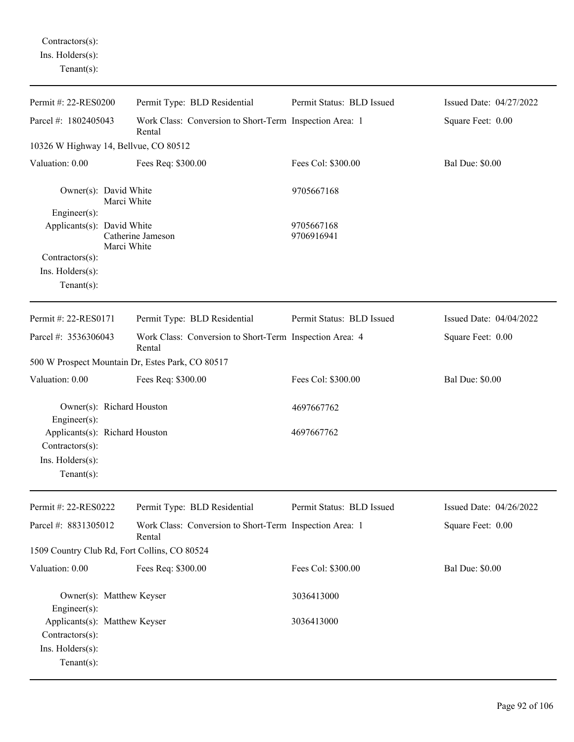Contractors(s):
Ins. Holders(s):
Tenant(s):

---

| Permit #: 22-RES0200 | Permit Type: BLD Residential | Permit Status: BLD Issued | Issued Date: 04/27/2022 |
|---|---|---|---|
| Parcel #: 1802405043 | Work Class: Conversion to Short-Term Rental | Inspection Area: 1 | Square Feet: 0.00 |
| 10326 W Highway 14, Bellvue, CO 80512 | | | |
| Valuation: 0.00 | Fees Req: $300.00 | Fees Col: $300.00 | Bal Due: $0.00 |

Owner(s): David White
Marci White — 9705667168
Engineer(s):
Applicants(s): David White — 9705667168
Catherine Jameson — 9706916941
Marci White
Contractors(s):
Ins. Holders(s):
Tenant(s):

---

| Permit #: 22-RES0171 | Permit Type: BLD Residential | Permit Status: BLD Issued | Issued Date: 04/04/2022 |
|---|---|---|---|
| Parcel #: 3536306043 | Work Class: Conversion to Short-Term Rental | Inspection Area: 4 | Square Feet: 0.00 |
| 500 W Prospect Mountain Dr, Estes Park, CO 80517 | | | |
| Valuation: 0.00 | Fees Req: $300.00 | Fees Col: $300.00 | Bal Due: $0.00 |

Owner(s): Richard Houston — 4697667762
Engineer(s):
Applicants(s): Richard Houston — 4697667762
Contractors(s):
Ins. Holders(s):
Tenant(s):

---

| Permit #: 22-RES0222 | Permit Type: BLD Residential | Permit Status: BLD Issued | Issued Date: 04/26/2022 |
|---|---|---|---|
| Parcel #: 8831305012 | Work Class: Conversion to Short-Term Rental | Inspection Area: 1 | Square Feet: 0.00 |
| 1509 Country Club Rd, Fort Collins, CO 80524 | | | |
| Valuation: 0.00 | Fees Req: $300.00 | Fees Col: $300.00 | Bal Due: $0.00 |

Owner(s): Matthew Keyser — 3036413000
Engineer(s):
Applicants(s): Matthew Keyser — 3036413000
Contractors(s):
Ins. Holders(s):
Tenant(s):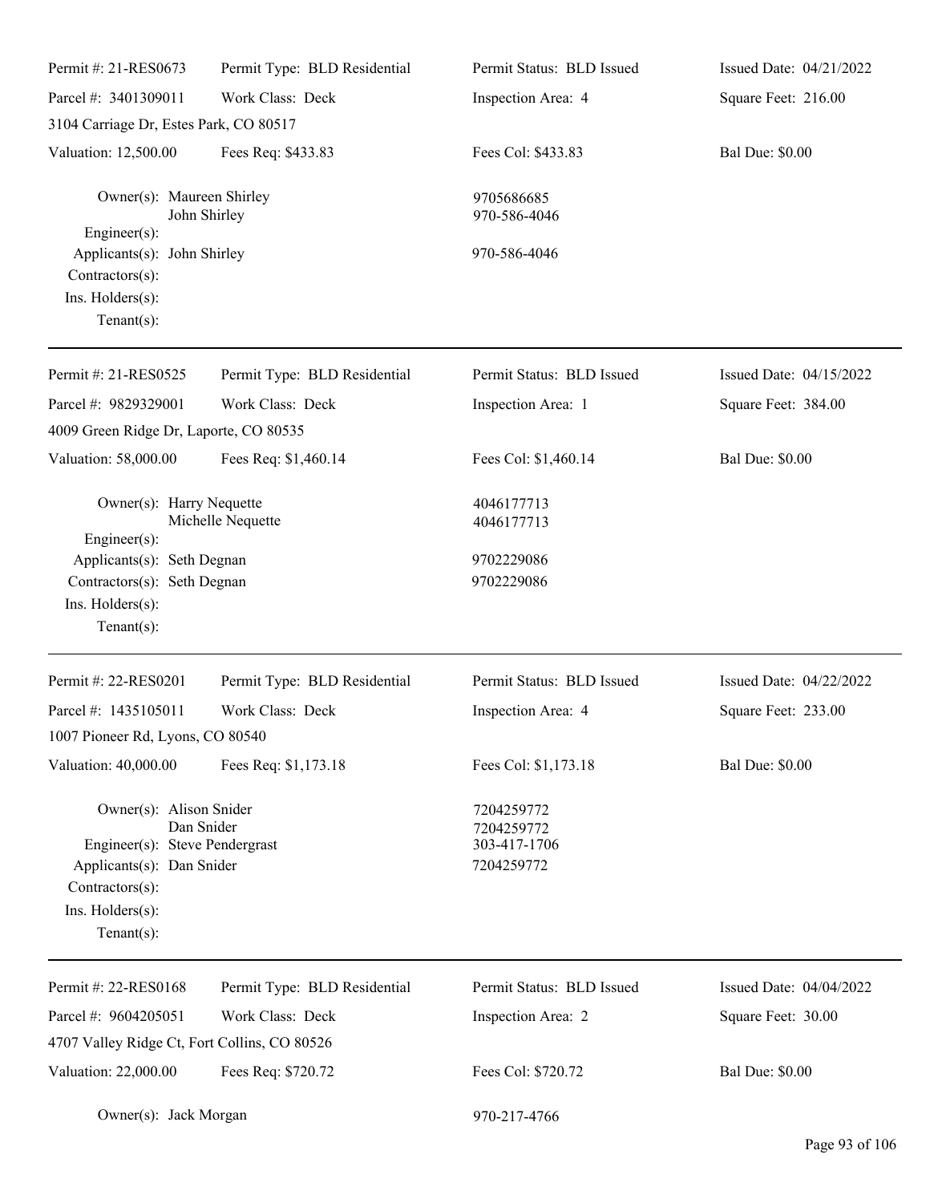Permit #: 21-RES0673 | Permit Type: BLD Residential | Permit Status: BLD Issued | Issued Date: 04/21/2022
Parcel #: 3401309011 | Work Class: Deck | Inspection Area: 4 | Square Feet: 216.00
3104 Carriage Dr, Estes Park, CO 80517
Valuation: 12,500.00 | Fees Req: $433.83 | Fees Col: $433.83 | Bal Due: $0.00

Owner(s): Maureen Shirley 9705686685
John Shirley 970-586-4046
Engineer(s):
Applicants(s): John Shirley 970-586-4046
Contractors(s):
Ins. Holders(s):
Tenant(s):

---

Permit #: 21-RES0525 | Permit Type: BLD Residential | Permit Status: BLD Issued | Issued Date: 04/15/2022
Parcel #: 9829329001 | Work Class: Deck | Inspection Area: 1 | Square Feet: 384.00
4009 Green Ridge Dr, Laporte, CO 80535
Valuation: 58,000.00 | Fees Req: $1,460.14 | Fees Col: $1,460.14 | Bal Due: $0.00

Owner(s): Harry Nequette 4046177713
Michelle Nequette 4046177713
Engineer(s):
Applicants(s): Seth Degnan 9702229086
Contractors(s): Seth Degnan 9702229086
Ins. Holders(s):
Tenant(s):

---

Permit #: 22-RES0201 | Permit Type: BLD Residential | Permit Status: BLD Issued | Issued Date: 04/22/2022
Parcel #: 1435105011 | Work Class: Deck | Inspection Area: 4 | Square Feet: 233.00
1007 Pioneer Rd, Lyons, CO 80540
Valuation: 40,000.00 | Fees Req: $1,173.18 | Fees Col: $1,173.18 | Bal Due: $0.00

Owner(s): Alison Snider 7204259772
Dan Snider 7204259772
Engineer(s): Steve Pendergrast 303-417-1706
Applicants(s): Dan Snider 7204259772
Contractors(s):
Ins. Holders(s):
Tenant(s):

---

Permit #: 22-RES0168 | Permit Type: BLD Residential | Permit Status: BLD Issued | Issued Date: 04/04/2022
Parcel #: 9604205051 | Work Class: Deck | Inspection Area: 2 | Square Feet: 30.00
4707 Valley Ridge Ct, Fort Collins, CO 80526
Valuation: 22,000.00 | Fees Req: $720.72 | Fees Col: $720.72 | Bal Due: $0.00

Owner(s): Jack Morgan 970-217-4766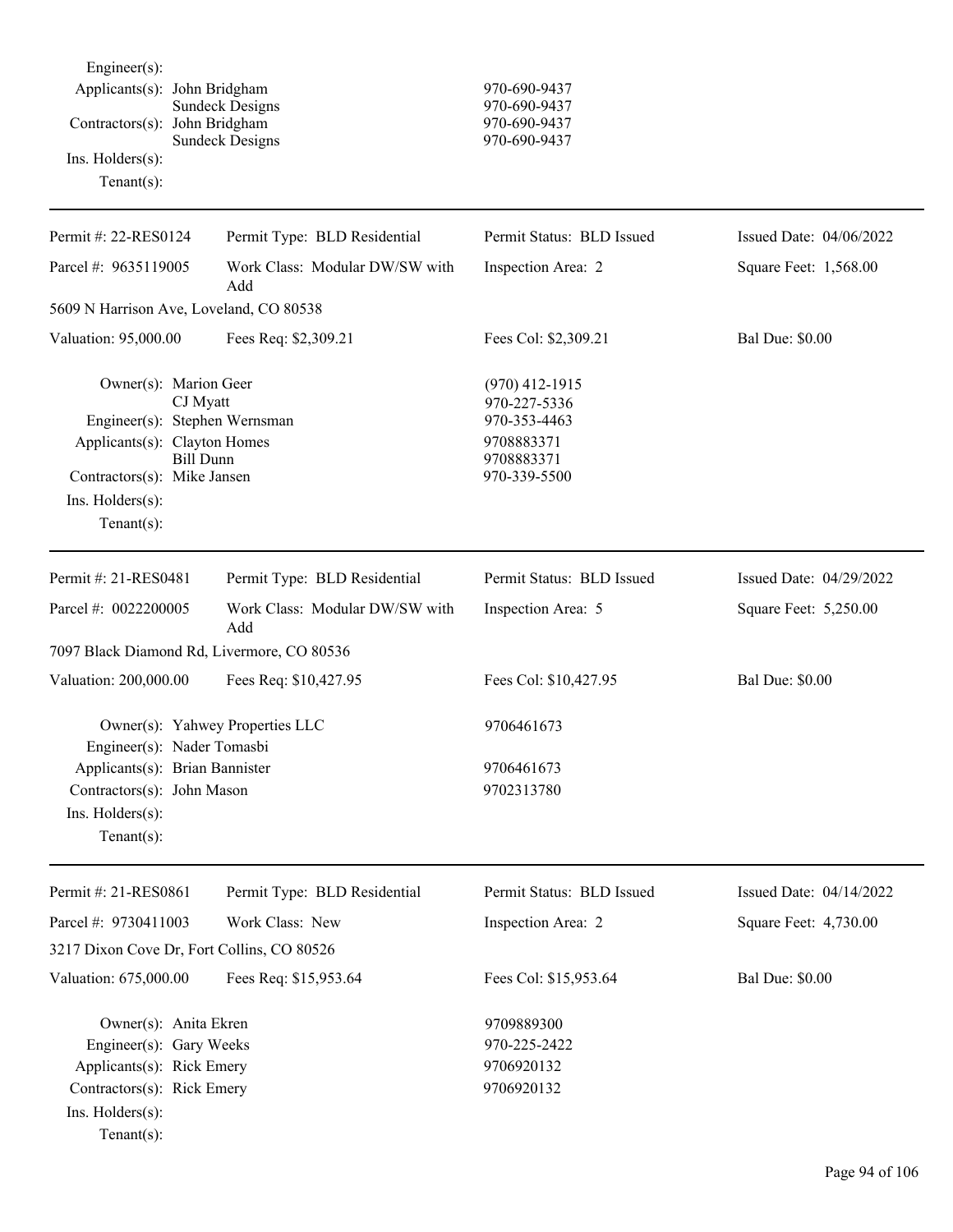Engineer(s):
Applicants(s): John Bridgham 970-690-9437
Sundeck Designs 970-690-9437
Contractors(s): John Bridgham 970-690-9437
Sundeck Designs 970-690-9437
Ins. Holders(s):
Tenant(s):

---

| Permit #: 22-RES0124 | Permit Type: BLD Residential | Permit Status: BLD Issued | Issued Date: 04/06/2022 |
|---|---|---|---|
| Parcel #: 9635119005 | Work Class: Modular DW/SW with Add | Inspection Area: 2 | Square Feet: 1,568.00 |
| 5609 N Harrison Ave, Loveland, CO 80538 | | | |
| Valuation: 95,000.00 | Fees Req: $2,309.21 | Fees Col: $2,309.21 | Bal Due: $0.00 |

Owner(s): Marion Geer (970) 412-1915
CJ Myatt 970-227-5336
Engineer(s): Stephen Wernsman 970-353-4463
Applicants(s): Clayton Homes 9708883371
Bill Dunn 9708883371
Contractors(s): Mike Jansen 970-339-5500
Ins. Holders(s):
Tenant(s):

---

| Permit #: 21-RES0481 | Permit Type: BLD Residential | Permit Status: BLD Issued | Issued Date: 04/29/2022 |
|---|---|---|---|
| Parcel #: 0022200005 | Work Class: Modular DW/SW with Add | Inspection Area: 5 | Square Feet: 5,250.00 |
| 7097 Black Diamond Rd, Livermore, CO 80536 | | | |
| Valuation: 200,000.00 | Fees Req: $10,427.95 | Fees Col: $10,427.95 | Bal Due: $0.00 |

Owner(s): Yahwey Properties LLC 9706461673
Engineer(s): Nader Tomasbi
Applicants(s): Brian Bannister 9706461673
Contractors(s): John Mason 9702313780
Ins. Holders(s):
Tenant(s):

---

| Permit #: 21-RES0861 | Permit Type: BLD Residential | Permit Status: BLD Issued | Issued Date: 04/14/2022 |
|---|---|---|---|
| Parcel #: 9730411003 | Work Class: New | Inspection Area: 2 | Square Feet: 4,730.00 |
| 3217 Dixon Cove Dr, Fort Collins, CO 80526 | | | |
| Valuation: 675,000.00 | Fees Req: $15,953.64 | Fees Col: $15,953.64 | Bal Due: $0.00 |

Owner(s): Anita Ekren 9709889300
Engineer(s): Gary Weeks 970-225-2422
Applicants(s): Rick Emery 9706920132
Contractors(s): Rick Emery 9706920132
Ins. Holders(s):
Tenant(s):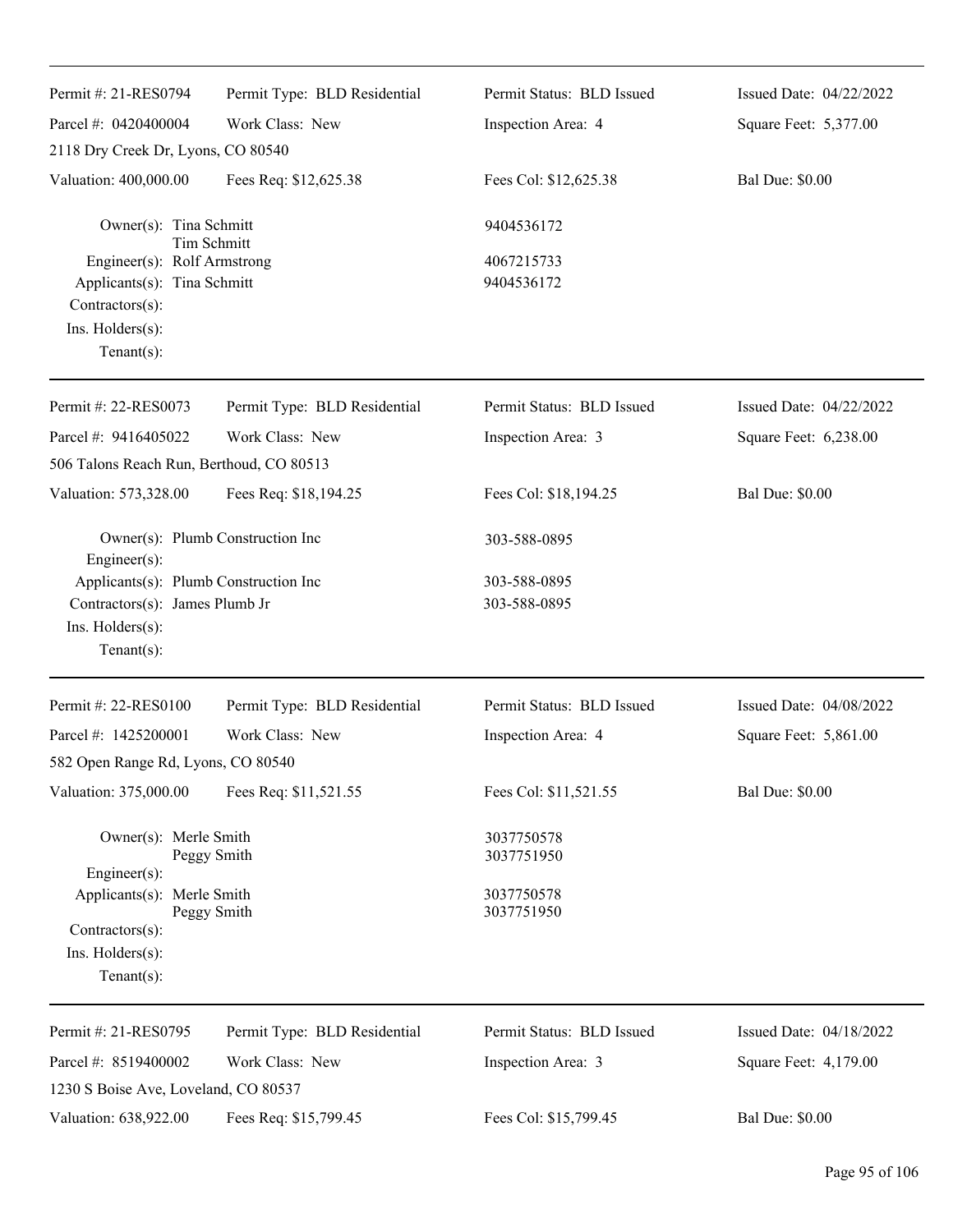| Permit #: 21-RES0794 | Permit Type: BLD Residential | Permit Status: BLD Issued | Issued Date: 04/22/2022 |
|---|---|---|---|
| Parcel #: 0420400004 | Work Class: New | Inspection Area: 4 | Square Feet: 5,377.00 |
| 2118 Dry Creek Dr, Lyons, CO 80540 | | | |
| Valuation: 400,000.00 | Fees Req: $12,625.38 | Fees Col: $12,625.38 | Bal Due: $0.00 |

Owner(s): Tina Schmitt, Tim Schmitt — 9404536172
Engineer(s): Rolf Armstrong — 4067215733
Applicants(s): Tina Schmitt — 9404536172
Contractors(s):
Ins. Holders(s):
Tenant(s):

---

| Permit #: 22-RES0073 | Permit Type: BLD Residential | Permit Status: BLD Issued | Issued Date: 04/22/2022 |
|---|---|---|---|
| Parcel #: 9416405022 | Work Class: New | Inspection Area: 3 | Square Feet: 6,238.00 |
| 506 Talons Reach Run, Berthoud, CO 80513 | | | |
| Valuation: 573,328.00 | Fees Req: $18,194.25 | Fees Col: $18,194.25 | Bal Due: $0.00 |

Owner(s): Plumb Construction Inc — 303-588-0895
Engineer(s):
Applicants(s): Plumb Construction Inc — 303-588-0895
Contractors(s): James Plumb Jr — 303-588-0895
Ins. Holders(s):
Tenant(s):

---

| Permit #: 22-RES0100 | Permit Type: BLD Residential | Permit Status: BLD Issued | Issued Date: 04/08/2022 |
|---|---|---|---|
| Parcel #: 1425200001 | Work Class: New | Inspection Area: 4 | Square Feet: 5,861.00 |
| 582 Open Range Rd, Lyons, CO 80540 | | | |
| Valuation: 375,000.00 | Fees Req: $11,521.55 | Fees Col: $11,521.55 | Bal Due: $0.00 |

Owner(s): Merle Smith — 3037750578; Peggy Smith — 3037751950
Engineer(s):
Applicants(s): Merle Smith — 3037750578; Peggy Smith — 3037751950
Contractors(s):
Ins. Holders(s):
Tenant(s):

---

| Permit #: 21-RES0795 | Permit Type: BLD Residential | Permit Status: BLD Issued | Issued Date: 04/18/2022 |
|---|---|---|---|
| Parcel #: 8519400002 | Work Class: New | Inspection Area: 3 | Square Feet: 4,179.00 |
| 1230 S Boise Ave, Loveland, CO 80537 | | | |
| Valuation: 638,922.00 | Fees Req: $15,799.45 | Fees Col: $15,799.45 | Bal Due: $0.00 |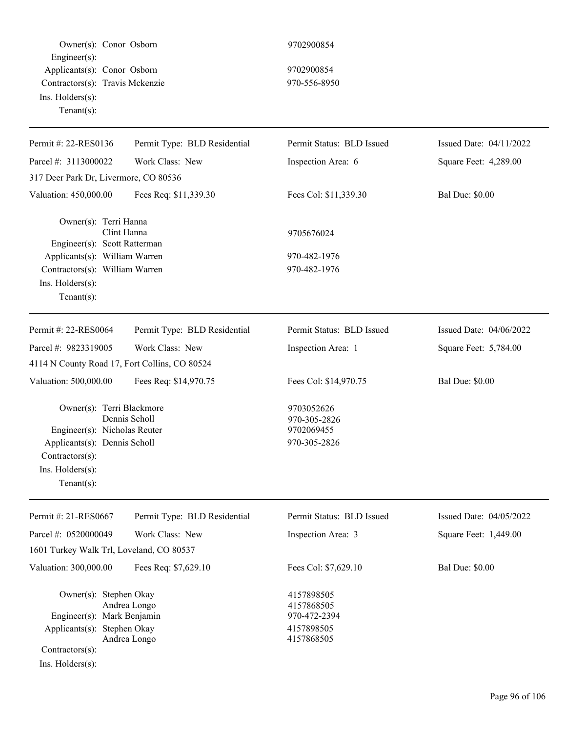Owner(s): Conor Osborn 9702900854
Engineer(s):
Applicants(s): Conor Osborn 9702900854
Contractors(s): Travis Mckenzie 970-556-8950
Ins. Holders(s):
Tenant(s):

---

| Permit #: 22-RES0136 | Permit Type: BLD Residential | Permit Status: BLD Issued | Issued Date: 04/11/2022 |
|---|---|---|---|
| Parcel #: 3113000022 | Work Class: New | Inspection Area: 6 | Square Feet: 4,289.00 |
| 317 Deer Park Dr, Livermore, CO 80536 | | | |
| Valuation: 450,000.00 | Fees Req: $11,339.30 | Fees Col: $11,339.30 | Bal Due: $0.00 |

Owner(s): Terri Hanna
Clint Hanna 9705676024
Engineer(s): Scott Ratterman
Applicants(s): William Warren 970-482-1976
Contractors(s): William Warren 970-482-1976
Ins. Holders(s):
Tenant(s):

---

| Permit #: 22-RES0064 | Permit Type: BLD Residential | Permit Status: BLD Issued | Issued Date: 04/06/2022 |
|---|---|---|---|
| Parcel #: 9823319005 | Work Class: New | Inspection Area: 1 | Square Feet: 5,784.00 |
| 4114 N County Road 17, Fort Collins, CO 80524 | | | |
| Valuation: 500,000.00 | Fees Req: $14,970.75 | Fees Col: $14,970.75 | Bal Due: $0.00 |

Owner(s): Terri Blackmore 9703052626
Dennis Scholl 970-305-2826
Engineer(s): Nicholas Reuter 9702069455
Applicants(s): Dennis Scholl 970-305-2826
Contractors(s):
Ins. Holders(s):
Tenant(s):

---

| Permit #: 21-RES0667 | Permit Type: BLD Residential | Permit Status: BLD Issued | Issued Date: 04/05/2022 |
|---|---|---|---|
| Parcel #: 0520000049 | Work Class: New | Inspection Area: 3 | Square Feet: 1,449.00 |
| 1601 Turkey Walk Trl, Loveland, CO 80537 | | | |
| Valuation: 300,000.00 | Fees Req: $7,629.10 | Fees Col: $7,629.10 | Bal Due: $0.00 |

Owner(s): Stephen Okay 4157898505
Andrea Longo 4157868505
Engineer(s): Mark Benjamin 970-472-2394
Applicants(s): Stephen Okay 4157898505
Andrea Longo 4157868505
Contractors(s):
Ins. Holders(s):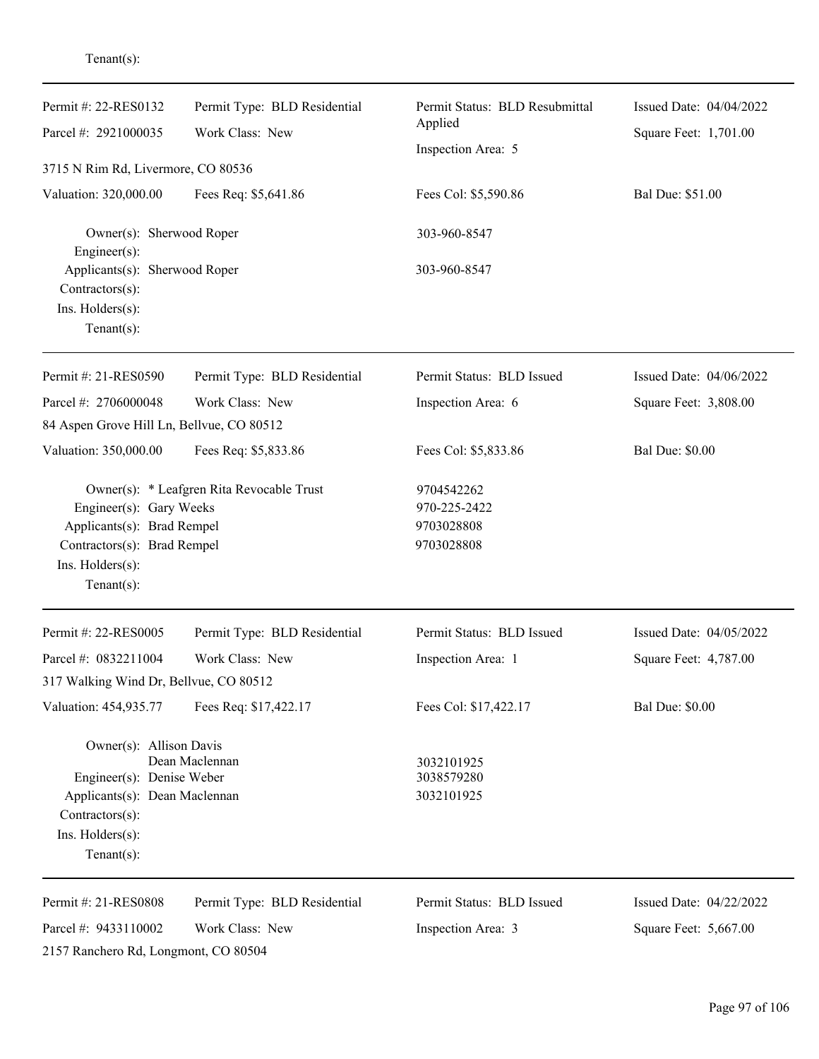Tenant(s):

---

| Permit #: 22-RES0132 | Permit Type: BLD Residential | Permit Status: BLD Resubmittal Applied | Issued Date: 04/04/2022 |
|---|---|---|---|
| Parcel #: 2921000035 | Work Class: New | Inspection Area: 5 | Square Feet: 1,701.00 |
| 3715 N Rim Rd, Livermore, CO 80536 | | | |
| Valuation: 320,000.00 | Fees Req: $5,641.86 | Fees Col: $5,590.86 | Bal Due: $51.00 |

Owner(s): Sherwood Roper — 303-960-8547
Engineer(s):
Applicants(s): Sherwood Roper — 303-960-8547
Contractors(s):
Ins. Holders(s):
Tenant(s):

---

| Permit #: 21-RES0590 | Permit Type: BLD Residential | Permit Status: BLD Issued | Issued Date: 04/06/2022 |
|---|---|---|---|
| Parcel #: 2706000048 | Work Class: New | Inspection Area: 6 | Square Feet: 3,808.00 |
| 84 Aspen Grove Hill Ln, Bellvue, CO 80512 | | | |
| Valuation: 350,000.00 | Fees Req: $5,833.86 | Fees Col: $5,833.86 | Bal Due: $0.00 |

Owner(s): * Leafgren Rita Revocable Trust — 9704542262
Engineer(s): Gary Weeks — 970-225-2422
Applicants(s): Brad Rempel — 9703028808
Contractors(s): Brad Rempel — 9703028808
Ins. Holders(s):
Tenant(s):

---

| Permit #: 22-RES0005 | Permit Type: BLD Residential | Permit Status: BLD Issued | Issued Date: 04/05/2022 |
|---|---|---|---|
| Parcel #: 0832211004 | Work Class: New | Inspection Area: 1 | Square Feet: 4,787.00 |
| 317 Walking Wind Dr, Bellvue, CO 80512 | | | |
| Valuation: 454,935.77 | Fees Req: $17,422.17 | Fees Col: $17,422.17 | Bal Due: $0.00 |

Owner(s): Allison Davis
Dean Maclennan — 3032101925
Engineer(s): Denise Weber — 3038579280
Applicants(s): Dean Maclennan — 3032101925
Contractors(s):
Ins. Holders(s):
Tenant(s):

---

| Permit #: 21-RES0808 | Permit Type: BLD Residential | Permit Status: BLD Issued | Issued Date: 04/22/2022 |
|---|---|---|---|
| Parcel #: 9433110002 | Work Class: New | Inspection Area: 3 | Square Feet: 5,667.00 |
| 2157 Ranchero Rd, Longmont, CO 80504 | | | |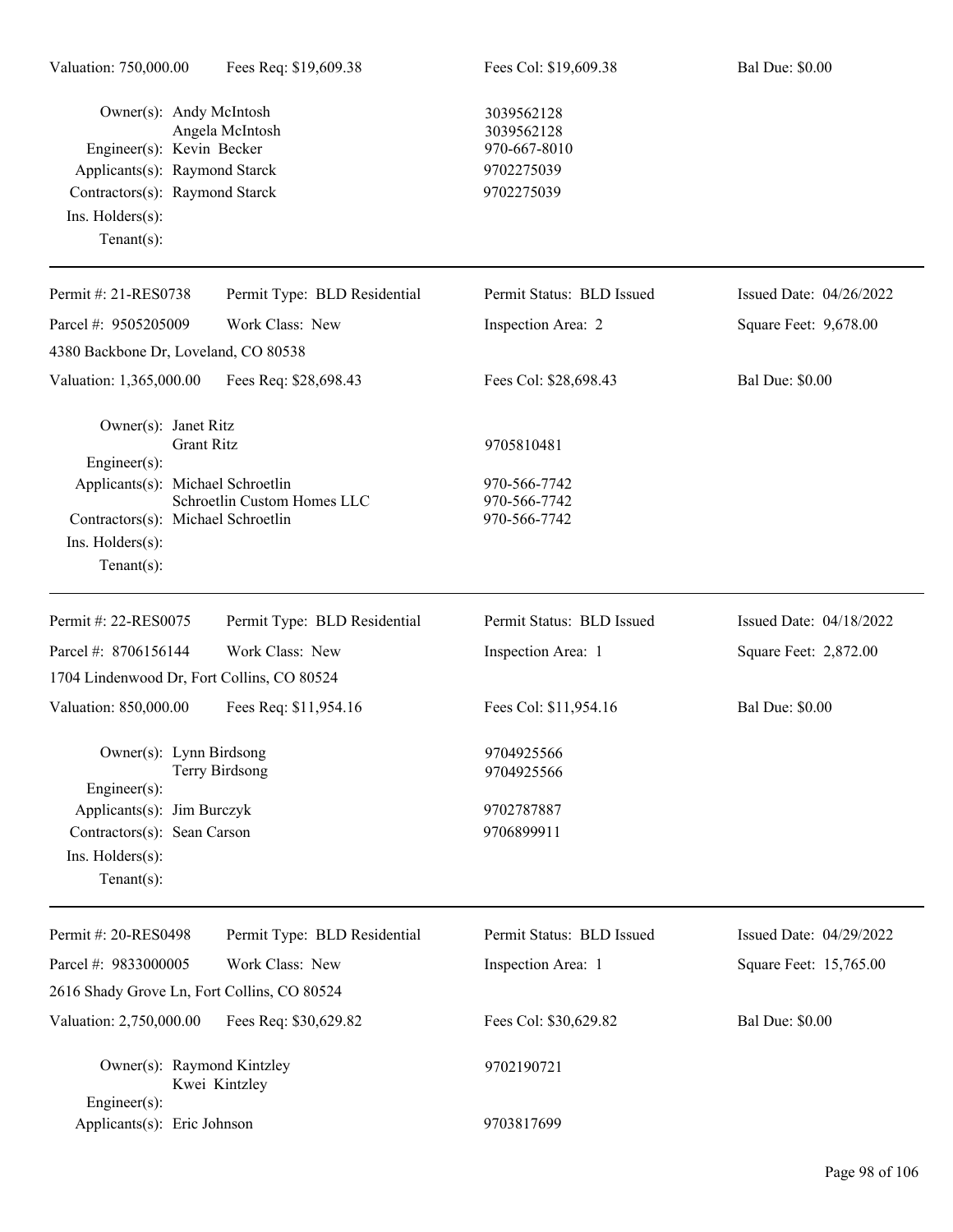Valuation: 750,000.00 | Fees Req: $19,609.38 | Fees Col: $19,609.38 | Bal Due: $0.00

Owner(s): Andy McIntosh — 3039562128
Angela McIntosh — 3039562128
Engineer(s): Kevin Becker — 970-667-8010
Applicants(s): Raymond Starck — 9702275039
Contractors(s): Raymond Starck — 9702275039
Ins. Holders(s):
Tenant(s):

---

Permit #: 21-RES0738 | Permit Type: BLD Residential | Permit Status: BLD Issued | Issued Date: 04/26/2022
Parcel #: 9505205009 | Work Class: New | Inspection Area: 2 | Square Feet: 9,678.00

4380 Backbone Dr, Loveland, CO 80538

Valuation: 1,365,000.00 | Fees Req: $28,698.43 | Fees Col: $28,698.43 | Bal Due: $0.00

Owner(s): Janet Ritz
Grant Ritz — 9705810481
Engineer(s):
Applicants(s): Michael Schroetlin — 970-566-7742
Schroetlin Custom Homes LLC — 970-566-7742
Contractors(s): Michael Schroetlin — 970-566-7742
Ins. Holders(s):
Tenant(s):

---

Permit #: 22-RES0075 | Permit Type: BLD Residential | Permit Status: BLD Issued | Issued Date: 04/18/2022
Parcel #: 8706156144 | Work Class: New | Inspection Area: 1 | Square Feet: 2,872.00

1704 Lindenwood Dr, Fort Collins, CO 80524

Valuation: 850,000.00 | Fees Req: $11,954.16 | Fees Col: $11,954.16 | Bal Due: $0.00

Owner(s): Lynn Birdsong — 9704925566
Terry Birdsong — 9704925566
Engineer(s):
Applicants(s): Jim Burczyk — 9702787887
Contractors(s): Sean Carson — 9706899911
Ins. Holders(s):
Tenant(s):

---

Permit #: 20-RES0498 | Permit Type: BLD Residential | Permit Status: BLD Issued | Issued Date: 04/29/2022
Parcel #: 9833000005 | Work Class: New | Inspection Area: 1 | Square Feet: 15,765.00

2616 Shady Grove Ln, Fort Collins, CO 80524

Valuation: 2,750,000.00 | Fees Req: $30,629.82 | Fees Col: $30,629.82 | Bal Due: $0.00

Owner(s): Raymond Kintzley — 9702190721
Kwei Kintzley
Engineer(s):
Applicants(s): Eric Johnson — 9703817699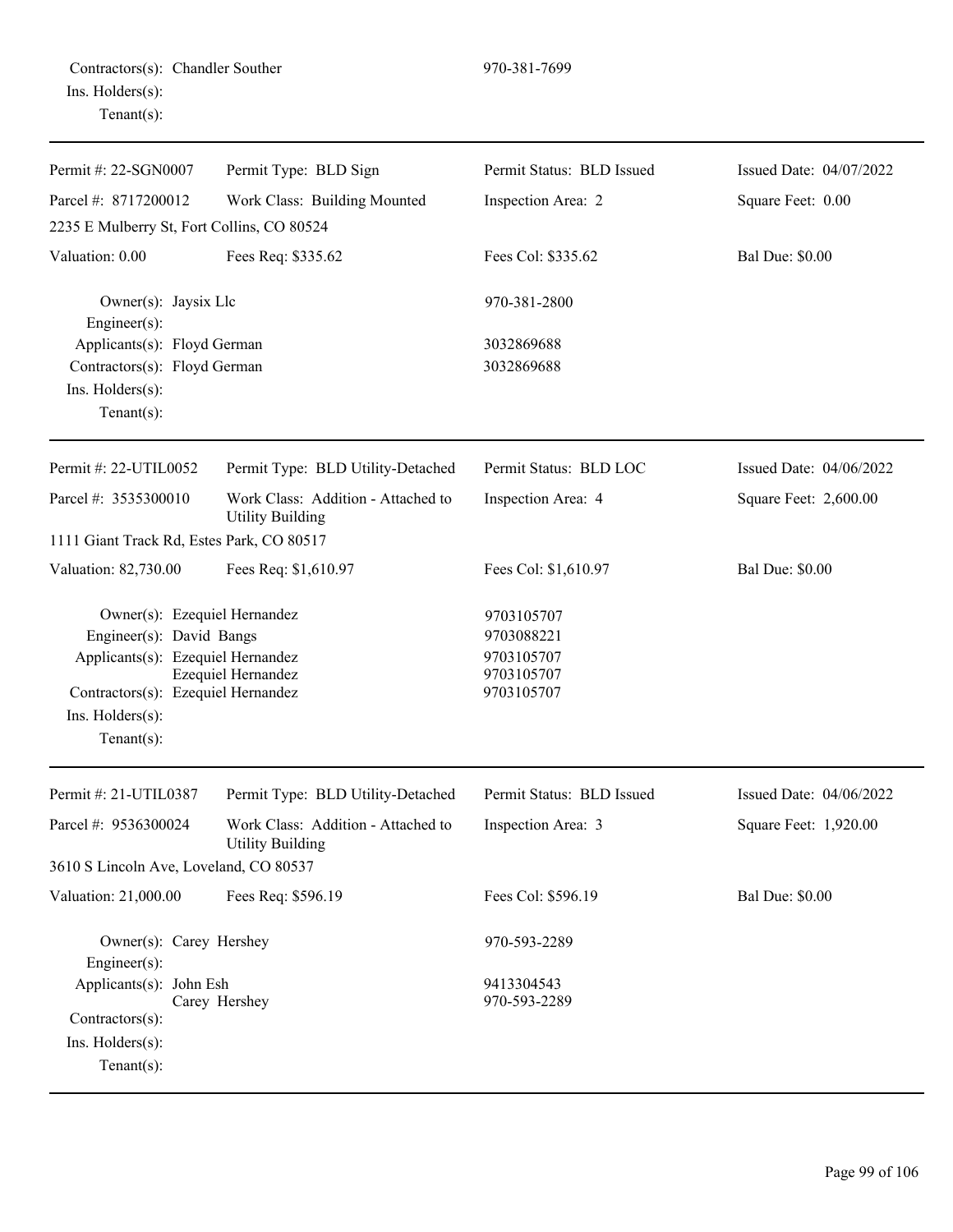Contractors(s): Chandler Souther 970-381-7699
Ins. Holders(s):
Tenant(s):

---

| Permit #: 22-SGN0007 | Permit Type: BLD Sign | Permit Status: BLD Issued | Issued Date: 04/07/2022 |
|---|---|---|---|
| Parcel #: 8717200012 | Work Class: Building Mounted | Inspection Area: 2 | Square Feet: 0.00 |
| 2235 E Mulberry St, Fort Collins, CO 80524 | | | |
| Valuation: 0.00 | Fees Req: $335.62 | Fees Col: $335.62 | Bal Due: $0.00 |

Owner(s): Jaysix Llc 970-381-2800
Engineer(s):
Applicants(s): Floyd German 3032869688
Contractors(s): Floyd German 3032869688
Ins. Holders(s):
Tenant(s):

---

| Permit #: 22-UTIL0052 | Permit Type: BLD Utility-Detached | Permit Status: BLD LOC | Issued Date: 04/06/2022 |
|---|---|---|---|
| Parcel #: 3535300010 | Work Class: Addition - Attached to Utility Building | Inspection Area: 4 | Square Feet: 2,600.00 |
| 1111 Giant Track Rd, Estes Park, CO 80517 | | | |
| Valuation: 82,730.00 | Fees Req: $1,610.97 | Fees Col: $1,610.97 | Bal Due: $0.00 |

Owner(s): Ezequiel Hernandez 9703105707
Engineer(s): David Bangs 9703088221
Applicants(s): Ezequiel Hernandez 9703105707
Ezequiel Hernandez 9703105707
Contractors(s): Ezequiel Hernandez 9703105707
Ins. Holders(s):
Tenant(s):

---

| Permit #: 21-UTIL0387 | Permit Type: BLD Utility-Detached | Permit Status: BLD Issued | Issued Date: 04/06/2022 |
|---|---|---|---|
| Parcel #: 9536300024 | Work Class: Addition - Attached to Utility Building | Inspection Area: 3 | Square Feet: 1,920.00 |
| 3610 S Lincoln Ave, Loveland, CO 80537 | | | |
| Valuation: 21,000.00 | Fees Req: $596.19 | Fees Col: $596.19 | Bal Due: $0.00 |

Owner(s): Carey Hershey 970-593-2289
Engineer(s):
Applicants(s): John Esh 9413304543
Carey Hershey 970-593-2289
Contractors(s):
Ins. Holders(s):
Tenant(s):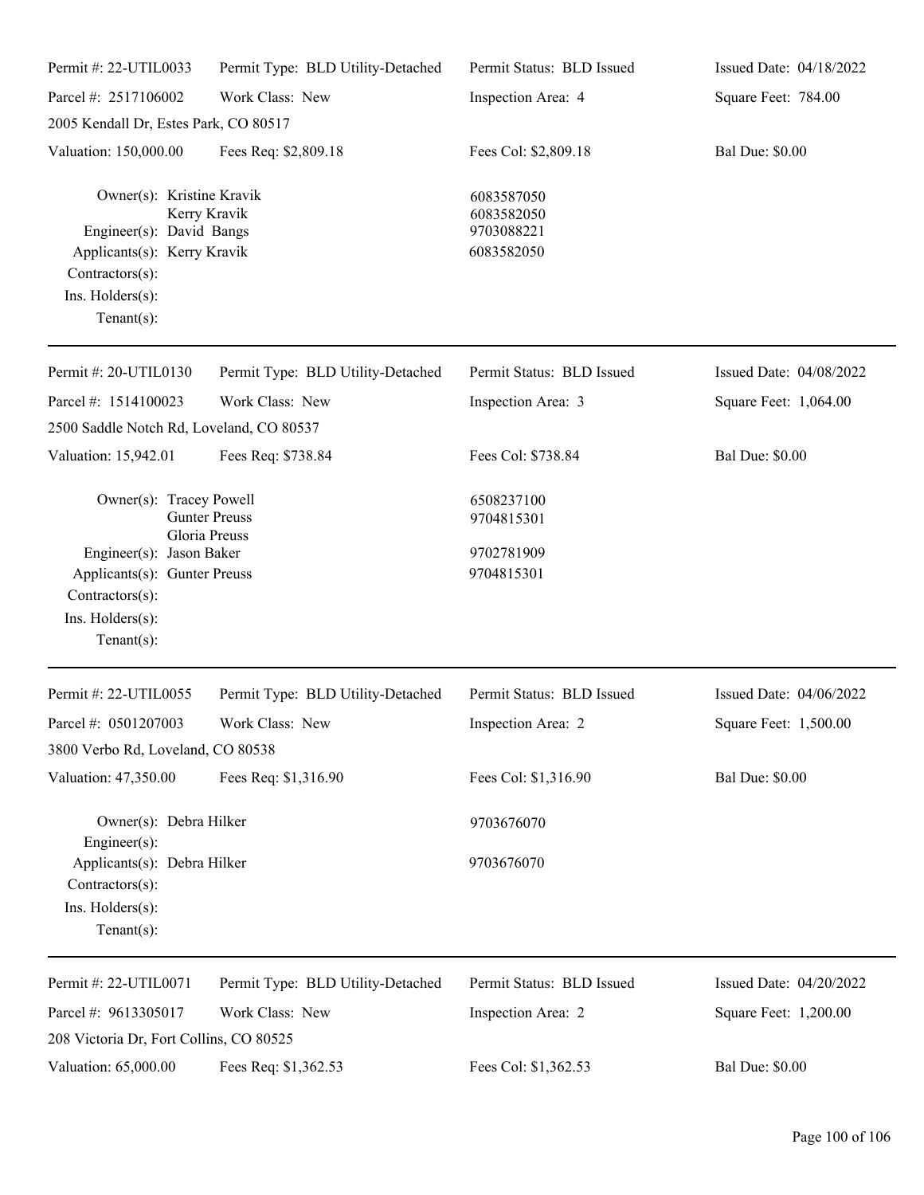Permit #: 22-UTIL0033 | Permit Type: BLD Utility-Detached | Permit Status: BLD Issued | Issued Date: 04/18/2022
Parcel #: 2517106002 | Work Class: New | Inspection Area: 4 | Square Feet: 784.00

2005 Kendall Dr, Estes Park, CO 80517

Valuation: 150,000.00 | Fees Req: $2,809.18 | Fees Col: $2,809.18 | Bal Due: $0.00

Owner(s): Kristine Kravik 6083587050
Kerry Kravik 6083582050
Engineer(s): David Bangs 9703088221
Applicants(s): Kerry Kravik 6083582050
Contractors(s):
Ins. Holders(s):
Tenant(s):

---

Permit #: 20-UTIL0130 | Permit Type: BLD Utility-Detached | Permit Status: BLD Issued | Issued Date: 04/08/2022
Parcel #: 1514100023 | Work Class: New | Inspection Area: 3 | Square Feet: 1,064.00

2500 Saddle Notch Rd, Loveland, CO 80537

Valuation: 15,942.01 | Fees Req: $738.84 | Fees Col: $738.84 | Bal Due: $0.00

Owner(s): Tracey Powell 6508237100
Gunter Preuss 9704815301
Gloria Preuss
Engineer(s): Jason Baker 9702781909
Applicants(s): Gunter Preuss 9704815301
Contractors(s):
Ins. Holders(s):
Tenant(s):

---

Permit #: 22-UTIL0055 | Permit Type: BLD Utility-Detached | Permit Status: BLD Issued | Issued Date: 04/06/2022
Parcel #: 0501207003 | Work Class: New | Inspection Area: 2 | Square Feet: 1,500.00

3800 Verbo Rd, Loveland, CO 80538

Valuation: 47,350.00 | Fees Req: $1,316.90 | Fees Col: $1,316.90 | Bal Due: $0.00

Owner(s): Debra Hilker 9703676070
Engineer(s):
Applicants(s): Debra Hilker 9703676070
Contractors(s):
Ins. Holders(s):
Tenant(s):

---

Permit #: 22-UTIL0071 | Permit Type: BLD Utility-Detached | Permit Status: BLD Issued | Issued Date: 04/20/2022
Parcel #: 9613305017 | Work Class: New | Inspection Area: 2 | Square Feet: 1,200.00

208 Victoria Dr, Fort Collins, CO 80525

Valuation: 65,000.00 | Fees Req: $1,362.53 | Fees Col: $1,362.53 | Bal Due: $0.00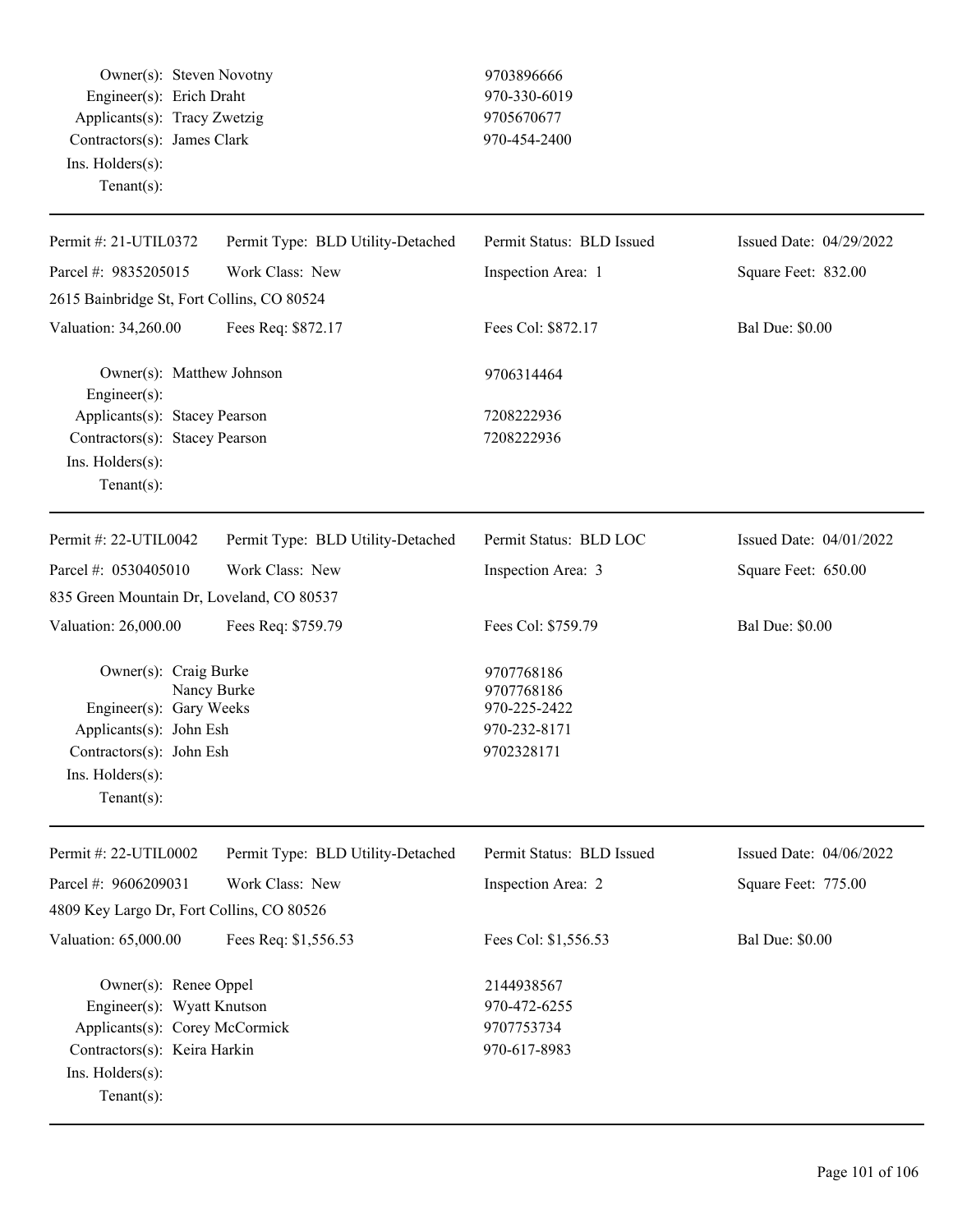Owner(s): Steven Novotny — 9703896666
Engineer(s): Erich Draht — 970-330-6019
Applicants(s): Tracy Zwetzig — 9705670677
Contractors(s): James Clark — 970-454-2400
Ins. Holders(s):
Tenant(s):

---

| Permit #: 21-UTIL0372 | Permit Type: BLD Utility-Detached | Permit Status: BLD Issued | Issued Date: 04/29/2022 |
|---|---|---|---|
| Parcel #: 9835205015 | Work Class: New | Inspection Area: 1 | Square Feet: 832.00 |
| 2615 Bainbridge St, Fort Collins, CO 80524 | | | |
| Valuation: 34,260.00 | Fees Req: $872.17 | Fees Col: $872.17 | Bal Due: $0.00 |

Owner(s): Matthew Johnson — 9706314464
Engineer(s):
Applicants(s): Stacey Pearson — 7208222936
Contractors(s): Stacey Pearson — 7208222936
Ins. Holders(s):
Tenant(s):

---

| Permit #: 22-UTIL0042 | Permit Type: BLD Utility-Detached | Permit Status: BLD LOC | Issued Date: 04/01/2022 |
|---|---|---|---|
| Parcel #: 0530405010 | Work Class: New | Inspection Area: 3 | Square Feet: 650.00 |
| 835 Green Mountain Dr, Loveland, CO 80537 | | | |
| Valuation: 26,000.00 | Fees Req: $759.79 | Fees Col: $759.79 | Bal Due: $0.00 |

Owner(s): Craig Burke — 9707768186
Nancy Burke — 9707768186
Engineer(s): Gary Weeks — 970-225-2422
Applicants(s): John Esh — 970-232-8171
Contractors(s): John Esh — 9702328171
Ins. Holders(s):
Tenant(s):

---

| Permit #: 22-UTIL0002 | Permit Type: BLD Utility-Detached | Permit Status: BLD Issued | Issued Date: 04/06/2022 |
|---|---|---|---|
| Parcel #: 9606209031 | Work Class: New | Inspection Area: 2 | Square Feet: 775.00 |
| 4809 Key Largo Dr, Fort Collins, CO 80526 | | | |
| Valuation: 65,000.00 | Fees Req: $1,556.53 | Fees Col: $1,556.53 | Bal Due: $0.00 |

Owner(s): Renee Oppel — 2144938567
Engineer(s): Wyatt Knutson — 970-472-6255
Applicants(s): Corey McCormick — 9707753734
Contractors(s): Keira Harkin — 970-617-8983
Ins. Holders(s):
Tenant(s):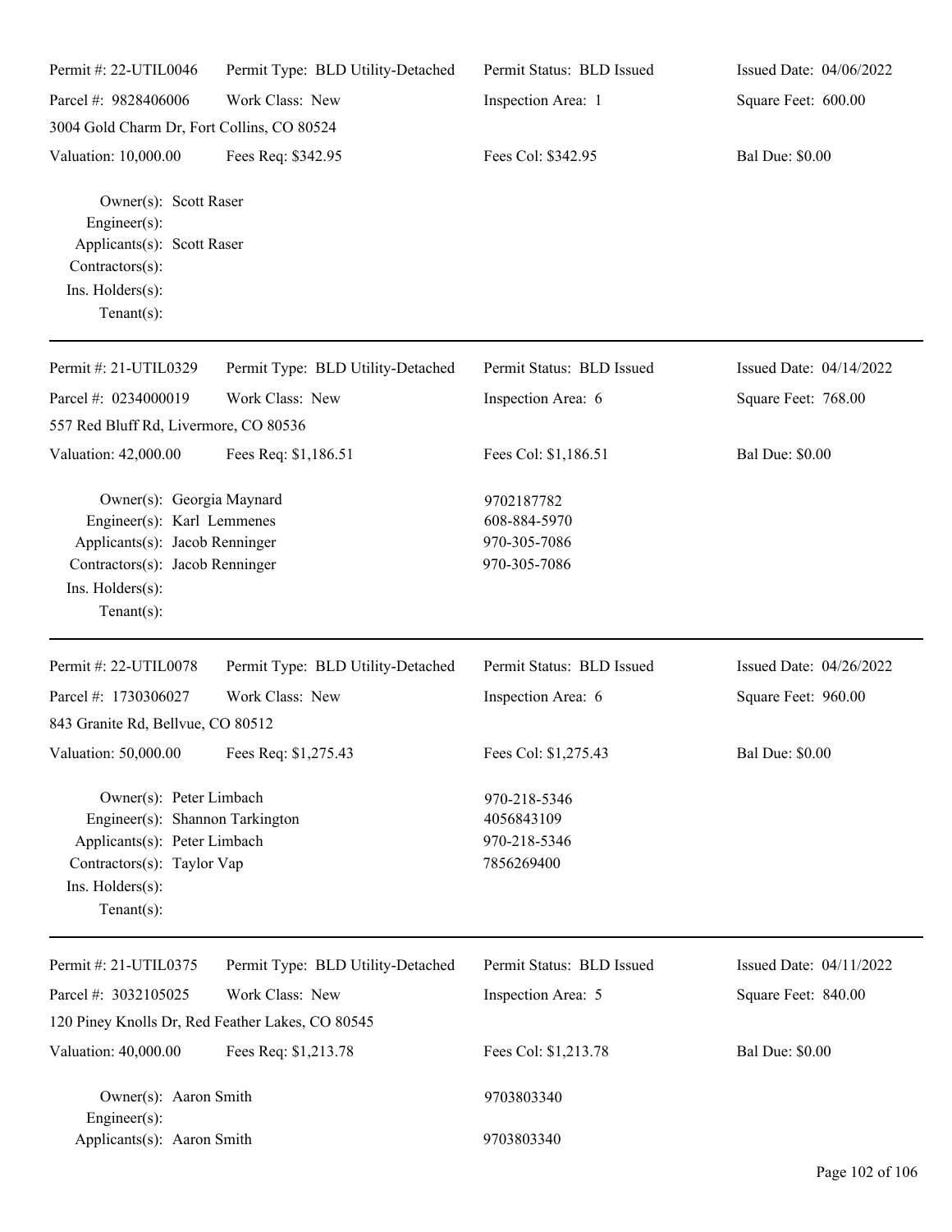Permit #: 22-UTIL0046 | Permit Type: BLD Utility-Detached | Permit Status: BLD Issued | Issued Date: 04/06/2022
Parcel #: 9828406006 | Work Class: New | Inspection Area: 1 | Square Feet: 600.00
3004 Gold Charm Dr, Fort Collins, CO 80524
Valuation: 10,000.00 | Fees Req: $342.95 | Fees Col: $342.95 | Bal Due: $0.00

Owner(s): Scott Raser
Engineer(s):
Applicants(s): Scott Raser
Contractors(s):
Ins. Holders(s):
Tenant(s):

---

Permit #: 21-UTIL0329 | Permit Type: BLD Utility-Detached | Permit Status: BLD Issued | Issued Date: 04/14/2022
Parcel #: 0234000019 | Work Class: New | Inspection Area: 6 | Square Feet: 768.00
557 Red Bluff Rd, Livermore, CO 80536
Valuation: 42,000.00 | Fees Req: $1,186.51 | Fees Col: $1,186.51 | Bal Due: $0.00

Owner(s): Georgia Maynard — 9702187782
Engineer(s): Karl Lemmenes — 608-884-5970
Applicants(s): Jacob Renninger — 970-305-7086
Contractors(s): Jacob Renninger — 970-305-7086
Ins. Holders(s):
Tenant(s):

---

Permit #: 22-UTIL0078 | Permit Type: BLD Utility-Detached | Permit Status: BLD Issued | Issued Date: 04/26/2022
Parcel #: 1730306027 | Work Class: New | Inspection Area: 6 | Square Feet: 960.00
843 Granite Rd, Bellvue, CO 80512
Valuation: 50,000.00 | Fees Req: $1,275.43 | Fees Col: $1,275.43 | Bal Due: $0.00

Owner(s): Peter Limbach — 970-218-5346
Engineer(s): Shannon Tarkington — 4056843109
Applicants(s): Peter Limbach — 970-218-5346
Contractors(s): Taylor Vap — 7856269400
Ins. Holders(s):
Tenant(s):

---

Permit #: 21-UTIL0375 | Permit Type: BLD Utility-Detached | Permit Status: BLD Issued | Issued Date: 04/11/2022
Parcel #: 3032105025 | Work Class: New | Inspection Area: 5 | Square Feet: 840.00
120 Piney Knolls Dr, Red Feather Lakes, CO 80545
Valuation: 40,000.00 | Fees Req: $1,213.78 | Fees Col: $1,213.78 | Bal Due: $0.00

Owner(s): Aaron Smith — 9703803340
Engineer(s):
Applicants(s): Aaron Smith — 9703803340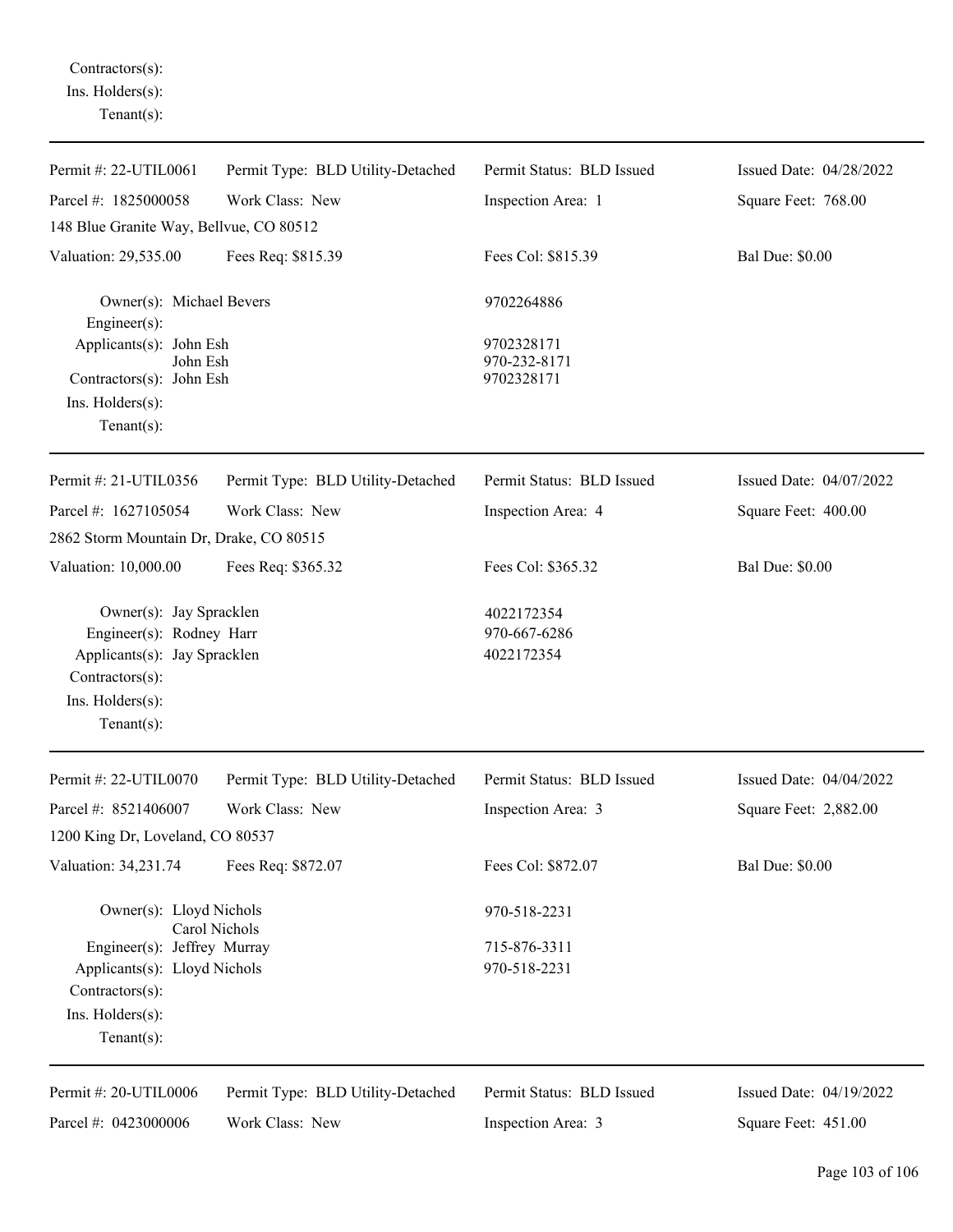Contractors(s):
Ins. Holders(s):
Tenant(s):

---

| Permit #: 22-UTIL0061 | Permit Type: BLD Utility-Detached | Permit Status: BLD Issued | Issued Date: 04/28/2022 |
|---|---|---|---|
| Parcel #: 1825000058 | Work Class: New | Inspection Area: 1 | Square Feet: 768.00 |
| 148 Blue Granite Way, Bellvue, CO 80512 | | | |
| Valuation: 29,535.00 | Fees Req: $815.39 | Fees Col: $815.39 | Bal Due: $0.00 |

Owner(s): Michael Bevers — 9702264886
Engineer(s):
Applicants(s): John Esh — 9702328171
John Esh — 970-232-8171
Contractors(s): John Esh — 9702328171
Ins. Holders(s):
Tenant(s):

---

| Permit #: 21-UTIL0356 | Permit Type: BLD Utility-Detached | Permit Status: BLD Issued | Issued Date: 04/07/2022 |
|---|---|---|---|
| Parcel #: 1627105054 | Work Class: New | Inspection Area: 4 | Square Feet: 400.00 |
| 2862 Storm Mountain Dr, Drake, CO 80515 | | | |
| Valuation: 10,000.00 | Fees Req: $365.32 | Fees Col: $365.32 | Bal Due: $0.00 |

Owner(s): Jay Spracklen — 4022172354
Engineer(s): Rodney Harr — 970-667-6286
Applicants(s): Jay Spracklen — 4022172354
Contractors(s):
Ins. Holders(s):
Tenant(s):

---

| Permit #: 22-UTIL0070 | Permit Type: BLD Utility-Detached | Permit Status: BLD Issued | Issued Date: 04/04/2022 |
|---|---|---|---|
| Parcel #: 8521406007 | Work Class: New | Inspection Area: 3 | Square Feet: 2,882.00 |
| 1200 King Dr, Loveland, CO 80537 | | | |
| Valuation: 34,231.74 | Fees Req: $872.07 | Fees Col: $872.07 | Bal Due: $0.00 |

Owner(s): Lloyd Nichols — 970-518-2231
Carol Nichols
Engineer(s): Jeffrey Murray — 715-876-3311
Applicants(s): Lloyd Nichols — 970-518-2231
Contractors(s):
Ins. Holders(s):
Tenant(s):

---

| Permit #: 20-UTIL0006 | Permit Type: BLD Utility-Detached | Permit Status: BLD Issued | Issued Date: 04/19/2022 |
|---|---|---|---|
| Parcel #: 0423000006 | Work Class: New | Inspection Area: 3 | Square Feet: 451.00 |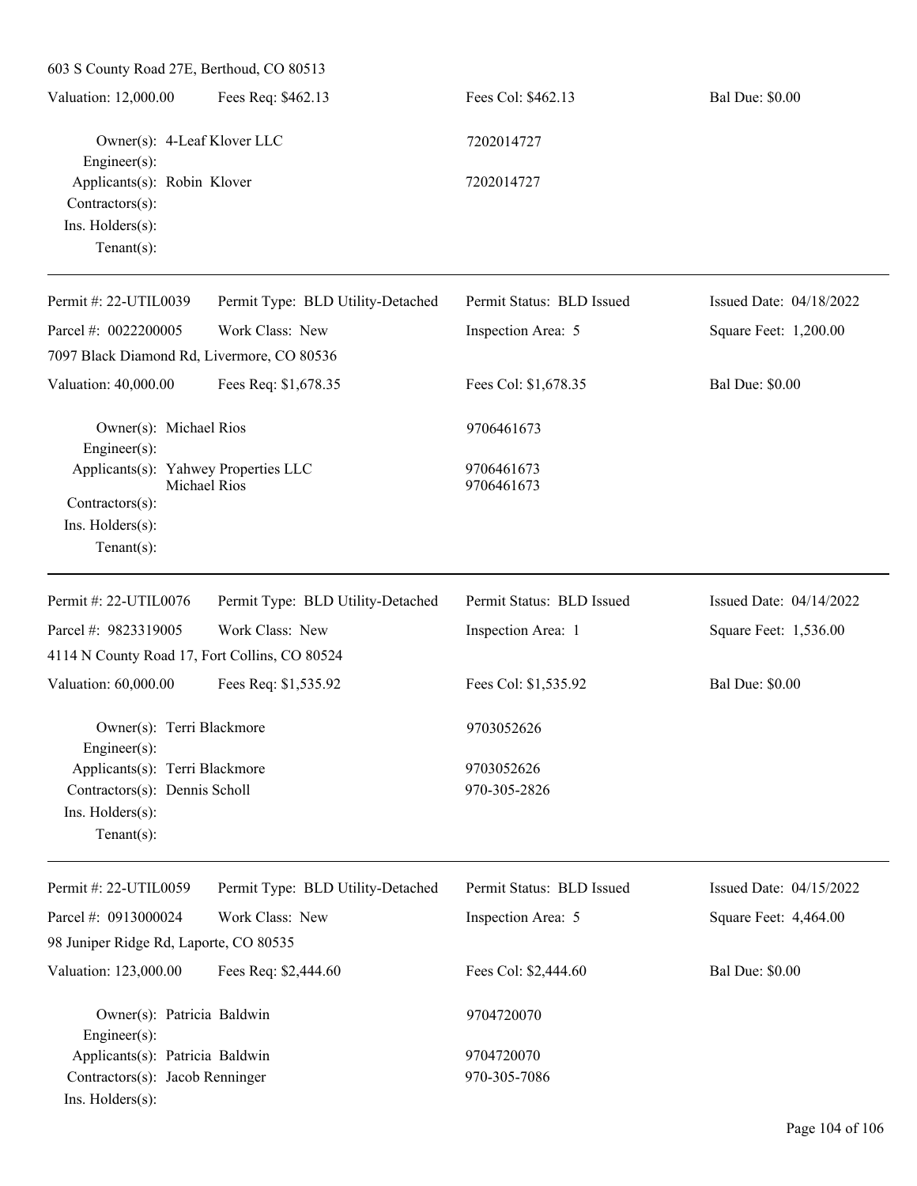603 S County Road 27E, Berthoud, CO 80513

Valuation: 12,000.00 | Fees Req: $462.13 | Fees Col: $462.13 | Bal Due: $0.00

Owner(s): 4-Leaf Klover LLC — 7202014727
Engineer(s):
Applicants(s): Robin Klover — 7202014727
Contractors(s):
Ins. Holders(s):
Tenant(s):

---

Permit #: 22-UTIL0039 | Permit Type: BLD Utility-Detached | Permit Status: BLD Issued | Issued Date: 04/18/2022

Parcel #: 0022200005 | Work Class: New | Inspection Area: 5 | Square Feet: 1,200.00

7097 Black Diamond Rd, Livermore, CO 80536

Valuation: 40,000.00 | Fees Req: $1,678.35 | Fees Col: $1,678.35 | Bal Due: $0.00

Owner(s): Michael Rios — 9706461673
Engineer(s):
Applicants(s): Yahwey Properties LLC — 9706461673
Michael Rios — 9706461673
Contractors(s):
Ins. Holders(s):
Tenant(s):

---

Permit #: 22-UTIL0076 | Permit Type: BLD Utility-Detached | Permit Status: BLD Issued | Issued Date: 04/14/2022

Parcel #: 9823319005 | Work Class: New | Inspection Area: 1 | Square Feet: 1,536.00

4114 N County Road 17, Fort Collins, CO 80524

Valuation: 60,000.00 | Fees Req: $1,535.92 | Fees Col: $1,535.92 | Bal Due: $0.00

Owner(s): Terri Blackmore — 9703052626
Engineer(s):
Applicants(s): Terri Blackmore — 9703052626
Contractors(s): Dennis Scholl — 970-305-2826
Ins. Holders(s):
Tenant(s):

---

Permit #: 22-UTIL0059 | Permit Type: BLD Utility-Detached | Permit Status: BLD Issued | Issued Date: 04/15/2022

Parcel #: 0913000024 | Work Class: New | Inspection Area: 5 | Square Feet: 4,464.00

98 Juniper Ridge Rd, Laporte, CO 80535

Valuation: 123,000.00 | Fees Req: $2,444.60 | Fees Col: $2,444.60 | Bal Due: $0.00

Owner(s): Patricia Baldwin — 9704720070
Engineer(s):
Applicants(s): Patricia Baldwin — 9704720070
Contractors(s): Jacob Renninger — 970-305-7086
Ins. Holders(s):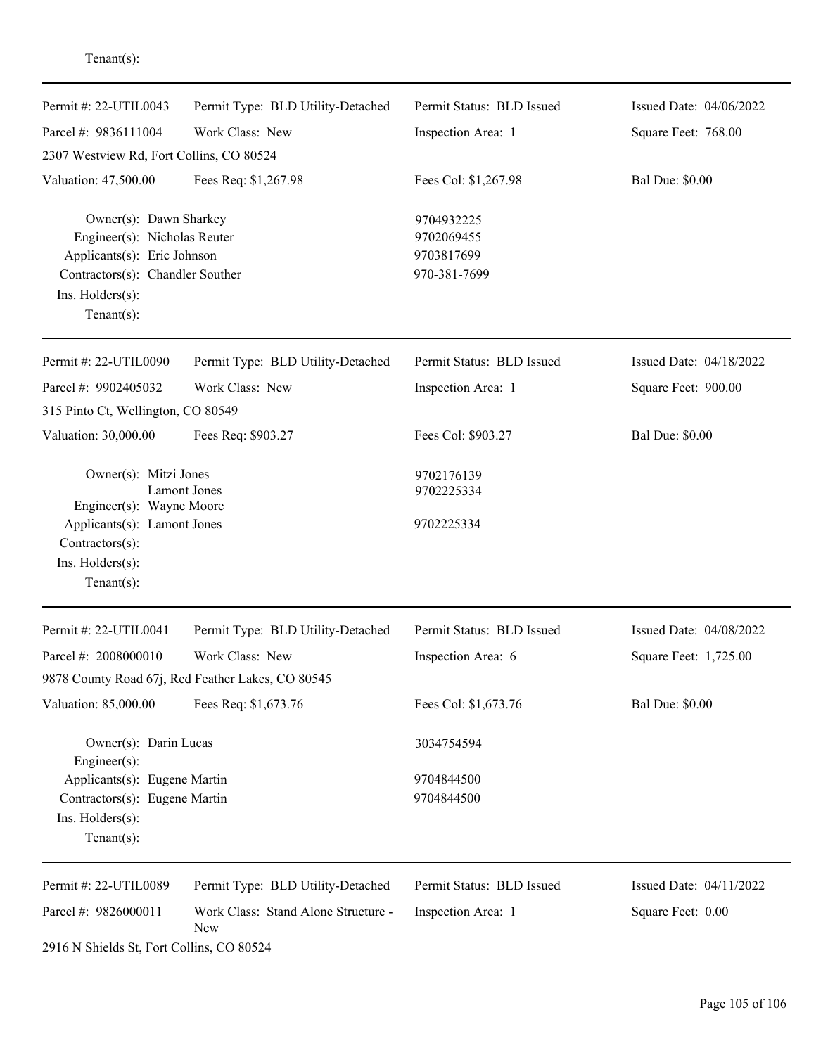Tenant(s):

---

| Permit #: 22-UTIL0043 | Permit Type: BLD Utility-Detached | Permit Status: BLD Issued | Issued Date: 04/06/2022 |
|---|---|---|---|
| Parcel #: 9836111004 | Work Class: New | Inspection Area: 1 | Square Feet: 768.00 |
| 2307 Westview Rd, Fort Collins, CO 80524 | | | |
| Valuation: 47,500.00 | Fees Req: $1,267.98 | Fees Col: $1,267.98 | Bal Due: $0.00 |

Owner(s): Dawn Sharkey — 9704932225
Engineer(s): Nicholas Reuter — 9702069455
Applicants(s): Eric Johnson — 9703817699
Contractors(s): Chandler Souther — 970-381-7699
Ins. Holders(s):
Tenant(s):

---

| Permit #: 22-UTIL0090 | Permit Type: BLD Utility-Detached | Permit Status: BLD Issued | Issued Date: 04/18/2022 |
|---|---|---|---|
| Parcel #: 9902405032 | Work Class: New | Inspection Area: 1 | Square Feet: 900.00 |
| 315 Pinto Ct, Wellington, CO 80549 | | | |
| Valuation: 30,000.00 | Fees Req: $903.27 | Fees Col: $903.27 | Bal Due: $0.00 |

Owner(s): Mitzi Jones — 9702176139
Lamont Jones — 9702225334
Engineer(s): Wayne Moore
Applicants(s): Lamont Jones — 9702225334
Contractors(s):
Ins. Holders(s):
Tenant(s):

---

| Permit #: 22-UTIL0041 | Permit Type: BLD Utility-Detached | Permit Status: BLD Issued | Issued Date: 04/08/2022 |
|---|---|---|---|
| Parcel #: 2008000010 | Work Class: New | Inspection Area: 6 | Square Feet: 1,725.00 |
| 9878 County Road 67j, Red Feather Lakes, CO 80545 | | | |
| Valuation: 85,000.00 | Fees Req: $1,673.76 | Fees Col: $1,673.76 | Bal Due: $0.00 |

Owner(s): Darin Lucas — 3034754594
Engineer(s):
Applicants(s): Eugene Martin — 9704844500
Contractors(s): Eugene Martin — 9704844500
Ins. Holders(s):
Tenant(s):

---

| Permit #: 22-UTIL0089 | Permit Type: BLD Utility-Detached | Permit Status: BLD Issued | Issued Date: 04/11/2022 |
|---|---|---|---|
| Parcel #: 9826000011 | Work Class: Stand Alone Structure - New | Inspection Area: 1 | Square Feet: 0.00 |
| 2916 N Shields St, Fort Collins, CO 80524 | | | |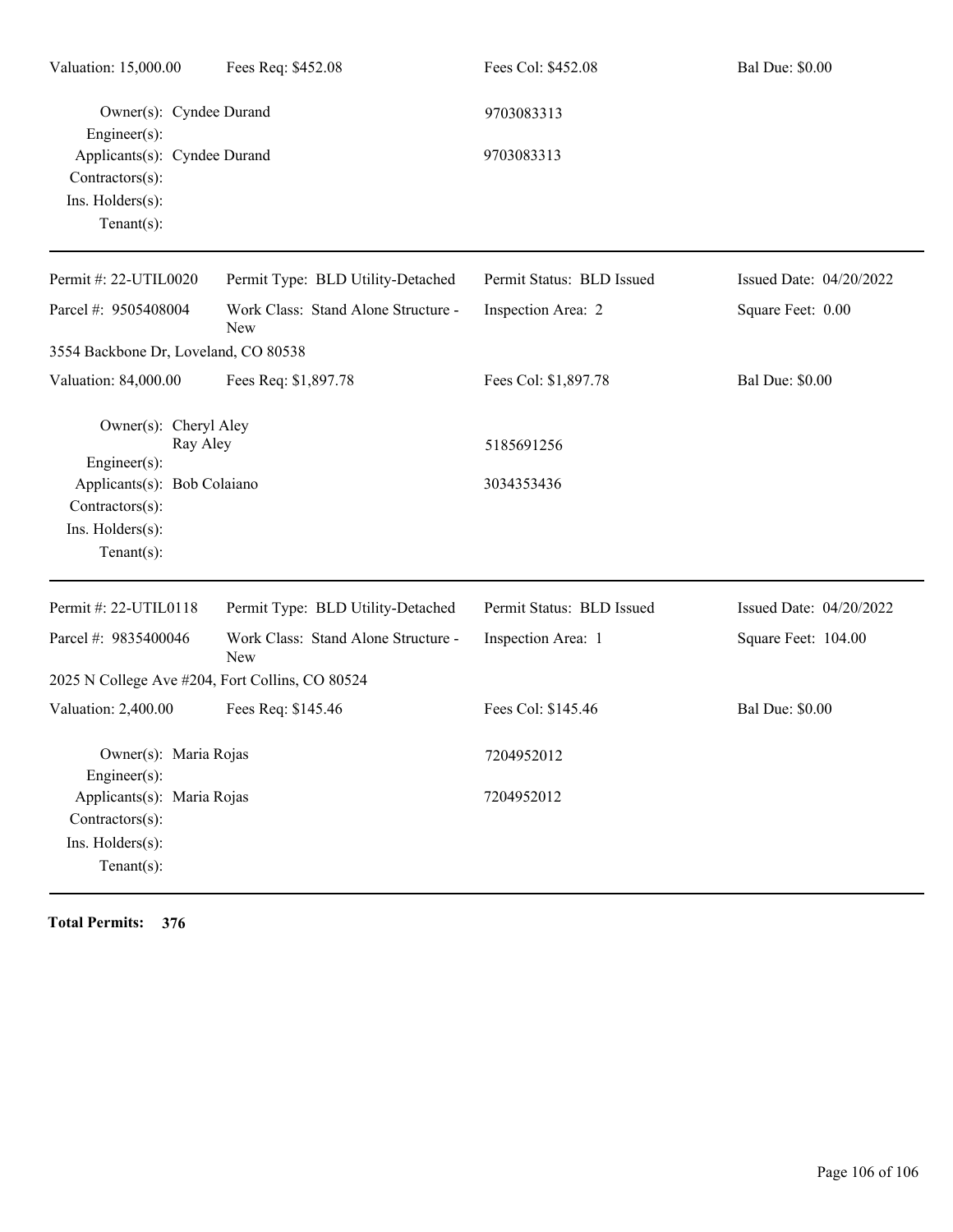| | | | |
|---|---|---|---|
| Valuation: 15,000.00 | Fees Req: $452.08 | Fees Col: $452.08 | Bal Due: $0.00 |

Owner(s): Cyndee Durand 9703083313
Engineer(s):
Applicants(s): Cyndee Durand 9703083313
Contractors(s):
Ins. Holders(s):
Tenant(s):

---

| | | | |
|---|---|---|---|
| Permit #: 22-UTIL0020 | Permit Type: BLD Utility-Detached | Permit Status: BLD Issued | Issued Date: 04/20/2022 |
| Parcel #: 9505408004 | Work Class: Stand Alone Structure - New | Inspection Area: 2 | Square Feet: 0.00 |
| 3554 Backbone Dr, Loveland, CO 80538 | | | |
| Valuation: 84,000.00 | Fees Req: $1,897.78 | Fees Col: $1,897.78 | Bal Due: $0.00 |

Owner(s): Cheryl Aley
Ray Aley 5185691256
Engineer(s):
Applicants(s): Bob Colaiano 3034353436
Contractors(s):
Ins. Holders(s):
Tenant(s):

---

| | | | |
|---|---|---|---|
| Permit #: 22-UTIL0118 | Permit Type: BLD Utility-Detached | Permit Status: BLD Issued | Issued Date: 04/20/2022 |
| Parcel #: 9835400046 | Work Class: Stand Alone Structure - New | Inspection Area: 1 | Square Feet: 104.00 |
| 2025 N College Ave #204, Fort Collins, CO 80524 | | | |
| Valuation: 2,400.00 | Fees Req: $145.46 | Fees Col: $145.46 | Bal Due: $0.00 |

Owner(s): Maria Rojas 7204952012
Engineer(s):
Applicants(s): Maria Rojas 7204952012
Contractors(s):
Ins. Holders(s):
Tenant(s):

---

**Total Permits: 376**